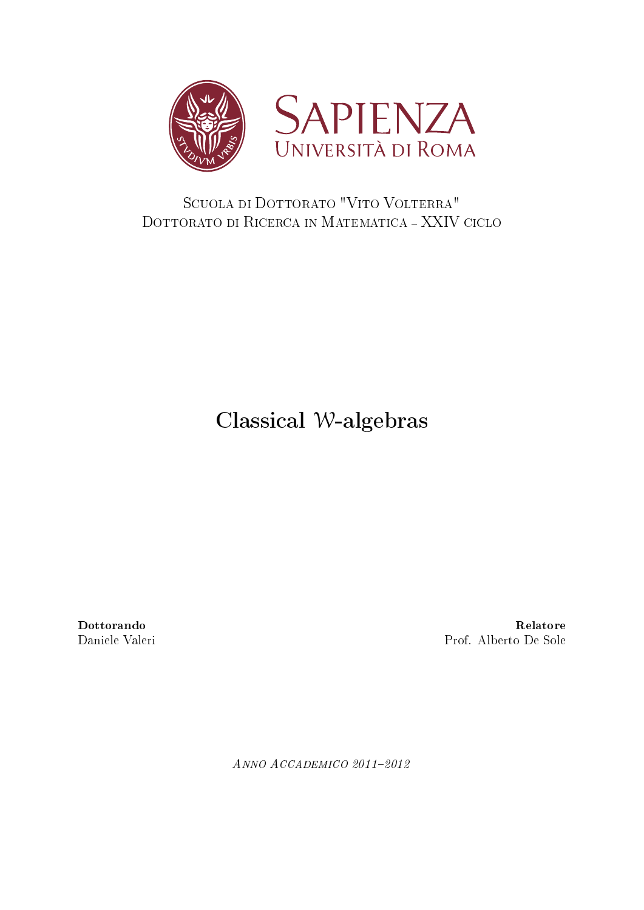SAPIENZA
UNIVERSITÀ DI ROMA

SCUOLA DI DOTTORATO "VITO VOLTERRA"
DOTTORATO DI RICERCA IN MATEMATICA – XXIV CICLO

# Classical $\mathcal{W}$-algebras

**Dottorando**
Daniele Valeri

**Relatore**
Prof. Alberto De Sole

*ANNO ACCADEMICO 2011–2012*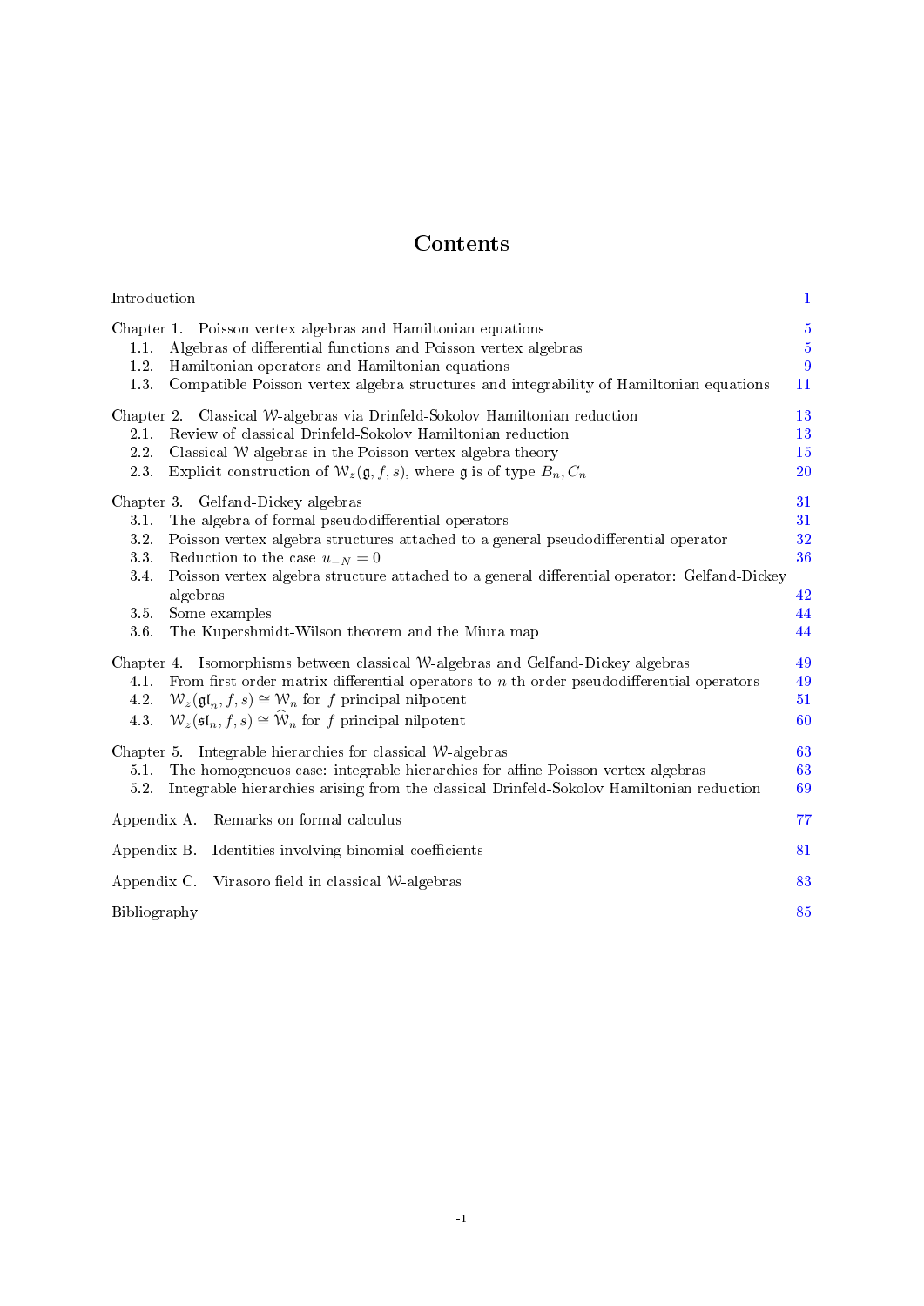# Contents

| | |
|---|---|
| Introduction | 1 |
| **Chapter 1. Poisson vertex algebras and Hamiltonian equations** | 5 |
| 1.1. Algebras of differential functions and Poisson vertex algebras | 5 |
| 1.2. Hamiltonian operators and Hamiltonian equations | 9 |
| 1.3. Compatible Poisson vertex algebra structures and integrability of Hamiltonian equations | 11 |
| **Chapter 2. Classical $\mathcal{W}$-algebras via Drinfeld-Sokolov Hamiltonian reduction** | 13 |
| 2.1. Review of classical Drinfeld-Sokolov Hamiltonian reduction | 13 |
| 2.2. Classical $\mathcal{W}$-algebras in the Poisson vertex algebra theory | 15 |
| 2.3. Explicit construction of $\mathcal{W}_z(\mathfrak{g}, f, s)$, where $\mathfrak{g}$ is of type $B_n, C_n$ | 20 |
| **Chapter 3. Gelfand-Dickey algebras** | 31 |
| 3.1. The algebra of formal pseudodifferential operators | 31 |
| 3.2. Poisson vertex algebra structures attached to a general pseudodifferential operator | 32 |
| 3.3. Reduction to the case $u_{-N} = 0$ | 36 |
| 3.4. Poisson vertex algebra structure attached to a general differential operator: Gelfand-Dickey algebras | 42 |
| 3.5. Some examples | 44 |
| 3.6. The Kupershmidt-Wilson theorem and the Miura map | 44 |
| **Chapter 4. Isomorphisms between classical $\mathcal{W}$-algebras and Gelfand-Dickey algebras** | 49 |
| 4.1. From first order matrix differential operators to $n$-th order pseudodifferential operators | 49 |
| 4.2. $\mathcal{W}_z(\mathfrak{gl}_n, f, s) \cong \mathcal{W}_n$ for $f$ principal nilpotent | 51 |
| 4.3. $\mathcal{W}_z(\mathfrak{sl}_n, f, s) \cong \widehat{\mathcal{W}}_n$ for $f$ principal nilpotent | 60 |
| **Chapter 5. Integrable hierarchies for classical $\mathcal{W}$-algebras** | 63 |
| 5.1. The homogeneuos case: integrable hierarchies for affine Poisson vertex algebras | 63 |
| 5.2. Integrable hierarchies arising from the classical Drinfeld-Sokolov Hamiltonian reduction | 69 |
| **Appendix A. Remarks on formal calculus** | 77 |
| **Appendix B. Identities involving binomial coefficients** | 81 |
| **Appendix C. Virasoro field in classical $\mathcal{W}$-algebras** | 83 |
| Bibliography | 85 |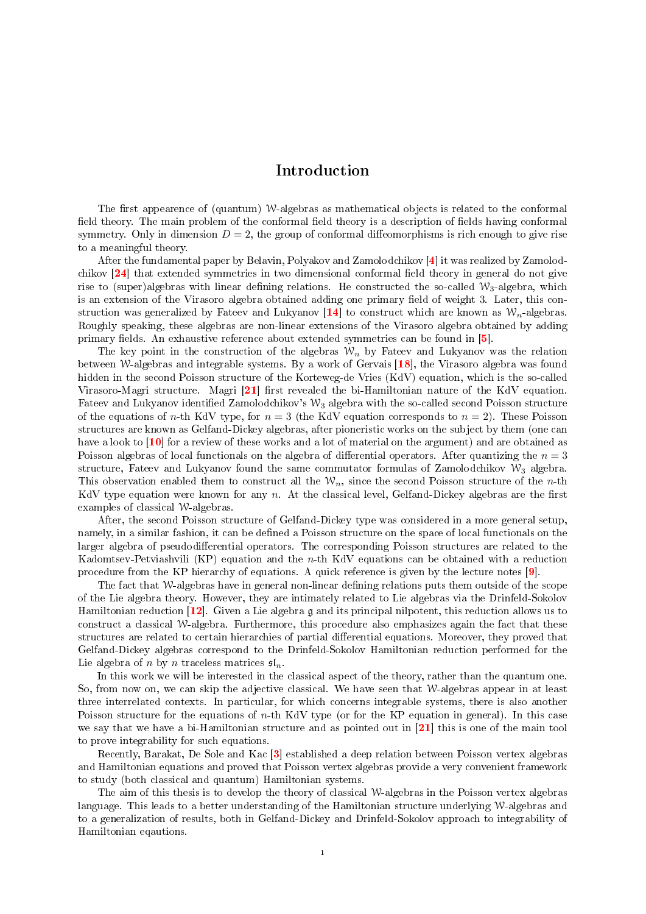# Introduction

The first appearence of (quantum) $\mathcal{W}$-algebras as mathematical objects is related to the conformal field theory. The main problem of the conformal field theory is a description of fields having conformal symmetry. Only in dimension $D=2$, the group of conformal diffeomorphisms is rich enough to give rise to a meaningful theory.

After the fundamental paper by Belavin, Polyakov and Zamolodchikov [4] it was realized by Zamolodchikov [24] that extended symmetries in two dimensional conformal field theory in general do not give rise to (super)algebras with linear defining relations. He constructed the so-called $\mathcal{W}_3$-algebra, which is an extension of the Virasoro algebra obtained adding one primary field of weight 3. Later, this construction was generalized by Fateev and Lukyanov [14] to construct which are known as $\mathcal{W}_n$-algebras. Roughly speaking, these algebras are non-linear extensions of the Virasoro algebra obtained by adding primary fields. An exhaustive reference about extended symmetries can be found in [5].

The key point in the construction of the algebras $\mathcal{W}_n$ by Fateev and Lukyanov was the relation between $\mathcal{W}$-algebras and integrable systems. By a work of Gervais [18], the Virasoro algebra was found hidden in the second Poisson structure of the Korteweg-de Vries (KdV) equation, which is the so-called Virasoro-Magri structure. Magri [21] first revealed the bi-Hamiltonian nature of the KdV equation. Fateev and Lukyanov identified Zamolodchikov's $\mathcal{W}_3$ algebra with the so-called second Poisson structure of the equations of $n$-th KdV type, for $n=3$ (the KdV equation corresponds to $n=2$). These Poisson structures are known as Gelfand-Dickey algebras, after pioneristic works on the subject by them (one can have a look to [10] for a review of these works and a lot of material on the argument) and are obtained as Poisson algebras of local functionals on the algebra of differential operators. After quantizing the $n=3$ structure, Fateev and Lukyanov found the same commutator formulas of Zamolodchikov $\mathcal{W}_3$ algebra. This observation enabled them to construct all the $\mathcal{W}_n$, since the second Poisson structure of the $n$-th KdV type equation were known for any $n$. At the classical level, Gelfand-Dickey algebras are the first examples of classical $\mathcal{W}$-algebras.

After, the second Poisson structure of Gelfand-Dickey type was considered in a more general setup, namely, in a similar fashion, it can be defined a Poisson structure on the space of local functionals on the larger algebra of pseudodifferential operators. The corresponding Poisson structures are related to the Kadomtsev-Petviashvili (KP) equation and the $n$-th KdV equations can be obtained with a reduction procedure from the KP hierarchy of equations. A quick reference is given by the lecture notes [9].

The fact that $\mathcal{W}$-algebras have in general non-linear defining relations puts them outside of the scope of the Lie algebra theory. However, they are intimately related to Lie algebras via the Drinfeld-Sokolov Hamiltonian reduction [12]. Given a Lie algebra $\mathfrak{g}$ and its principal nilpotent, this reduction allows us to construct a classical $\mathcal{W}$-algebra. Furthermore, this procedure also emphasizes again the fact that these structures are related to certain hierarchies of partial differential equations. Moreover, they proved that Gelfand-Dickey algebras correspond to the Drinfeld-Sokolov Hamiltonian reduction performed for the Lie algebra of $n$ by $n$ traceless matrices $\mathfrak{sl}_n$.

In this work we will be interested in the classical aspect of the theory, rather than the quantum one. So, from now on, we can skip the adjective classical. We have seen that $\mathcal{W}$-algebras appear in at least three interrelated contexts. In particular, for which concerns integrable systems, there is also another Poisson structure for the equations of $n$-th KdV type (or for the KP equation in general). In this case we say that we have a bi-Hamiltonian structure and as pointed out in [21] this is one of the main tool to prove integrability for such equations.

Recently, Barakat, De Sole and Kac [3] established a deep relation between Poisson vertex algebras and Hamiltonian equations and proved that Poisson vertex algebras provide a very convenient framework to study (both classical and quantum) Hamiltonian systems.

The aim of this thesis is to develop the theory of classical $\mathcal{W}$-algebras in the Poisson vertex algebras language. This leads to a better understanding of the Hamiltonian structure underlying $\mathcal{W}$-algebras and to a generalization of results, both in Gelfand-Dickey and Drinfeld-Sokolov approach to integrability of Hamiltonian eqautions.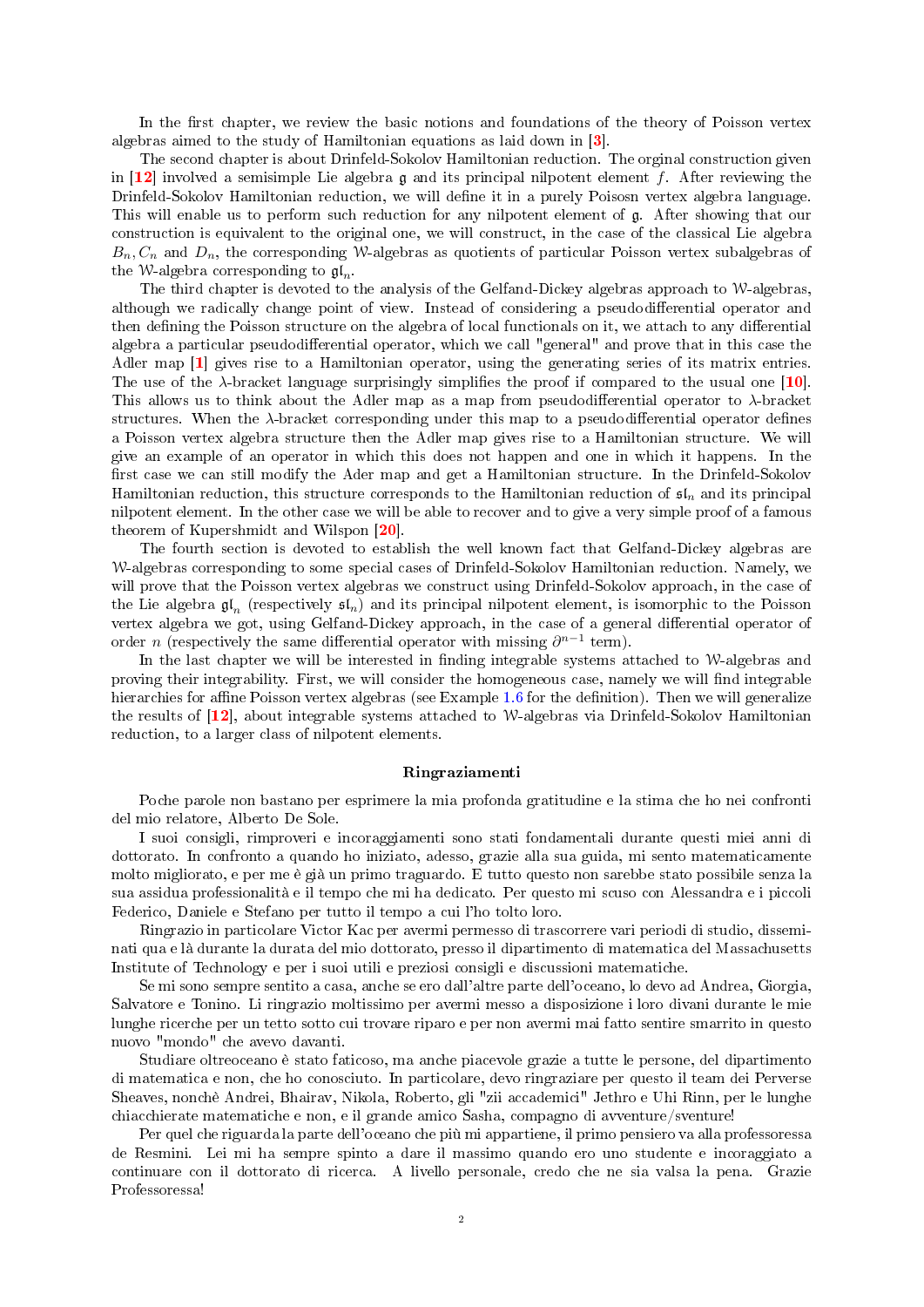In the first chapter, we review the basic notions and foundations of the theory of Poisson vertex algebras aimed to the study of Hamiltonian equations as laid down in [3].

The second chapter is about Drinfeld-Sokolov Hamiltonian reduction. The orginal construction given in [12] involved a semisimple Lie algebra $\mathfrak{g}$ and its principal nilpotent element $f$. After reviewing the Drinfeld-Sokolov Hamiltonian reduction, we will define it in a purely Poisosn vertex algebra language. This will enable us to perform such reduction for any nilpotent element of $\mathfrak{g}$. After showing that our construction is equivalent to the original one, we will construct, in the case of the classical Lie algebra $B_n, C_n$ and $D_n$, the corresponding $\mathcal{W}$-algebras as quotients of particular Poisson vertex subalgebras of the $\mathcal{W}$-algebra corresponding to $\mathfrak{gl}_n$.

The third chapter is devoted to the analysis of the Gelfand-Dickey algebras approach to $\mathcal{W}$-algebras, although we radically change point of view. Instead of considering a pseudodifferential operator and then defining the Poisson structure on the algebra of local functionals on it, we attach to any differential algebra a particular pseudodifferential operator, which we call "general" and prove that in this case the Adler map [1] gives rise to a Hamiltonian operator, using the generating series of its matrix entries. The use of the $\lambda$-bracket language surprisingly simplifies the proof if compared to the usual one [10]. This allows us to think about the Adler map as a map from pseudodifferential operator to $\lambda$-bracket structures. When the $\lambda$-bracket corresponding under this map to a pseudodifferential operator defines a Poisson vertex algebra structure then the Adler map gives rise to a Hamiltonian structure. We will give an example of an operator in which this does not happen and one in which it happens. In the first case we can still modify the Ader map and get a Hamiltonian structure. In the Drinfeld-Sokolov Hamiltonian reduction, this structure corresponds to the Hamiltonian reduction of $\mathfrak{sl}_n$ and its principal nilpotent element. In the other case we will be able to recover and to give a very simple proof of a famous theorem of Kupershmidt and Wilspon [20].

The fourth section is devoted to establish the well known fact that Gelfand-Dickey algebras are $\mathcal{W}$-algebras corresponding to some special cases of Drinfeld-Sokolov Hamiltonian reduction. Namely, we will prove that the Poisson vertex algebras we construct using Drinfeld-Sokolov approach, in the case of the Lie algebra $\mathfrak{gl}_n$ (respectively $\mathfrak{sl}_n$) and its principal nilpotent element, is isomorphic to the Poisson vertex algebra we got, using Gelfand-Dickey approach, in the case of a general differential operator of order $n$ (respectively the same differential operator with missing $\partial^{n-1}$ term).

In the last chapter we will be interested in finding integrable systems attached to $\mathcal{W}$-algebras and proving their integrability. First, we will consider the homogeneous case, namely we will find integrable hierarchies for affine Poisson vertex algebras (see Example 1.6 for the definition). Then we will generalize the results of [12], about integrable systems attached to $\mathcal{W}$-algebras via Drinfeld-Sokolov Hamiltonian reduction, to a larger class of nilpotent elements.

### Ringraziamenti

Poche parole non bastano per esprimere la mia profonda gratitudine e la stima che ho nei confronti del mio relatore, Alberto De Sole.

I suoi consigli, rimproveri e incoraggiamenti sono stati fondamentali durante questi miei anni di dottorato. In confronto a quando ho iniziato, adesso, grazie alla sua guida, mi sento matematicamente molto migliorato, e per me è già un primo traguardo. E tutto questo non sarebbe stato possibile senza la sua assidua professionalità e il tempo che mi ha dedicato. Per questo mi scuso con Alessandra e i piccoli Federico, Daniele e Stefano per tutto il tempo a cui l'ho tolto loro.

Ringrazio in particolare Victor Kac per avermi permesso di trascorrere vari periodi di studio, disseminati qua e là durante la durata del mio dottorato, presso il dipartimento di matematica del Massachusetts Institute of Technology e per i suoi utili e preziosi consigli e discussioni matematiche.

Se mi sono sempre sentito a casa, anche se ero dall'altre parte dell'oceano, lo devo ad Andrea, Giorgia, Salvatore e Tonino. Li ringrazio moltissimo per avermi messo a disposizione i loro divani durante le mie lunghe ricerche per un tetto sotto cui trovare riparo e per non avermi mai fatto sentire smarrito in questo nuovo "mondo" che avevo davanti.

Studiare oltreoceano è stato faticoso, ma anche piacevole grazie a tutte le persone, del dipartimento di matematica e non, che ho conosciuto. In particolare, devo ringraziare per questo il team dei Perverse Sheaves, nonchè Andrei, Bhairav, Nikola, Roberto, gli "zii accademici" Jethro e Uhi Rinn, per le lunghe chiacchierate matematiche e non, e il grande amico Sasha, compagno di avventure/sventure!

Per quel che riguarda la parte dell'oceano che più mi appartiene, il primo pensiero va alla professoressa de Resmini. Lei mi ha sempre spinto a dare il massimo quando ero uno studente e incoraggiato a continuare con il dottorato di ricerca. A livello personale, credo che ne sia valsa la pena. Grazie Professoressa!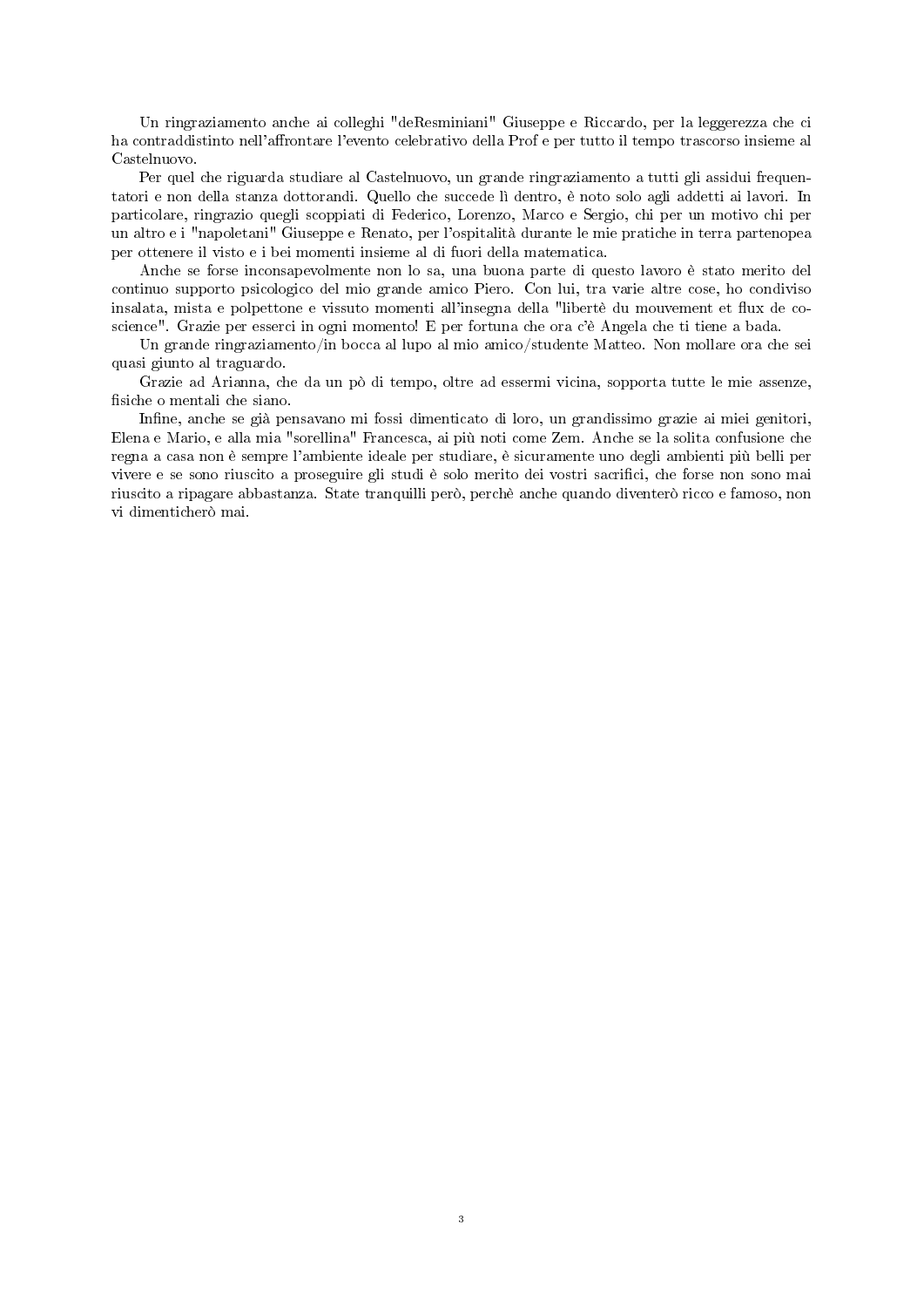Un ringraziamento anche ai colleghi "deResminiani" Giuseppe e Riccardo, per la leggerezza che ci ha contraddistinto nell'affrontare l'evento celebrativo della Prof e per tutto il tempo trascorso insieme al Castelnuovo.

Per quel che riguarda studiare al Castelnuovo, un grande ringraziamento a tutti gli assidui frequentatori e non della stanza dottorandi. Quello che succede lì dentro, è noto solo agli addetti ai lavori. In particolare, ringrazio quegli scoppiati di Federico, Lorenzo, Marco e Sergio, chi per un motivo chi per un altro e i "napoletani" Giuseppe e Renato, per l'ospitalità durante le mie pratiche in terra partenopea per ottenere il visto e i bei momenti insieme al di fuori della matematica.

Anche se forse inconsapevolmente non lo sa, una buona parte di questo lavoro è stato merito del continuo supporto psicologico del mio grande amico Piero. Con lui, tra varie altre cose, ho condiviso insalata, mista e polpettone e vissuto momenti all'insegna della "libertè du mouvement et flux de coscience". Grazie per esserci in ogni momento! E per fortuna che ora c'è Angela che ti tiene a bada.

Un grande ringraziamento/in bocca al lupo al mio amico/studente Matteo. Non mollare ora che sei quasi giunto al traguardo.

Grazie ad Arianna, che da un pò di tempo, oltre ad essermi vicina, sopporta tutte le mie assenze, fisiche o mentali che siano.

Infine, anche se già pensavano mi fossi dimenticato di loro, un grandissimo grazie ai miei genitori, Elena e Mario, e alla mia "sorellina" Francesca, ai più noti come Zem. Anche se la solita confusione che regna a casa non è sempre l'ambiente ideale per studiare, è sicuramente uno degli ambienti più belli per vivere e se sono riuscito a proseguire gli studi è solo merito dei vostri sacrifici, che forse non sono mai riuscito a ripagare abbastanza. State tranquilli però, perchè anche quando diventerò ricco e famoso, non vi dimenticherò mai.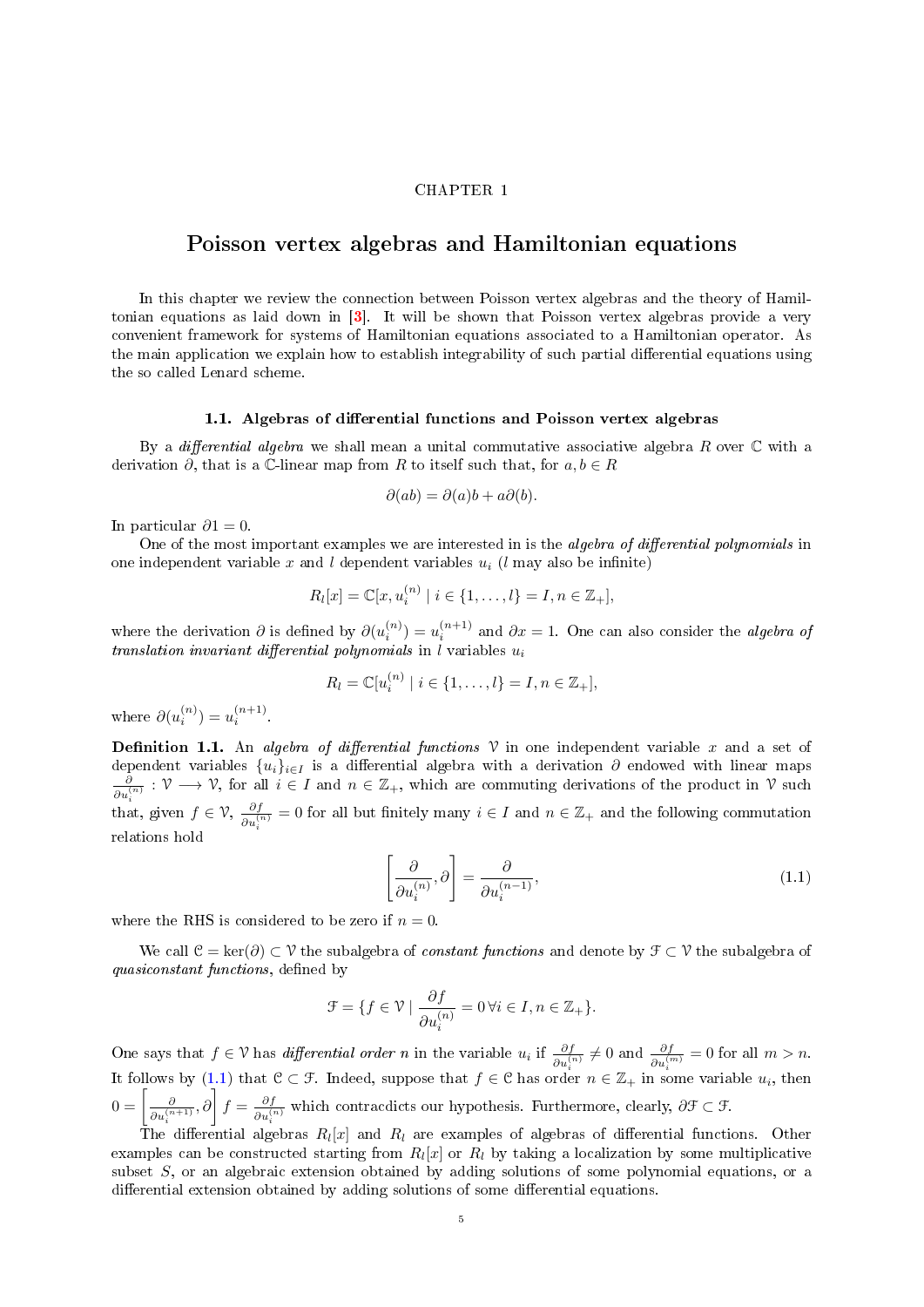CHAPTER 1

# Poisson vertex algebras and Hamiltonian equations

In this chapter we review the connection between Poisson vertex algebras and the theory of Hamiltonian equations as laid down in [3]. It will be shown that Poisson vertex algebras provide a very convenient framework for systems of Hamiltonian equations associated to a Hamiltonian operator. As the main application we explain how to establish integrability of such partial differential equations using the so called Lenard scheme.

## 1.1. Algebras of differential functions and Poisson vertex algebras

By a *differential algebra* we shall mean a unital commutative associative algebra $R$ over $\mathbb{C}$ with a derivation $\partial$, that is a $\mathbb{C}$-linear map from $R$ to itself such that, for $a, b \in R$

$$\partial(ab) = \partial(a)b + a\partial(b).$$

In particular $\partial 1 = 0$.

One of the most important examples we are interested in is the *algebra of differential polynomials* in one independent variable $x$ and $l$ dependent variables $u_i$ ($l$ may also be infinite)

$$R_l[x] = \mathbb{C}[x, u_i^{(n)} \mid i \in \{1, \dots, l\} = I, n \in \mathbb{Z}_+],$$

where the derivation $\partial$ is defined by $\partial(u_i^{(n)}) = u_i^{(n+1)}$ and $\partial x = 1$. One can also consider the *algebra of translation invariant differential polynomials* in $l$ variables $u_i$

$$R_l = \mathbb{C}[u_i^{(n)} \mid i \in \{1, \dots, l\} = I, n \in \mathbb{Z}_+],$$

where $\partial(u_i^{(n)}) = u_i^{(n+1)}$.

**Definition 1.1.** An *algebra of differential functions* $\mathcal{V}$ in one independent variable $x$ and a set of dependent variables $\{u_i\}_{i \in I}$ is a differential algebra with a derivation $\partial$ endowed with linear maps $\frac{\partial}{\partial u_i^{(n)}} : \mathcal{V} \longrightarrow \mathcal{V}$, for all $i \in I$ and $n \in \mathbb{Z}_+$, which are commuting derivations of the product in $\mathcal{V}$ such that, given $f \in \mathcal{V}$, $\frac{\partial f}{\partial u_i^{(n)}} = 0$ for all but finitely many $i \in I$ and $n \in \mathbb{Z}_+$ and the following commutation relations hold

$$\left[\frac{\partial}{\partial u_i^{(n)}}, \partial\right] = \frac{\partial}{\partial u_i^{(n-1)}}, \tag{1.1}$$

where the RHS is considered to be zero if $n = 0$.

We call $\mathcal{C} = \ker(\partial) \subset \mathcal{V}$ the subalgebra of *constant functions* and denote by $\mathcal{F} \subset \mathcal{V}$ the subalgebra of *quasiconstant functions*, defined by

$$\mathcal{F} = \{f \in \mathcal{V} \mid \frac{\partial f}{\partial u_i^{(n)}} = 0 \, \forall i \in I, n \in \mathbb{Z}_+\}.$$

One says that $f \in \mathcal{V}$ has *differential order* $n$ in the variable $u_i$ if $\frac{\partial f}{\partial u_i^{(n)}} \neq 0$ and $\frac{\partial f}{\partial u_i^{(m)}} = 0$ for all $m > n$. It follows by (1.1) that $\mathcal{C} \subset \mathcal{F}$. Indeed, suppose that $f \in \mathcal{C}$ has order $n \in \mathbb{Z}_+$ in some variable $u_i$, then $0 = \left[\frac{\partial}{\partial u_i^{(n+1)}}, \partial\right] f = \frac{\partial f}{\partial u_i^{(n)}}$ which contracdicts our hypothesis. Furthermore, clearly, $\partial \mathcal{F} \subset \mathcal{F}$.

The differential algebras $R_l[x]$ and $R_l$ are examples of algebras of differential functions. Other examples can be constructed starting from $R_l[x]$ or $R_l$ by taking a localization by some multiplicative subset $S$, or an algebraic extension obtained by adding solutions of some polynomial equations, or a differential extension obtained by adding solutions of some differential equations.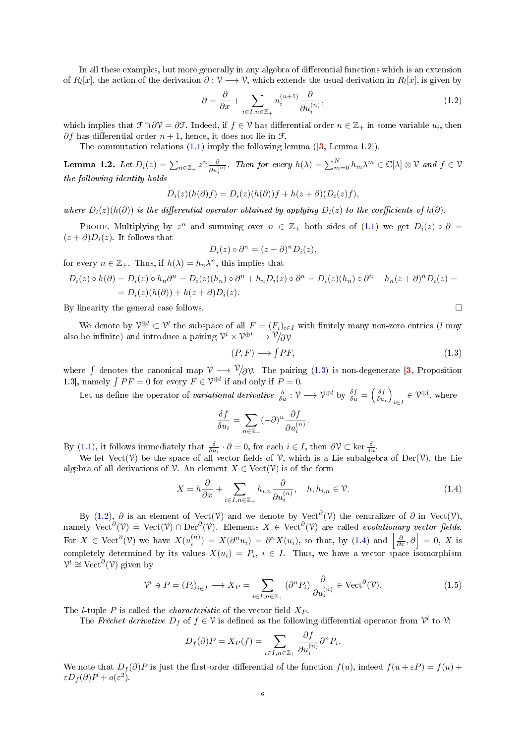In all these examples, but more generally in any algebra of differential functions which is an extension of $R_l[x]$, the action of the derivation $\partial : \mathcal{V} \longrightarrow \mathcal{V}$, which extends the usual derivation in $R_l[x]$, is given by

$$\partial = \frac{\partial}{\partial x} + \sum_{i \in I, n \in \mathbb{Z}_+} u_i^{(n+1)} \frac{\partial}{\partial u_i^{(n)}}, \tag{1.2}$$

which implies that $\mathcal{F} \cap \partial\mathcal{V} = \partial\mathcal{F}$. Indeed, if $f \in \mathcal{V}$ has differential order $n \in \mathbb{Z}_+$ in some variable $u_i$, then $\partial f$ has differential order $n+1$, hence, it does not lie in $\mathcal{F}$.

The commutation relations (1.1) imply the following lemma ([3, Lemma 1.2]).

**Lemma 1.2.** *Let $D_i(z) = \sum_{n \in \mathbb{Z}_+} z^n \frac{\partial}{\partial u_i^{(n)}}$. Then for every $h(\lambda) = \sum_{m=0}^{N} h_m \lambda^m \in \mathbb{C}[\lambda] \otimes \mathcal{V}$ and $f \in \mathcal{V}$ the following identity holds*

$$D_i(z)(h(\partial)f) = D_i(z)(h(\partial))f + h(z+\partial)(D_i(z)f),$$

*where $D_i(z)(h(\partial))$ is the differential operator obtained by applying $D_i(z)$ to the coefficients of $h(\partial)$.*

Proof. Multiplying by $z^n$ and summing over $n \in \mathbb{Z}_+$ both sides of (1.1) we get $D_i(z) \circ \partial = (z+\partial)D_i(z)$. It follows that

$$D_i(z) \circ \partial^n = (z+\partial)^n D_i(z),$$

for every $n \in \mathbb{Z}_+$. Thus, if $h(\lambda) = h_n \lambda^n$, this implies that

$$\begin{aligned} D_i(z) \circ h(\partial) &= D_i(z) \circ h_n \partial^n = D_i(z)(h_n) \circ \partial^n + h_n D_i(z) \circ \partial^n = D_i(z)(h_n) \circ \partial^n + h_n (z+\partial)^n D_i(z) = \\ &= D_i(z)(h(\partial)) + h(z+\partial) D_i(z). \end{aligned}$$

By linearity the general case follows. □

We denote by $\mathcal{V}^{\oplus l} \subset \mathcal{V}^l$ the subspace of all $F = (F_i)_{i \in I}$ with finitely many non-zero entries ($l$ may also be infinite) and introduce a pairing $\mathcal{V}^l \times \mathcal{V}^{\oplus l} \longrightarrow \mathcal{V}/\partial\mathcal{V}$

$$(P, F) \longrightarrow \textstyle\int PF, \tag{1.3}$$

where $\int$ denotes the canonical map $\mathcal{V} \longrightarrow \mathcal{V}/\partial\mathcal{V}$. The pairing (1.3) is non-degenerate [3, Proposition 1.3], namely $\int PF = 0$ for every $F \in \mathcal{V}^{\oplus l}$ if and only if $P = 0$.

Let us define the operator of *variational derivative* $\frac{\delta}{\delta u} : \mathcal{V} \longrightarrow \mathcal{V}^{\oplus l}$ by $\frac{\delta f}{\delta u} = \left(\frac{\delta f}{\delta u_i}\right)_{i \in I} \in \mathcal{V}^{\oplus l}$, where

$$\frac{\delta f}{\delta u_i} = \sum_{n \in \mathbb{Z}_+} (-\partial)^n \frac{\partial f}{\partial u_i^{(n)}}.$$

By (1.1), it follows immediately that $\frac{\delta}{\delta u_i} \cdot \partial = 0$, for each $i \in I$, then $\partial\mathcal{V} \subset \ker \frac{\delta}{\delta u}$.

We let $\mathrm{Vect}(\mathcal{V})$ be the space of all vector fields of $\mathcal{V}$, which is a Lie subalgebra of $\mathrm{Der}(\mathcal{V})$, the Lie algebra of all derivations of $\mathcal{V}$. An element $X \in \mathrm{Vect}(\mathcal{V})$ is of the form

$$X = h\frac{\partial}{\partial x} + \sum_{i \in I, n \in \mathbb{Z}_+} h_{i,n} \frac{\partial}{\partial u_i^{(n)}}, \quad h, h_{i,n} \in \mathcal{V}. \tag{1.4}$$

By (1.2), $\partial$ is an element of $\mathrm{Vect}(\mathcal{V})$ and we denote by $\mathrm{Vect}^{\partial}(\mathcal{V})$ the centralizer of $\partial$ in $\mathrm{Vect}(\mathcal{V})$, namely $\mathrm{Vect}^{\partial}(\mathcal{V}) = \mathrm{Vect}(\mathcal{V}) \cap \mathrm{Der}^{\partial}(\mathcal{V})$. Elements $X \in \mathrm{Vect}^{\partial}(\mathcal{V})$ are called *evolutionary vector fields*. For $X \in \mathrm{Vect}^{\partial}(\mathcal{V})$ we have $X(u_i^{(n)}) = X(\partial^n u_i) = \partial^n X(u_i)$, so that, by (1.4) and $\left[\frac{\partial}{\partial x}, \partial\right] = 0$, $X$ is completely determined by its values $X(u_i) = P_i$, $i \in I$. Thus, we have a vector space isomorphism $\mathcal{V}^l \cong \mathrm{Vect}^{\partial}(\mathcal{V})$ given by

$$\mathcal{V}^l \ni P = (P_i)_{i \in I} \longrightarrow X_P = \sum_{i \in I, n \in \mathbb{Z}_+} (\partial^n P_i) \frac{\partial}{\partial u_i^{(n)}} \in \mathrm{Vect}^{\partial}(\mathcal{V}). \tag{1.5}$$

The $l$-tuple $P$ is called the *characteristic* of the vector field $X_P$.

The *Fréchet derivative* $D_f$ of $f \in \mathcal{V}$ is defined as the following differential operator from $\mathcal{V}^l$ to $\mathcal{V}$:

$$D_f(\partial)P = X_P(f) = \sum_{i \in I, n \in \mathbb{Z}_+} \frac{\partial f}{\partial u_i^{(n)}} \partial^n P_i.$$

We note that $D_f(\partial)P$ is just the first-order differential of the function $f(u)$, indeed $f(u + \varepsilon P) = f(u) + \varepsilon D_f(\partial)P + o(\varepsilon^2)$.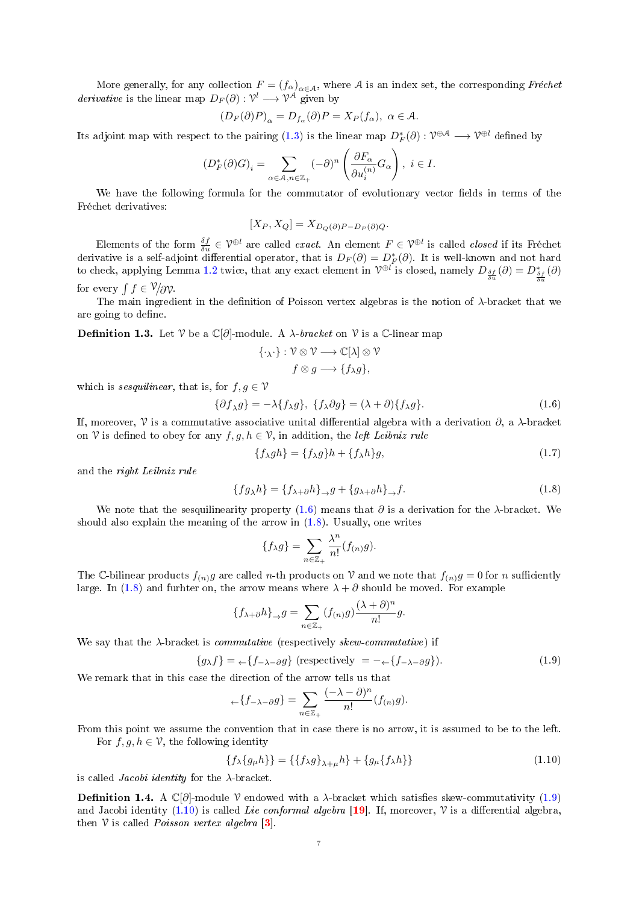More generally, for any collection $F = (f_\alpha)_{\alpha\in\mathcal{A}}$, where $\mathcal{A}$ is an index set, the corresponding *Fréchet derivative* is the linear map $D_F(\partial) : \mathcal{V}^l \longrightarrow \mathcal{V}^{\mathcal{A}}$ given by

$$(D_F(\partial)P)_\alpha = D_{f_\alpha}(\partial)P = X_P(f_\alpha),\ \alpha \in \mathcal{A}.$$

Its adjoint map with respect to the pairing (1.3) is the linear map $D_F^*(\partial) : \mathcal{V}^{\oplus\mathcal{A}} \longrightarrow \mathcal{V}^{\oplus l}$ defined by

$$(D_F^*(\partial)G)_i = \sum_{\alpha\in\mathcal{A}, n\in\mathbb{Z}_+} (-\partial)^n \left(\frac{\partial F_\alpha}{\partial u_i^{(n)}} G_\alpha\right),\ i \in I.$$

We have the following formula for the commutator of evolutionary vector fields in terms of the Fréchet derivatives:

$$[X_P, X_Q] = X_{D_Q(\partial)P - D_P(\partial)Q}.$$

Elements of the form $\frac{\delta f}{\delta u} \in \mathcal{V}^{\oplus l}$ are called *exact*. An element $F \in \mathcal{V}^{\oplus l}$ is called *closed* if its Fréchet derivative is a self-adjoint differential operator, that is $D_F(\partial) = D_F^*(\partial)$. It is well-known and not hard to check, applying Lemma 1.2 twice, that any exact element in $\mathcal{V}^{\oplus l}$ is closed, namely $D_{\frac{\delta f}{\delta u}}(\partial) = D^*_{\frac{\delta f}{\delta u}}(\partial)$ for every $\int f \in \mathcal{V}/\partial\mathcal{V}$.

The main ingredient in the definition of Poisson vertex algebras is the notion of $\lambda$-bracket that we are going to define.

**Definition 1.3.** Let $\mathcal{V}$ be a $\mathbb{C}[\partial]$-module. A *$\lambda$-bracket* on $\mathcal{V}$ is a $\mathbb{C}$-linear map

$$\begin{aligned}\{\cdot_\lambda\cdot\} : \mathcal{V}\otimes\mathcal{V} &\longrightarrow \mathbb{C}[\lambda]\otimes\mathcal{V}\\ f\otimes g &\longrightarrow \{f_\lambda g\},\end{aligned}$$

which is *sesquilinear*, that is, for $f, g \in \mathcal{V}$

$$\{\partial f_\lambda g\} = -\lambda\{f_\lambda g\},\ \{f_\lambda \partial g\} = (\lambda+\partial)\{f_\lambda g\}. \tag{1.6}$$

If, moreover, $\mathcal{V}$ is a commutative associative unital differential algebra with a derivation $\partial$, a $\lambda$-bracket on $\mathcal{V}$ is defined to obey for any $f, g, h \in \mathcal{V}$, in addition, the *left Leibniz rule*

$$\{f_\lambda gh\} = \{f_\lambda g\}h + \{f_\lambda h\}g, \tag{1.7}$$

and the *right Leibniz rule*

$$\{fg_\lambda h\} = \{f_{\lambda+\partial} h\}_\to g + \{g_{\lambda+\partial} h\}_\to f. \tag{1.8}$$

We note that the sesquilinearity property (1.6) means that $\partial$ is a derivation for the $\lambda$-bracket. We should also explain the meaning of the arrow in (1.8). Usually, one writes

$$\{f_\lambda g\} = \sum_{n\in\mathbb{Z}_+} \frac{\lambda^n}{n!}(f_{(n)}g).$$

The $\mathbb{C}$-bilinear products $f_{(n)}g$ are called $n$-th products on $\mathcal{V}$ and we note that $f_{(n)}g = 0$ for $n$ sufficiently large. In (1.8) and furhter on, the arrow means where $\lambda + \partial$ should be moved. For example

$$\{f_{\lambda+\partial} h\}_\to g = \sum_{n\in\mathbb{Z}_+} (f_{(n)}g)\frac{(\lambda+\partial)^n}{n!} g.$$

We say that the $\lambda$-bracket is *commutative* (respectively *skew-commutative*) if

$$\{g_\lambda f\} = {}_\leftarrow\{f_{-\lambda-\partial} g\} \text{ (respectively } = -{}_\leftarrow\{f_{-\lambda-\partial} g\}). \tag{1.9}$$

We remark that in this case the direction of the arrow tells us that

$${}_\leftarrow\{f_{-\lambda-\partial} g\} = \sum_{n\in\mathbb{Z}_+} \frac{(-\lambda-\partial)^n}{n!}(f_{(n)}g).$$

From this point we assume the convention that in case there is no arrow, it is assumed to be to the left.

For $f, g, h \in \mathcal{V}$, the following identity

$$\{f_\lambda\{g_\mu h\}\} = \{\{f_\lambda g\}_{\lambda+\mu} h\} + \{g_\mu\{f_\lambda h\}\} \tag{1.10}$$

is called *Jacobi identity* for the $\lambda$-bracket.

**Definition 1.4.** A $\mathbb{C}[\partial]$-module $\mathcal{V}$ endowed with a $\lambda$-bracket which satisfies skew-commutativity (1.9) and Jacobi identity (1.10) is called *Lie conformal algebra* [19]. If, moreover, $\mathcal{V}$ is a differential algebra, then $\mathcal{V}$ is called *Poisson vertex algebra* [3].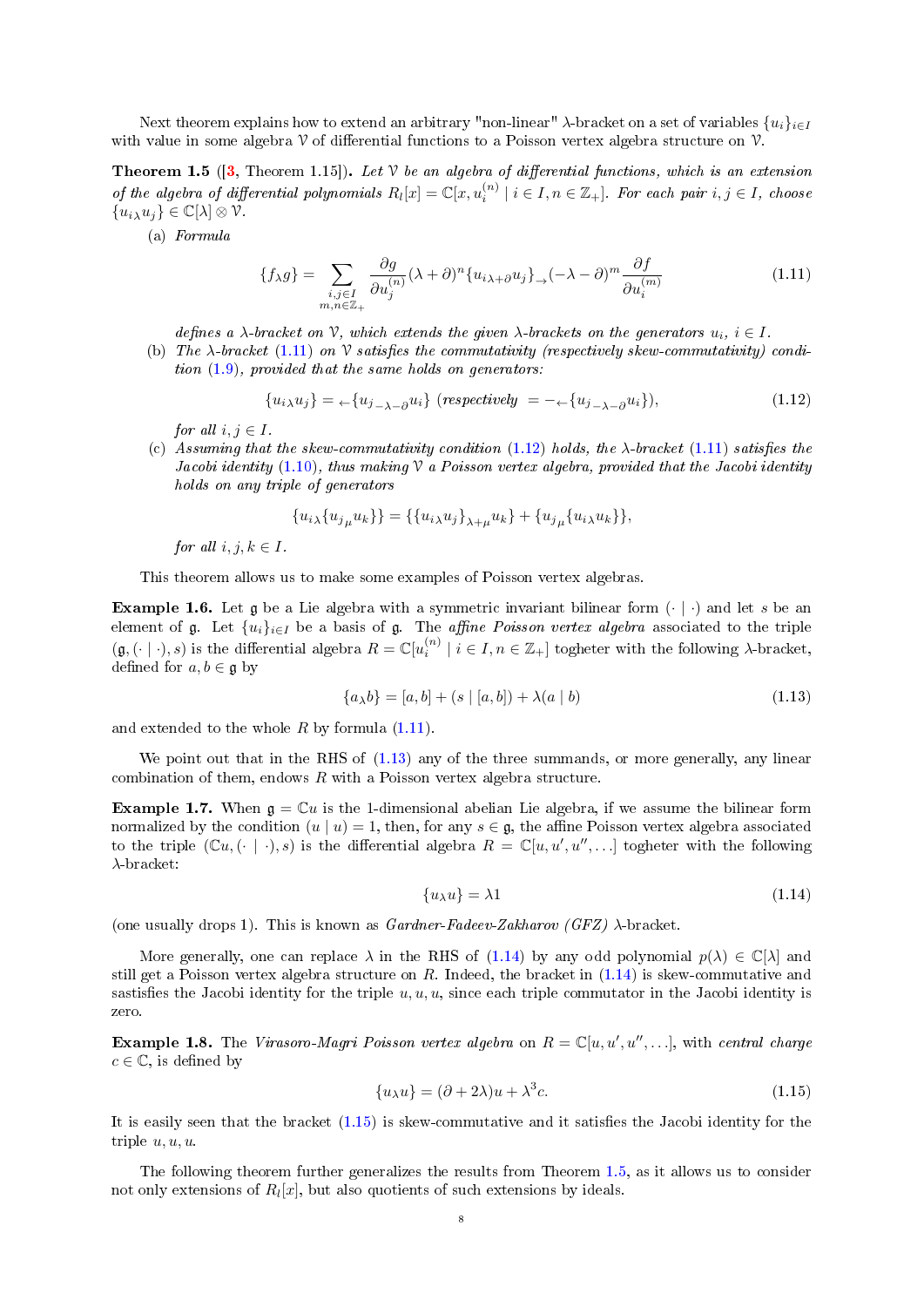Next theorem explains how to extend an arbitrary "non-linear" $\lambda$-bracket on a set of variables $\{u_i\}_{i\in I}$ with value in some algebra $\mathcal{V}$ of differential functions to a Poisson vertex algebra structure on $\mathcal{V}$.

**Theorem 1.5** ([3, Theorem 1.15]). *Let $\mathcal{V}$ be an algebra of differential functions, which is an extension of the algebra of differential polynomials $R_l[x] = \mathbb{C}[x, u_i^{(n)} \mid i \in I, n \in \mathbb{Z}_+]$. For each pair $i, j \in I$, choose $\{u_{i\,\lambda} u_j\} \in \mathbb{C}[\lambda] \otimes \mathcal{V}$.*

(a) *Formula*

$$\{f_\lambda g\} = \sum_{\substack{i,j\in I\\ m,n\in\mathbb{Z}_+}} \frac{\partial g}{\partial u_j^{(n)}} (\lambda+\partial)^n \{u_{i\,\lambda+\partial} u_j\}_\rightarrow (-\lambda-\partial)^m \frac{\partial f}{\partial u_i^{(m)}} \tag{1.11}$$

*defines a $\lambda$-bracket on $\mathcal{V}$, which extends the given $\lambda$-brackets on the generators $u_i$, $i \in I$.*

(b) *The $\lambda$-bracket (1.11) on $\mathcal{V}$ satisfies the commutativity (respectively skew-commutativity) condition (1.9), provided that the same holds on generators:*

$$\{u_{i\,\lambda} u_j\} = {}_\leftarrow\{u_{j\,-\lambda-\partial} u_i\} \ (\text{respectively } = -{}_\leftarrow\{u_{j\,-\lambda-\partial} u_i\}), \tag{1.12}$$

*for all $i, j \in I$.*

(c) *Assuming that the skew-commutativity condition (1.12) holds, the $\lambda$-bracket (1.11) satisfies the Jacobi identity (1.10), thus making $\mathcal{V}$ a Poisson vertex algebra, provided that the Jacobi identity holds on any triple of generators*

$$\{u_{i\,\lambda}\{u_{j\,\mu} u_k\}\} = \{\{u_{i\,\lambda} u_j\}_{\lambda+\mu} u_k\} + \{u_{j\,\mu}\{u_{i\,\lambda} u_k\}\},$$

*for all $i, j, k \in I$.*

This theorem allows us to make some examples of Poisson vertex algebras.

**Example 1.6.** Let $\mathfrak{g}$ be a Lie algebra with a symmetric invariant bilinear form $(\cdot \mid \cdot)$ and let $s$ be an element of $\mathfrak{g}$. Let $\{u_i\}_{i\in I}$ be a basis of $\mathfrak{g}$. The *affine Poisson vertex algebra* associated to the triple $(\mathfrak{g}, (\cdot \mid \cdot), s)$ is the differential algebra $R = \mathbb{C}[u_i^{(n)} \mid i \in I, n \in \mathbb{Z}_+]$ togheter with the following $\lambda$-bracket, defined for $a, b \in \mathfrak{g}$ by

$$\{a_\lambda b\} = [a, b] + (s \mid [a, b]) + \lambda(a \mid b) \tag{1.13}$$

and extended to the whole $R$ by formula (1.11).

We point out that in the RHS of (1.13) any of the three summands, or more generally, any linear combination of them, endows $R$ with a Poisson vertex algebra structure.

**Example 1.7.** When $\mathfrak{g} = \mathbb{C}u$ is the 1-dimensional abelian Lie algebra, if we assume the bilinear form normalized by the condition $(u \mid u) = 1$, then, for any $s \in \mathfrak{g}$, the affine Poisson vertex algebra associated to the triple $(\mathbb{C}u, (\cdot \mid \cdot), s)$ is the differential algebra $R = \mathbb{C}[u, u', u'', \ldots]$ togheter with the following $\lambda$-bracket:

$$\{u_\lambda u\} = \lambda 1 \tag{1.14}$$

(one usually drops 1). This is known as *Gardner-Fadeev-Zakharov (GFZ)* $\lambda$-bracket.

More generally, one can replace $\lambda$ in the RHS of (1.14) by any odd polynomial $p(\lambda) \in \mathbb{C}[\lambda]$ and still get a Poisson vertex algebra structure on $R$. Indeed, the bracket in (1.14) is skew-commutative and sastisfies the Jacobi identity for the triple $u, u, u$, since each triple commutator in the Jacobi identity is zero.

**Example 1.8.** The *Virasoro-Magri Poisson vertex algebra* on $R = \mathbb{C}[u, u', u'', \ldots]$, with *central charge* $c \in \mathbb{C}$, is defined by

$$\{u_\lambda u\} = (\partial + 2\lambda)u + \lambda^3 c. \tag{1.15}$$

It is easily seen that the bracket (1.15) is skew-commutative and it satisfies the Jacobi identity for the triple $u, u, u$.

The following theorem further generalizes the results from Theorem 1.5, as it allows us to consider not only extensions of $R_l[x]$, but also quotients of such extensions by ideals.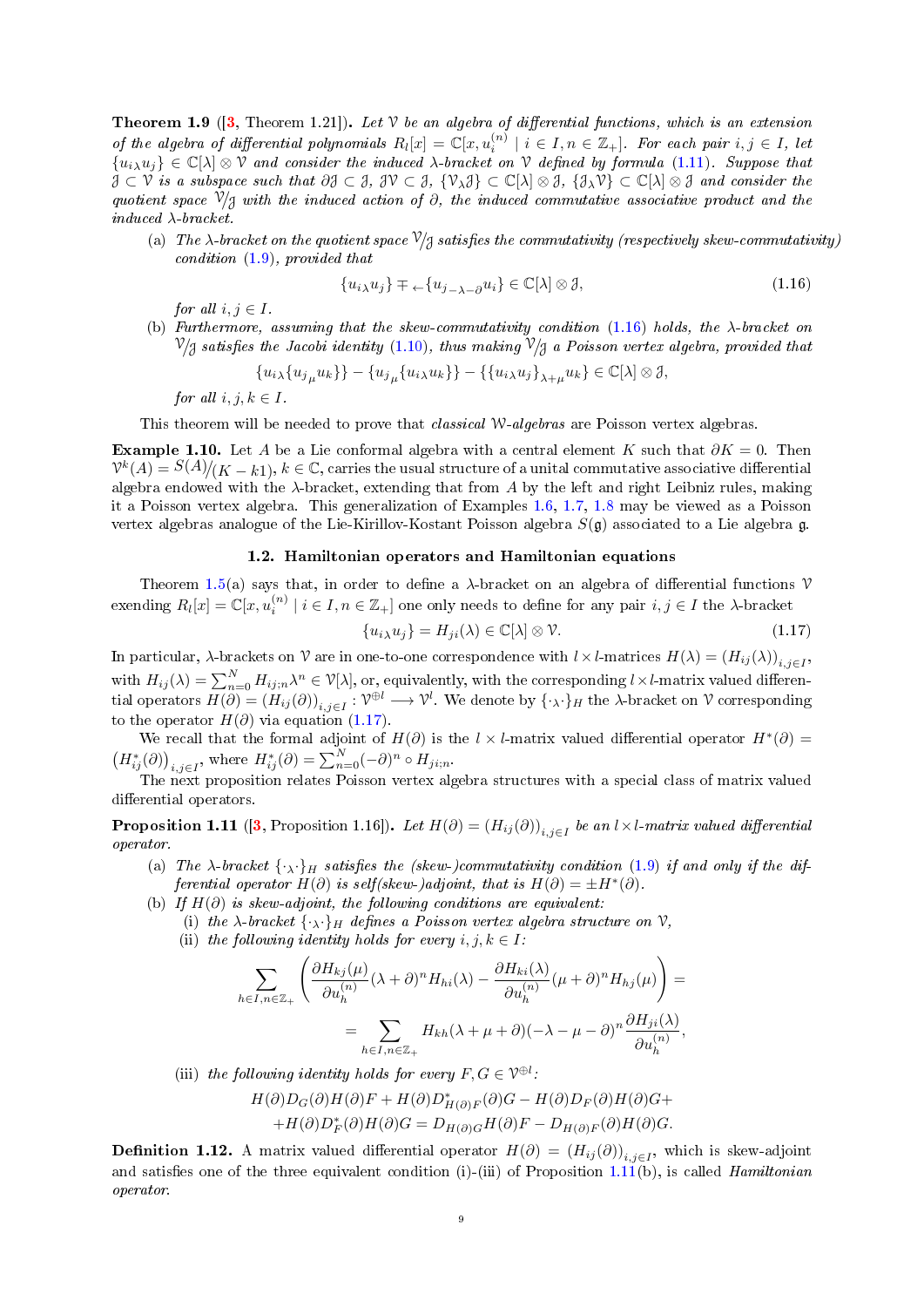**Theorem 1.9** ([3, Theorem 1.21]). *Let $\mathcal{V}$ be an algebra of differential functions, which is an extension of the algebra of differential polynomials $R_l[x] = \mathbb{C}[x, u_i^{(n)} \mid i \in I, n \in \mathbb{Z}_+]$. For each pair $i, j \in I$, let $\{u_{i\,\lambda} u_j\} \in \mathbb{C}[\lambda] \otimes \mathcal{V}$ and consider the induced $\lambda$-bracket on $\mathcal{V}$ defined by formula (1.11). Suppose that $\mathcal{J} \subset \mathcal{V}$ is a subspace such that $\partial\mathcal{J} \subset \mathcal{J}$, $\mathcal{J}\mathcal{V} \subset \mathcal{J}$, $\{\mathcal{V}_\lambda \mathcal{J}\} \subset \mathbb{C}[\lambda] \otimes \mathcal{J}$, $\{\mathcal{J}_\lambda \mathcal{V}\} \subset \mathbb{C}[\lambda] \otimes \mathcal{J}$ and consider the quotient space $\mathcal{V}/\mathcal{J}$ with the induced action of $\partial$, the induced commutative associative product and the induced $\lambda$-bracket.*

(a) *The $\lambda$-bracket on the quotient space $\mathcal{V}/\mathcal{J}$ satisfies the commutativity (respectively skew-commutativity) condition (1.9), provided that*

$$\{u_{i\,\lambda} u_j\} \mp {}_\leftarrow\{u_{j\,-\lambda-\partial} u_i\} \in \mathbb{C}[\lambda] \otimes \mathcal{J}, \tag{1.16}$$

*for all $i, j \in I$.*

(b) *Furthermore, assuming that the skew-commutativity condition (1.16) holds, the $\lambda$-bracket on $\mathcal{V}/\mathcal{J}$ satisfies the Jacobi identity (1.10), thus making $\mathcal{V}/\mathcal{J}$ a Poisson vertex algebra, provided that*

$$\{u_{i\,\lambda}\{u_{j\,\mu} u_k\}\} - \{u_{j\,\mu}\{u_{i\,\lambda} u_k\}\} - \{\{u_{i\,\lambda} u_j\}_{\lambda+\mu} u_k\} \in \mathbb{C}[\lambda] \otimes \mathcal{J},$$

*for all $i, j, k \in I$.*

This theorem will be needed to prove that *classical $\mathcal{W}$-algebras* are Poisson vertex algebras.

**Example 1.10.** Let $A$ be a Lie conformal algebra with a central element $K$ such that $\partial K = 0$. Then $\mathcal{V}^k(A) = S(A)/(K - k1)$, $k \in \mathbb{C}$, carries the usual structure of a unital commutative associative differential algebra endowed with the $\lambda$-bracket, extending that from $A$ by the left and right Leibniz rules, making it a Poisson vertex algebra. This generalization of Examples 1.6, 1.7, 1.8 may be viewed as a Poisson vertex algebras analogue of the Lie-Kirillov-Kostant Poisson algebra $S(\mathfrak{g})$ associated to a Lie algebra $\mathfrak{g}$.

### 1.2. Hamiltonian operators and Hamiltonian equations

Theorem 1.5(a) says that, in order to define a $\lambda$-bracket on an algebra of differential functions $\mathcal{V}$ exending $R_l[x] = \mathbb{C}[x, u_i^{(n)} \mid i \in I, n \in \mathbb{Z}_+]$ one only needs to define for any pair $i, j \in I$ the $\lambda$-bracket

$$\{u_{i\,\lambda} u_j\} = H_{ji}(\lambda) \in \mathbb{C}[\lambda] \otimes \mathcal{V}. \tag{1.17}$$

In particular, $\lambda$-brackets on $\mathcal{V}$ are in one-to-one correspondence with $l \times l$-matrices $H(\lambda) = (H_{ij}(\lambda))_{i,j \in I}$, with $H_{ij}(\lambda) = \sum_{n=0}^N H_{ij;n}\lambda^n \in \mathcal{V}[\lambda]$, or, equivalently, with the corresponding $l \times l$-matrix valued differential operators $H(\partial) = (H_{ij}(\partial))_{i,j \in I} : \mathcal{V}^{\oplus l} \longrightarrow \mathcal{V}^l$. We denote by $\{\cdot_\lambda \cdot\}_H$ the $\lambda$-bracket on $\mathcal{V}$ corresponding to the operator $H(\partial)$ via equation (1.17).

We recall that the formal adjoint of $H(\partial)$ is the $l \times l$-matrix valued differential operator $H^*(\partial) = \left(H^*_{ij}(\partial)\right)_{i,j \in I}$, where $H^*_{ij}(\partial) = \sum_{n=0}^N (-\partial)^n \circ H_{ji;n}$.

The next proposition relates Poisson vertex algebra structures with a special class of matrix valued differential operators.

**Proposition 1.11** ([3, Proposition 1.16]). *Let $H(\partial) = (H_{ij}(\partial))_{i,j \in I}$ be an $l \times l$-matrix valued differential operator.*

(a) *The $\lambda$-bracket $\{\cdot_\lambda \cdot\}_H$ satisfies the (skew-)commutativity condition (1.9) if and only if the differential operator $H(\partial)$ is self(skew-)adjoint, that is $H(\partial) = \pm H^*(\partial)$.*

(b) *If $H(\partial)$ is skew-adjoint, the following conditions are equivalent:*
   (i) *the $\lambda$-bracket $\{\cdot_\lambda \cdot\}_H$ defines a Poisson vertex algebra structure on $\mathcal{V}$,*
   (ii) *the following identity holds for every $i, j, k \in I$:*

$$\sum_{h \in I, n \in \mathbb{Z}_+} \left( \frac{\partial H_{kj}(\mu)}{\partial u_h^{(n)}} (\lambda + \partial)^n H_{hi}(\lambda) - \frac{\partial H_{ki}(\lambda)}{\partial u_h^{(n)}} (\mu + \partial)^n H_{hj}(\mu) \right) =$$
$$= \sum_{h \in I, n \in \mathbb{Z}_+} H_{kh}(\lambda + \mu + \partial)(-\lambda - \mu - \partial)^n \frac{\partial H_{ji}(\lambda)}{\partial u_h^{(n)}},$$

   (iii) *the following identity holds for every $F, G \in \mathcal{V}^{\oplus l}$:*

$$H(\partial)D_G(\partial)H(\partial)F + H(\partial)D^*_{H(\partial)F}(\partial)G - H(\partial)D_F(\partial)H(\partial)G +$$
$$+ H(\partial)D^*_F(\partial)H(\partial)G = D_{H(\partial)G}H(\partial)F - D_{H(\partial)F}(\partial)H(\partial)G.$$

**Definition 1.12.** A matrix valued differential operator $H(\partial) = (H_{ij}(\partial))_{i,j \in I}$, which is skew-adjoint and satisfies one of the three equivalent condition (i)-(iii) of Proposition 1.11(b), is called *Hamiltonian operator*.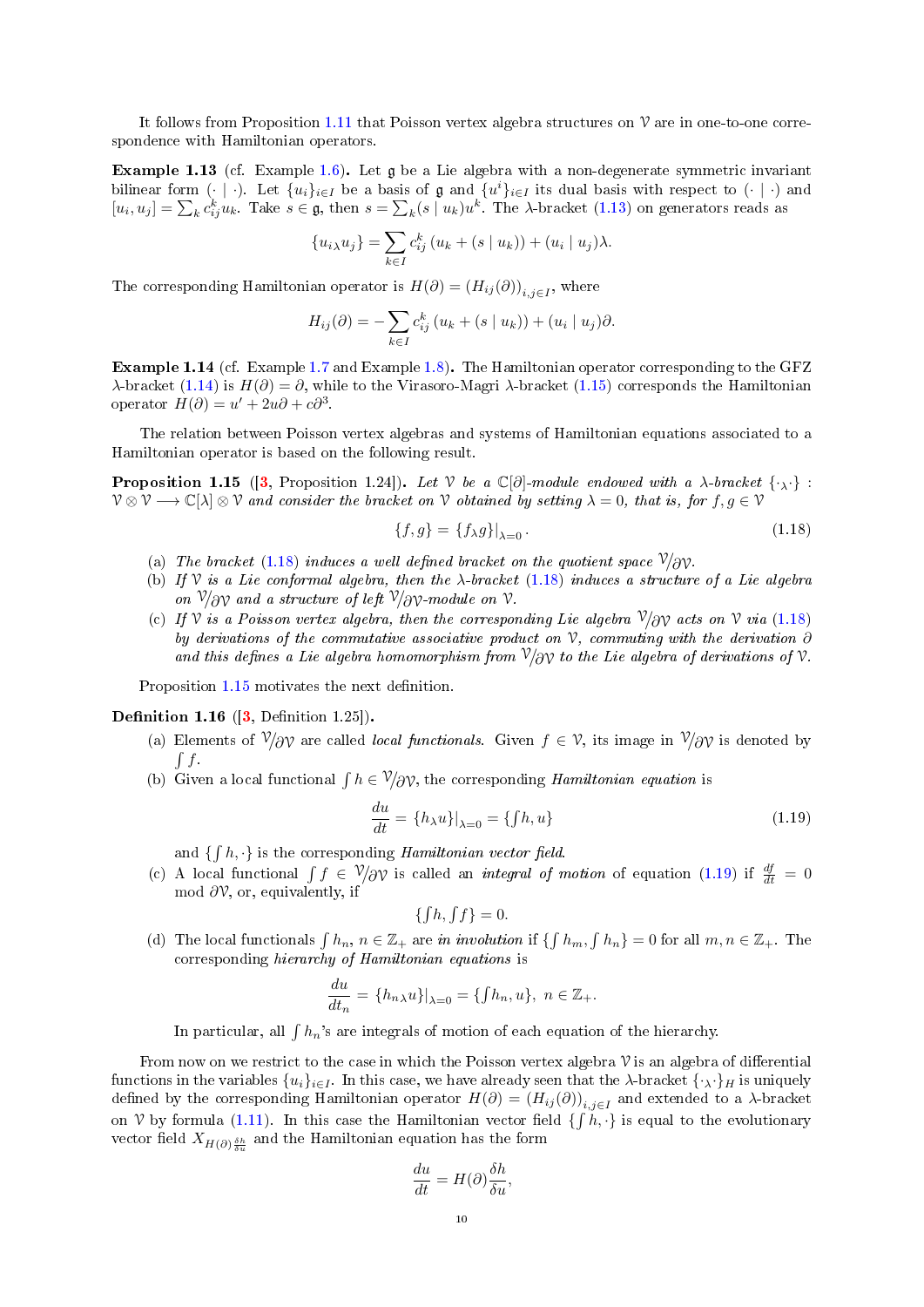It follows from Proposition 1.11 that Poisson vertex algebra structures on $\mathcal{V}$ are in one-to-one correspondence with Hamiltonian operators.

**Example 1.13** (cf. Example 1.6)**.** Let $\mathfrak{g}$ be a Lie algebra with a non-degenerate symmetric invariant bilinear form $(\cdot \mid \cdot)$. Let $\{u_i\}_{i\in I}$ be a basis of $\mathfrak{g}$ and $\{u^i\}_{i\in I}$ its dual basis with respect to $(\cdot \mid \cdot)$ and $[u_i, u_j] = \sum_k c_{ij}^k u_k$. Take $s \in \mathfrak{g}$, then $s = \sum_k (s \mid u_k) u^k$. The $\lambda$-bracket (1.13) on generators reads as

$$\{u_i{}_\lambda u_j\} = \sum_{k\in I} c_{ij}^k \left(u_k + (s \mid u_k)\right) + (u_i \mid u_j)\lambda.$$

The corresponding Hamiltonian operator is $H(\partial) = \left(H_{ij}(\partial)\right)_{i,j\in I}$, where

$$H_{ij}(\partial) = -\sum_{k\in I} c_{ij}^k \left(u_k + (s \mid u_k)\right) + (u_i \mid u_j)\partial.$$

**Example 1.14** (cf. Example 1.7 and Example 1.8)**.** The Hamiltonian operator corresponding to the GFZ $\lambda$-bracket (1.14) is $H(\partial) = \partial$, while to the Virasoro-Magri $\lambda$-bracket (1.15) corresponds the Hamiltonian operator $H(\partial) = u' + 2u\partial + c\partial^3$.

The relation between Poisson vertex algebras and systems of Hamiltonian equations associated to a Hamiltonian operator is based on the following result.

**Proposition 1.15** ([3, Proposition 1.24])**.** *Let $\mathcal{V}$ be a $\mathbb{C}[\partial]$-module endowed with a $\lambda$-bracket $\{\cdot{}_\lambda\cdot\} : \mathcal{V}\otimes\mathcal{V} \longrightarrow \mathbb{C}[\lambda]\otimes\mathcal{V}$ and consider the bracket on $\mathcal{V}$ obtained by setting $\lambda = 0$, that is, for $f, g \in \mathcal{V}$*

$$\{f, g\} = \{f_\lambda g\}|_{\lambda=0}\,. \tag{1.18}$$

- (a) *The bracket (1.18) induces a well defined bracket on the quotient space $\mathcal{V}/\partial\mathcal{V}$.*
- (b) *If $\mathcal{V}$ is a Lie conformal algebra, then the $\lambda$-bracket (1.18) induces a structure of a Lie algebra on $\mathcal{V}/\partial\mathcal{V}$ and a structure of left $\mathcal{V}/\partial\mathcal{V}$-module on $\mathcal{V}$.*
- (c) *If $\mathcal{V}$ is a Poisson vertex algebra, then the corresponding Lie algebra $\mathcal{V}/\partial\mathcal{V}$ acts on $\mathcal{V}$ via (1.18) by derivations of the commutative associative product on $\mathcal{V}$, commuting with the derivation $\partial$ and this defines a Lie algebra homomorphism from $\mathcal{V}/\partial\mathcal{V}$ to the Lie algebra of derivations of $\mathcal{V}$.*

Proposition 1.15 motivates the next definition.

**Definition 1.16** ([3, Definition 1.25])**.**

- (a) Elements of $\mathcal{V}/\partial\mathcal{V}$ are called *local functionals*. Given $f \in \mathcal{V}$, its image in $\mathcal{V}/\partial\mathcal{V}$ is denoted by $\int f$.
- (b) Given a local functional $\int h \in \mathcal{V}/\partial\mathcal{V}$, the corresponding *Hamiltonian equation* is

$$\frac{du}{dt} = \{h_\lambda u\}|_{\lambda=0} = \{{\textstyle\int} h, u\} \tag{1.19}$$

  and $\{\int h, \cdot\}$ is the corresponding *Hamiltonian vector field*.
- (c) A local functional $\int f \in \mathcal{V}/\partial\mathcal{V}$ is called an *integral of motion* of equation (1.19) if $\frac{df}{dt} = 0$ mod $\partial\mathcal{V}$, or, equivalently, if

$$\{{\textstyle\int} h, {\textstyle\int} f\} = 0.$$

- (d) The local functionals $\int h_n$, $n \in \mathbb{Z}_+$ are *in involution* if $\{\int h_m, \int h_n\} = 0$ for all $m, n \in \mathbb{Z}_+$. The corresponding *hierarchy of Hamiltonian equations* is

$$\frac{du}{dt_n} = \{h_n{}_\lambda u\}|_{\lambda=0} = \{{\textstyle\int} h_n, u\},\ n \in \mathbb{Z}_+.$$

  In particular, all $\int h_n$'s are integrals of motion of each equation of the hierarchy.

From now on we restrict to the case in which the Poisson vertex algebra $\mathcal{V}$ is an algebra of differential functions in the variables $\{u_i\}_{i\in I}$. In this case, we have already seen that the $\lambda$-bracket $\{\cdot{}_\lambda\cdot\}_H$ is uniquely defined by the corresponding Hamiltonian operator $H(\partial) = \left(H_{ij}(\partial)\right)_{i,j\in I}$ and extended to a $\lambda$-bracket on $\mathcal{V}$ by formula (1.11). In this case the Hamiltonian vector field $\{\int h, \cdot\}$ is equal to the evolutionary vector field $X_{H(\partial)\frac{\delta h}{\delta u}}$ and the Hamiltonian equation has the form

$$\frac{du}{dt} = H(\partial)\frac{\delta h}{\delta u},$$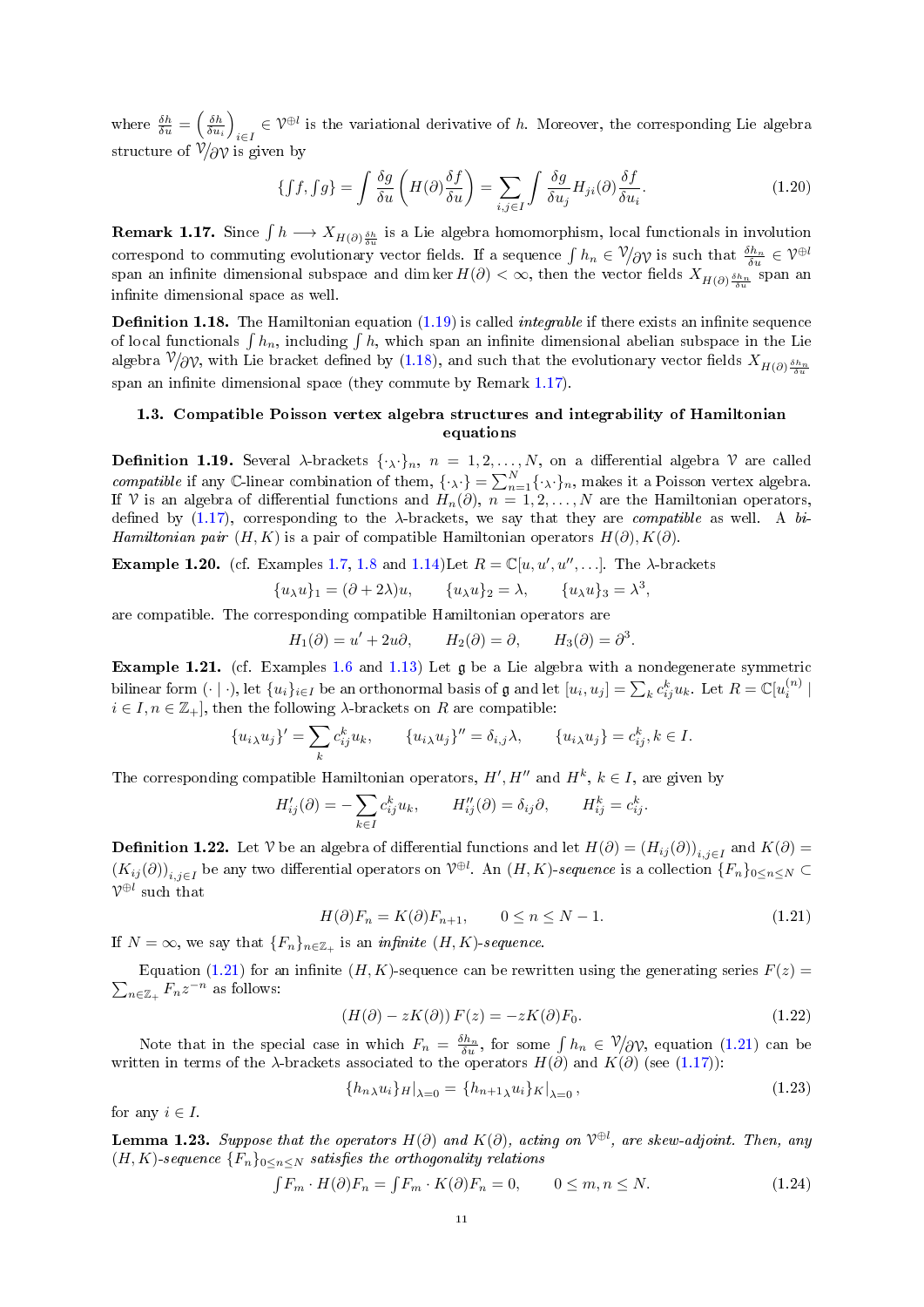where $\frac{\delta h}{\delta u} = \left(\frac{\delta h}{\delta u_i}\right)_{i\in I} \in \mathcal{V}^{\oplus l}$ is the variational derivative of $h$. Moreover, the corresponding Lie algebra structure of $\mathcal{V}/\partial\mathcal{V}$ is given by

$$\{\textstyle\int f, \int g\} = \int \frac{\delta g}{\delta u}\left(H(\partial)\frac{\delta f}{\delta u}\right) = \sum_{i,j\in I}\int \frac{\delta g}{\delta u_j} H_{ji}(\partial)\frac{\delta f}{\delta u_i}. \tag{1.20}$$

**Remark 1.17.** Since $\int h \longrightarrow X_{H(\partial)\frac{\delta h}{\delta u}}$ is a Lie algebra homomorphism, local functionals in involution correspond to commuting evolutionary vector fields. If a sequence $\int h_n \in \mathcal{V}/\partial\mathcal{V}$ is such that $\frac{\delta h_n}{\delta u} \in \mathcal{V}^{\oplus l}$ span an infinite dimensional subspace and $\dim \ker H(\partial) < \infty$, then the vector fields $X_{H(\partial)\frac{\delta h_n}{\delta u}}$ span an infinite dimensional space as well.

**Definition 1.18.** The Hamiltonian equation (1.19) is called *integrable* if there exists an infinite sequence of local functionals $\int h_n$, including $\int h$, which span an infinite dimensional abelian subspace in the Lie algebra $\mathcal{V}/\partial\mathcal{V}$, with Lie bracket defined by (1.18), and such that the evolutionary vector fields $X_{H(\partial)\frac{\delta h_n}{\delta u}}$ span an infinite dimensional space (they commute by Remark 1.17).

### 1.3. Compatible Poisson vertex algebra structures and integrability of Hamiltonian equations

**Definition 1.19.** Several $\lambda$-brackets $\{\cdot_\lambda\cdot\}_n$, $n = 1, 2, \ldots, N$, on a differential algebra $\mathcal{V}$ are called *compatible* if any $\mathbb{C}$-linear combination of them, $\{\cdot_\lambda\cdot\} = \sum_{n=1}^N \{\cdot_\lambda\cdot\}_n$, makes it a Poisson vertex algebra. If $\mathcal{V}$ is an algebra of differential functions and $H_n(\partial)$, $n = 1, 2, \ldots, N$ are the Hamiltonian operators, defined by (1.17), corresponding to the $\lambda$-brackets, we say that they are *compatible* as well. A *bi-Hamiltonian pair* $(H, K)$ is a pair of compatible Hamiltonian operators $H(\partial), K(\partial)$.

**Example 1.20.** (cf. Examples 1.7, 1.8 and 1.14) Let $R = \mathbb{C}[u, u', u'', \ldots]$. The $\lambda$-brackets

$$\{u_\lambda u\}_1 = (\partial + 2\lambda)u, \qquad \{u_\lambda u\}_2 = \lambda, \qquad \{u_\lambda u\}_3 = \lambda^3,$$

are compatible. The corresponding compatible Hamiltonian operators are

$$H_1(\partial) = u' + 2u\partial, \qquad H_2(\partial) = \partial, \qquad H_3(\partial) = \partial^3.$$

**Example 1.21.** (cf. Examples 1.6 and 1.13) Let $\mathfrak{g}$ be a Lie algebra with a nondegenerate symmetric bilinear form $(\cdot\,|\,\cdot)$, let $\{u_i\}_{i\in I}$ be an orthonormal basis of $\mathfrak{g}$ and let $[u_i, u_j] = \sum_k c_{ij}^k u_k$. Let $R = \mathbb{C}[u_i^{(n)} \mid i \in I, n \in \mathbb{Z}_+]$, then the following $\lambda$-brackets on $R$ are compatible:

$$\{u_{i\lambda} u_j\}' = \sum_k c_{ij}^k u_k, \qquad \{u_{i\lambda} u_j\}'' = \delta_{i,j}\lambda, \qquad \{u_{i\lambda} u_j\} = c_{ij}^k, k \in I.$$

The corresponding compatible Hamiltonian operators, $H', H''$ and $H^k$, $k \in I$, are given by

$$H'_{ij}(\partial) = -\sum_{k\in I} c_{ij}^k u_k, \qquad H''_{ij}(\partial) = \delta_{ij}\partial, \qquad H^k_{ij} = c_{ij}^k.$$

**Definition 1.22.** Let $\mathcal{V}$ be an algebra of differential functions and let $H(\partial) = (H_{ij}(\partial))_{i,j\in I}$ and $K(\partial) = (K_{ij}(\partial))_{i,j\in I}$ be any two differential operators on $\mathcal{V}^{\oplus l}$. An $(H, K)$*-sequence* is a collection $\{F_n\}_{0\le n\le N} \subset \mathcal{V}^{\oplus l}$ such that

$$H(\partial)F_n = K(\partial)F_{n+1}, \qquad 0 \le n \le N-1. \tag{1.21}$$

If $N = \infty$, we say that $\{F_n\}_{n\in\mathbb{Z}_+}$ is an *infinite* $(H, K)$*-sequence*.

Equation (1.21) for an infinite $(H, K)$-sequence can be rewritten using the generating series $F(z) = \sum_{n\in\mathbb{Z}_+} F_n z^{-n}$ as follows:

$$(H(\partial) - zK(\partial))\, F(z) = -zK(\partial)F_0. \tag{1.22}$$

Note that in the special case in which $F_n = \frac{\delta h_n}{\delta u}$, for some $\int h_n \in \mathcal{V}/\partial\mathcal{V}$, equation (1.21) can be written in terms of the $\lambda$-brackets associated to the operators $H(\partial)$ and $K(\partial)$ (see (1.17)):

$$\{h_{n\,\lambda} u_i\}_H\big|_{\lambda=0} = \{h_{n+1\,\lambda} u_i\}_K\big|_{\lambda=0}\,, \tag{1.23}$$

for any $i \in I$.

**Lemma 1.23.** *Suppose that the operators $H(\partial)$ and $K(\partial)$, acting on $\mathcal{V}^{\oplus l}$, are skew-adjoint. Then, any $(H, K)$-sequence $\{F_n\}_{0\le n\le N}$ satisfies the orthogonality relations*

$$\textstyle\int F_m \cdot H(\partial)F_n = \int F_m \cdot K(\partial)F_n = 0, \qquad 0 \le m, n \le N. \tag{1.24}$$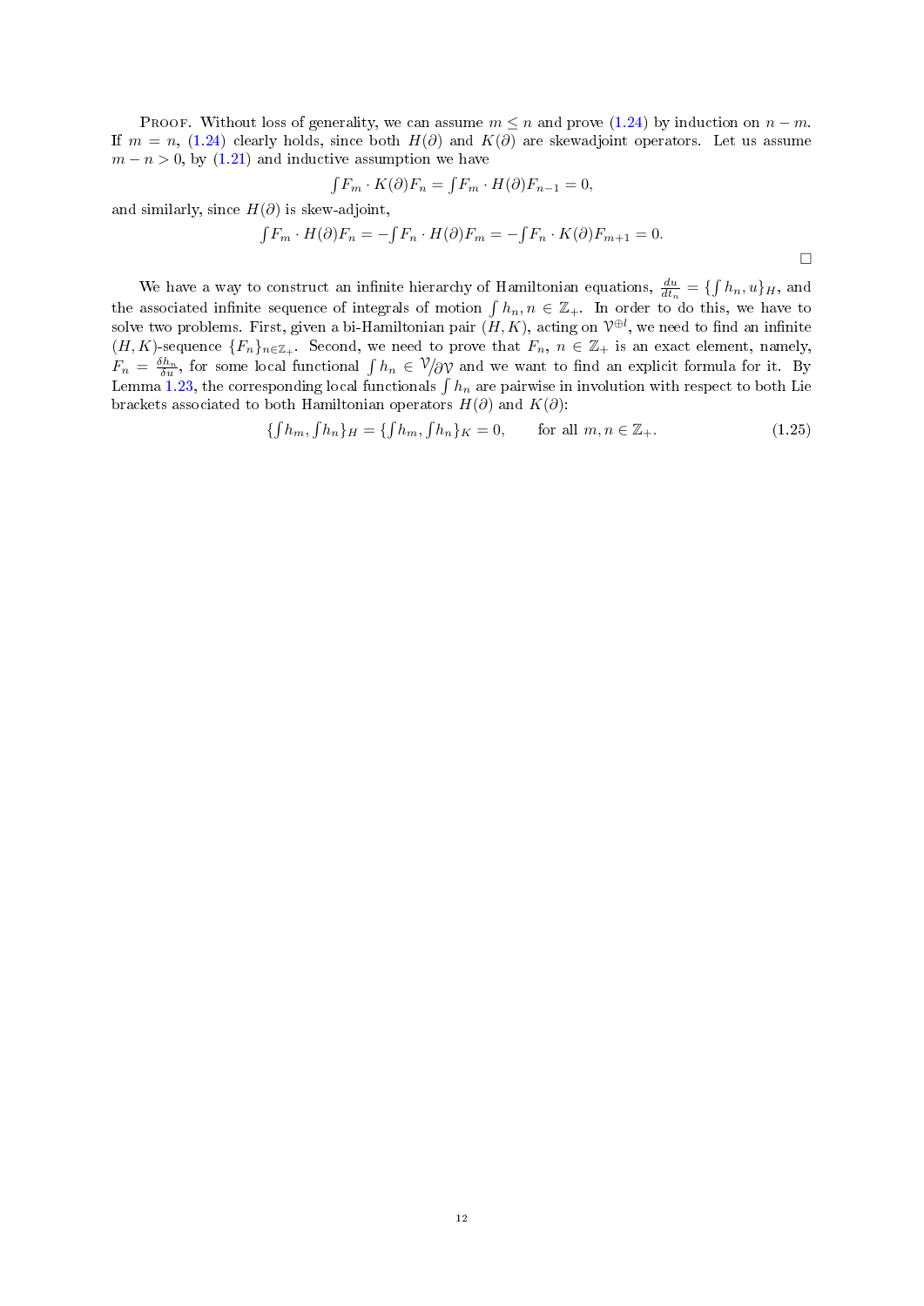Proof. Without loss of generality, we can assume $m \leq n$ and prove (1.24) by induction on $n - m$. If $m = n$, (1.24) clearly holds, since both $H(\partial)$ and $K(\partial)$ are skewadjoint operators. Let us assume $m - n > 0$, by (1.21) and inductive assumption we have

$$\textstyle\int F_m \cdot K(\partial) F_n = \int F_m \cdot H(\partial) F_{n-1} = 0,$$

and similarly, since $H(\partial)$ is skew-adjoint,

$$\textstyle\int F_m \cdot H(\partial) F_n = -\int F_n \cdot H(\partial) F_m = -\int F_n \cdot K(\partial) F_{m+1} = 0.$$

□

We have a way to construct an infinite hierarchy of Hamiltonian equations, $\frac{du}{dt_n} = \{\int h_n, u\}_H$, and the associated infinite sequence of integrals of motion $\int h_n, n \in \mathbb{Z}_+$. In order to do this, we have to solve two problems. First, given a bi-Hamiltonian pair $(H, K)$, acting on $\mathcal{V}^{\oplus l}$, we need to find an infinite $(H, K)$-sequence $\{F_n\}_{n \in \mathbb{Z}_+}$. Second, we need to prove that $F_n$, $n \in \mathbb{Z}_+$ is an exact element, namely, $F_n = \frac{\delta h_n}{\delta u}$, for some local functional $\int h_n \in \mathcal{V}/\partial\mathcal{V}$ and we want to find an explicit formula for it. By Lemma 1.23, the corresponding local functionals $\int h_n$ are pairwise in involution with respect to both Lie brackets associated to both Hamiltonian operators $H(\partial)$ and $K(\partial)$:

$$\{\textstyle\int h_m, \int h_n\}_H = \{\int h_m, \int h_n\}_K = 0, \qquad \text{for all } m, n \in \mathbb{Z}_+. \tag{1.25}$$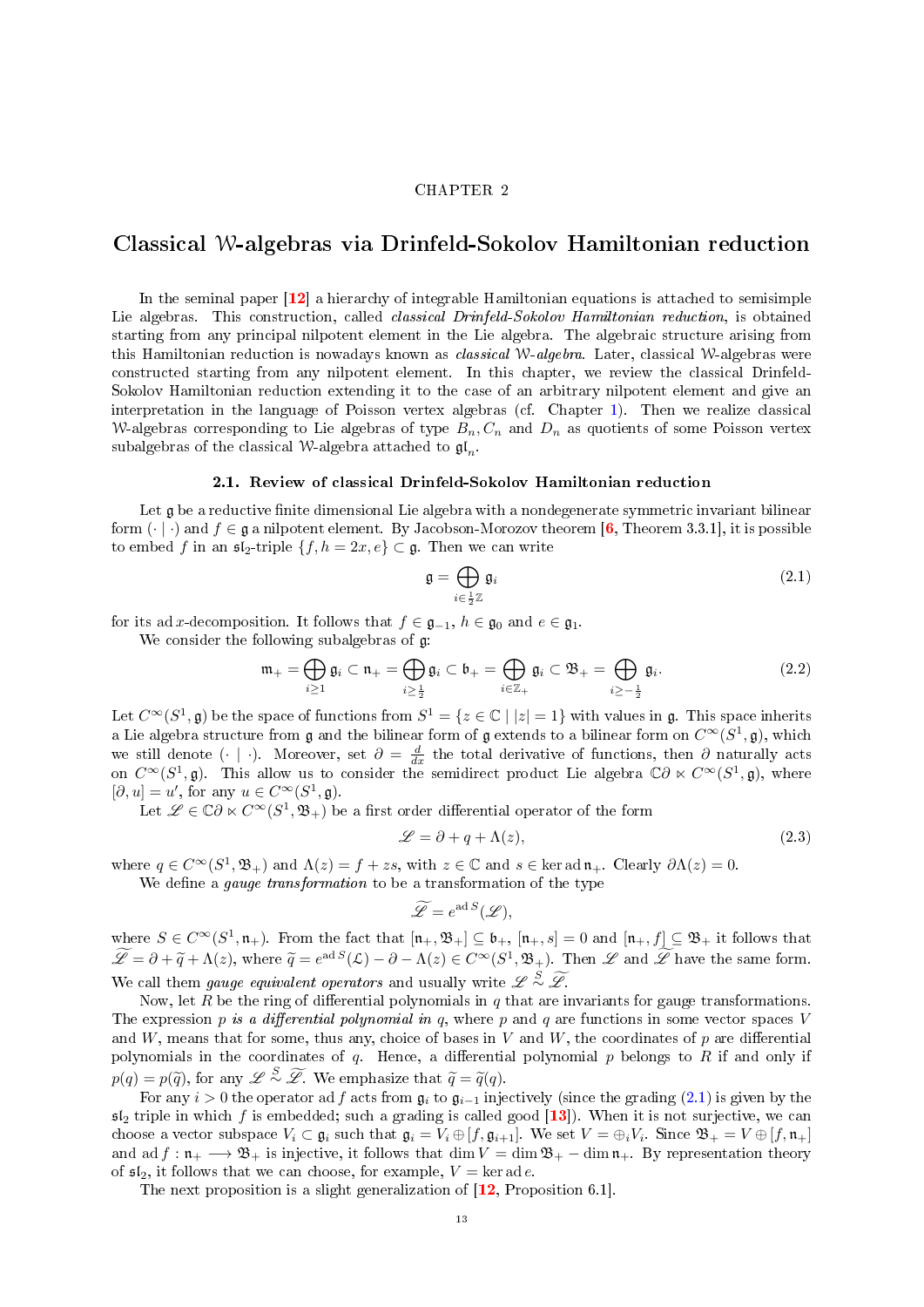CHAPTER 2

# Classical $\mathcal{W}$-algebras via Drinfeld-Sokolov Hamiltonian reduction

In the seminal paper [12] a hierarchy of integrable Hamiltonian equations is attached to semisimple Lie algebras. This construction, called *classical Drinfeld-Sokolov Hamiltonian reduction*, is obtained starting from any principal nilpotent element in the Lie algebra. The algebraic structure arising from this Hamiltonian reduction is nowadays known as *classical* $\mathcal{W}$*-algebra*. Later, classical $\mathcal{W}$-algebras were constructed starting from any nilpotent element. In this chapter, we review the classical Drinfeld-Sokolov Hamiltonian reduction extending it to the case of an arbitrary nilpotent element and give an interpretation in the language of Poisson vertex algebras (cf. Chapter 1). Then we realize classical $\mathcal{W}$-algebras corresponding to Lie algebras of type $B_n, C_n$ and $D_n$ as quotients of some Poisson vertex subalgebras of the classical $\mathcal{W}$-algebra attached to $\mathfrak{gl}_n$.

## 2.1. Review of classical Drinfeld-Sokolov Hamiltonian reduction

Let $\mathfrak{g}$ be a reductive finite dimensional Lie algebra with a nondegenerate symmetric invariant bilinear form $(\cdot\,|\,\cdot)$ and $f \in \mathfrak{g}$ a nilpotent element. By Jacobson-Morozov theorem [6, Theorem 3.3.1], it is possible to embed $f$ in an $\mathfrak{sl}_2$-triple $\{f, h = 2x, e\} \subset \mathfrak{g}$. Then we can write

$$\mathfrak{g} = \bigoplus_{i \in \frac{1}{2}\mathbb{Z}} \mathfrak{g}_i \tag{2.1}$$

for its $\operatorname{ad} x$-decomposition. It follows that $f \in \mathfrak{g}_{-1}$, $h \in \mathfrak{g}_0$ and $e \in \mathfrak{g}_1$.

We consider the following subalgebras of $\mathfrak{g}$:

$$\mathfrak{m}_+ = \bigoplus_{i \geq 1} \mathfrak{g}_i \subset \mathfrak{n}_+ = \bigoplus_{i \geq \frac{1}{2}} \mathfrak{g}_i \subset \mathfrak{b}_+ = \bigoplus_{i \in \mathbb{Z}_+} \mathfrak{g}_i \subset \mathfrak{B}_+ = \bigoplus_{i \geq -\frac{1}{2}} \mathfrak{g}_i. \tag{2.2}$$

Let $C^\infty(S^1, \mathfrak{g})$ be the space of functions from $S^1 = \{z \in \mathbb{C} \mid |z| = 1\}$ with values in $\mathfrak{g}$. This space inherits a Lie algebra structure from $\mathfrak{g}$ and the bilinear form of $\mathfrak{g}$ extends to a bilinear form on $C^\infty(S^1, \mathfrak{g})$, which we still denote $(\cdot\,|\,\cdot)$. Moreover, set $\partial = \frac{d}{dx}$ the total derivative of functions, then $\partial$ naturally acts on $C^\infty(S^1, \mathfrak{g})$. This allow us to consider the semidirect product Lie algebra $\mathbb{C}\partial \ltimes C^\infty(S^1, \mathfrak{g})$, where $[\partial, u] = u'$, for any $u \in C^\infty(S^1, \mathfrak{g})$.

Let $\mathscr{L} \in \mathbb{C}\partial \ltimes C^\infty(S^1, \mathfrak{B}_+)$ be a first order differential operator of the form

$$\mathscr{L} = \partial + q + \Lambda(z), \tag{2.3}$$

where $q \in C^\infty(S^1, \mathfrak{B}_+)$ and $\Lambda(z) = f + zs$, with $z \in \mathbb{C}$ and $s \in \ker \operatorname{ad} \mathfrak{n}_+$. Clearly $\partial \Lambda(z) = 0$.

We define a *gauge transformation* to be a transformation of the type

$$\widetilde{\mathscr{L}} = e^{\operatorname{ad} S}(\mathscr{L}),$$

where $S \in C^\infty(S^1, \mathfrak{n}_+)$. From the fact that $[\mathfrak{n}_+, \mathfrak{B}_+] \subseteq \mathfrak{b}_+$, $[\mathfrak{n}_+, s] = 0$ and $[\mathfrak{n}_+, f] \subseteq \mathfrak{B}_+$ it follows that $\widetilde{\mathscr{L}} = \partial + \widetilde{q} + \Lambda(z)$, where $\widetilde{q} = e^{\operatorname{ad} S}(\mathcal{L}) - \partial - \Lambda(z) \in C^\infty(S^1, \mathfrak{B}_+)$. Then $\mathscr{L}$ and $\widetilde{\mathscr{L}}$ have the same form. We call them *gauge equivalent operators* and usually write $\mathscr{L} \overset{S}{\sim} \widetilde{\mathscr{L}}$.

Now, let $R$ be the ring of differential polynomials in $q$ that are invariants for gauge transformations. The expression *$p$ is a differential polynomial in $q$*, where $p$ and $q$ are functions in some vector spaces $V$ and $W$, means that for some, thus any, choice of bases in $V$ and $W$, the coordinates of $p$ are differential polynomials in the coordinates of $q$. Hence, a differential polynomial $p$ belongs to $R$ if and only if $p(q) = p(\widetilde{q})$, for any $\mathscr{L} \overset{S}{\sim} \widetilde{\mathscr{L}}$. We emphasize that $\widetilde{q} = \widetilde{q}(q)$.

For any $i > 0$ the operator $\operatorname{ad} f$ acts from $\mathfrak{g}_i$ to $\mathfrak{g}_{i-1}$ injectively (since the grading (2.1) is given by the $\mathfrak{sl}_2$ triple in which $f$ is embedded; such a grading is called good [13]). When it is not surjective, we can choose a vector subspace $V_i \subset \mathfrak{g}_i$ such that $\mathfrak{g}_i = V_i \oplus [f, \mathfrak{g}_{i+1}]$. We set $V = \oplus_i V_i$. Since $\mathfrak{B}_+ = V \oplus [f, \mathfrak{n}_+]$ and $\operatorname{ad} f : \mathfrak{n}_+ \longrightarrow \mathfrak{B}_+$ is injective, it follows that $\dim V = \dim \mathfrak{B}_+ - \dim \mathfrak{n}_+$. By representation theory of $\mathfrak{sl}_2$, it follows that we can choose, for example, $V = \ker \operatorname{ad} e$.

The next proposition is a slight generalization of [12, Proposition 6.1].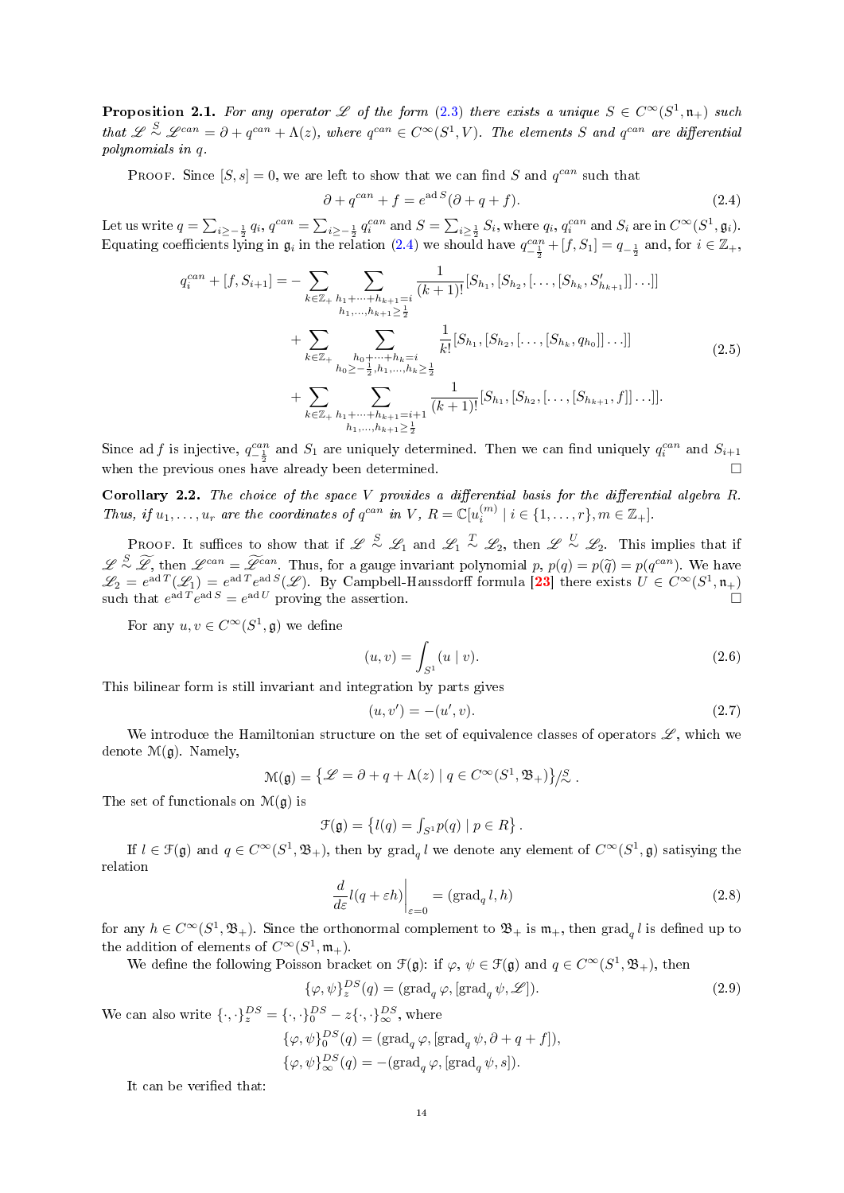**Proposition 2.1.** *For any operator $\mathscr{L}$ of the form (2.3) there exists a unique $S \in C^\infty(S^1, \mathfrak{n}_+)$ such that $\mathscr{L} \overset{S}{\sim} \mathscr{L}^{can} = \partial + q^{can} + \Lambda(z)$, where $q^{can} \in C^\infty(S^1, V)$. The elements $S$ and $q^{can}$ are differential polynomials in $q$.*

Proof. Since $[S, s] = 0$, we are left to show that we can find $S$ and $q^{can}$ such that

$$\partial + q^{can} + f = e^{\operatorname{ad} S}(\partial + q + f). \tag{2.4}$$

Let us write $q = \sum_{i \geq -\frac{1}{2}} q_i$, $q^{can} = \sum_{i \geq -\frac{1}{2}} q_i^{can}$ and $S = \sum_{i \geq \frac{1}{2}} S_i$, where $q_i$, $q_i^{can}$ and $S_i$ are in $C^\infty(S^1, \mathfrak{g}_i)$. Equating coefficients lying in $\mathfrak{g}_i$ in the relation (2.4) we should have $q_{-\frac{1}{2}}^{can} + [f, S_1] = q_{-\frac{1}{2}}$ and, for $i \in \mathbb{Z}_+$,

$$\begin{aligned}
q_i^{can} + [f, S_{i+1}] = &- \sum_{k \in \mathbb{Z}_+} \sum_{\substack{h_1 + \cdots + h_{k+1} = i \\ h_1, \ldots, h_{k+1} \geq \frac{1}{2}}} \frac{1}{(k+1)!} [S_{h_1}, [S_{h_2}, [\ldots, [S_{h_k}, S'_{h_{k+1}}]] \ldots]] \\
&+ \sum_{k \in \mathbb{Z}_+} \sum_{\substack{h_0 + \cdots + h_k = i \\ h_0 \geq -\frac{1}{2}, h_1, \ldots, h_k \geq \frac{1}{2}}} \frac{1}{k!} [S_{h_1}, [S_{h_2}, [\ldots, [S_{h_k}, q_{h_0}]] \ldots]] \\
&+ \sum_{k \in \mathbb{Z}_+} \sum_{\substack{h_1 + \cdots + h_{k+1} = i+1 \\ h_1, \ldots, h_{k+1} \geq \frac{1}{2}}} \frac{1}{(k+1)!} [S_{h_1}, [S_{h_2}, [\ldots, [S_{h_{k+1}}, f]] \ldots]].
\end{aligned} \tag{2.5}$$

Since $\operatorname{ad} f$ is injective, $q_{-\frac{1}{2}}^{can}$ and $S_1$ are uniquely determined. Then we can find uniquely $q_i^{can}$ and $S_{i+1}$ when the previous ones have already been determined. $\square$

**Corollary 2.2.** *The choice of the space $V$ provides a differential basis for the differential algebra $R$. Thus, if $u_1, \ldots, u_r$ are the coordinates of $q^{can}$ in $V$, $R = \mathbb{C}[u_i^{(m)} \mid i \in \{1, \ldots, r\}, m \in \mathbb{Z}_+]$.*

Proof. It suffices to show that if $\mathscr{L} \overset{S}{\sim} \mathscr{L}_1$ and $\mathscr{L}_1 \overset{T}{\sim} \mathscr{L}_2$, then $\mathscr{L} \overset{U}{\sim} \mathscr{L}_2$. This implies that if $\mathscr{L} \overset{S}{\sim} \widetilde{\mathscr{L}}$, then $\mathscr{L}^{can} = \widetilde{\mathscr{L}}^{can}$. Thus, for a gauge invariant polynomial $p$, $p(q) = p(\widetilde{q}) = p(q^{can})$. We have $\mathscr{L}_2 = e^{\operatorname{ad} T}(\mathscr{L}_1) = e^{\operatorname{ad} T} e^{\operatorname{ad} S}(\mathscr{L})$. By Campbell-Haussdorff formula [23] there exists $U \in C^\infty(S^1, \mathfrak{n}_+)$ such that $e^{\operatorname{ad} T} e^{\operatorname{ad} S} = e^{\operatorname{ad} U}$ proving the assertion. $\square$

For any $u, v \in C^\infty(S^1, \mathfrak{g})$ we define

$$(u, v) = \int_{S^1} (u \mid v). \tag{2.6}$$

This bilinear form is still invariant and integration by parts gives

$$(u, v') = -(u', v). \tag{2.7}$$

We introduce the Hamiltonian structure on the set of equivalence classes of operators $\mathscr{L}$, which we denote $\mathcal{M}(\mathfrak{g})$. Namely,

$$\mathcal{M}(\mathfrak{g}) = \left\{ \mathscr{L} = \partial + q + \Lambda(z) \mid q \in C^\infty(S^1, \mathfrak{B}_+) \right\} / \overset{S}{\sim}.$$

The set of functionals on $\mathcal{M}(\mathfrak{g})$ is

$$\mathcal{F}(\mathfrak{g}) = \left\{ l(q) = \textstyle\int_{S^1} p(q) \mid p \in R \right\}.$$

If $l \in \mathcal{F}(\mathfrak{g})$ and $q \in C^\infty(S^1, \mathfrak{B}_+)$, then by $\operatorname{grad}_q l$ we denote any element of $C^\infty(S^1, \mathfrak{g})$ satisying the relation

$$\left. \frac{d}{d\varepsilon} l(q + \varepsilon h) \right|_{\varepsilon = 0} = (\operatorname{grad}_q l, h) \tag{2.8}$$

for any $h \in C^\infty(S^1, \mathfrak{B}_+)$. Since the orthonormal complement to $\mathfrak{B}_+$ is $\mathfrak{m}_+$, then $\operatorname{grad}_q l$ is defined up to the addition of elements of $C^\infty(S^1, \mathfrak{m}_+)$.

We define the following Poisson bracket on $\mathcal{F}(\mathfrak{g})$: if $\varphi$, $\psi \in \mathcal{F}(\mathfrak{g})$ and $q \in C^\infty(S^1, \mathfrak{B}_+)$, then

$$\{\varphi, \psi\}_z^{DS}(q) = (\operatorname{grad}_q \varphi, [\operatorname{grad}_q \psi, \mathscr{L}]). \tag{2.9}$$

We can also write $\{\cdot, \cdot\}_z^{DS} = \{\cdot, \cdot\}_0^{DS} - z\{\cdot, \cdot\}_\infty^{DS}$, where

$$\{\varphi, \psi\}_0^{DS}(q) = (\operatorname{grad}_q \varphi, [\operatorname{grad}_q \psi, \partial + q + f]),$$

$$\{\varphi, \psi\}_\infty^{DS}(q) = -(\operatorname{grad}_q \varphi, [\operatorname{grad}_q \psi, s]).$$

It can be verified that: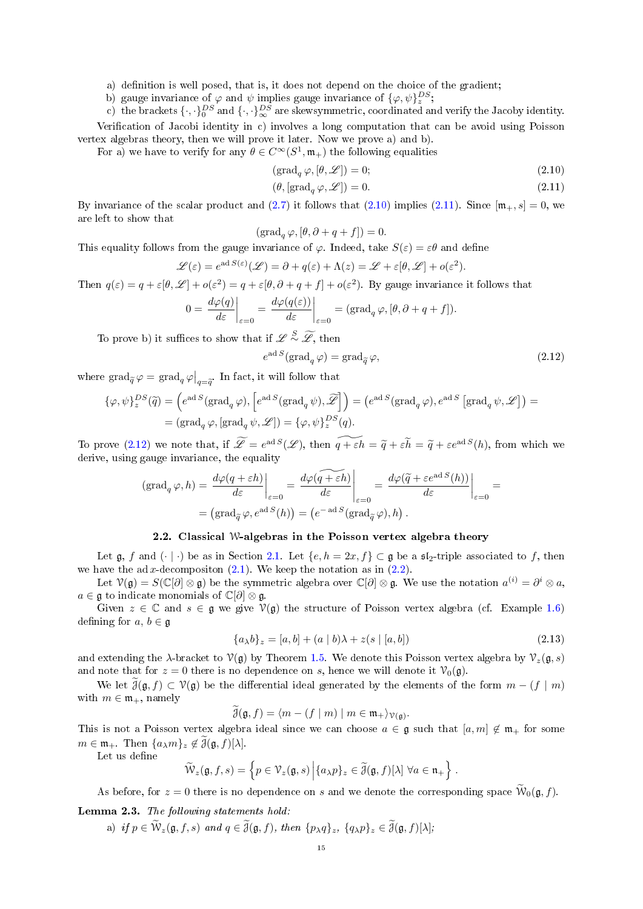a) definition is well posed, that is, it does not depend on the choice of the gradient;
b) gauge invariance of $\varphi$ and $\psi$ implies gauge invariance of $\{\varphi,\psi\}_z^{DS}$;
c) the brackets $\{\cdot,\cdot\}_0^{DS}$ and $\{\cdot,\cdot\}_\infty^{DS}$ are skewsymmetric, coordinated and verify the Jacoby identity.

Verification of Jacobi identity in c) involves a long computation that can be avoid using Poisson vertex algebras theory, then we will prove it later. Now we prove a) and b).

For a) we have to verify for any $\theta \in C^\infty(S^1,\mathfrak{m}_+)$ the following equalities

$$(\operatorname{grad}_q \varphi, [\theta,\mathscr{L}]) = 0; \tag{2.10}$$

$$(\theta, [\operatorname{grad}_q \varphi,\mathscr{L}]) = 0. \tag{2.11}$$

By invariance of the scalar product and (2.7) it follows that (2.10) implies (2.11). Since $[\mathfrak{m}_+, s] = 0$, we are left to show that

$$(\operatorname{grad}_q \varphi, [\theta, \partial + q + f]) = 0.$$

This equality follows from the gauge invariance of $\varphi$. Indeed, take $S(\varepsilon) = \varepsilon\theta$ and define

$$\mathscr{L}(\varepsilon) = e^{\operatorname{ad} S(\varepsilon)}(\mathscr{L}) = \partial + q(\varepsilon) + \Lambda(z) = \mathscr{L} + \varepsilon[\theta,\mathscr{L}] + o(\varepsilon^2).$$

Then $q(\varepsilon) = q + \varepsilon[\theta,\mathscr{L}] + o(\varepsilon^2) = q + \varepsilon[\theta,\partial + q + f] + o(\varepsilon^2)$. By gauge invariance it follows that

$$0 = \left.\frac{d\varphi(q)}{d\varepsilon}\right|_{\varepsilon=0} = \left.\frac{d\varphi(q(\varepsilon))}{d\varepsilon}\right|_{\varepsilon=0} = (\operatorname{grad}_q \varphi, [\theta, \partial + q + f]).$$

To prove b) it suffices to show that if $\mathscr{L} \overset{S}{\sim} \widetilde{\mathscr{L}}$, then

$$e^{\operatorname{ad} S}(\operatorname{grad}_q \varphi) = \operatorname{grad}_{\widetilde{q}} \varphi, \tag{2.12}$$

where $\operatorname{grad}_{\widetilde{q}} \varphi = \operatorname{grad}_q \varphi\big|_{q=\widetilde{q}}$. In fact, it will follow that

$$\begin{aligned}\{\varphi,\psi\}_z^{DS}(\widetilde{q}) &= \left(e^{\operatorname{ad} S}(\operatorname{grad}_q \varphi), \left[e^{\operatorname{ad} S}(\operatorname{grad}_q \psi), \widetilde{\mathscr{L}}\right]\right) = \left(e^{\operatorname{ad} S}(\operatorname{grad}_q \varphi), e^{\operatorname{ad} S}\left[\operatorname{grad}_q \psi, \mathscr{L}\right]\right) = \\ &= (\operatorname{grad}_q \varphi, [\operatorname{grad}_q \psi, \mathscr{L}]) = \{\varphi,\psi\}_z^{DS}(q).\end{aligned}$$

To prove (2.12) we note that, if $\widetilde{\mathscr{L}} = e^{\operatorname{ad} S}(\mathscr{L})$, then $\widetilde{q+\varepsilon h} = \widetilde{q} + \varepsilon\widetilde{h} = \widetilde{q} + \varepsilon e^{\operatorname{ad} S}(h)$, from which we derive, using gauge invariance, the equality

$$\begin{aligned}(\operatorname{grad}_q \varphi, h) &= \left.\frac{d\varphi(q+\varepsilon h)}{d\varepsilon}\right|_{\varepsilon=0} = \left.\frac{d\varphi(\widetilde{q+\varepsilon h})}{d\varepsilon}\right|_{\varepsilon=0} = \left.\frac{d\varphi(\widetilde{q} + \varepsilon e^{\operatorname{ad} S}(h))}{d\varepsilon}\right|_{\varepsilon=0} = \\ &= \left(\operatorname{grad}_{\widetilde{q}} \varphi, e^{\operatorname{ad} S}(h)\right) = \left(e^{-\operatorname{ad} S}(\operatorname{grad}_{\widetilde{q}} \varphi), h\right).\end{aligned}$$

### 2.2. Classical $\mathcal{W}$-algebras in the Poisson vertex algebra theory

Let $\mathfrak{g}$, $f$ and $(\cdot \mid \cdot)$ be as in Section 2.1. Let $\{e, h = 2x, f\} \subset \mathfrak{g}$ be a $\mathfrak{sl}_2$-triple associated to $f$, then we have the $\operatorname{ad} x$-decompositon (2.1). We keep the notation as in (2.2).

Let $\mathcal{V}(\mathfrak{g}) = S(\mathbb{C}[\partial] \otimes \mathfrak{g})$ be the symmetric algebra over $\mathbb{C}[\partial] \otimes \mathfrak{g}$. We use the notation $a^{(i)} = \partial^i \otimes a$, $a \in \mathfrak{g}$ to indicate monomials of $\mathbb{C}[\partial] \otimes \mathfrak{g}$.

Given $z \in \mathbb{C}$ and $s \in \mathfrak{g}$ we give $\mathcal{V}(\mathfrak{g})$ the structure of Poisson vertex algebra (cf. Example 1.6) defining for $a$, $b \in \mathfrak{g}$

$$\{a_\lambda b\}_z = [a,b] + (a \mid b)\lambda + z(s \mid [a,b]) \tag{2.13}$$

and extending the $\lambda$-bracket to $\mathcal{V}(\mathfrak{g})$ by Theorem 1.5. We denote this Poisson vertex algebra by $\mathcal{V}_z(\mathfrak{g}, s)$ and note that for $z = 0$ there is no dependence on $s$, hence we will denote it $\mathcal{V}_0(\mathfrak{g})$.

We let $\widetilde{\mathcal{J}}(\mathfrak{g}, f) \subset \mathcal{V}(\mathfrak{g})$ be the differential ideal generated by the elements of the form $m - (f \mid m)$ with $m \in \mathfrak{m}_+$, namely

$$\widetilde{\mathcal{J}}(\mathfrak{g}, f) = \langle m - (f \mid m) \mid m \in \mathfrak{m}_+ \rangle_{\mathcal{V}(\mathfrak{g})}.$$

This is not a Poisson vertex algebra ideal since we can choose $a \in \mathfrak{g}$ such that $[a, m] \notin \mathfrak{m}_+$ for some $m \in \mathfrak{m}_+$. Then $\{a_\lambda m\}_z \notin \widetilde{\mathcal{J}}(\mathfrak{g}, f)[\lambda]$.

Let us define

$$\widetilde{\mathcal{W}}_z(\mathfrak{g}, f, s) = \left\{ p \in \mathcal{V}_z(\mathfrak{g}, s) \,\middle|\, \{a_\lambda p\}_z \in \widetilde{\mathcal{J}}(\mathfrak{g}, f)[\lambda] \ \forall a \in \mathfrak{n}_+ \right\}.$$

As before, for $z = 0$ there is no dependence on $s$ and we denote the corresponding space $\widetilde{\mathcal{W}}_0(\mathfrak{g}, f)$.

**Lemma 2.3.** *The following statements hold:*

a) *if $p \in \widetilde{\mathcal{W}}_z(\mathfrak{g}, f, s)$ and $q \in \widetilde{\mathcal{J}}(\mathfrak{g}, f)$, then $\{p_\lambda q\}_z$, $\{q_\lambda p\}_z \in \widetilde{\mathcal{J}}(\mathfrak{g}, f)[\lambda]$;*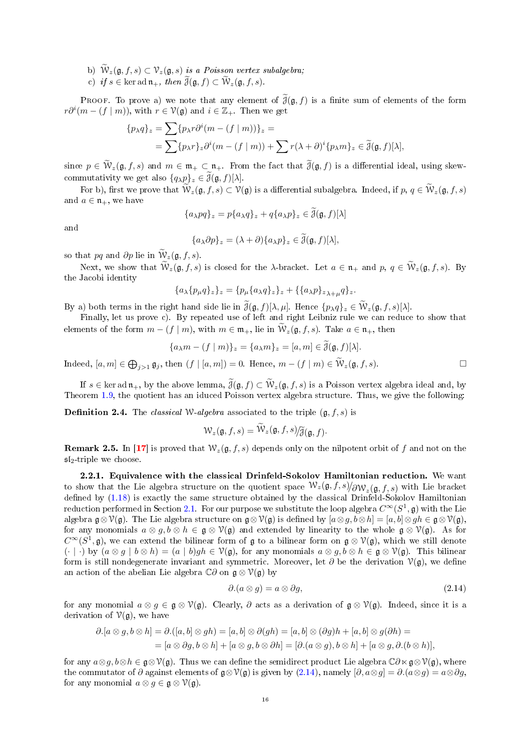b) $\widetilde{\mathcal{W}}_z(\mathfrak{g}, f, s) \subset \mathcal{V}_z(\mathfrak{g}, s)$ *is a Poisson vertex subalgebra;*
c) *if* $s \in \ker \operatorname{ad} \mathfrak{n}_+$, *then* $\widetilde{\mathcal{J}}(\mathfrak{g}, f) \subset \widetilde{\mathcal{W}}_z(\mathfrak{g}, f, s)$.

Proof. To prove a) we note that any element of $\widetilde{\mathcal{J}}(\mathfrak{g}, f)$ is a finite sum of elements of the form $r\partial^i(m - (f \mid m))$, with $r \in \mathcal{V}(\mathfrak{g})$ and $i \in \mathbb{Z}_+$. Then we get

$$
\begin{aligned}
\{p_\lambda q\}_z &= \sum \{p_\lambda r\partial^i(m - (f \mid m))\}_z = \\
&= \sum \{p_\lambda r\}_z \partial^i(m - (f \mid m)) + \sum r(\lambda + \partial)^i \{p_\lambda m\}_z \in \widetilde{\mathcal{J}}(\mathfrak{g}, f)[\lambda],
\end{aligned}
$$

since $p \in \widetilde{\mathcal{W}}_z(\mathfrak{g}, f, s)$ and $m \in \mathfrak{m}_+ \subset \mathfrak{n}_+$. From the fact that $\widetilde{\mathcal{J}}(\mathfrak{g}, f)$ is a differential ideal, using skew-commutativity we get also $\{q_\lambda p\}_z \in \widetilde{\mathcal{J}}(\mathfrak{g}, f)[\lambda]$.

For b), first we prove that $\widetilde{\mathcal{W}}_z(\mathfrak{g}, f, s) \subset \mathcal{V}(\mathfrak{g})$ is a differential subalgebra. Indeed, if $p, q \in \widetilde{\mathcal{W}}_z(\mathfrak{g}, f, s)$ and $a \in \mathfrak{n}_+$, we have

$$
\{a_\lambda pq\}_z = p\{a_\lambda q\}_z + q\{a_\lambda p\}_z \in \widetilde{\mathcal{J}}(\mathfrak{g}, f)[\lambda]
$$

and

$$
\{a_\lambda \partial p\}_z = (\lambda + \partial)\{a_\lambda p\}_z \in \widetilde{\mathcal{J}}(\mathfrak{g}, f)[\lambda],
$$

so that $pq$ and $\partial p$ lie in $\widetilde{\mathcal{W}}_z(\mathfrak{g}, f, s)$.

Next, we show that $\widetilde{\mathcal{W}}_z(\mathfrak{g}, f, s)$ is closed for the $\lambda$-bracket. Let $a \in \mathfrak{n}_+$ and $p, q \in \widetilde{\mathcal{W}}_z(\mathfrak{g}, f, s)$. By the Jacobi identity

$$
\{a_\lambda \{p_\mu q\}_z\}_z = \{p_\mu \{a_\lambda q\}_z\}_z + \{\{a_\lambda p\}_{z\,\lambda+\mu} q\}_z.
$$

By a) both terms in the right hand side lie in $\widetilde{\mathcal{J}}(\mathfrak{g}, f)[\lambda, \mu]$. Hence $\{p_\lambda q\}_z \in \widetilde{\mathcal{W}}_z(\mathfrak{g}, f, s)[\lambda]$.

Finally, let us prove c). By repeated use of left and right Leibniz rule we can reduce to show that elements of the form $m - (f \mid m)$, with $m \in \mathfrak{m}_+$, lie in $\widetilde{\mathcal{W}}_z(\mathfrak{g}, f, s)$. Take $a \in \mathfrak{n}_+$, then

$$
\{a_\lambda m - (f \mid m)\}_z = \{a_\lambda m\}_z = [a, m] \in \widetilde{\mathcal{J}}(\mathfrak{g}, f)[\lambda].
$$

Indeed, $[a, m] \in \bigoplus_{j > 1} \mathfrak{g}_j$, then $(f \mid [a, m]) = 0$. Hence, $m - (f \mid m) \in \widetilde{\mathcal{W}}_z(\mathfrak{g}, f, s)$. $\square$

If $s \in \ker \operatorname{ad} \mathfrak{n}_+$, by the above lemma, $\widetilde{\mathcal{J}}(\mathfrak{g}, f) \subset \widetilde{\mathcal{W}}_z(\mathfrak{g}, f, s)$ is a Poisson vertex algebra ideal and, by Theorem 1.9, the quotient has an induced Poisson vertex algebra structure. Thus, we give the following:

**Definition 2.4.** The *classical* $\mathcal{W}$*-algebra* associated to the triple $(\mathfrak{g}, f, s)$ is

$$
\mathcal{W}_z(\mathfrak{g}, f, s) = \widetilde{\mathcal{W}}_z(\mathfrak{g}, f, s) \big/ \widetilde{\mathcal{J}}(\mathfrak{g}, f).
$$

**Remark 2.5.** In [17] is proved that $\mathcal{W}_z(\mathfrak{g}, f, s)$ depends only on the nilpotent orbit of $f$ and not on the $\mathfrak{sl}_2$-triple we choose.

**2.2.1. Equivalence with the classical Drinfeld-Sokolov Hamiltonian reduction.** We want to show that the Lie algebra structure on the quotient space $\mathcal{W}_z(\mathfrak{g}, f, s) \big/ \partial \mathcal{W}_z(\mathfrak{g}, f, s)$ with Lie bracket defined by (1.18) is exactly the same structure obtained by the classical Drinfeld-Sokolov Hamiltonian reduction performed in Section 2.1. For our purpose we substitute the loop algebra $C^\infty(S^1, \mathfrak{g})$ with the Lie algebra $\mathfrak{g} \otimes \mathcal{V}(\mathfrak{g})$. The Lie algebra structure on $\mathfrak{g} \otimes \mathcal{V}(\mathfrak{g})$ is defined by $[a \otimes g, b \otimes h] = [a, b] \otimes gh \in \mathfrak{g} \otimes \mathcal{V}(\mathfrak{g})$, for any monomials $a \otimes g, b \otimes h \in \mathfrak{g} \otimes \mathcal{V}(\mathfrak{g})$ and extended by linearity to the whole $\mathfrak{g} \otimes \mathcal{V}(\mathfrak{g})$. As for $C^\infty(S^1, \mathfrak{g})$, we can extend the bilinear form of $\mathfrak{g}$ to a bilinear form on $\mathfrak{g} \otimes \mathcal{V}(\mathfrak{g})$, which we still denote $(\cdot \mid \cdot)$ by $(a \otimes g \mid b \otimes h) = (a \mid b)gh \in \mathcal{V}(\mathfrak{g})$, for any monomials $a \otimes g, b \otimes h \in \mathfrak{g} \otimes \mathcal{V}(\mathfrak{g})$. This bilinear form is still nondegenerate invariant and symmetric. Moreover, let $\partial$ be the derivation $\mathcal{V}(\mathfrak{g})$, we define an action of the abelian Lie algebra $\mathbb{C}\partial$ on $\mathfrak{g} \otimes \mathcal{V}(\mathfrak{g})$ by

$$
\partial.(a \otimes g) = a \otimes \partial g, \tag{2.14}
$$

for any monomial $a \otimes g \in \mathfrak{g} \otimes \mathcal{V}(\mathfrak{g})$. Clearly, $\partial$ acts as a derivation of $\mathfrak{g} \otimes \mathcal{V}(\mathfrak{g})$. Indeed, since it is a derivation of $\mathcal{V}(\mathfrak{g})$, we have

$$
\begin{aligned}
\partial.[a \otimes g, b \otimes h] &= \partial.([a, b] \otimes gh) = [a, b] \otimes \partial(gh) = [a, b] \otimes (\partial g)h + [a, b] \otimes g(\partial h) = \\
&= [a \otimes \partial g, b \otimes h] + [a \otimes g, b \otimes \partial h] = [\partial.(a \otimes g), b \otimes h] + [a \otimes g, \partial.(b \otimes h)],
\end{aligned}
$$

for any $a \otimes g, b \otimes h \in \mathfrak{g} \otimes \mathcal{V}(\mathfrak{g})$. Thus we can define the semidirect product Lie algebra $\mathbb{C}\partial \ltimes \mathfrak{g} \otimes \mathcal{V}(\mathfrak{g})$, where the commutator of $\partial$ against elements of $\mathfrak{g} \otimes \mathcal{V}(\mathfrak{g})$ is given by (2.14), namely $[\partial, a \otimes g] = \partial.(a \otimes g) = a \otimes \partial g$, for any monomial $a \otimes g \in \mathfrak{g} \otimes \mathcal{V}(\mathfrak{g})$.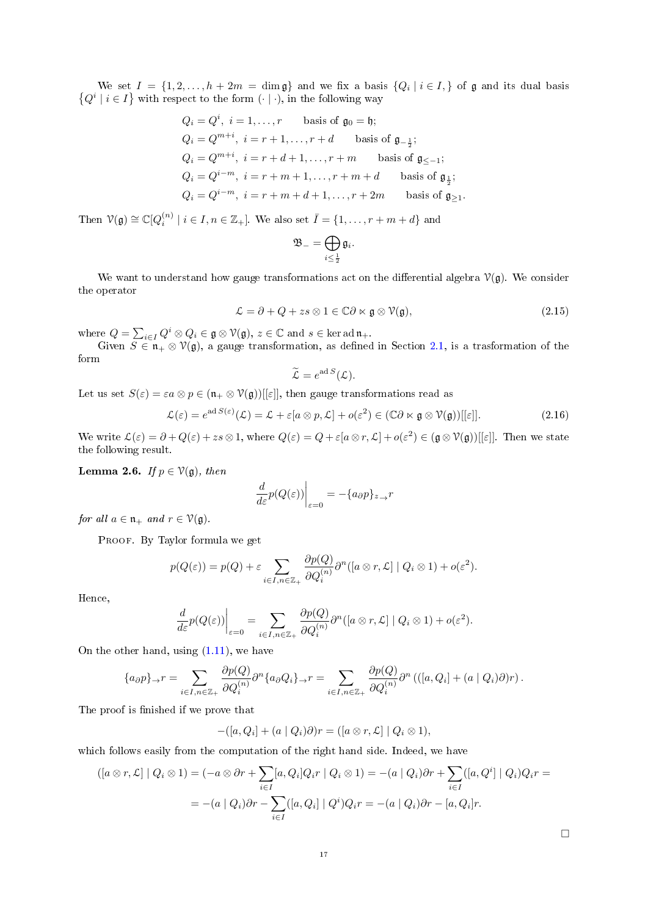We set $I = \{1, 2, \dots, h + 2m = \dim \mathfrak{g}\}$ and we fix a basis $\{Q_i \mid i \in I,\}$ of $\mathfrak{g}$ and its dual basis $\{Q^i \mid i \in I\}$ with respect to the form $(\cdot \mid \cdot)$, in the following way

$$
\begin{aligned}
&Q_i = Q^i,\ i = 1, \dots, r \qquad \text{basis of } \mathfrak{g}_0 = \mathfrak{h};\\
&Q_i = Q^{m+i},\ i = r+1, \dots, r+d \qquad \text{basis of } \mathfrak{g}_{-\frac{1}{2}};\\
&Q_i = Q^{m+i},\ i = r+d+1, \dots, r+m \qquad \text{basis of } \mathfrak{g}_{\leq -1};\\
&Q_i = Q^{i-m},\ i = r+m+1, \dots, r+m+d \qquad \text{basis of } \mathfrak{g}_{\frac{1}{2}};\\
&Q_i = Q^{i-m},\ i = r+m+d+1, \dots, r+2m \qquad \text{basis of } \mathfrak{g}_{\geq 1}.
\end{aligned}
$$

Then $\mathcal{V}(\mathfrak{g}) \cong \mathbb{C}[Q_i^{(n)} \mid i \in I, n \in \mathbb{Z}_+]$. We also set $\bar{I} = \{1, \dots, r+m+d\}$ and

$$\mathfrak{B}_- = \bigoplus_{i \leq \frac{1}{2}} \mathfrak{g}_i.$$

We want to understand how gauge transformations act on the differential algebra $\mathcal{V}(\mathfrak{g})$. We consider the operator

$$\mathcal{L} = \partial + Q + zs \otimes 1 \in \mathbb{C}\partial \ltimes \mathfrak{g} \otimes \mathcal{V}(\mathfrak{g}), \tag{2.15}$$

where $Q = \sum_{i \in I} Q^i \otimes Q_i \in \mathfrak{g} \otimes \mathcal{V}(\mathfrak{g})$, $z \in \mathbb{C}$ and $s \in \ker \operatorname{ad} \mathfrak{n}_+$.

Given $S \in \mathfrak{n}_+ \otimes \mathcal{V}(\mathfrak{g})$, a gauge transformation, as defined in Section 2.1, is a trasformation of the form

$$\widetilde{\mathcal{L}} = e^{\operatorname{ad} S}(\mathcal{L}).$$

Let us set $S(\varepsilon) = \varepsilon a \otimes p \in (\mathfrak{n}_+ \otimes \mathcal{V}(\mathfrak{g}))[[\varepsilon]]$, then gauge transformations read as

$$\mathcal{L}(\varepsilon) = e^{\operatorname{ad} S(\varepsilon)}(\mathcal{L}) = \mathcal{L} + \varepsilon[a \otimes p, \mathcal{L}] + o(\varepsilon^2) \in (\mathbb{C}\partial \ltimes \mathfrak{g} \otimes \mathcal{V}(\mathfrak{g}))[[\varepsilon]]. \tag{2.16}$$

We write $\mathcal{L}(\varepsilon) = \partial + Q(\varepsilon) + zs \otimes 1$, where $Q(\varepsilon) = Q + \varepsilon[a \otimes r, \mathcal{L}] + o(\varepsilon^2) \in (\mathfrak{g} \otimes \mathcal{V}(\mathfrak{g}))[[\varepsilon]]$. Then we state the following result.

**Lemma 2.6.** *If $p \in \mathcal{V}(\mathfrak{g})$, then*

$$\left.\frac{d}{d\varepsilon} p(Q(\varepsilon))\right|_{\varepsilon=0} = -\{a_\partial p\}_{z \to} r$$

*for all $a \in \mathfrak{n}_+$ and $r \in \mathcal{V}(\mathfrak{g})$.*

Proof. By Taylor formula we get

$$p(Q(\varepsilon)) = p(Q) + \varepsilon \sum_{i \in I, n \in \mathbb{Z}_+} \frac{\partial p(Q)}{\partial Q_i^{(n)}} \partial^n([a \otimes r, \mathcal{L}] \mid Q_i \otimes 1) + o(\varepsilon^2).$$

Hence,

$$\left.\frac{d}{d\varepsilon} p(Q(\varepsilon))\right|_{\varepsilon=0} = \sum_{i \in I, n \in \mathbb{Z}_+} \frac{\partial p(Q)}{\partial Q_i^{(n)}} \partial^n([a \otimes r, \mathcal{L}] \mid Q_i \otimes 1) + o(\varepsilon^2).$$

On the other hand, using (1.11), we have

$$\{a_\partial p\}_\to r = \sum_{i \in I, n \in \mathbb{Z}_+} \frac{\partial p(Q)}{\partial Q_i^{(n)}} \partial^n \{a_\partial Q_i\}_\to r = \sum_{i \in I, n \in \mathbb{Z}_+} \frac{\partial p(Q)}{\partial Q_i^{(n)}} \partial^n \left(([a, Q_i] + (a \mid Q_i)\partial)r\right).$$

The proof is finished if we prove that

$$-([a, Q_i] + (a \mid Q_i)\partial)r = ([a \otimes r, \mathcal{L}] \mid Q_i \otimes 1),$$

which follows easily from the computation of the right hand side. Indeed, we have

$$
\begin{aligned}
([a \otimes r, \mathcal{L}] \mid Q_i \otimes 1) &= (-a \otimes \partial r + \sum_{i \in I} [a, Q_i]Q_i r \mid Q_i \otimes 1) = -(a \mid Q_i)\partial r + \sum_{i \in I} ([a, Q^i] \mid Q_i)Q_i r = \\
&= -(a \mid Q_i)\partial r - \sum_{i \in I} ([a, Q_i] \mid Q^i)Q_i r = -(a \mid Q_i)\partial r - [a, Q_i]r.
\end{aligned}
$$

$\square$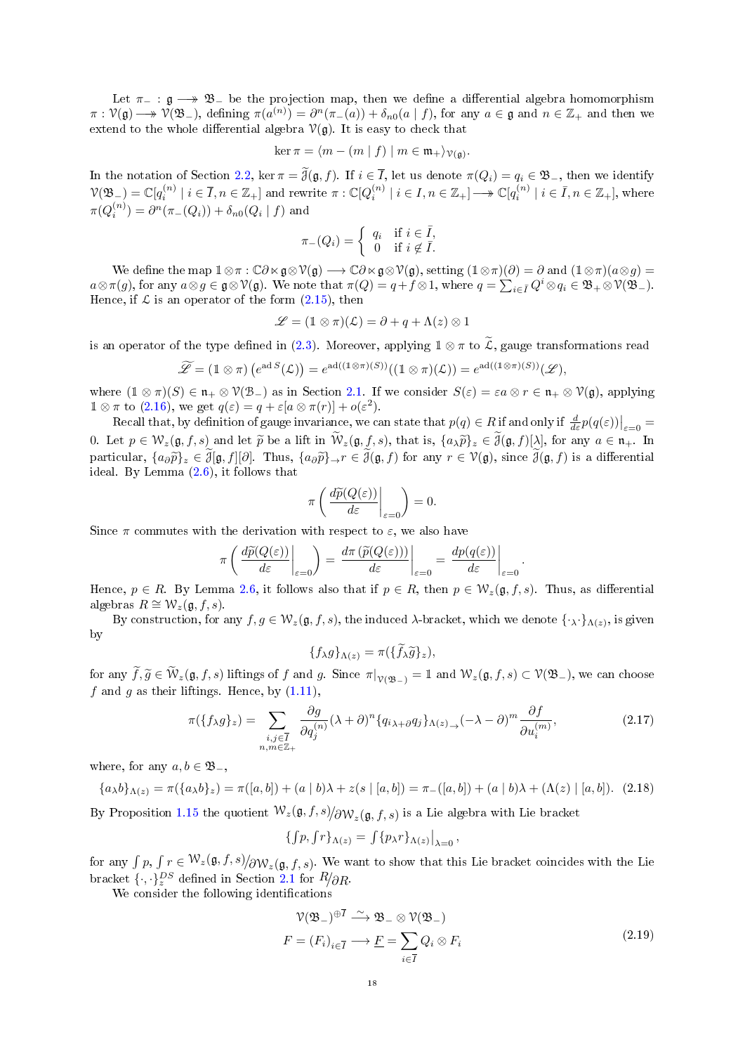Let $\pi_- : \mathfrak{g} \twoheadrightarrow \mathfrak{B}_-$ be the projection map, then we define a differential algebra homomorphism $\pi : \mathcal{V}(\mathfrak{g}) \twoheadrightarrow \mathcal{V}(\mathfrak{B}_-)$, defining $\pi(a^{(n)}) = \partial^n(\pi_-(a)) + \delta_{n0}(a \mid f)$, for any $a \in \mathfrak{g}$ and $n \in \mathbb{Z}_+$ and then we extend to the whole differential algebra $\mathcal{V}(\mathfrak{g})$. It is easy to check that

$$\ker \pi = \langle m - (m \mid f) \mid m \in \mathfrak{m}_+ \rangle_{\mathcal{V}(\mathfrak{g})}.$$

In the notation of Section 2.2, $\ker \pi = \widetilde{\mathcal{J}}(\mathfrak{g}, f)$. If $i \in \overline{I}$, let us denote $\pi(Q_i) = q_i \in \mathfrak{B}_-$, then we identify $\mathcal{V}(\mathfrak{B}_-) = \mathbb{C}[q_i^{(n)} \mid i \in \overline{I}, n \in \mathbb{Z}_+]$ and rewrite $\pi : \mathbb{C}[Q_i^{(n)} \mid i \in I, n \in \mathbb{Z}_+] \twoheadrightarrow \mathbb{C}[q_i^{(n)} \mid i \in \bar{I}, n \in \mathbb{Z}_+]$, where $\pi(Q_i^{(n)}) = \partial^n(\pi_-(Q_i)) + \delta_{n0}(Q_i \mid f)$ and

$$\pi_-(Q_i) = \begin{cases} q_i & \text{if } i \in \bar{I}, \\ 0 & \text{if } i \notin \bar{I}. \end{cases}$$

We define the map $\mathbb{1} \otimes \pi : \mathbb{C}\partial \ltimes \mathfrak{g} \otimes \mathcal{V}(\mathfrak{g}) \longrightarrow \mathbb{C}\partial \ltimes \mathfrak{g} \otimes \mathcal{V}(\mathfrak{g})$, setting $(\mathbb{1} \otimes \pi)(\partial) = \partial$ and $(\mathbb{1} \otimes \pi)(a \otimes g) = a \otimes \pi(g)$, for any $a \otimes g \in \mathfrak{g} \otimes \mathcal{V}(\mathfrak{g})$. We note that $\pi(Q) = q + f \otimes 1$, where $q = \sum_{i \in \overline{I}} Q^i \otimes q_i \in \mathfrak{B}_+ \otimes \mathcal{V}(\mathfrak{B}_-)$. Hence, if $\mathcal{L}$ is an operator of the form (2.15), then

$$\mathscr{L} = (\mathbb{1} \otimes \pi)(\mathcal{L}) = \partial + q + \Lambda(z) \otimes 1$$

is an operator of the type defined in (2.3). Moreover, applying $\mathbb{1} \otimes \pi$ to $\widetilde{\mathcal{L}}$, gauge transformations read

$$\widetilde{\mathscr{L}} = (\mathbb{1} \otimes \pi)\left(e^{\operatorname{ad} S}(\mathcal{L})\right) = e^{\operatorname{ad}((\mathbb{1} \otimes \pi)(S))}((\mathbb{1} \otimes \pi)(\mathcal{L})) = e^{\operatorname{ad}((\mathbb{1} \otimes \pi)(S))}(\mathscr{L}),$$

where $(\mathbb{1} \otimes \pi)(S) \in \mathfrak{n}_+ \otimes \mathcal{V}(\mathcal{B}_-)$ as in Section 2.1. If we consider $S(\varepsilon) = \varepsilon a \otimes r \in \mathfrak{n}_+ \otimes \mathcal{V}(\mathfrak{g})$, applying $\mathbb{1} \otimes \pi$ to (2.16), we get $q(\varepsilon) = q + \varepsilon[a \otimes \pi(r)] + o(\varepsilon^2)$.

Recall that, by definition of gauge invariance, we can state that $p(q) \in R$ if and only if $\frac{d}{d\varepsilon} p(q(\varepsilon))\big|_{\varepsilon=0} = 0$. Let $p \in \mathcal{W}_z(\mathfrak{g}, f, s)$ and let $\widetilde{p}$ be a lift in $\widetilde{\mathcal{W}}_z(\mathfrak{g}, f, s)$, that is, $\{a_\lambda \widetilde{p}\}_z \in \widetilde{\mathcal{J}}(\mathfrak{g}, f)[\lambda]$, for any $a \in \mathfrak{n}_+$. In particular, $\{a_\partial \widetilde{p}\}_z \in \widetilde{\mathcal{J}}[\mathfrak{g}, f][\partial]$. Thus, $\{a_\partial \widetilde{p}\}_\to r \in \widetilde{\mathcal{J}}(\mathfrak{g}, f)$ for any $r \in \mathcal{V}(\mathfrak{g})$, since $\widetilde{\mathcal{J}}(\mathfrak{g}, f)$ is a differential ideal. By Lemma (2.6), it follows that

$$\pi\left(\left.\frac{d\widetilde{p}(Q(\varepsilon))}{d\varepsilon}\right|_{\varepsilon=0}\right) = 0.$$

Since $\pi$ commutes with the derivation with respect to $\varepsilon$, we also have

$$\pi\left(\left.\frac{d\widetilde{p}(Q(\varepsilon))}{d\varepsilon}\right|_{\varepsilon=0}\right) = \left.\frac{d\pi\left(\widetilde{p}(Q(\varepsilon))\right)}{d\varepsilon}\right|_{\varepsilon=0} = \left.\frac{dp(q(\varepsilon))}{d\varepsilon}\right|_{\varepsilon=0}.$$

Hence, $p \in R$. By Lemma 2.6, it follows also that if $p \in R$, then $p \in \mathcal{W}_z(\mathfrak{g}, f, s)$. Thus, as differential algebras $R \cong \mathcal{W}_z(\mathfrak{g}, f, s)$.

By construction, for any $f, g \in \mathcal{W}_z(\mathfrak{g}, f, s)$, the induced $\lambda$-bracket, which we denote $\{\cdot_\lambda \cdot\}_{\Lambda(z)}$, is given by

$$\{f_\lambda g\}_{\Lambda(z)} = \pi(\{\widetilde{f}_\lambda \widetilde{g}\}_z),$$

for any $\widetilde{f}, \widetilde{g} \in \widetilde{\mathcal{W}}_z(\mathfrak{g}, f, s)$ liftings of $f$ and $g$. Since $\pi|_{\mathcal{V}(\mathfrak{B}_-)} = \mathbb{1}$ and $\mathcal{W}_z(\mathfrak{g}, f, s) \subset \mathcal{V}(\mathfrak{B}_-)$, we can choose $f$ and $g$ as their liftings. Hence, by (1.11),

$$\pi(\{f_\lambda g\}_z) = \sum_{\substack{i,j \in \overline{I} \\ n,m \in \mathbb{Z}_+}} \frac{\partial g}{\partial q_j^{(n)}} (\lambda + \partial)^n \{q_{i\,\lambda+\partial} q_j\}_{\Lambda(z)\to} (-\lambda - \partial)^m \frac{\partial f}{\partial u_i^{(m)}}, \tag{2.17}$$

where, for any $a, b \in \mathfrak{B}_-$,

$$\{a_\lambda b\}_{\Lambda(z)} = \pi(\{a_\lambda b\}_z) = \pi([a, b]) + (a \mid b)\lambda + z(s \mid [a, b]) = \pi_-([a, b]) + (a \mid b)\lambda + (\Lambda(z) \mid [a, b]). \tag{2.18}$$

By Proposition 1.15 the quotient $\mathcal{W}_z(\mathfrak{g}, f, s) / \partial \mathcal{W}_z(\mathfrak{g}, f, s)$ is a Lie algebra with Lie bracket

$$\{{\textstyle\int} p, {\textstyle\int} r\}_{\Lambda(z)} = {\textstyle\int} \{p_\lambda r\}_{\Lambda(z)}\big|_{\lambda=0},$$

for any $\int p, \int r \in \mathcal{W}_z(\mathfrak{g}, f, s) / \partial \mathcal{W}_z(\mathfrak{g}, f, s)$. We want to show that this Lie bracket coincides with the Lie bracket $\{\cdot, \cdot\}_z^{DS}$ defined in Section 2.1 for $R / \partial R$.

We consider the following identifications

$$\begin{aligned} \mathcal{V}(\mathfrak{B}_-)^{\oplus \overline{I}} &\xrightarrow{\ \sim\ } \mathfrak{B}_- \otimes \mathcal{V}(\mathfrak{B}_-) \\ F = (F_i)_{i \in \overline{I}} &\longrightarrow \underline{F} = \sum_{i \in \overline{I}} Q_i \otimes F_i \end{aligned} \tag{2.19}$$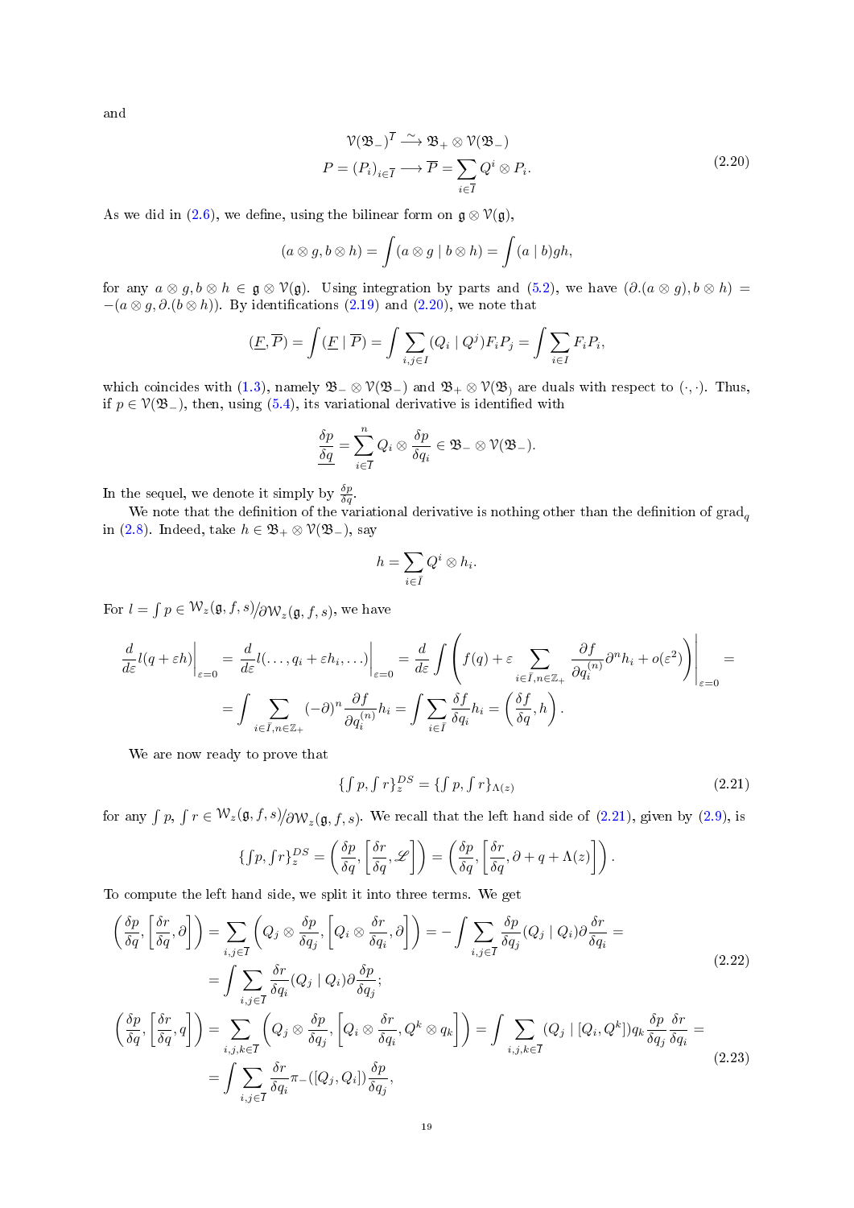and

$$
\begin{aligned}
\mathcal{V}(\mathfrak{B}_-)^{\overline{I}} &\xrightarrow{\sim} \mathfrak{B}_+ \otimes \mathcal{V}(\mathfrak{B}_-) \\
P = (P_i)_{i\in\overline{I}} &\longrightarrow \overline{P} = \sum_{i\in\overline{I}} Q^i \otimes P_i.
\end{aligned}
\tag{2.20}
$$

As we did in (2.6), we define, using the bilinear form on $\mathfrak{g}\otimes\mathcal{V}(\mathfrak{g})$,

$$
(a\otimes g, b\otimes h) = \int (a\otimes g \mid b\otimes h) = \int (a\mid b) gh,
$$

for any $a\otimes g, b\otimes h \in \mathfrak{g}\otimes\mathcal{V}(\mathfrak{g})$. Using integration by parts and (5.2), we have $(\partial.(a\otimes g), b\otimes h) = -(a\otimes g, \partial.(b\otimes h))$. By identifications (2.19) and (2.20), we note that

$$
(\underline{F}, \overline{P}) = \int (\underline{F} \mid \overline{P}) = \int \sum_{i,j\in I} (Q_i \mid Q^j) F_i P_j = \int \sum_{i\in I} F_i P_i,
$$

which coincides with (1.3), namely $\mathfrak{B}_-\otimes\mathcal{V}(\mathfrak{B}_-)$ and $\mathfrak{B}_+\otimes\mathcal{V}(\mathfrak{B})$ are duals with respect to $(\cdot,\cdot)$. Thus, if $p\in\mathcal{V}(\mathfrak{B}_-)$, then, using (5.4), its variational derivative is identified with

$$
\frac{\delta p}{\underline{\delta q}} = \sum_{i\in\overline{I}}^{n} Q_i \otimes \frac{\delta p}{\delta q_i} \in \mathfrak{B}_-\otimes\mathcal{V}(\mathfrak{B}_-).
$$

In the sequel, we denote it simply by $\frac{\delta p}{\delta q}$.

We note that the definition of the variational derivative is nothing other than the definition of $\operatorname{grad}_q$ in (2.8). Indeed, take $h\in\mathfrak{B}_+\otimes\mathcal{V}(\mathfrak{B}_-)$, say

$$
h = \sum_{i\in\bar{I}} Q^i \otimes h_i.
$$

For $l = \int p \in \mathcal{W}_z(\mathfrak{g},f,s)/\partial\mathcal{W}_z(\mathfrak{g},f,s)$, we have

$$
\begin{aligned}
\frac{d}{d\varepsilon} l(q+\varepsilon h)\Big|_{\varepsilon=0} &= \frac{d}{d\varepsilon} l(\ldots, q_i+\varepsilon h_i, \ldots)\Big|_{\varepsilon=0} = \frac{d}{d\varepsilon}\int \left( f(q) + \varepsilon \sum_{i\in\bar{I}, n\in\mathbb{Z}_+} \frac{\partial f}{\partial q_i^{(n)}} \partial^n h_i + o(\varepsilon^2)\right)\Bigg|_{\varepsilon=0} = \\
&= \int \sum_{i\in\bar{I}, n\in\mathbb{Z}_+} (-\partial)^n \frac{\partial f}{\partial q_i^{(n)}} h_i = \int \sum_{i\in\bar{I}} \frac{\delta f}{\delta q_i} h_i = \left(\frac{\delta f}{\delta q}, h\right).
\end{aligned}
$$

We are now ready to prove that

$$
\{\textstyle\int p, \int r\}_z^{DS} = \{\int p, \int r\}_{\Lambda(z)}
\tag{2.21}
$$

for any $\int p, \int r \in \mathcal{W}_z(\mathfrak{g},f,s)/\partial\mathcal{W}_z(\mathfrak{g},f,s)$. We recall that the left hand side of (2.21), given by (2.9), is

$$
\{\textstyle\int p, \int r\}_z^{DS} = \left(\frac{\delta p}{\delta q}, \left[\frac{\delta r}{\delta q}, \mathscr{L}\right]\right) = \left(\frac{\delta p}{\delta q}, \left[\frac{\delta r}{\delta q}, \partial + q + \Lambda(z)\right]\right).
$$

To compute the left hand side, we split it into three terms. We get

$$
\begin{aligned}
\left(\frac{\delta p}{\delta q}, \left[\frac{\delta r}{\delta q}, \partial\right]\right) &= \sum_{i,j\in\overline{I}} \left(Q_j\otimes \frac{\delta p}{\delta q_j}, \left[Q_i\otimes\frac{\delta r}{\delta q_i}, \partial\right]\right) = -\int \sum_{i,j\in\overline{I}} \frac{\delta p}{\delta q_j}(Q_j\mid Q_i)\partial \frac{\delta r}{\delta q_i} = \\
&= \int \sum_{i,j\in\overline{I}} \frac{\delta r}{\delta q_i}(Q_j\mid Q_i)\partial\frac{\delta p}{\delta q_j};
\end{aligned}
\tag{2.22}
$$

$$
\begin{aligned}
\left(\frac{\delta p}{\delta q}, \left[\frac{\delta r}{\delta q}, q\right]\right) &= \sum_{i,j,k\in\overline{I}} \left(Q_j\otimes\frac{\delta p}{\delta q_j}, \left[Q_i\otimes\frac{\delta r}{\delta q_i}, Q^k\otimes q_k\right]\right) = \int \sum_{i,j,k\in\overline{I}} (Q_j \mid [Q_i, Q^k]) q_k \frac{\delta p}{\delta q_j}\frac{\delta r}{\delta q_i} = \\
&= \int \sum_{i,j\in\overline{I}} \frac{\delta r}{\delta q_i} \pi_-([Q_j, Q_i])\frac{\delta p}{\delta q_j},
\end{aligned}
\tag{2.23}
$$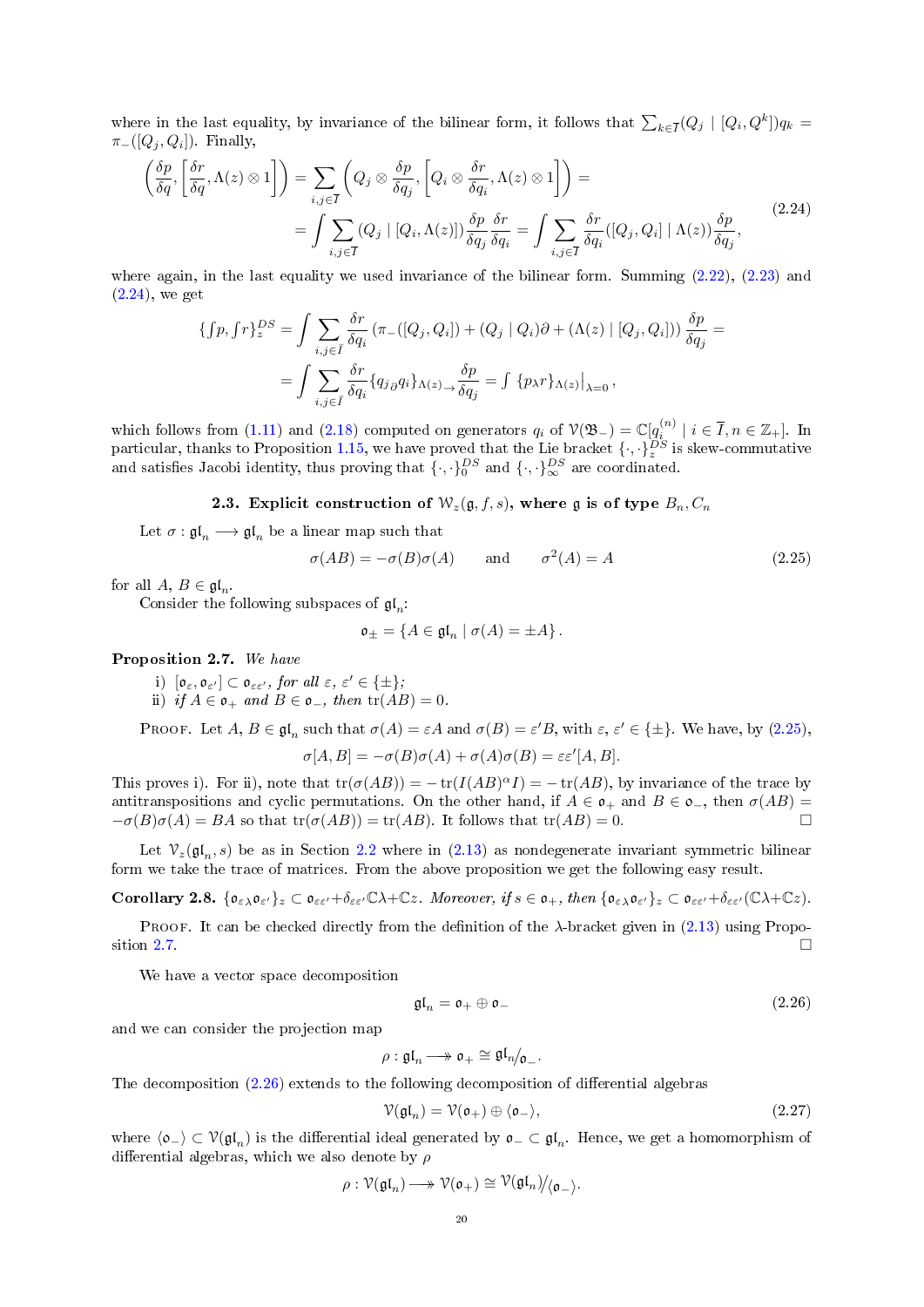where in the last equality, by invariance of the bilinear form, it follows that $\sum_{k\in \overline{I}}(Q_j \mid [Q_i, Q^k])q_k = \pi_-([Q_j, Q_i])$. Finally,

$$
\begin{aligned}
\left(\frac{\delta p}{\delta q}, \left[\frac{\delta r}{\delta q}, \Lambda(z)\otimes 1\right]\right) &= \sum_{i,j\in \overline{I}} \left(Q_j \otimes \frac{\delta p}{\delta q_j}, \left[Q_i \otimes \frac{\delta r}{\delta q_i}, \Lambda(z)\otimes 1\right]\right) = \\
&= \int \sum_{i,j\in \overline{I}} (Q_j \mid [Q_i, \Lambda(z)]) \frac{\delta p}{\delta q_j}\frac{\delta r}{\delta q_i} = \int \sum_{i,j\in \overline{I}} \frac{\delta r}{\delta q_i}([Q_j, Q_i] \mid \Lambda(z))\frac{\delta p}{\delta q_j},
\end{aligned}
\tag{2.24}
$$

where again, in the last equality we used invariance of the bilinear form. Summing (2.22), (2.23) and (2.24), we get

$$
\begin{aligned}
\{{\textstyle\int} p, {\textstyle\int} r\}_z^{DS} &= \int \sum_{i,j\in \overline{I}} \frac{\delta r}{\delta q_i}\left(\pi_-([Q_j, Q_i]) + (Q_j \mid Q_i)\partial + (\Lambda(z) \mid [Q_j, Q_i])\right)\frac{\delta p}{\delta q_j} = \\
&= \int \sum_{i,j\in \overline{I}} \frac{\delta r}{\delta q_i}\{q_{j\,\partial} q_i\}_{\Lambda(z)\to}\frac{\delta p}{\delta q_j} = {\textstyle\int}\, \{p_\lambda r\}_{\Lambda(z)}\big|_{\lambda=0},
\end{aligned}
$$

which follows from (1.11) and (2.18) computed on generators $q_i$ of $\mathcal{V}(\mathfrak{B}_-) = \mathbb{C}[q_i^{(n)} \mid i \in \overline{I}, n \in \mathbb{Z}_+]$. In particular, thanks to Proposition 1.15, we have proved that the Lie bracket $\{\cdot,\cdot\}_z^{DS}$ is skew-commutative and satisfies Jacobi identity, thus proving that $\{\cdot,\cdot\}_0^{DS}$ and $\{\cdot,\cdot\}_\infty^{DS}$ are coordinated.

### 2.3. Explicit construction of $\mathcal{W}_z(\mathfrak{g}, f, s)$, where $\mathfrak{g}$ is of type $B_n, C_n$

Let $\sigma : \mathfrak{gl}_n \longrightarrow \mathfrak{gl}_n$ be a linear map such that

$$
\sigma(AB) = -\sigma(B)\sigma(A) \qquad \text{and} \qquad \sigma^2(A) = A \tag{2.25}
$$

for all $A$, $B \in \mathfrak{gl}_n$.

Consider the following subspaces of $\mathfrak{gl}_n$:

$$
\mathfrak{o}_\pm = \{A \in \mathfrak{gl}_n \mid \sigma(A) = \pm A\}\,.
$$

**Proposition 2.7.** *We have*

i) $[\mathfrak{o}_\varepsilon, \mathfrak{o}_{\varepsilon'}] \subset \mathfrak{o}_{\varepsilon\varepsilon'}$, *for all* $\varepsilon$, $\varepsilon' \in \{\pm\}$;

ii) *if* $A \in \mathfrak{o}_+$ *and* $B \in \mathfrak{o}_-$, *then* $\operatorname{tr}(AB) = 0$.

Proof. Let $A$, $B \in \mathfrak{gl}_n$ such that $\sigma(A) = \varepsilon A$ and $\sigma(B) = \varepsilon' B$, with $\varepsilon$, $\varepsilon' \in \{\pm\}$. We have, by (2.25),

$$
\sigma[A, B] = -\sigma(B)\sigma(A) + \sigma(A)\sigma(B) = \varepsilon\varepsilon'[A, B].
$$

This proves i). For ii), note that $\operatorname{tr}(\sigma(AB)) = -\operatorname{tr}(I(AB)^\alpha I) = -\operatorname{tr}(AB)$, by invariance of the trace by antitranspositions and cyclic permutations. On the other hand, if $A \in \mathfrak{o}_+$ and $B \in \mathfrak{o}_-$, then $\sigma(AB) = -\sigma(B)\sigma(A) = BA$ so that $\operatorname{tr}(\sigma(AB)) = \operatorname{tr}(AB)$. It follows that $\operatorname{tr}(AB) = 0$. $\square$

Let $\mathcal{V}_z(\mathfrak{gl}_n, s)$ be as in Section 2.2 where in (2.13) as nondegenerate invariant symmetric bilinear form we take the trace of matrices. From the above proposition we get the following easy result.

**Corollary 2.8.** $\{\mathfrak{o}_{\varepsilon\,\lambda}\mathfrak{o}_{\varepsilon'}\}_z \subset \mathfrak{o}_{\varepsilon\varepsilon'} + \delta_{\varepsilon\varepsilon'}\mathbb{C}\lambda + \mathbb{C}z$. *Moreover, if* $s \in \mathfrak{o}_+$, *then* $\{\mathfrak{o}_{\varepsilon\,\lambda}\mathfrak{o}_{\varepsilon'}\}_z \subset \mathfrak{o}_{\varepsilon\varepsilon'} + \delta_{\varepsilon\varepsilon'}(\mathbb{C}\lambda + \mathbb{C}z)$.

Proof. It can be checked directly from the definition of the $\lambda$-bracket given in (2.13) using Proposition 2.7. $\square$

We have a vector space decomposition

$$
\mathfrak{gl}_n = \mathfrak{o}_+ \oplus \mathfrak{o}_- \tag{2.26}
$$

and we can consider the projection map

$$
\rho : \mathfrak{gl}_n \longrightarrow\!\!\!\!\!\rightarrow \mathfrak{o}_+ \cong \mathfrak{gl}_n/\mathfrak{o}_-.
$$

The decomposition (2.26) extends to the following decomposition of differential algebras

$$
\mathcal{V}(\mathfrak{gl}_n) = \mathcal{V}(\mathfrak{o}_+) \oplus \langle \mathfrak{o}_- \rangle, \tag{2.27}
$$

where $\langle \mathfrak{o}_- \rangle \subset \mathcal{V}(\mathfrak{gl}_n)$ is the differential ideal generated by $\mathfrak{o}_- \subset \mathfrak{gl}_n$. Hence, we get a homomorphism of differential algebras, which we also denote by $\rho$

$$
\rho : \mathcal{V}(\mathfrak{gl}_n) \longrightarrow\!\!\!\!\!\rightarrow \mathcal{V}(\mathfrak{o}_+) \cong \mathcal{V}(\mathfrak{gl}_n)/\langle \mathfrak{o}_- \rangle.
$$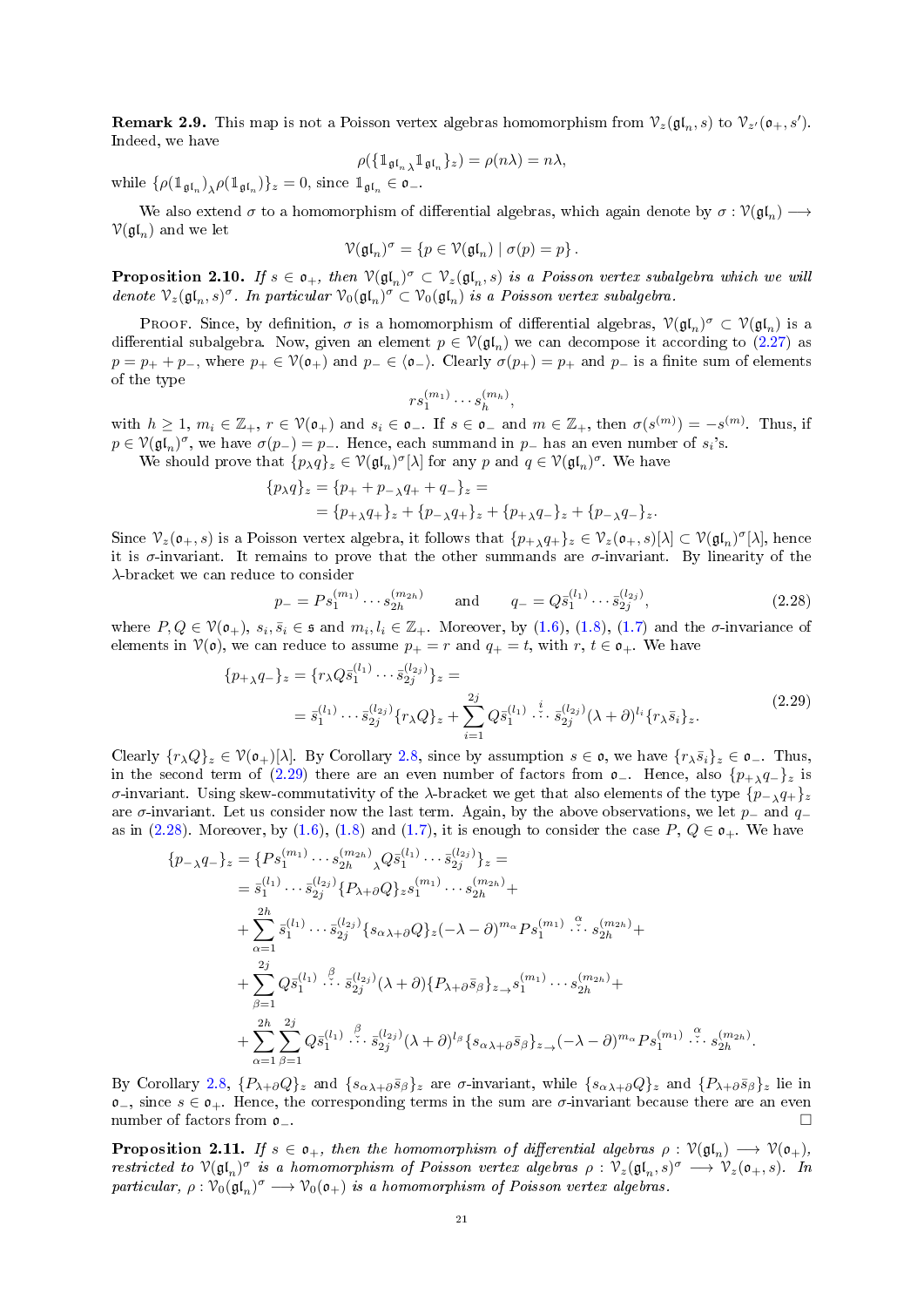**Remark 2.9.** This map is not a Poisson vertex algebras homomorphism from $\mathcal{V}_z(\mathfrak{gl}_n, s)$ to $\mathcal{V}_{z'}(\mathfrak{o}_+, s')$. Indeed, we have

$$\rho(\{\mathbb{1}_{\mathfrak{gl}_n}{}_\lambda \mathbb{1}_{\mathfrak{gl}_n}\}_z) = \rho(n\lambda) = n\lambda,$$

while $\{\rho(\mathbb{1}_{\mathfrak{gl}_n})_\lambda \rho(\mathbb{1}_{\mathfrak{gl}_n})\}_z = 0$, since $\mathbb{1}_{\mathfrak{gl}_n} \in \mathfrak{o}_-$.

We also extend $\sigma$ to a homomorphism of differential algebras, which again denote by $\sigma : \mathcal{V}(\mathfrak{gl}_n) \longrightarrow \mathcal{V}(\mathfrak{gl}_n)$ and we let

$$\mathcal{V}(\mathfrak{gl}_n)^\sigma = \{p \in \mathcal{V}(\mathfrak{gl}_n) \mid \sigma(p) = p\}.$$

**Proposition 2.10.** *If $s \in \mathfrak{o}_+$, then $\mathcal{V}(\mathfrak{gl}_n)^\sigma \subset \mathcal{V}_z(\mathfrak{gl}_n, s)$ is a Poisson vertex subalgebra which we will denote $\mathcal{V}_z(\mathfrak{gl}_n, s)^\sigma$. In particular $\mathcal{V}_0(\mathfrak{gl}_n)^\sigma \subset \mathcal{V}_0(\mathfrak{gl}_n)$ is a Poisson vertex subalgebra.*

Proof. Since, by definition, $\sigma$ is a homomorphism of differential algebras, $\mathcal{V}(\mathfrak{gl}_n)^\sigma \subset \mathcal{V}(\mathfrak{gl}_n)$ is a differential subalgebra. Now, given an element $p \in \mathcal{V}(\mathfrak{gl}_n)$ we can decompose it according to (2.27) as $p = p_+ + p_-$, where $p_+ \in \mathcal{V}(\mathfrak{o}_+)$ and $p_- \in \langle \mathfrak{o}_- \rangle$. Clearly $\sigma(p_+) = p_+$ and $p_-$ is a finite sum of elements of the type

$$r s_1^{(m_1)} \cdots s_h^{(m_h)},$$

with $h \geq 1$, $m_i \in \mathbb{Z}_+$, $r \in \mathcal{V}(\mathfrak{o}_+)$ and $s_i \in \mathfrak{o}_-$. If $s \in \mathfrak{o}_-$ and $m \in \mathbb{Z}_+$, then $\sigma(s^{(m)}) = -s^{(m)}$. Thus, if $p \in \mathcal{V}(\mathfrak{gl}_n)^\sigma$, we have $\sigma(p_-) = p_-$. Hence, each summand in $p_-$ has an even number of $s_i$'s.

We should prove that $\{p_\lambda q\}_z \in \mathcal{V}(\mathfrak{gl}_n)^\sigma[\lambda]$ for any $p$ and $q \in \mathcal{V}(\mathfrak{gl}_n)^\sigma$. We have

$$\begin{aligned}
\{p_\lambda q\}_z &= \{p_+ + p_-{}_\lambda q_+ + q_-\}_z = \\
&= \{p_+{}_\lambda q_+\}_z + \{p_-{}_\lambda q_+\}_z + \{p_+{}_\lambda q_-\}_z + \{p_-{}_\lambda q_-\}_z.
\end{aligned}$$

Since $\mathcal{V}_z(\mathfrak{o}_+, s)$ is a Poisson vertex algebra, it follows that $\{p_+{}_\lambda q_+\}_z \in \mathcal{V}_z(\mathfrak{o}_+, s)[\lambda] \subset \mathcal{V}(\mathfrak{gl}_n)^\sigma[\lambda]$, hence it is $\sigma$-invariant. It remains to prove that the other summands are $\sigma$-invariant. By linearity of the $\lambda$-bracket we can reduce to consider

$$p_- = P s_1^{(m_1)} \cdots s_{2h}^{(m_{2h})} \qquad \text{and} \qquad q_- = Q \bar{s}_1^{(l_1)} \cdots \bar{s}_{2j}^{(l_{2j})}, \tag{2.28}$$

where $P, Q \in \mathcal{V}(\mathfrak{o}_+)$, $s_i, \bar{s}_i \in \mathfrak{s}$ and $m_i, l_i \in \mathbb{Z}_+$. Moreover, by (1.6), (1.8), (1.7) and the $\sigma$-invariance of elements in $\mathcal{V}(\mathfrak{o})$, we can reduce to assume $p_+ = r$ and $q_+ = t$, with $r, t \in \mathfrak{o}_+$. We have

$$\begin{aligned}
\{p_+{}_\lambda q_-\}_z &= \{r_\lambda Q \bar{s}_1^{(l_1)} \cdots \bar{s}_{2j}^{(l_{2j})}\}_z = \\
&= \bar{s}_1^{(l_1)} \cdots \bar{s}_{2j}^{(l_{2j})} \{r_\lambda Q\}_z + \sum_{i=1}^{2j} Q \bar{s}_1^{(l_1)} \overset{i}{\check{\cdots}} \bar{s}_{2j}^{(l_{2j})} (\lambda + \partial)^{l_i} \{r_\lambda \bar{s}_i\}_z.
\end{aligned} \tag{2.29}$$

Clearly $\{r_\lambda Q\}_z \in \mathcal{V}(\mathfrak{o}_+)[\lambda]$. By Corollary 2.8, since by assumption $s \in \mathfrak{o}$, we have $\{r_\lambda \bar{s}_i\}_z \in \mathfrak{o}_-$. Thus, in the second term of (2.29) there are an even number of factors from $\mathfrak{o}_-$. Hence, also $\{p_+{}_\lambda q_-\}_z$ is $\sigma$-invariant. Using skew-commutativity of the $\lambda$-bracket we get that also elements of the type $\{p_-{}_\lambda q_+\}_z$ are $\sigma$-invariant. Let us consider now the last term. Again, by the above observations, we let $p_-$ and $q_-$ as in (2.28). Moreover, by (1.6), (1.8) and (1.7), it is enough to consider the case $P$, $Q \in \mathfrak{o}_+$. We have

$$\begin{aligned}
\{p_-{}_\lambda q_-\}_z &= \{P s_1^{(m_1)} \cdots s_{2h}^{(m_{2h})}{}_\lambda Q \bar{s}_1^{(l_1)} \cdots \bar{s}_{2j}^{(l_{2j})}\}_z = \\
&= \bar{s}_1^{(l_1)} \cdots \bar{s}_{2j}^{(l_{2j})} \{P_{\lambda+\partial} Q\}_z s_1^{(m_1)} \cdots s_{2h}^{(m_{2h})} + \\
&+ \sum_{\alpha=1}^{2h} \bar{s}_1^{(l_1)} \cdots \bar{s}_{2j}^{(l_{2j})} \{s_\alpha{}_{\lambda+\partial} Q\}_z (-\lambda - \partial)^{m_\alpha} P s_1^{(m_1)} \overset{\alpha}{\check{\cdots}} s_{2h}^{(m_{2h})} + \\
&+ \sum_{\beta=1}^{2j} Q \bar{s}_1^{(l_1)} \overset{\beta}{\check{\cdots}} \bar{s}_{2j}^{(l_{2j})} (\lambda + \partial) \{P_{\lambda+\partial} \bar{s}_\beta\}_{z\to} s_1^{(m_1)} \cdots s_{2h}^{(m_{2h})} + \\
&+ \sum_{\alpha=1}^{2h} \sum_{\beta=1}^{2j} Q \bar{s}_1^{(l_1)} \overset{\beta}{\check{\cdots}} \bar{s}_{2j}^{(l_{2j})} (\lambda + \partial)^{l_\beta} \{s_\alpha{}_{\lambda+\partial} \bar{s}_\beta\}_{z\to} (-\lambda - \partial)^{m_\alpha} P s_1^{(m_1)} \overset{\alpha}{\check{\cdots}} s_{2h}^{(m_{2h})}.
\end{aligned}$$

By Corollary 2.8, $\{P_{\lambda+\partial} Q\}_z$ and $\{s_\alpha{}_{\lambda+\partial} \bar{s}_\beta\}_z$ are $\sigma$-invariant, while $\{s_\alpha{}_{\lambda+\partial} Q\}_z$ and $\{P_{\lambda+\partial} \bar{s}_\beta\}_z$ lie in $\mathfrak{o}_-$, since $s \in \mathfrak{o}_+$. Hence, the corresponding terms in the sum are $\sigma$-invariant because there are an even number of factors from $\mathfrak{o}_-$. □

**Proposition 2.11.** *If $s \in \mathfrak{o}_+$, then the homomorphism of differential algebras $\rho : \mathcal{V}(\mathfrak{gl}_n) \longrightarrow \mathcal{V}(\mathfrak{o}_+)$, restricted to $\mathcal{V}(\mathfrak{gl}_n)^\sigma$ is a homomorphism of Poisson vertex algebras $\rho : \mathcal{V}_z(\mathfrak{gl}_n, s)^\sigma \longrightarrow \mathcal{V}_z(\mathfrak{o}_+, s)$. In particular, $\rho : \mathcal{V}_0(\mathfrak{gl}_n)^\sigma \longrightarrow \mathcal{V}_0(\mathfrak{o}_+)$ is a homomorphism of Poisson vertex algebras.*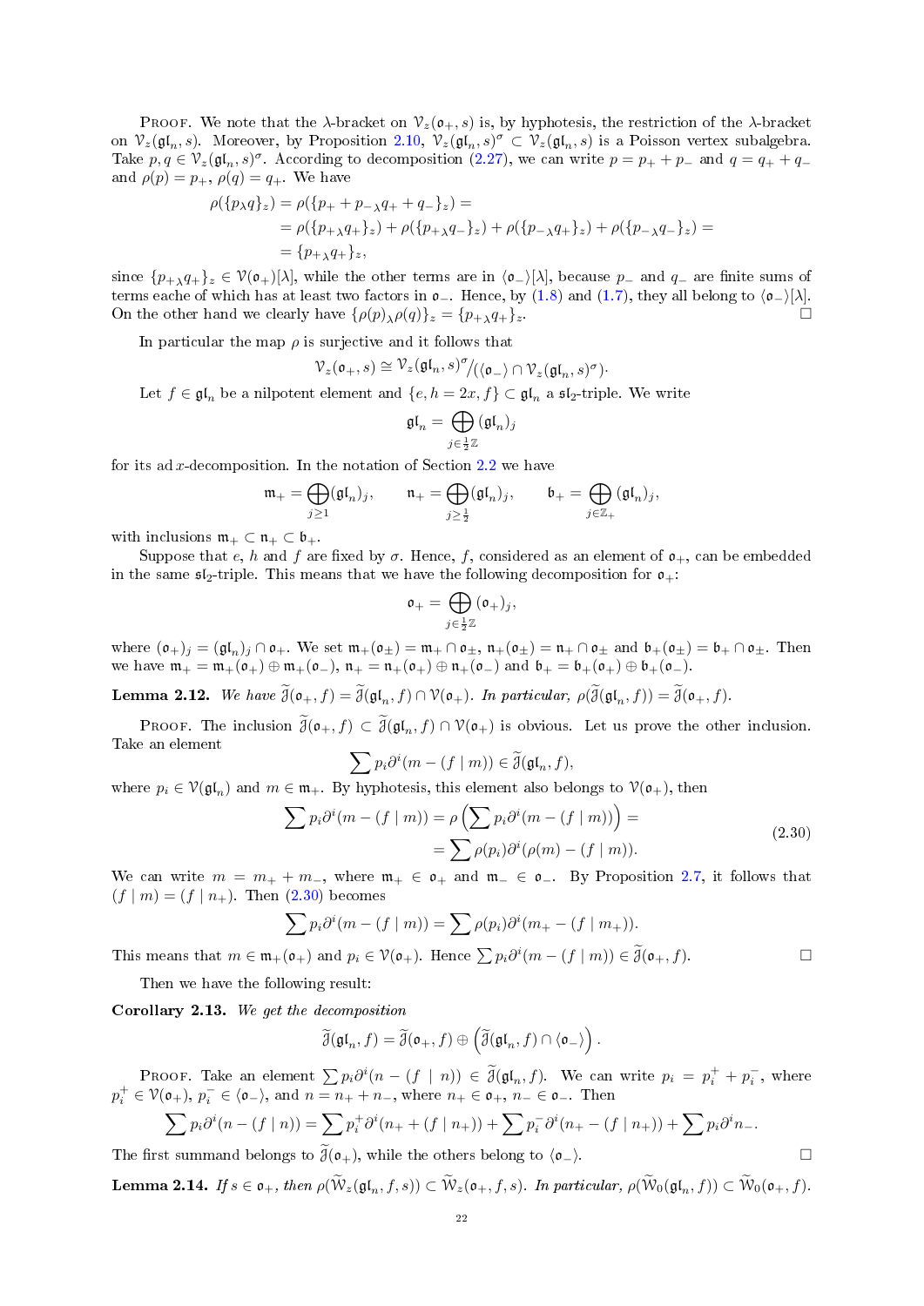Proof. We note that the $\lambda$-bracket on $\mathcal{V}_z(\mathfrak{o}_+, s)$ is, by hyphotesis, the restriction of the $\lambda$-bracket on $\mathcal{V}_z(\mathfrak{gl}_n, s)$. Moreover, by Proposition 2.10, $\mathcal{V}_z(\mathfrak{gl}_n, s)^\sigma \subset \mathcal{V}_z(\mathfrak{gl}_n, s)$ is a Poisson vertex subalgebra. Take $p, q \in \mathcal{V}_z(\mathfrak{gl}_n, s)^\sigma$. According to decomposition (2.27), we can write $p = p_+ + p_-$ and $q = q_+ + q_-$ and $\rho(p) = p_+$, $\rho(q) = q_+$. We have

$$
\begin{aligned}
\rho(\{p_\lambda q\}_z) &= \rho(\{p_+ + p_-{}_\lambda q_+ + q_-\}_z) = \\
&= \rho(\{p_+{}_\lambda q_+\}_z) + \rho(\{p_+{}_\lambda q_-\}_z) + \rho(\{p_-{}_\lambda q_+\}_z) + \rho(\{p_-{}_\lambda q_-\}_z) = \\
&= \{p_+{}_\lambda q_+\}_z,
\end{aligned}
$$

since $\{p_+{}_\lambda q_+\}_z \in \mathcal{V}(\mathfrak{o}_+)[\lambda]$, while the other terms are in $\langle \mathfrak{o}_- \rangle[\lambda]$, because $p_-$ and $q_-$ are finite sums of terms eache of which has at least two factors in $\mathfrak{o}_-$. Hence, by (1.8) and (1.7), they all belong to $\langle \mathfrak{o}_- \rangle[\lambda]$. On the other hand we clearly have $\{\rho(p)_\lambda \rho(q)\}_z = \{p_+{}_\lambda q_+\}_z$. $\square$

In particular the map $\rho$ is surjective and it follows that

$$
\mathcal{V}_z(\mathfrak{o}_+, s) \cong \mathcal{V}_z(\mathfrak{gl}_n, s)^\sigma / (\langle \mathfrak{o}_- \rangle \cap \mathcal{V}_z(\mathfrak{gl}_n, s)^\sigma).
$$

Let $f \in \mathfrak{gl}_n$ be a nilpotent element and $\{e, h = 2x, f\} \subset \mathfrak{gl}_n$ a $\mathfrak{sl}_2$-triple. We write

$$
\mathfrak{gl}_n = \bigoplus_{j \in \frac{1}{2}\mathbb{Z}} (\mathfrak{gl}_n)_j
$$

for its $\operatorname{ad} x$-decomposition. In the notation of Section 2.2 we have

$$
\mathfrak{m}_+ = \bigoplus_{j \geq 1} (\mathfrak{gl}_n)_j, \qquad \mathfrak{n}_+ = \bigoplus_{j \geq \frac{1}{2}} (\mathfrak{gl}_n)_j, \qquad \mathfrak{b}_+ = \bigoplus_{j \in \mathbb{Z}_+} (\mathfrak{gl}_n)_j,
$$

with inclusions $\mathfrak{m}_+ \subset \mathfrak{n}_+ \subset \mathfrak{b}_+$.

Suppose that $e$, $h$ and $f$ are fixed by $\sigma$. Hence, $f$, considered as an element of $\mathfrak{o}_+$, can be embedded in the same $\mathfrak{sl}_2$-triple. This means that we have the following decomposition for $\mathfrak{o}_+$:

$$
\mathfrak{o}_+ = \bigoplus_{j \in \frac{1}{2}\mathbb{Z}} (\mathfrak{o}_+)_j,
$$

where $(\mathfrak{o}_+)_j = (\mathfrak{gl}_n)_j \cap \mathfrak{o}_+$. We set $\mathfrak{m}_+(\mathfrak{o}_\pm) = \mathfrak{m}_+ \cap \mathfrak{o}_\pm$, $\mathfrak{n}_+(\mathfrak{o}_\pm) = \mathfrak{n}_+ \cap \mathfrak{o}_\pm$ and $\mathfrak{b}_+(\mathfrak{o}_\pm) = \mathfrak{b}_+ \cap \mathfrak{o}_\pm$. Then we have $\mathfrak{m}_+ = \mathfrak{m}_+(\mathfrak{o}_+) \oplus \mathfrak{m}_+(\mathfrak{o}_-)$, $\mathfrak{n}_+ = \mathfrak{n}_+(\mathfrak{o}_+) \oplus \mathfrak{n}_+(\mathfrak{o}_-)$ and $\mathfrak{b}_+ = \mathfrak{b}_+(\mathfrak{o}_+) \oplus \mathfrak{b}_+(\mathfrak{o}_-)$.

**Lemma 2.12.** *We have $\widetilde{\mathcal{J}}(\mathfrak{o}_+, f) = \widetilde{\mathcal{J}}(\mathfrak{gl}_n, f) \cap \mathcal{V}(\mathfrak{o}_+)$. In particular, $\rho(\widetilde{\mathcal{J}}(\mathfrak{gl}_n, f)) = \widetilde{\mathcal{J}}(\mathfrak{o}_+, f)$.*

Proof. The inclusion $\widetilde{\mathcal{J}}(\mathfrak{o}_+, f) \subset \widetilde{\mathcal{J}}(\mathfrak{gl}_n, f) \cap \mathcal{V}(\mathfrak{o}_+)$ is obvious. Let us prove the other inclusion. Take an element

$$
\sum p_i \partial^i (m - (f \mid m)) \in \widetilde{\mathcal{J}}(\mathfrak{gl}_n, f),
$$

where $p_i \in \mathcal{V}(\mathfrak{gl}_n)$ and $m \in \mathfrak{m}_+$. By hyphotesis, this element also belongs to $\mathcal{V}(\mathfrak{o}_+)$, then

$$
\begin{aligned}
\sum p_i \partial^i (m - (f \mid m)) &= \rho\left(\sum p_i \partial^i (m - (f \mid m))\right) = \\
&= \sum \rho(p_i) \partial^i (\rho(m) - (f \mid m)).
\end{aligned}
\tag{2.30}
$$

We can write $m = m_+ + m_-$, where $\mathfrak{m}_+ \in \mathfrak{o}_+$ and $\mathfrak{m}_- \in \mathfrak{o}_-$. By Proposition 2.7, it follows that $(f \mid m) = (f \mid n_+)$. Then (2.30) becomes

$$
\sum p_i \partial^i (m - (f \mid m)) = \sum \rho(p_i) \partial^i (m_+ - (f \mid m_+)).
$$

This means that $m \in \mathfrak{m}_+(\mathfrak{o}_+)$ and $p_i \in \mathcal{V}(\mathfrak{o}_+)$. Hence $\sum p_i \partial^i (m - (f \mid m)) \in \widetilde{\mathcal{J}}(\mathfrak{o}_+, f)$. $\square$

Then we have the following result:

**Corollary 2.13.** *We get the decomposition*

$$
\widetilde{\mathcal{J}}(\mathfrak{gl}_n, f) = \widetilde{\mathcal{J}}(\mathfrak{o}_+, f) \oplus \left(\widetilde{\mathcal{J}}(\mathfrak{gl}_n, f) \cap \langle \mathfrak{o}_- \rangle\right).
$$

Proof. Take an element $\sum p_i \partial^i (n - (f \mid n)) \in \widetilde{\mathcal{J}}(\mathfrak{gl}_n, f)$. We can write $p_i = p_i^+ + p_i^-$, where $p_i^+ \in \mathcal{V}(\mathfrak{o}_+)$, $p_i^- \in \langle \mathfrak{o}_- \rangle$, and $n = n_+ + n_-$, where $n_+ \in \mathfrak{o}_+$, $n_- \in \mathfrak{o}_-$. Then

$$
\sum p_i \partial^i (n - (f \mid n)) = \sum p_i^+ \partial^i (n_+ + (f \mid n_+)) + \sum p_i^- \partial^i (n_+ - (f \mid n_+)) + \sum p_i \partial^i n_-.
$$

The first summand belongs to $\widetilde{\mathcal{J}}(\mathfrak{o}_+)$, while the others belong to $\langle \mathfrak{o}_- \rangle$. $\square$

**Lemma 2.14.** *If $s \in \mathfrak{o}_+$, then $\rho(\widetilde{\mathcal{W}}_z(\mathfrak{gl}_n, f, s)) \subset \widetilde{\mathcal{W}}_z(\mathfrak{o}_+, f, s)$. In particular, $\rho(\widetilde{\mathcal{W}}_0(\mathfrak{gl}_n, f)) \subset \widetilde{\mathcal{W}}_0(\mathfrak{o}_+, f)$.*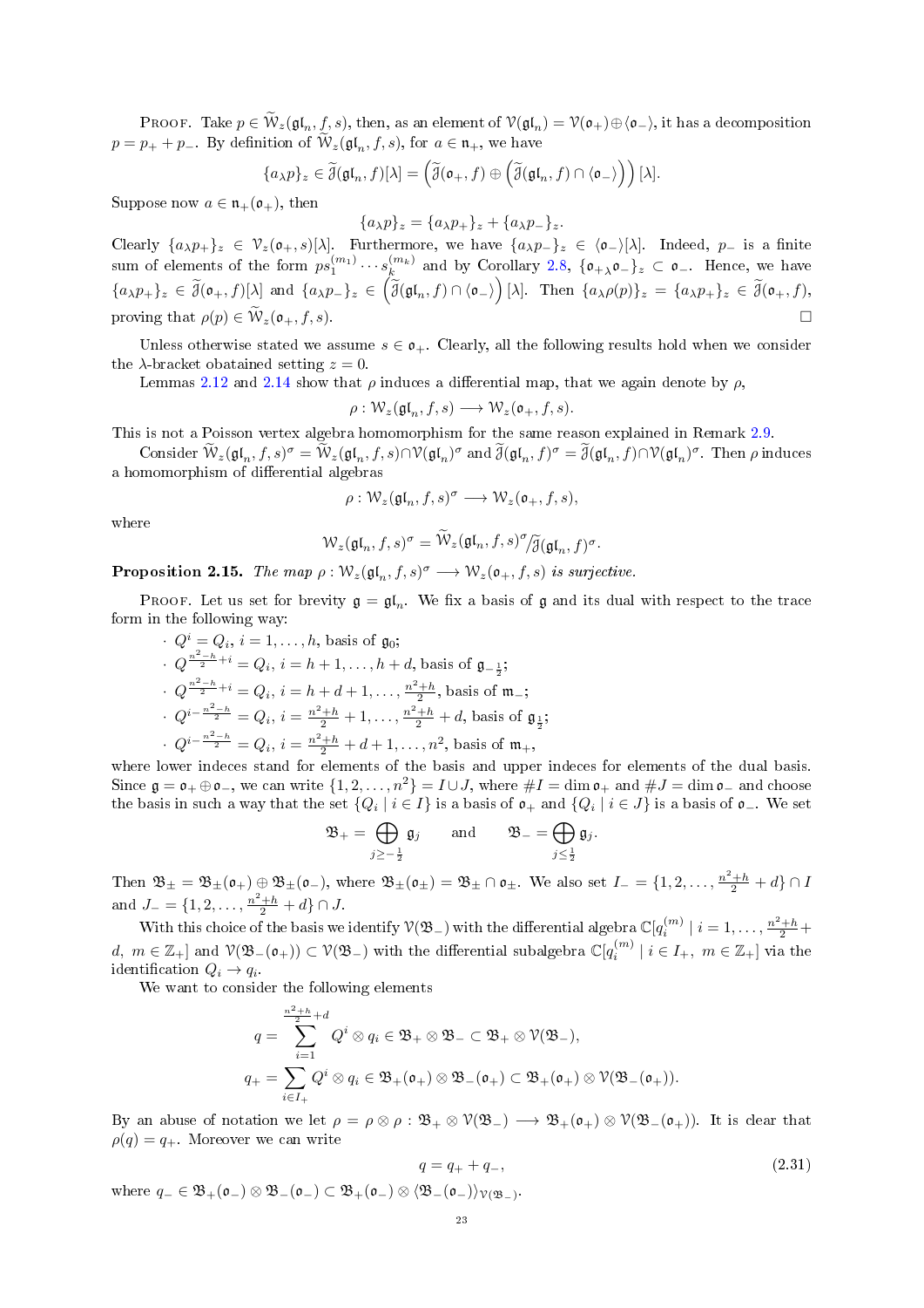Proof. Take $p \in \widetilde{\mathcal{W}}_z(\mathfrak{gl}_n, f, s)$, then, as an element of $\mathcal{V}(\mathfrak{gl}_n) = \mathcal{V}(\mathfrak{o}_+) \oplus \langle \mathfrak{o}_- \rangle$, it has a decomposition $p = p_+ + p_-$. By definition of $\widetilde{\mathcal{W}}_z(\mathfrak{gl}_n, f, s)$, for $a \in \mathfrak{n}_+$, we have

$$\{a_\lambda p\}_z \in \widetilde{\mathcal{J}}(\mathfrak{gl}_n, f)[\lambda] = \left(\widetilde{\mathcal{J}}(\mathfrak{o}_+, f) \oplus \left(\widetilde{\mathcal{J}}(\mathfrak{gl}_n, f) \cap \langle \mathfrak{o}_- \rangle\right)\right)[\lambda].$$

Suppose now $a \in \mathfrak{n}_+(\mathfrak{o}_+)$, then

$$\{a_\lambda p\}_z = \{a_\lambda p_+\}_z + \{a_\lambda p_-\}_z.$$

Clearly $\{a_\lambda p_+\}_z \in \mathcal{V}_z(\mathfrak{o}_+, s)[\lambda]$. Furthermore, we have $\{a_\lambda p_-\}_z \in \langle \mathfrak{o}_- \rangle[\lambda]$. Indeed, $p_-$ is a finite sum of elements of the form $p s_1^{(m_1)} \cdots s_k^{(m_k)}$ and by Corollary 2.8, $\{\mathfrak{o}_+{}_\lambda \mathfrak{o}_-\}_z \subset \mathfrak{o}_-$. Hence, we have $\{a_\lambda p_+\}_z \in \widetilde{\mathcal{J}}(\mathfrak{o}_+, f)[\lambda]$ and $\{a_\lambda p_-\}_z \in \left(\widetilde{\mathcal{J}}(\mathfrak{gl}_n, f) \cap \langle \mathfrak{o}_- \rangle\right)[\lambda]$. Then $\{a_\lambda \rho(p)\}_z = \{a_\lambda p_+\}_z \in \widetilde{\mathcal{J}}(\mathfrak{o}_+, f)$, proving that $\rho(p) \in \widetilde{\mathcal{W}}_z(\mathfrak{o}_+, f, s)$. □

Unless otherwise stated we assume $s \in \mathfrak{o}_+$. Clearly, all the following results hold when we consider the $\lambda$-bracket obatained setting $z = 0$.

Lemmas 2.12 and 2.14 show that $\rho$ induces a differential map, that we again denote by $\rho$,

$$\rho : \mathcal{W}_z(\mathfrak{gl}_n, f, s) \longrightarrow \mathcal{W}_z(\mathfrak{o}_+, f, s).$$

This is not a Poisson vertex algebra homomorphism for the same reason explained in Remark 2.9.

Consider $\widetilde{\mathcal{W}}_z(\mathfrak{gl}_n, f, s)^\sigma = \widetilde{\mathcal{W}}_z(\mathfrak{gl}_n, f, s) \cap \mathcal{V}(\mathfrak{gl}_n)^\sigma$ and $\widetilde{\mathcal{J}}(\mathfrak{gl}_n, f)^\sigma = \widetilde{\mathcal{J}}(\mathfrak{gl}_n, f) \cap \mathcal{V}(\mathfrak{gl}_n)^\sigma$. Then $\rho$ induces a homomorphism of differential algebras

$$\rho : \mathcal{W}_z(\mathfrak{gl}_n, f, s)^\sigma \longrightarrow \mathcal{W}_z(\mathfrak{o}_+, f, s),$$

where

$$\mathcal{W}_z(\mathfrak{gl}_n, f, s)^\sigma = \widetilde{\mathcal{W}}_z(\mathfrak{gl}_n, f, s)^\sigma \big/ \widetilde{\mathcal{J}}(\mathfrak{gl}_n, f)^\sigma.$$

**Proposition 2.15.** *The map $\rho : \mathcal{W}_z(\mathfrak{gl}_n, f, s)^\sigma \longrightarrow \mathcal{W}_z(\mathfrak{o}_+, f, s)$ is surjective.*

Proof. Let us set for brevity $\mathfrak{g} = \mathfrak{gl}_n$. We fix a basis of $\mathfrak{g}$ and its dual with respect to the trace form in the following way:

- $Q^i = Q_i$, $i = 1, \ldots, h$, basis of $\mathfrak{g}_0$;
- $Q^{\frac{n^2-h}{2}+i} = Q_i$, $i = h+1, \ldots, h+d$, basis of $\mathfrak{g}_{-\frac{1}{2}}$;
- $Q^{\frac{n^2-h}{2}+i} = Q_i$, $i = h+d+1, \ldots, \frac{n^2+h}{2}$, basis of $\mathfrak{m}_-$;
- $Q^{i-\frac{n^2-h}{2}} = Q_i$, $i = \frac{n^2+h}{2}+1, \ldots, \frac{n^2+h}{2}+d$, basis of $\mathfrak{g}_{\frac{1}{2}}$;
- $Q^{i-\frac{n^2-h}{2}} = Q_i$, $i = \frac{n^2+h}{2}+d+1, \ldots, n^2$, basis of $\mathfrak{m}_+$,

where lower indeces stand for elements of the basis and upper indeces for elements of the dual basis. Since $\mathfrak{g} = \mathfrak{o}_+ \oplus \mathfrak{o}_-$, we can write $\{1, 2, \ldots, n^2\} = I \cup J$, where $\# I = \dim \mathfrak{o}_+$ and $\# J = \dim \mathfrak{o}_-$ and choose the basis in such a way that the set $\{Q_i \mid i \in I\}$ is a basis of $\mathfrak{o}_+$ and $\{Q_i \mid i \in J\}$ is a basis of $\mathfrak{o}_-$. We set

$$\mathfrak{B}_+ = \bigoplus_{j \geq -\frac{1}{2}} \mathfrak{g}_j \qquad \text{and} \qquad \mathfrak{B}_- = \bigoplus_{j \leq \frac{1}{2}} \mathfrak{g}_j.$$

Then $\mathfrak{B}_\pm = \mathfrak{B}_\pm(\mathfrak{o}_+) \oplus \mathfrak{B}_\pm(\mathfrak{o}_-)$, where $\mathfrak{B}_\pm(\mathfrak{o}_\pm) = \mathfrak{B}_\pm \cap \mathfrak{o}_\pm$. We also set $I_- = \{1, 2, \ldots, \frac{n^2+h}{2}+d\} \cap I$ and $J_- = \{1, 2, \ldots, \frac{n^2+h}{2}+d\} \cap J$.

With this choice of the basis we identify $\mathcal{V}(\mathfrak{B}_-)$ with the differential algebra $\mathbb{C}[q_i^{(m)} \mid i = 1, \ldots, \frac{n^2+h}{2}+d,\ m \in \mathbb{Z}_+]$ and $\mathcal{V}(\mathfrak{B}_-(\mathfrak{o}_+)) \subset \mathcal{V}(\mathfrak{B}_-)$ with the differential subalgebra $\mathbb{C}[q_i^{(m)} \mid i \in I_+,\ m \in \mathbb{Z}_+]$ via the identification $Q_i \to q_i$.

We want to consider the following elements

$$q = \sum_{i=1}^{\frac{n^2+h}{2}+d} Q^i \otimes q_i \in \mathfrak{B}_+ \otimes \mathfrak{B}_- \subset \mathfrak{B}_+ \otimes \mathcal{V}(\mathfrak{B}_-),$$

$$q_+ = \sum_{i \in I_+} Q^i \otimes q_i \in \mathfrak{B}_+(\mathfrak{o}_+) \otimes \mathfrak{B}_-(\mathfrak{o}_+) \subset \mathfrak{B}_+(\mathfrak{o}_+) \otimes \mathcal{V}(\mathfrak{B}_-(\mathfrak{o}_+)).$$

By an abuse of notation we let $\rho = \rho \otimes \rho : \mathfrak{B}_+ \otimes \mathcal{V}(\mathfrak{B}_-) \longrightarrow \mathfrak{B}_+(\mathfrak{o}_+) \otimes \mathcal{V}(\mathfrak{B}_-(\mathfrak{o}_+))$. It is clear that $\rho(q) = q_+$. Moreover we can write

$$q = q_+ + q_-, \tag{2.31}$$

where $q_- \in \mathfrak{B}_+(\mathfrak{o}_-) \otimes \mathfrak{B}_-(\mathfrak{o}_-) \subset \mathfrak{B}_+(\mathfrak{o}_-) \otimes \langle \mathfrak{B}_-(\mathfrak{o}_-) \rangle_{\mathcal{V}(\mathfrak{B}_-)}$.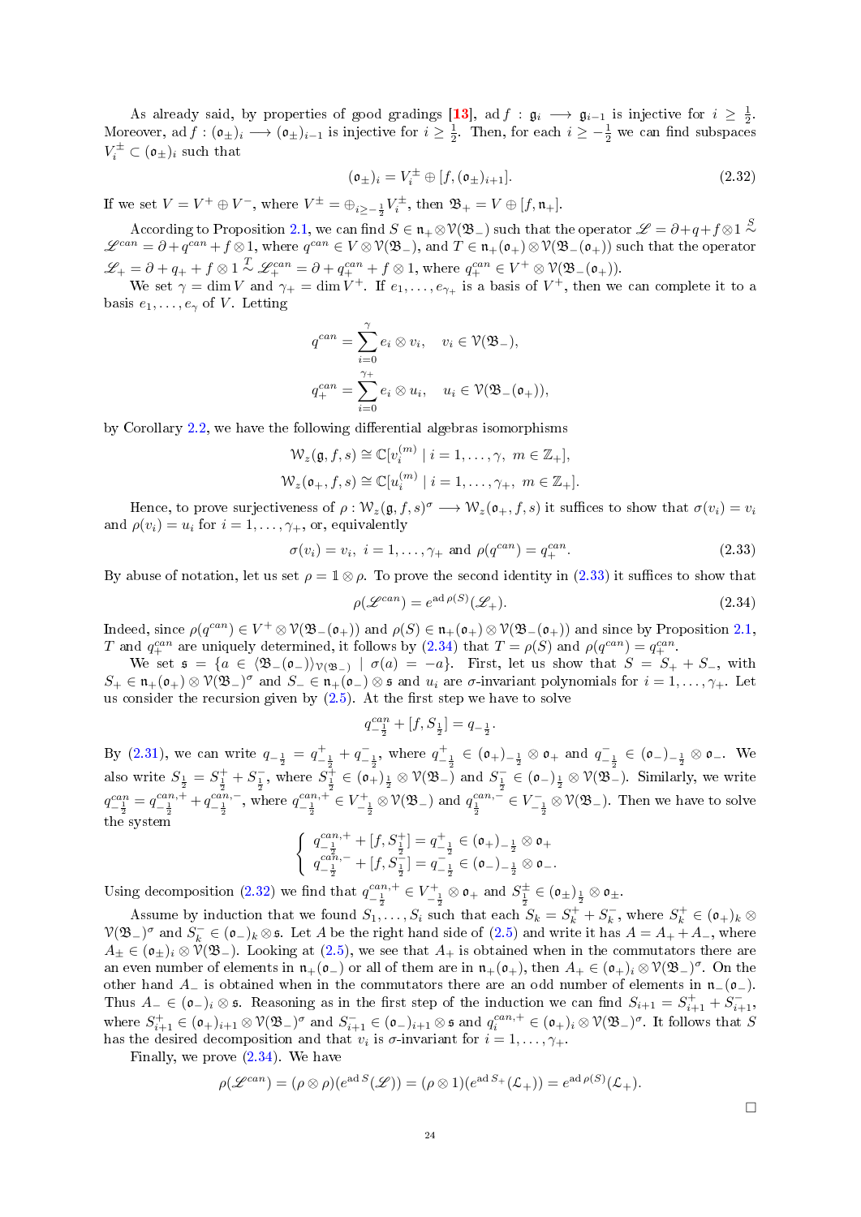As already said, by properties of good gradings [13], $\operatorname{ad} f : \mathfrak{g}_i \longrightarrow \mathfrak{g}_{i-1}$ is injective for $i \geq \frac{1}{2}$. Moreover, $\operatorname{ad} f : (\mathfrak{o}_{\pm})_i \longrightarrow (\mathfrak{o}_{\pm})_{i-1}$ is injective for $i \geq \frac{1}{2}$. Then, for each $i \geq -\frac{1}{2}$ we can find subspaces $V_i^{\pm} \subset (\mathfrak{o}_{\pm})_i$ such that

$$(\mathfrak{o}_{\pm})_i = V_i^{\pm} \oplus [f, (\mathfrak{o}_{\pm})_{i+1}]. \tag{2.32}$$

If we set $V = V^+ \oplus V^-$, where $V^{\pm} = \oplus_{i \geq -\frac{1}{2}} V_i^{\pm}$, then $\mathfrak{B}_+ = V \oplus [f, \mathfrak{n}_+]$.

According to Proposition 2.1, we can find $S \in \mathfrak{n}_+ \otimes \mathcal{V}(\mathfrak{B}_-)$ such that the operator $\mathscr{L} = \partial + q + f \otimes 1 \overset{S}{\sim} \mathscr{L}^{can} = \partial + q^{can} + f \otimes 1$, where $q^{can} \in V \otimes \mathcal{V}(\mathfrak{B}_-)$, and $T \in \mathfrak{n}_+(\mathfrak{o}_+) \otimes \mathcal{V}(\mathfrak{B}_-(\mathfrak{o}_+))$ such that the operator $\mathscr{L}_+ = \partial + q_+ + f \otimes 1 \overset{T}{\sim} \mathscr{L}_+^{can} = \partial + q_+^{can} + f \otimes 1$, where $q_+^{can} \in V^+ \otimes \mathcal{V}(\mathfrak{B}_-(\mathfrak{o}_+))$.

We set $\gamma = \dim V$ and $\gamma_+ = \dim V^+$. If $e_1, \ldots, e_{\gamma_+}$ is a basis of $V^+$, then we can complete it to a basis $e_1, \ldots, e_\gamma$ of $V$. Letting

$$q^{can} = \sum_{i=0}^{\gamma} e_i \otimes v_i, \quad v_i \in \mathcal{V}(\mathfrak{B}_-),$$

$$q_+^{can} = \sum_{i=0}^{\gamma_+} e_i \otimes u_i, \quad u_i \in \mathcal{V}(\mathfrak{B}_-(\mathfrak{o}_+)),$$

by Corollary 2.2, we have the following differential algebras isomorphisms

$$\mathcal{W}_z(\mathfrak{g}, f, s) \cong \mathbb{C}[v_i^{(m)} \mid i = 1, \ldots, \gamma, \ m \in \mathbb{Z}_+],$$

$$\mathcal{W}_z(\mathfrak{o}_+, f, s) \cong \mathbb{C}[u_i^{(m)} \mid i = 1, \ldots, \gamma_+, \ m \in \mathbb{Z}_+].$$

Hence, to prove surjectiveness of $\rho : \mathcal{W}_z(\mathfrak{g}, f, s)^\sigma \longrightarrow \mathcal{W}_z(\mathfrak{o}_+, f, s)$ it suffices to show that $\sigma(v_i) = v_i$ and $\rho(v_i) = u_i$ for $i = 1, \ldots, \gamma_+$, or, equivalently

$$\sigma(v_i) = v_i, \ i = 1, \ldots, \gamma_+ \text{ and } \rho(q^{can}) = q_+^{can}. \tag{2.33}$$

By abuse of notation, let us set $\rho = \mathbb{1} \otimes \rho$. To prove the second identity in (2.33) it suffices to show that

$$\rho(\mathscr{L}^{can}) = e^{\operatorname{ad} \rho(S)}(\mathscr{L}_+). \tag{2.34}$$

Indeed, since $\rho(q^{can}) \in V^+ \otimes \mathcal{V}(\mathfrak{B}_-(\mathfrak{o}_+))$ and $\rho(S) \in \mathfrak{n}_+(\mathfrak{o}_+) \otimes \mathcal{V}(\mathfrak{B}_-(\mathfrak{o}_+))$ and since by Proposition 2.1, $T$ and $q_+^{can}$ are uniquely determined, it follows by (2.34) that $T = \rho(S)$ and $\rho(q^{can}) = q_+^{can}$.

We set $\mathfrak{s} = \{a \in \langle \mathfrak{B}_-(\mathfrak{o}_-) \rangle_{\mathcal{V}(\mathfrak{B}_-)} \mid \sigma(a) = -a\}$. First, let us show that $S = S_+ + S_-$, with $S_+ \in \mathfrak{n}_+(\mathfrak{o}_+) \otimes \mathcal{V}(\mathfrak{B}_-)^\sigma$ and $S_- \in \mathfrak{n}_+(\mathfrak{o}_-) \otimes \mathfrak{s}$ and $u_i$ are $\sigma$-invariant polynomials for $i = 1, \ldots, \gamma_+$. Let us consider the recursion given by (2.5). At the first step we have to solve

$$q_{-\frac{1}{2}}^{can} + [f, S_{\frac{1}{2}}] = q_{-\frac{1}{2}}.$$

By (2.31), we can write $q_{-\frac{1}{2}} = q_{-\frac{1}{2}}^+ + q_{-\frac{1}{2}}^-$, where $q_{-\frac{1}{2}}^+ \in (\mathfrak{o}_+)_{-\frac{1}{2}} \otimes \mathfrak{o}_+$ and $q_{-\frac{1}{2}}^- \in (\mathfrak{o}_-)_{-\frac{1}{2}} \otimes \mathfrak{o}_-$. We also write $S_{\frac{1}{2}} = S_{\frac{1}{2}}^+ + S_{\frac{1}{2}}^-$, where $S_{\frac{1}{2}}^+ \in (\mathfrak{o}_+)_{\frac{1}{2}} \otimes \mathcal{V}(\mathfrak{B}_-)$ and $S_{\frac{1}{2}}^- \in (\mathfrak{o}_-)_{\frac{1}{2}} \otimes \mathcal{V}(\mathfrak{B}_-)$. Similarly, we write $q_{-\frac{1}{2}}^{can} = q_{-\frac{1}{2}}^{can,+} + q_{-\frac{1}{2}}^{can,-}$, where $q_{-\frac{1}{2}}^{can,+} \in V_{-\frac{1}{2}}^+ \otimes \mathcal{V}(\mathfrak{B}_-)$ and $q_{\frac{1}{2}}^{can,-} \in V_{-\frac{1}{2}}^- \otimes \mathcal{V}(\mathfrak{B}_-)$. Then we have to solve the system

$$\begin{cases} q_{-\frac{1}{2}}^{can,+} + [f, S_{\frac{1}{2}}^+] = q_{-\frac{1}{2}}^+ \in (\mathfrak{o}_+)_{-\frac{1}{2}} \otimes \mathfrak{o}_+ \\ q_{-\frac{1}{2}}^{can,-} + [f, S_{\frac{1}{2}}^-] = q_{-\frac{1}{2}}^- \in (\mathfrak{o}_-)_{-\frac{1}{2}} \otimes \mathfrak{o}_-. \end{cases}$$

Using decomposition (2.32) we find that $q_{-\frac{1}{2}}^{can,+} \in V_{-\frac{1}{2}}^+ \otimes \mathfrak{o}_+$ and $S_{\frac{1}{2}}^{\pm} \in (\mathfrak{o}_{\pm})_{\frac{1}{2}} \otimes \mathfrak{o}_{\pm}$.

Assume by induction that we found $S_1, \ldots, S_i$ such that each $S_k = S_k^+ + S_k^-$, where $S_k^+ \in (\mathfrak{o}_+)_k \otimes \mathcal{V}(\mathfrak{B}_-)^\sigma$ and $S_k^- \in (\mathfrak{o}_-)_k \otimes \mathfrak{s}$. Let $A$ be the right hand side of (2.5) and write it has $A = A_+ + A_-$, where $A_{\pm} \in (\mathfrak{o}_{\pm})_i \otimes \mathcal{V}(\mathfrak{B}_-)$. Looking at (2.5), we see that $A_+$ is obtained when in the commutators there are an even number of elements in $\mathfrak{n}_+(\mathfrak{o}_-)$ or all of them are in $\mathfrak{n}_+(\mathfrak{o}_+)$, then $A_+ \in (\mathfrak{o}_+)_i \otimes \mathcal{V}(\mathfrak{B}_-)^\sigma$. On the other hand $A_-$ is obtained when in the commutators there are an odd number of elements in $\mathfrak{n}_-(\mathfrak{o}_-)$. Thus $A_- \in (\mathfrak{o}_-)_i \otimes \mathfrak{s}$. Reasoning as in the first step of the induction we can find $S_{i+1} = S_{i+1}^+ + S_{i+1}^-$, where $S_{i+1}^+ \in (\mathfrak{o}_+)_{i+1} \otimes \mathcal{V}(\mathfrak{B}_-)^\sigma$ and $S_{i+1}^- \in (\mathfrak{o}_-)_{i+1} \otimes \mathfrak{s}$ and $q_i^{can,+} \in (\mathfrak{o}_+)_i \otimes \mathcal{V}(\mathfrak{B}_-)^\sigma$. It follows that $S$ has the desired decomposition and that $v_i$ is $\sigma$-invariant for $i = 1, \ldots, \gamma_+$.

Finally, we prove (2.34). We have

$$\rho(\mathscr{L}^{can}) = (\rho \otimes \rho)(e^{\operatorname{ad} S}(\mathscr{L})) = (\rho \otimes 1)(e^{\operatorname{ad} S_+}(\mathcal{L}_+)) = e^{\operatorname{ad} \rho(S)}(\mathcal{L}_+).$$

$\square$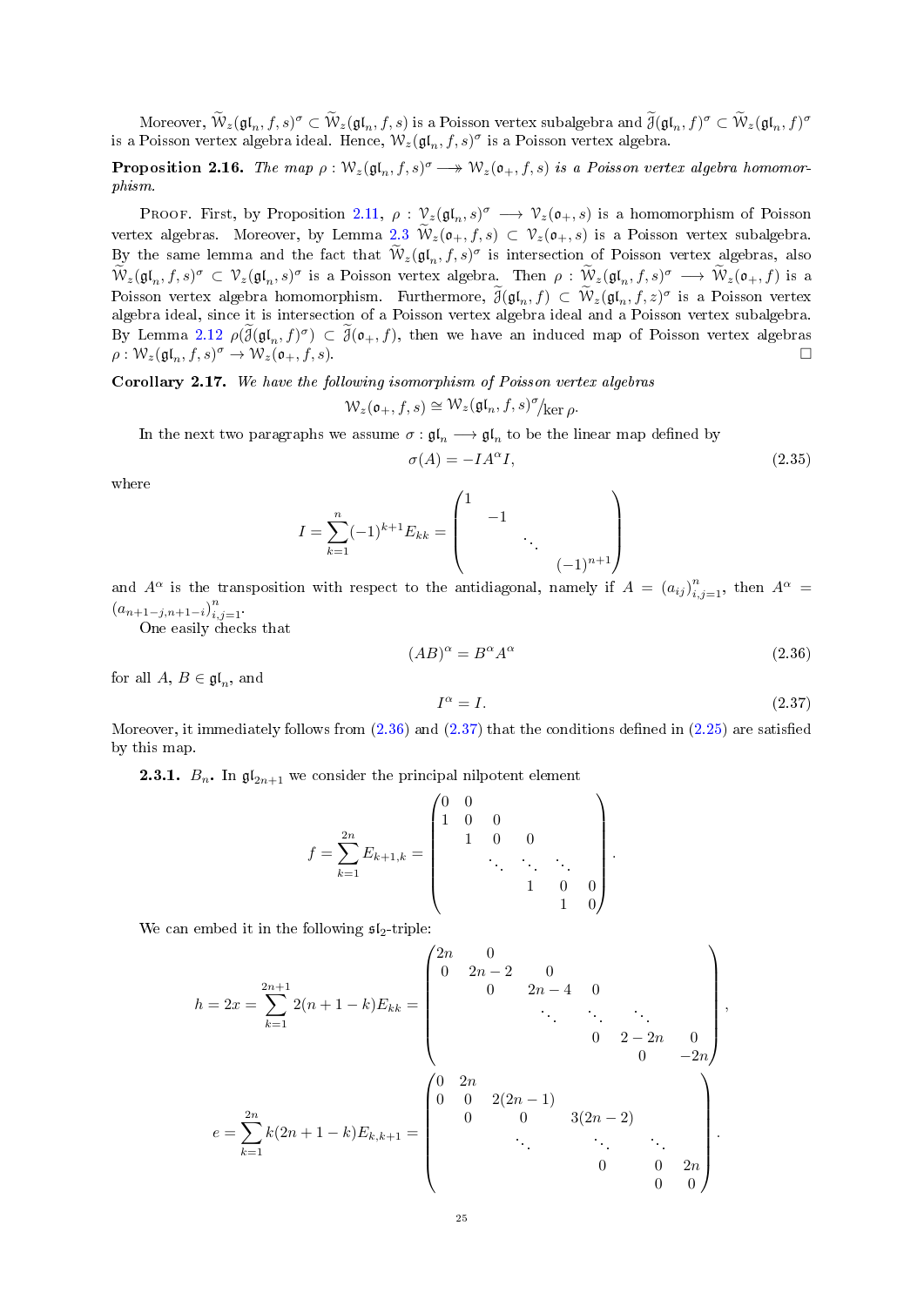Moreover, $\widetilde{\mathcal{W}}_z(\mathfrak{gl}_n, f, s)^\sigma \subset \widetilde{\mathcal{W}}_z(\mathfrak{gl}_n, f, s)$ is a Poisson vertex subalgebra and $\widetilde{\mathcal{J}}(\mathfrak{gl}_n, f)^\sigma \subset \widetilde{\mathcal{W}}_z(\mathfrak{gl}_n, f)^\sigma$ is a Poisson vertex algebra ideal. Hence, $\mathcal{W}_z(\mathfrak{gl}_n, f, s)^\sigma$ is a Poisson vertex algebra.

**Proposition 2.16.** *The map $\rho : \mathcal{W}_z(\mathfrak{gl}_n, f, s)^\sigma \twoheadrightarrow \mathcal{W}_z(\mathfrak{o}_+, f, s)$ is a Poisson vertex algebra homomorphism.*

Proof. First, by Proposition 2.11, $\rho : \mathcal{V}_z(\mathfrak{gl}_n, s)^\sigma \longrightarrow \mathcal{V}_z(\mathfrak{o}_+, s)$ is a homomorphism of Poisson vertex algebras. Moreover, by Lemma 2.3 $\widetilde{\mathcal{W}}_z(\mathfrak{o}_+, f, s) \subset \mathcal{V}_z(\mathfrak{o}_+, s)$ is a Poisson vertex subalgebra. By the same lemma and the fact that $\widetilde{\mathcal{W}}_z(\mathfrak{gl}_n, f, s)^\sigma$ is intersection of Poisson vertex algebras, also $\widetilde{\mathcal{W}}_z(\mathfrak{gl}_n, f, s)^\sigma \subset \mathcal{V}_z(\mathfrak{gl}_n, s)^\sigma$ is a Poisson vertex algebra. Then $\rho : \widetilde{\mathcal{W}}_z(\mathfrak{gl}_n, f, s)^\sigma \longrightarrow \widetilde{\mathcal{W}}_z(\mathfrak{o}_+, f)$ is a Poisson vertex algebra homomorphism. Furthermore, $\widetilde{\mathcal{J}}(\mathfrak{gl}_n, f) \subset \widetilde{\mathcal{W}}_z(\mathfrak{gl}_n, f, z)^\sigma$ is a Poisson vertex algebra ideal, since it is intersection of a Poisson vertex algebra ideal and a Poisson vertex subalgebra. By Lemma 2.12 $\rho(\widetilde{\mathcal{J}}(\mathfrak{gl}_n, f)^\sigma) \subset \widetilde{\mathcal{J}}(\mathfrak{o}_+, f)$, then we have an induced map of Poisson vertex algebras $\rho : \mathcal{W}_z(\mathfrak{gl}_n, f, s)^\sigma \to \mathcal{W}_z(\mathfrak{o}_+, f, s)$. $\square$

**Corollary 2.17.** *We have the following isomorphism of Poisson vertex algebras*

$$\mathcal{W}_z(\mathfrak{o}_+, f, s) \cong \mathcal{W}_z(\mathfrak{gl}_n, f, s)^\sigma / \ker \rho.$$

In the next two paragraphs we assume $\sigma : \mathfrak{gl}_n \longrightarrow \mathfrak{gl}_n$ to be the linear map defined by

$$\sigma(A) = -IA^\alpha I, \tag{2.35}$$

where

$$I = \sum_{k=1}^{n} (-1)^{k+1} E_{kk} = \begin{pmatrix} 1 & & & \\ & -1 & & \\ & & \ddots & \\ & & & (-1)^{n+1} \end{pmatrix}$$

and $A^\alpha$ is the transposition with respect to the antidiagonal, namely if $A = (a_{ij})_{i,j=1}^n$, then $A^\alpha = (a_{n+1-j,n+1-i})_{i,j=1}^n$.

One easily checks that

$$(AB)^\alpha = B^\alpha A^\alpha \tag{2.36}$$

for all $A, B \in \mathfrak{gl}_n$, and

$$I^\alpha = I. \tag{2.37}$$

Moreover, it immediately follows from (2.36) and (2.37) that the conditions defined in (2.25) are satisfied by this map.

**2.3.1.** $B_n$. In $\mathfrak{gl}_{2n+1}$ we consider the principal nilpotent element

$$f = \sum_{k=1}^{2n} E_{k+1,k} = \begin{pmatrix} 0 & 0 & & & & \\ 1 & 0 & 0 & & & \\ & 1 & 0 & 0 & & \\ & & \ddots & \ddots & \ddots & \\ & & & 1 & 0 & 0 \\ & & & & 1 & 0 \end{pmatrix}.$$

We can embed it in the following $\mathfrak{sl}_2$-triple:

$$h = 2x = \sum_{k=1}^{2n+1} 2(n+1-k)E_{kk} = \begin{pmatrix} 2n & 0 & & & & \\ 0 & 2n-2 & 0 & & & \\ & 0 & 2n-4 & 0 & & \\ & & \ddots & \ddots & \ddots & \\ & & & 0 & 2-2n & 0 \\ & & & & 0 & -2n \end{pmatrix},$$

$$e = \sum_{k=1}^{2n} k(2n+1-k)E_{k,k+1} = \begin{pmatrix} 0 & 2n & & & & \\ 0 & 0 & 2(2n-1) & & & \\ & 0 & 0 & 3(2n-2) & & \\ & & \ddots & \ddots & \ddots & \\ & & & 0 & 0 & 2n \\ & & & & 0 & 0 \end{pmatrix}.$$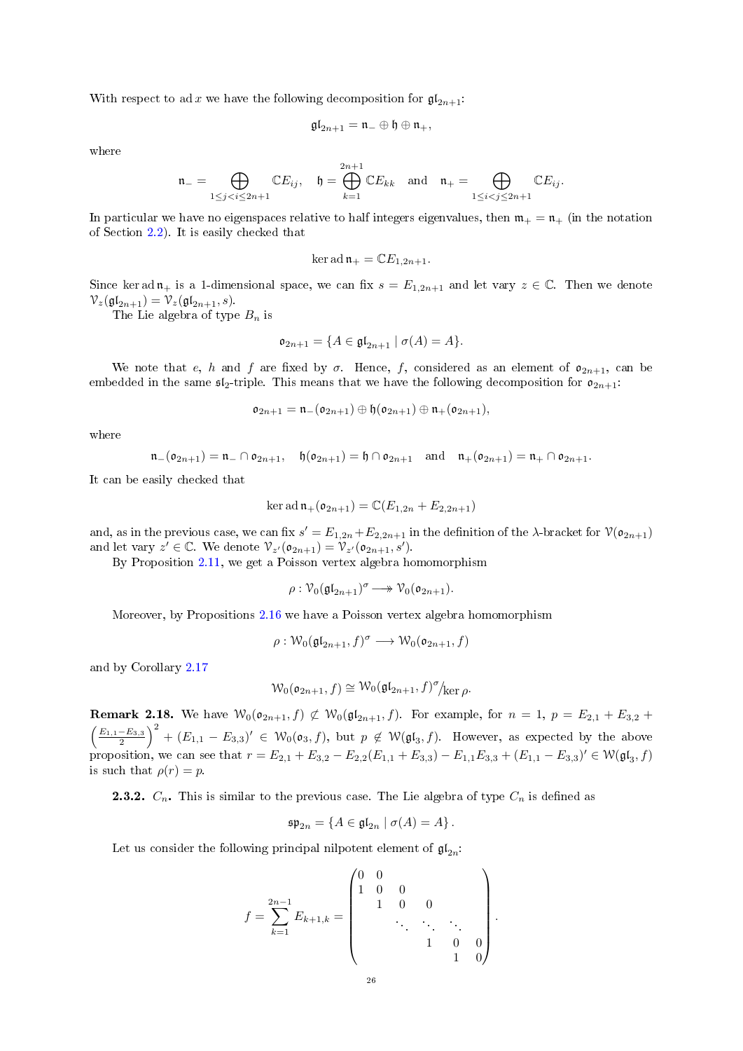With respect to $\operatorname{ad} x$ we have the following decomposition for $\mathfrak{gl}_{2n+1}$:

$$\mathfrak{gl}_{2n+1} = \mathfrak{n}_- \oplus \mathfrak{h} \oplus \mathfrak{n}_+,$$

where

$$\mathfrak{n}_- = \bigoplus_{1\leq j<i\leq 2n+1} \mathbb{C}E_{ij}, \quad \mathfrak{h} = \bigoplus_{k=1}^{2n+1} \mathbb{C}E_{kk} \quad \text{and} \quad \mathfrak{n}_+ = \bigoplus_{1\leq i<j\leq 2n+1} \mathbb{C}E_{ij}.$$

In particular we have no eigenspaces relative to half integers eigenvalues, then $\mathfrak{m}_+ = \mathfrak{n}_+$ (in the notation of Section 2.2). It is easily checked that

$$\ker \operatorname{ad} \mathfrak{n}_+ = \mathbb{C}E_{1,2n+1}.$$

Since $\ker \operatorname{ad} \mathfrak{n}_+$ is a 1-dimensional space, we can fix $s = E_{1,2n+1}$ and let vary $z \in \mathbb{C}$. Then we denote $\mathcal{V}_z(\mathfrak{gl}_{2n+1}) = \mathcal{V}_z(\mathfrak{gl}_{2n+1}, s)$.

The Lie algebra of type $B_n$ is

$$\mathfrak{o}_{2n+1} = \{A \in \mathfrak{gl}_{2n+1} \mid \sigma(A) = A\}.$$

We note that $e$, $h$ and $f$ are fixed by $\sigma$. Hence, $f$, considered as an element of $\mathfrak{o}_{2n+1}$, can be embedded in the same $\mathfrak{sl}_2$-triple. This means that we have the following decomposition for $\mathfrak{o}_{2n+1}$:

$$\mathfrak{o}_{2n+1} = \mathfrak{n}_-(\mathfrak{o}_{2n+1}) \oplus \mathfrak{h}(\mathfrak{o}_{2n+1}) \oplus \mathfrak{n}_+(\mathfrak{o}_{2n+1}),$$

where

$$\mathfrak{n}_-(\mathfrak{o}_{2n+1}) = \mathfrak{n}_- \cap \mathfrak{o}_{2n+1}, \quad \mathfrak{h}(\mathfrak{o}_{2n+1}) = \mathfrak{h} \cap \mathfrak{o}_{2n+1} \quad \text{and} \quad \mathfrak{n}_+(\mathfrak{o}_{2n+1}) = \mathfrak{n}_+ \cap \mathfrak{o}_{2n+1}.$$

It can be easily checked that

$$\ker \operatorname{ad} \mathfrak{n}_+(\mathfrak{o}_{2n+1}) = \mathbb{C}(E_{1,2n} + E_{2,2n+1})$$

and, as in the previous case, we can fix $s' = E_{1,2n} + E_{2,2n+1}$ in the definition of the $\lambda$-bracket for $\mathcal{V}(\mathfrak{o}_{2n+1})$ and let vary $z' \in \mathbb{C}$. We denote $\mathcal{V}_{z'}(\mathfrak{o}_{2n+1}) = \mathcal{V}_{z'}(\mathfrak{o}_{2n+1}, s')$.

By Proposition 2.11, we get a Poisson vertex algebra homomorphism

$$\rho : \mathcal{V}_0(\mathfrak{gl}_{2n+1})^\sigma \twoheadrightarrow \mathcal{V}_0(\mathfrak{o}_{2n+1}).$$

Moreover, by Propositions 2.16 we have a Poisson vertex algebra homomorphism

$$\rho : \mathcal{W}_0(\mathfrak{gl}_{2n+1}, f)^\sigma \longrightarrow \mathcal{W}_0(\mathfrak{o}_{2n+1}, f)$$

and by Corollary 2.17

$$\mathcal{W}_0(\mathfrak{o}_{2n+1}, f) \cong \mathcal{W}_0(\mathfrak{gl}_{2n+1}, f)^\sigma /_{\ker \rho}.$$

**Remark 2.18.** We have $\mathcal{W}_0(\mathfrak{o}_{2n+1}, f) \not\subset \mathcal{W}_0(\mathfrak{gl}_{2n+1}, f)$. For example, for $n = 1$, $p = E_{2,1} + E_{3,2} + \left(\frac{E_{1,1}-E_{3,3}}{2}\right)^2 + (E_{1,1} - E_{3,3})' \in \mathcal{W}_0(\mathfrak{o}_3, f)$, but $p \notin \mathcal{W}(\mathfrak{gl}_3, f)$. However, as expected by the above proposition, we can see that $r = E_{2,1} + E_{3,2} - E_{2,2}(E_{1,1} + E_{3,3}) - E_{1,1}E_{3,3} + (E_{1,1} - E_{3,3})' \in \mathcal{W}(\mathfrak{gl}_3, f)$ is such that $\rho(r) = p$.

**2.3.2.** $C_n$**.** This is similar to the previous case. The Lie algebra of type $C_n$ is defined as

$$\mathfrak{sp}_{2n} = \{A \in \mathfrak{gl}_{2n} \mid \sigma(A) = A\}.$$

Let us consider the following principal nilpotent element of $\mathfrak{gl}_{2n}$:

$$f = \sum_{k=1}^{2n-1} E_{k+1,k} = \begin{pmatrix} 0 & 0 & & & & \\ 1 & 0 & 0 & & & \\ & 1 & 0 & 0 & & \\ & & \ddots & \ddots & \ddots & \\ & & & 1 & 0 & 0 \\ & & & & 1 & 0 \end{pmatrix}.$$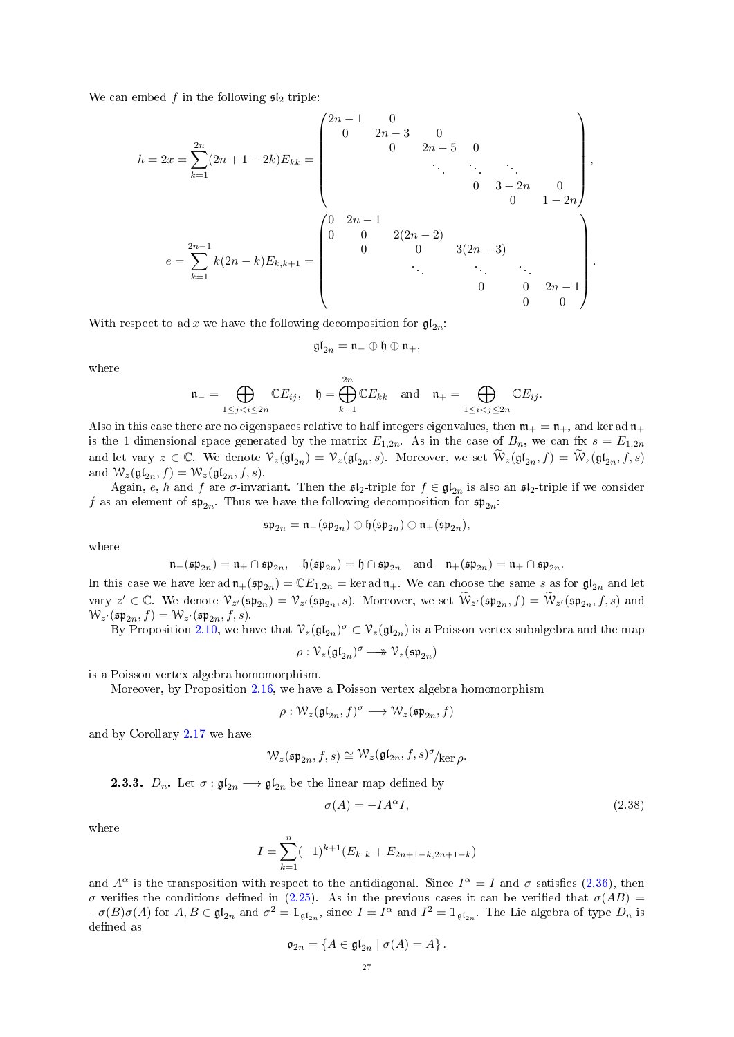We can embed $f$ in the following $\mathfrak{sl}_2$ triple:

$$
h = 2x = \sum_{k=1}^{2n}(2n+1-2k)E_{kk} = \begin{pmatrix} 2n-1 & 0 & & & & & \\ 0 & 2n-3 & 0 & & & & \\ & 0 & 2n-5 & 0 & & & \\ & & \ddots & \ddots & \ddots & & \\ & & & 0 & 3-2n & 0 \\ & & & & 0 & 1-2n \end{pmatrix},
$$

$$
e = \sum_{k=1}^{2n-1} k(2n-k)E_{k,k+1} = \begin{pmatrix} 0 & 2n-1 & & & & \\ 0 & 0 & 2(2n-2) & & & \\ & 0 & 0 & 3(2n-3) & & \\ & & \ddots & \ddots & \ddots & \\ & & & 0 & 0 & 2n-1 \\ & & & & 0 & 0 \end{pmatrix}.
$$

With respect to $\operatorname{ad} x$ we have the following decomposition for $\mathfrak{gl}_{2n}$:

$$
\mathfrak{gl}_{2n} = \mathfrak{n}_- \oplus \mathfrak{h} \oplus \mathfrak{n}_+,
$$

where

$$
\mathfrak{n}_- = \bigoplus_{1\le j<i\le 2n} \mathbb{C}E_{ij}, \quad \mathfrak{h} = \bigoplus_{k=1}^{2n} \mathbb{C}E_{kk} \quad \text{and} \quad \mathfrak{n}_+ = \bigoplus_{1\le i<j\le 2n} \mathbb{C}E_{ij}.
$$

Also in this case there are no eigenspaces relative to half integers eigenvalues, then $\mathfrak{m}_+ = \mathfrak{n}_+$, and $\ker \operatorname{ad} \mathfrak{n}_+$ is the 1-dimensional space generated by the matrix $E_{1,2n}$. As in the case of $B_n$, we can fix $s = E_{1,2n}$ and let vary $z \in \mathbb{C}$. We denote $\mathcal{V}_z(\mathfrak{gl}_{2n}) = \mathcal{V}_z(\mathfrak{gl}_{2n}, s)$. Moreover, we set $\widetilde{\mathcal{W}}_z(\mathfrak{gl}_{2n}, f) = \widetilde{\mathcal{W}}_z(\mathfrak{gl}_{2n}, f, s)$ and $\mathcal{W}_z(\mathfrak{gl}_{2n}, f) = \mathcal{W}_z(\mathfrak{gl}_{2n}, f, s)$.

Again, $e$, $h$ and $f$ are $\sigma$-invariant. Then the $\mathfrak{sl}_2$-triple for $f \in \mathfrak{gl}_{2n}$ is also an $\mathfrak{sl}_2$-triple if we consider $f$ as an element of $\mathfrak{sp}_{2n}$. Thus we have the following decomposition for $\mathfrak{sp}_{2n}$:

$$
\mathfrak{sp}_{2n} = \mathfrak{n}_-(\mathfrak{sp}_{2n}) \oplus \mathfrak{h}(\mathfrak{sp}_{2n}) \oplus \mathfrak{n}_+(\mathfrak{sp}_{2n}),
$$

where

$$
\mathfrak{n}_-(\mathfrak{sp}_{2n}) = \mathfrak{n}_+ \cap \mathfrak{sp}_{2n}, \quad \mathfrak{h}(\mathfrak{sp}_{2n}) = \mathfrak{h} \cap \mathfrak{sp}_{2n} \quad \text{and} \quad \mathfrak{n}_+(\mathfrak{sp}_{2n}) = \mathfrak{n}_+ \cap \mathfrak{sp}_{2n}.
$$

In this case we have $\ker \operatorname{ad} \mathfrak{n}_+(\mathfrak{sp}_{2n}) = \mathbb{C}E_{1,2n} = \ker \operatorname{ad} \mathfrak{n}_+$. We can choose the same $s$ as for $\mathfrak{gl}_{2n}$ and let vary $z' \in \mathbb{C}$. We denote $\mathcal{V}_{z'}(\mathfrak{sp}_{2n}) = \mathcal{V}_{z'}(\mathfrak{sp}_{2n}, s)$. Moreover, we set $\widetilde{\mathcal{W}}_{z'}(\mathfrak{sp}_{2n}, f) = \widetilde{\mathcal{W}}_{z'}(\mathfrak{sp}_{2n}, f, s)$ and $\mathcal{W}_{z'}(\mathfrak{sp}_{2n}, f) = \mathcal{W}_{z'}(\mathfrak{sp}_{2n}, f, s)$.

By Proposition 2.10, we have that $\mathcal{V}_z(\mathfrak{gl}_n)^\sigma \subset \mathcal{V}_z(\mathfrak{gl}_n)$ is a Poisson vertex subalgebra and the map

$$
\rho : \mathcal{V}_z(\mathfrak{gl}_{2n})^\sigma \twoheadrightarrow \mathcal{V}_z(\mathfrak{sp}_{2n})
$$

is a Poisson vertex algebra homomorphism.

Moreover, by Proposition 2.16, we have a Poisson vertex algebra homomorphism

$$
\rho : \mathcal{W}_z(\mathfrak{gl}_{2n}, f)^\sigma \longrightarrow \mathcal{W}_z(\mathfrak{sp}_{2n}, f)
$$

and by Corollary 2.17 we have

$$
\mathcal{W}_z(\mathfrak{sp}_{2n}, f, s) \cong \mathcal{W}_z(\mathfrak{gl}_{2n}, f, s)^\sigma / \ker \rho.
$$

**2.3.3. $D_n$.** Let $\sigma : \mathfrak{gl}_{2n} \longrightarrow \mathfrak{gl}_{2n}$ be the linear map defined by

$$
\sigma(A) = -IA^\alpha I, \tag{2.38}
$$

where

$$
I = \sum_{k=1}^{n} (-1)^{k+1}(E_{k\,k} + E_{2n+1-k,2n+1-k})
$$

and $A^\alpha$ is the transposition with respect to the antidiagonal. Since $I^\alpha = I$ and $\sigma$ satisfies (2.36), then $\sigma$ verifies the conditions defined in (2.25). As in the previous cases it can be verified that $\sigma(AB) = -\sigma(B)\sigma(A)$ for $A, B \in \mathfrak{gl}_{2n}$ and $\sigma^2 = \mathbb{1}_{\mathfrak{gl}_{2n}}$, since $I = I^\alpha$ and $I^2 = \mathbb{1}_{\mathfrak{gl}_{2n}}$. The Lie algebra of type $D_n$ is defined as

$$
\mathfrak{o}_{2n} = \{A \in \mathfrak{gl}_{2n} \mid \sigma(A) = A\}.
$$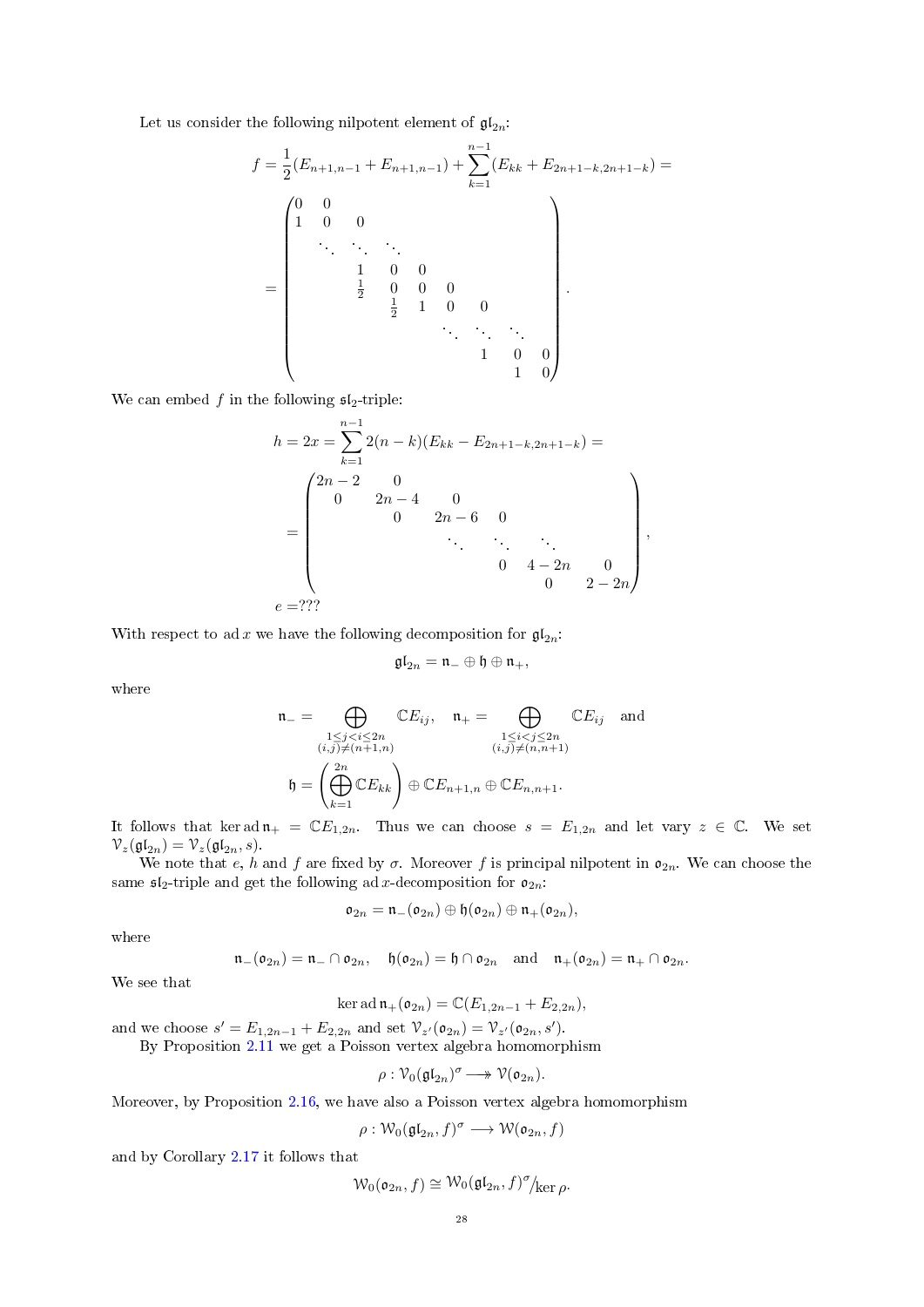Let us consider the following nilpotent element of $\mathfrak{gl}_{2n}$:

$$
f = \frac{1}{2}(E_{n+1,n-1} + E_{n+1,n-1}) + \sum_{k=1}^{n-1}(E_{kk} + E_{2n+1-k,2n+1-k}) =
$$

$$
= \begin{pmatrix}
0 & 0 & & & & & & & \\
1 & 0 & 0 & & & & & & \\
 & \ddots & \ddots & \ddots & & & & & \\
 & & 1 & 0 & 0 & & & & \\
 & & \frac{1}{2} & 0 & 0 & 0 & & & \\
 & & & \frac{1}{2} & 1 & 0 & 0 & & \\
 & & & & \ddots & \ddots & \ddots & & \\
 & & & & & & 1 & 0 & 0 \\
 & & & & & & & 1 & 0
\end{pmatrix}.
$$

We can embed $f$ in the following $\mathfrak{sl}_2$-triple:

$$
h = 2x = \sum_{k=1}^{n-1} 2(n-k)(E_{kk} - E_{2n+1-k,2n+1-k}) =
$$

$$
= \begin{pmatrix}
2n-2 & 0 & & & & \\
0 & 2n-4 & 0 & & & \\
 & 0 & 2n-6 & 0 & & \\
 & & \ddots & \ddots & \ddots & \\
 & & & 0 & 4-2n & 0 \\
 & & & & 0 & 2-2n
\end{pmatrix},
$$

$e = ???$

With respect to $\operatorname{ad} x$ we have the following decomposition for $\mathfrak{gl}_{2n}$:

$$
\mathfrak{gl}_{2n} = \mathfrak{n}_- \oplus \mathfrak{h} \oplus \mathfrak{n}_+,
$$

where

$$
\mathfrak{n}_- = \bigoplus_{\substack{1 \leq j < i \leq 2n \\ (i,j) \neq (n+1,n)}} \mathbb{C}E_{ij}, \quad \mathfrak{n}_+ = \bigoplus_{\substack{1 \leq i < j \leq 2n \\ (i,j) \neq (n,n+1)}} \mathbb{C}E_{ij} \quad \text{and}
$$

$$
\mathfrak{h} = \left(\bigoplus_{k=1}^{2n} \mathbb{C}E_{kk}\right) \oplus \mathbb{C}E_{n+1,n} \oplus \mathbb{C}E_{n,n+1}.
$$

It follows that $\ker \operatorname{ad} \mathfrak{n}_+ = \mathbb{C}E_{1,2n}$. Thus we can choose $s = E_{1,2n}$ and let vary $z \in \mathbb{C}$. We set $\mathcal{V}_z(\mathfrak{gl}_{2n}) = \mathcal{V}_z(\mathfrak{gl}_{2n}, s)$.

We note that $e$, $h$ and $f$ are fixed by $\sigma$. Moreover $f$ is principal nilpotent in $\mathfrak{o}_{2n}$. We can choose the same $\mathfrak{sl}_2$-triple and get the following $\operatorname{ad} x$-decomposition for $\mathfrak{o}_{2n}$:

$$
\mathfrak{o}_{2n} = \mathfrak{n}_-(\mathfrak{o}_{2n}) \oplus \mathfrak{h}(\mathfrak{o}_{2n}) \oplus \mathfrak{n}_+(\mathfrak{o}_{2n}),
$$

where

$$
\mathfrak{n}_-(\mathfrak{o}_{2n}) = \mathfrak{n}_- \cap \mathfrak{o}_{2n}, \quad \mathfrak{h}(\mathfrak{o}_{2n}) = \mathfrak{h} \cap \mathfrak{o}_{2n} \quad \text{and} \quad \mathfrak{n}_+(\mathfrak{o}_{2n}) = \mathfrak{n}_+ \cap \mathfrak{o}_{2n}.
$$

We see that

$$
\ker \operatorname{ad} \mathfrak{n}_+(\mathfrak{o}_{2n}) = \mathbb{C}(E_{1,2n-1} + E_{2,2n}),
$$

and we choose $s' = E_{1,2n-1} + E_{2,2n}$ and set $\mathcal{V}_{z'}(\mathfrak{o}_{2n}) = \mathcal{V}_{z'}(\mathfrak{o}_{2n}, s')$.

By Proposition 2.11 we get a Poisson vertex algebra homomorphism

$$
\rho : \mathcal{V}_0(\mathfrak{gl}_{2n})^\sigma \twoheadrightarrow \mathcal{V}(\mathfrak{o}_{2n}).
$$

Moreover, by Proposition 2.16, we have also a Poisson vertex algebra homomorphism

$$
\rho : \mathcal{W}_0(\mathfrak{gl}_{2n}, f)^\sigma \longrightarrow \mathcal{W}(\mathfrak{o}_{2n}, f)
$$

and by Corollary 2.17 it follows that

$$
\mathcal{W}_0(\mathfrak{o}_{2n}, f) \cong \mathcal{W}_0(\mathfrak{gl}_{2n}, f)^\sigma / \ker \rho.
$$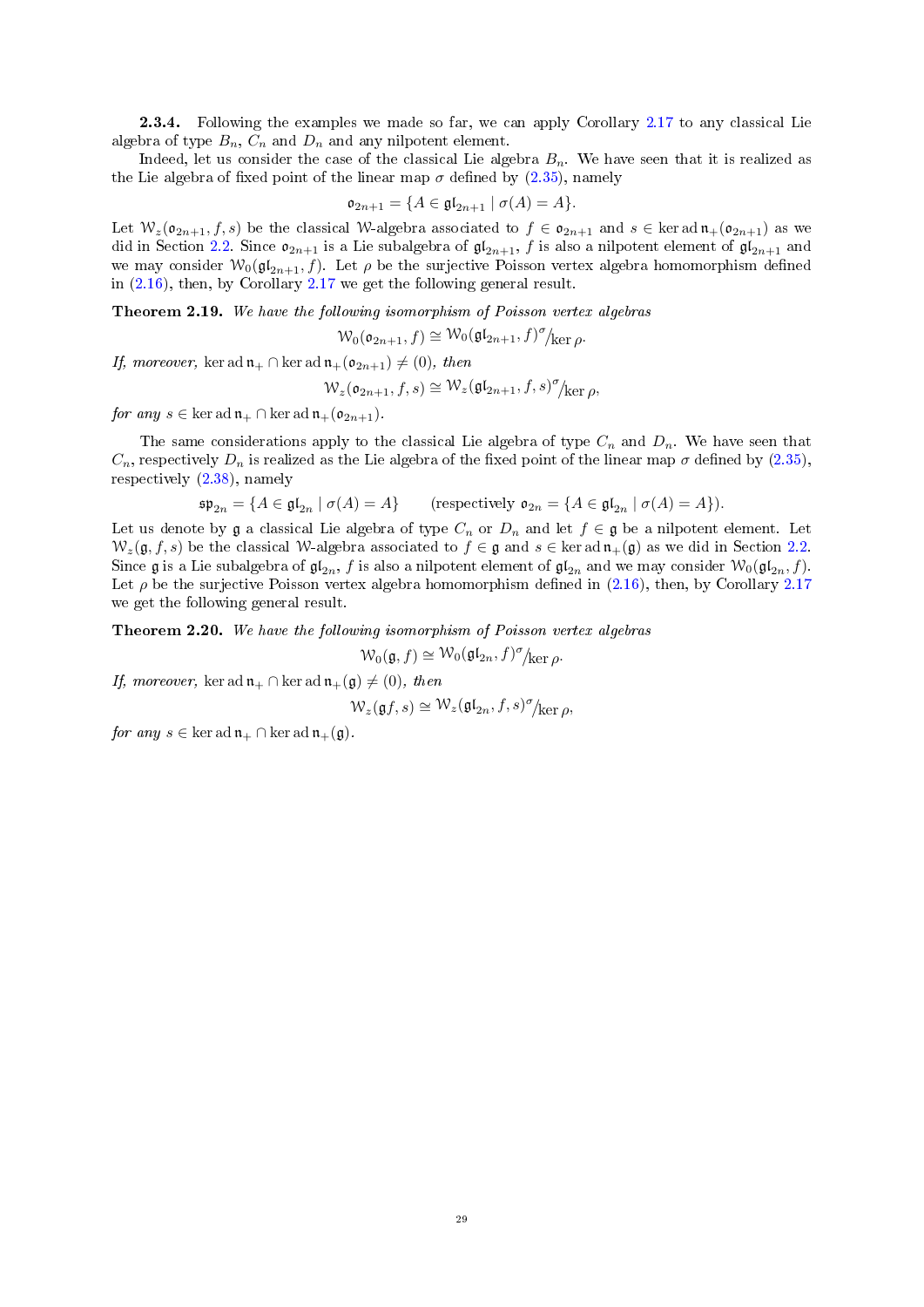**2.3.4.** Following the examples we made so far, we can apply Corollary 2.17 to any classical Lie algebra of type $B_n$, $C_n$ and $D_n$ and any nilpotent element.

Indeed, let us consider the case of the classical Lie algebra $B_n$. We have seen that it is realized as the Lie algebra of fixed point of the linear map $\sigma$ defined by (2.35), namely

$$\mathfrak{o}_{2n+1} = \{A \in \mathfrak{gl}_{2n+1} \mid \sigma(A) = A\}.$$

Let $\mathcal{W}_z(\mathfrak{o}_{2n+1}, f, s)$ be the classical $\mathcal{W}$-algebra associated to $f \in \mathfrak{o}_{2n+1}$ and $s \in \ker \operatorname{ad} \mathfrak{n}_+(\mathfrak{o}_{2n+1})$ as we did in Section 2.2. Since $\mathfrak{o}_{2n+1}$ is a Lie subalgebra of $\mathfrak{gl}_{2n+1}$, $f$ is also a nilpotent element of $\mathfrak{gl}_{2n+1}$ and we may consider $\mathcal{W}_0(\mathfrak{gl}_{2n+1}, f)$. Let $\rho$ be the surjective Poisson vertex algebra homomorphism defined in (2.16), then, by Corollary 2.17 we get the following general result.

**Theorem 2.19.** *We have the following isomorphism of Poisson vertex algebras*

$$\mathcal{W}_0(\mathfrak{o}_{2n+1}, f) \cong \mathcal{W}_0(\mathfrak{gl}_{2n+1}, f)^{\sigma} / \ker \rho.$$

*If, moreover,* $\ker \operatorname{ad} \mathfrak{n}_+ \cap \ker \operatorname{ad} \mathfrak{n}_+(\mathfrak{o}_{2n+1}) \neq (0)$*, then*

$$\mathcal{W}_z(\mathfrak{o}_{2n+1}, f, s) \cong \mathcal{W}_z(\mathfrak{gl}_{2n+1}, f, s)^{\sigma} / \ker \rho,$$

*for any* $s \in \ker \operatorname{ad} \mathfrak{n}_+ \cap \ker \operatorname{ad} \mathfrak{n}_+(\mathfrak{o}_{2n+1})$.

The same considerations apply to the classical Lie algebra of type $C_n$ and $D_n$. We have seen that $C_n$, respectively $D_n$ is realized as the Lie algebra of the fixed point of the linear map $\sigma$ defined by (2.35), respectively (2.38), namely

$$\mathfrak{sp}_{2n} = \{A \in \mathfrak{gl}_{2n} \mid \sigma(A) = A\} \qquad (\text{respectively } \mathfrak{o}_{2n} = \{A \in \mathfrak{gl}_{2n} \mid \sigma(A) = A\}).$$

Let us denote by $\mathfrak{g}$ a classical Lie algebra of type $C_n$ or $D_n$ and let $f \in \mathfrak{g}$ be a nilpotent element. Let $\mathcal{W}_z(\mathfrak{g}, f, s)$ be the classical $\mathcal{W}$-algebra associated to $f \in \mathfrak{g}$ and $s \in \ker \operatorname{ad} \mathfrak{n}_+(\mathfrak{g})$ as we did in Section 2.2. Since $\mathfrak{g}$ is a Lie subalgebra of $\mathfrak{gl}_{2n}$, $f$ is also a nilpotent element of $\mathfrak{gl}_{2n}$ and we may consider $\mathcal{W}_0(\mathfrak{gl}_{2n}, f)$. Let $\rho$ be the surjective Poisson vertex algebra homomorphism defined in (2.16), then, by Corollary 2.17 we get the following general result.

**Theorem 2.20.** *We have the following isomorphism of Poisson vertex algebras*

$$\mathcal{W}_0(\mathfrak{g}, f) \cong \mathcal{W}_0(\mathfrak{gl}_{2n}, f)^{\sigma} / \ker \rho.$$

*If, moreover,* $\ker \operatorname{ad} \mathfrak{n}_+ \cap \ker \operatorname{ad} \mathfrak{n}_+(\mathfrak{g}) \neq (0)$*, then*

$$\mathcal{W}_z(\mathfrak{g} f, s) \cong \mathcal{W}_z(\mathfrak{gl}_{2n}, f, s)^{\sigma} / \ker \rho,$$

*for any* $s \in \ker \operatorname{ad} \mathfrak{n}_+ \cap \ker \operatorname{ad} \mathfrak{n}_+(\mathfrak{g})$.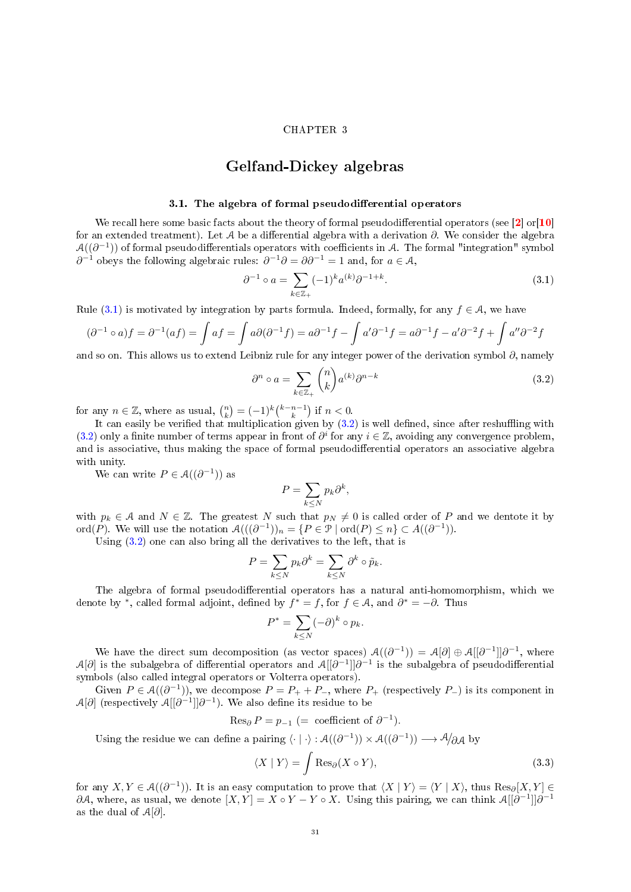CHAPTER 3

# Gelfand-Dickey algebras

## 3.1. The algebra of formal pseudodifferential operators

We recall here some basic facts about the theory of formal pseudodifferential operators (see [2] or[10] for an extended treatment). Let $\mathcal{A}$ be a differential algebra with a derivation $\partial$. We consider the algebra $\mathcal{A}((\partial^{-1}))$ of formal pseudodifferentials operators with coefficients in $\mathcal{A}$. The formal "integration" symbol $\partial^{-1}$ obeys the following algebraic rules: $\partial^{-1}\partial = \partial\partial^{-1} = 1$ and, for $a \in \mathcal{A}$,

$$\partial^{-1} \circ a = \sum_{k \in \mathbb{Z}_+} (-1)^k a^{(k)} \partial^{-1+k}. \tag{3.1}$$

Rule (3.1) is motivated by integration by parts formula. Indeed, formally, for any $f \in \mathcal{A}$, we have

$$(\partial^{-1} \circ a)f = \partial^{-1}(af) = \int af = \int a\partial(\partial^{-1}f) = a\partial^{-1}f - \int a'\partial^{-1}f = a\partial^{-1}f - a'\partial^{-2}f + \int a''\partial^{-2}f$$

and so on. This allows us to extend Leibniz rule for any integer power of the derivation symbol $\partial$, namely

$$\partial^n \circ a = \sum_{k \in \mathbb{Z}_+} \binom{n}{k} a^{(k)} \partial^{n-k} \tag{3.2}$$

for any $n \in \mathbb{Z}$, where as usual, $\binom{n}{k} = (-1)^k \binom{k-n-1}{k}$ if $n < 0$.

It can easily be verified that multiplication given by (3.2) is well defined, since after reshuffling with (3.2) only a finite number of terms appear in front of $\partial^i$ for any $i \in \mathbb{Z}$, avoiding any convergence problem, and is associative, thus making the space of formal pseudodifferential operators an associative algebra with unity.

We can write $P \in \mathcal{A}((\partial^{-1}))$ as

$$P = \sum_{k \leq N} p_k \partial^k,$$

with $p_k \in \mathcal{A}$ and $N \in \mathbb{Z}$. The greatest $N$ such that $p_N \neq 0$ is called order of $P$ and we dentote it by $\operatorname{ord}(P)$. We will use the notation $\mathcal{A}(((\partial^{-1}))_n = \{P \in \mathcal{P} \mid \operatorname{ord}(P) \leq n\} \subset \mathcal{A}((\partial^{-1}))$.

Using (3.2) one can also bring all the derivatives to the left, that is

$$P = \sum_{k \leq N} p_k \partial^k = \sum_{k \leq N} \partial^k \circ \tilde{p}_k.$$

The algebra of formal pseudodifferential operators has a natural anti-homomorphism, which we denote by $^*$, called formal adjoint, defined by $f^* = f$, for $f \in \mathcal{A}$, and $\partial^* = -\partial$. Thus

$$P^* = \sum_{k \leq N} (-\partial)^k \circ p_k.$$

We have the direct sum decomposition (as vector spaces) $\mathcal{A}((\partial^{-1})) = \mathcal{A}[\partial] \oplus \mathcal{A}[[\partial^{-1}]]\partial^{-1}$, where $\mathcal{A}[\partial]$ is the subalgebra of differential operators and $\mathcal{A}[[\partial^{-1}]]\partial^{-1}$ is the subalgebra of pseudodifferential symbols (also called integral operators or Volterra operators).

Given $P \in \mathcal{A}((\partial^{-1}))$, we decompose $P = P_+ + P_-$, where $P_+$ (respectively $P_-$) is its component in $\mathcal{A}[\partial]$ (respectively $\mathcal{A}[[\partial^{-1}]]\partial^{-1}$). We also define its residue to be

$$\operatorname{Res}_\partial P = p_{-1} \text{ (= coefficient of } \partial^{-1}\text{)}.$$

Using the residue we can define a pairing $\langle \cdot \mid \cdot \rangle : \mathcal{A}((\partial^{-1})) \times \mathcal{A}((\partial^{-1})) \longrightarrow \mathcal{A}/\partial\mathcal{A}$ by

$$\langle X \mid Y \rangle = \int \operatorname{Res}_\partial (X \circ Y), \tag{3.3}$$

for any $X, Y \in \mathcal{A}((\partial^{-1}))$. It is an easy computation to prove that $\langle X \mid Y \rangle = \langle Y \mid X \rangle$, thus $\operatorname{Res}_\partial [X, Y] \in \partial\mathcal{A}$, where, as usual, we denote $[X, Y] = X \circ Y - Y \circ X$. Using this pairing, we can think $\mathcal{A}[[\partial^{-1}]]\partial^{-1}$ as the dual of $\mathcal{A}[\partial]$.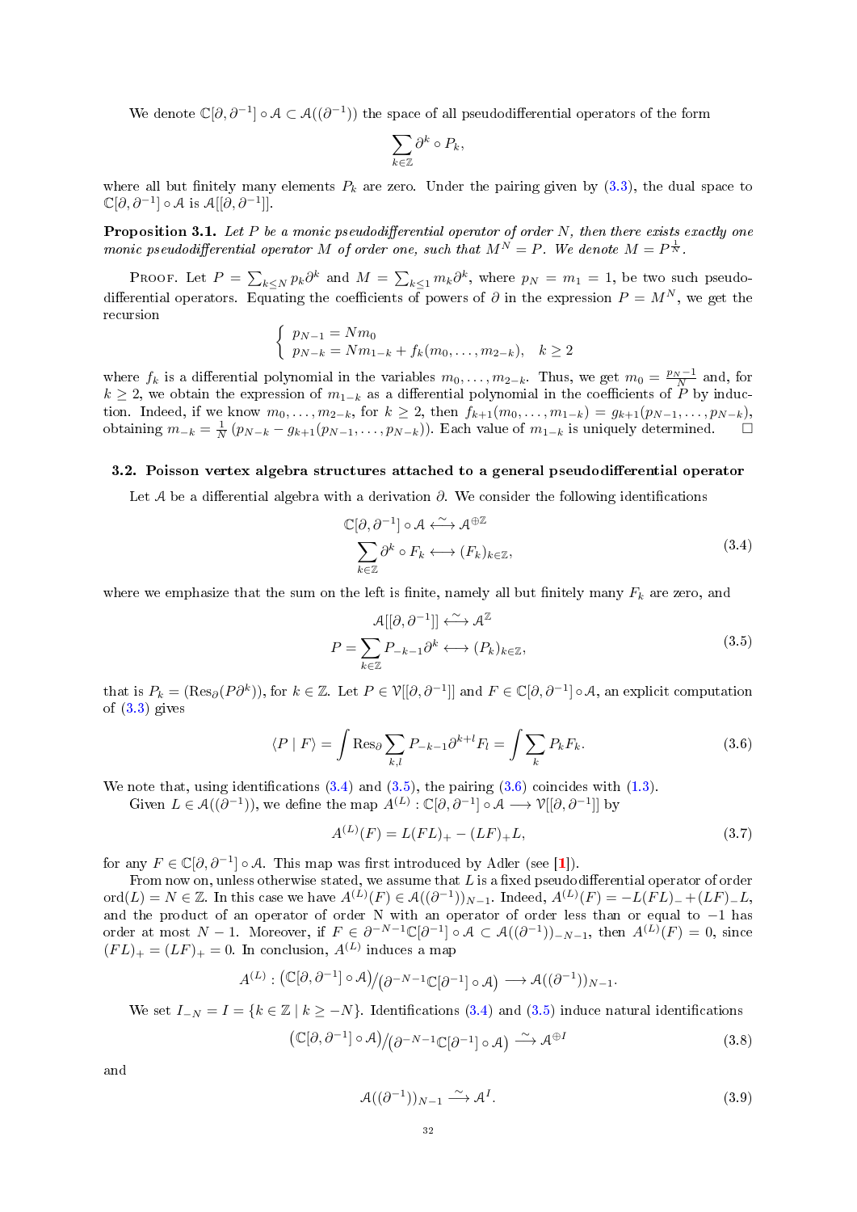We denote $\mathbb{C}[\partial,\partial^{-1}]\circ\mathcal{A}\subset\mathcal{A}((\partial^{-1}))$ the space of all pseudodifferential operators of the form

$$\sum_{k\in\mathbb{Z}}\partial^k\circ P_k,$$

where all but finitely many elements $P_k$ are zero. Under the pairing given by (3.3), the dual space to $\mathbb{C}[\partial,\partial^{-1}]\circ\mathcal{A}$ is $\mathcal{A}[[\partial,\partial^{-1}]]$.

**Proposition 3.1.** *Let $P$ be a monic pseudodifferential operator of order $N$, then there exists exactly one monic pseudodifferential operator $M$ of order one, such that $M^N=P$. We denote $M=P^{\frac{1}{N}}$.*

Proof. Let $P=\sum_{k\leq N}p_k\partial^k$ and $M=\sum_{k\leq 1}m_k\partial^k$, where $p_N=m_1=1$, be two such pseudodifferential operators. Equating the coefficients of powers of $\partial$ in the expression $P=M^N$, we get the recursion

$$\begin{cases} p_{N-1}=Nm_0\\ p_{N-k}=Nm_{1-k}+f_k(m_0,\dots,m_{2-k}), \quad k\geq 2\end{cases}$$

where $f_k$ is a differential polynomial in the variables $m_0,\dots,m_{2-k}$. Thus, we get $m_0=\frac{p_{N-1}}{N}$ and, for $k\geq 2$, we obtain the expression of $m_{1-k}$ as a differential polynomial in the coefficients of $P$ by induction. Indeed, if we know $m_0,\dots,m_{2-k}$, for $k\geq 2$, then $f_{k+1}(m_0,\dots,m_{1-k})=g_{k+1}(p_{N-1},\dots,p_{N-k})$, obtaining $m_{-k}=\frac{1}{N}\left(p_{N-k}-g_{k+1}(p_{N-1},\dots,p_{N-k})\right)$. Each value of $m_{1-k}$ is uniquely determined. $\square$

### 3.2. Poisson vertex algebra structures attached to a general pseudodifferential operator

Let $\mathcal{A}$ be a differential algebra with a derivation $\partial$. We consider the following identifications

$$\begin{aligned} \mathbb{C}[\partial,\partial^{-1}]\circ\mathcal{A} &\overset{\sim}{\longleftrightarrow} \mathcal{A}^{\oplus\mathbb{Z}}\\ \sum_{k\in\mathbb{Z}}\partial^k\circ F_k &\longleftrightarrow (F_k)_{k\in\mathbb{Z}}, \end{aligned} \tag{3.4}$$

where we emphasize that the sum on the left is finite, namely all but finitely many $F_k$ are zero, and

$$\begin{aligned} \mathcal{A}[[\partial,\partial^{-1}]] &\overset{\sim}{\longleftrightarrow} \mathcal{A}^{\mathbb{Z}}\\ P=\sum_{k\in\mathbb{Z}}P_{-k-1}\partial^k &\longleftrightarrow (P_k)_{k\in\mathbb{Z}}, \end{aligned} \tag{3.5}$$

that is $P_k=(\mathrm{Res}_\partial(P\partial^k))$, for $k\in\mathbb{Z}$. Let $P\in\mathcal{V}[[\partial,\partial^{-1}]]$ and $F\in\mathbb{C}[\partial,\partial^{-1}]\circ\mathcal{A}$, an explicit computation of (3.3) gives

$$\langle P\mid F\rangle=\int\mathrm{Res}_\partial\sum_{k,l}P_{-k-1}\partial^{k+l}F_l=\int\sum_k P_kF_k. \tag{3.6}$$

We note that, using identifications (3.4) and (3.5), the pairing (3.6) coincides with (1.3).

Given $L\in\mathcal{A}((\partial^{-1}))$, we define the map $A^{(L)}:\mathbb{C}[\partial,\partial^{-1}]\circ\mathcal{A}\longrightarrow\mathcal{V}[[\partial,\partial^{-1}]]$ by

$$A^{(L)}(F)=L(FL)_+-(LF)_+L, \tag{3.7}$$

for any $F\in\mathbb{C}[\partial,\partial^{-1}]\circ\mathcal{A}$. This map was first introduced by Adler (see [1]).

From now on, unless otherwise stated, we assume that $L$ is a fixed pseudodifferential operator of order $\mathrm{ord}(L)=N\in\mathbb{Z}$. In this case we have $A^{(L)}(F)\in\mathcal{A}((\partial^{-1}))_{N-1}$. Indeed, $A^{(L)}(F)=-L(FL)_-+(LF)_-L$, and the product of an operator of order N with an operator of order less than or equal to $-1$ has order at most $N-1$. Moreover, if $F\in\partial^{-N-1}\mathbb{C}[\partial^{-1}]\circ\mathcal{A}\subset\mathcal{A}((\partial^{-1}))_{-N-1}$, then $A^{(L)}(F)=0$, since $(FL)_+=(LF)_+=0$. In conclusion, $A^{(L)}$ induces a map

$$A^{(L)}:\left(\mathbb{C}[\partial,\partial^{-1}]\circ\mathcal{A}\right)/\left(\partial^{-N-1}\mathbb{C}[\partial^{-1}]\circ\mathcal{A}\right)\longrightarrow\mathcal{A}((\partial^{-1}))_{N-1}.$$

We set $I_{-N}=I=\{k\in\mathbb{Z}\mid k\geq -N\}$. Identifications (3.4) and (3.5) induce natural identifications

$$\left(\mathbb{C}[\partial,\partial^{-1}]\circ\mathcal{A}\right)/\left(\partial^{-N-1}\mathbb{C}[\partial^{-1}]\circ\mathcal{A}\right)\overset{\sim}{\longrightarrow}\mathcal{A}^{\oplus I} \tag{3.8}$$

and

$$\mathcal{A}((\partial^{-1}))_{N-1}\overset{\sim}{\longrightarrow}\mathcal{A}^I. \tag{3.9}$$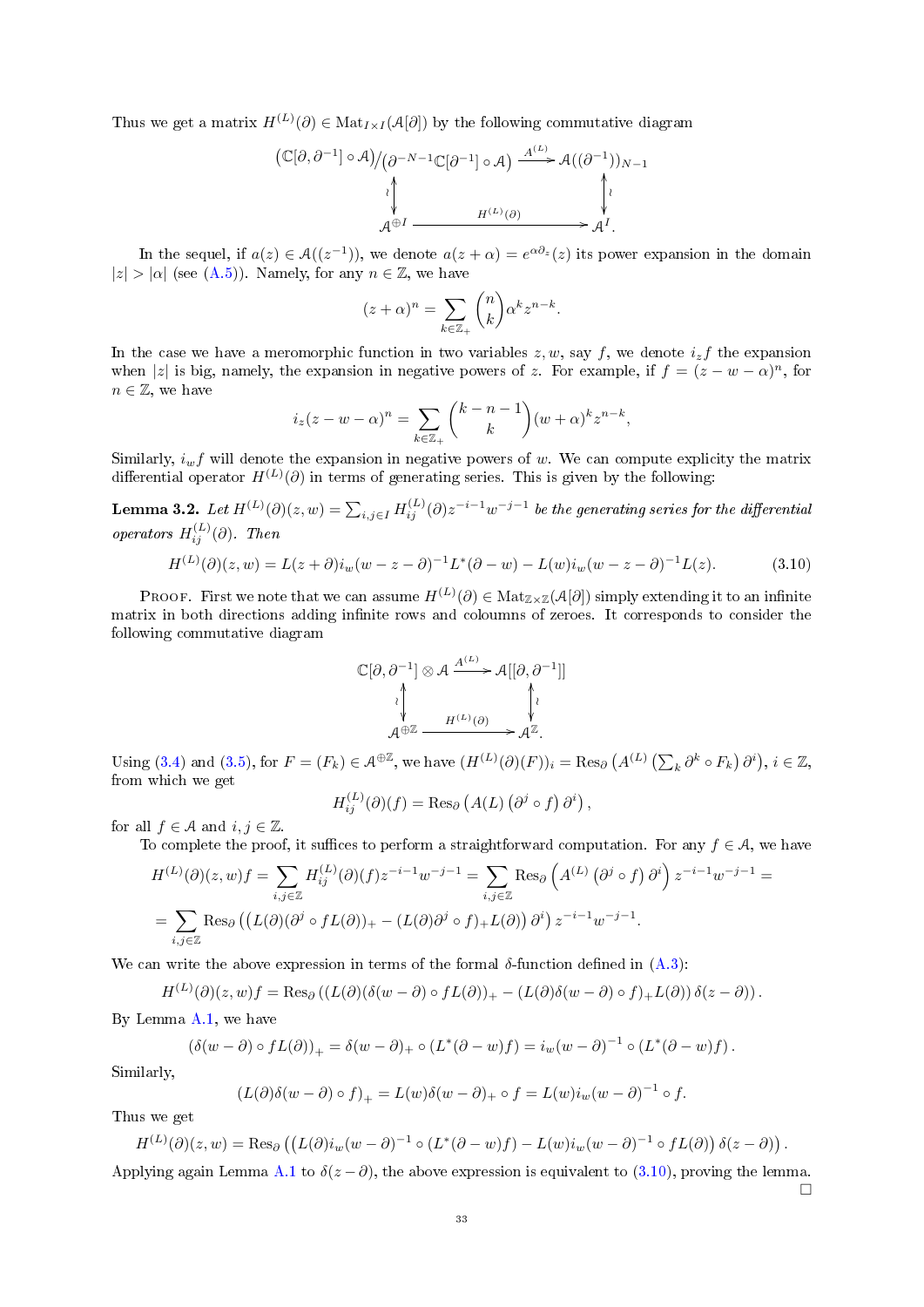Thus we get a matrix $H^{(L)}(\partial) \in \mathrm{Mat}_{I\times I}(\mathcal{A}[\partial])$ by the following commutative diagram

$$
\begin{array}{ccc}
\left(\mathbb{C}[\partial,\partial^{-1}]\circ\mathcal{A}\right)\big/\left(\partial^{-N-1}\mathbb{C}[\partial^{-1}]\circ\mathcal{A}\right) & \xrightarrow{A^{(L)}} & \mathcal{A}((\partial^{-1}))_{N-1} \\
\wr\updownarrow & & \updownarrow\wr \\
\mathcal{A}^{\oplus I} & \xrightarrow{\quad H^{(L)}(\partial)\quad} & \mathcal{A}^{I}.
\end{array}
$$

In the sequel, if $a(z) \in \mathcal{A}((z^{-1}))$, we denote $a(z+\alpha) = e^{\alpha\partial_z}(z)$ its power expansion in the domain $|z|>|\alpha|$ (see (A.5)). Namely, for any $n\in\mathbb{Z}$, we have

$$
(z+\alpha)^n = \sum_{k\in\mathbb{Z}_+}\binom{n}{k}\alpha^k z^{n-k}.
$$

In the case we have a meromorphic function in two variables $z,w$, say $f$, we denote $i_z f$ the expansion when $|z|$ is big, namely, the expansion in negative powers of $z$. For example, if $f=(z-w-\alpha)^n$, for $n\in\mathbb{Z}$, we have

$$
i_z(z-w-\alpha)^n = \sum_{k\in\mathbb{Z}_+}\binom{k-n-1}{k}(w+\alpha)^k z^{n-k},
$$

Similarly, $i_w f$ will denote the expansion in negative powers of $w$. We can compute explicity the matrix differential operator $H^{(L)}(\partial)$ in terms of generating series. This is given by the following:

**Lemma 3.2.** *Let $H^{(L)}(\partial)(z,w) = \sum_{i,j\in I} H^{(L)}_{ij}(\partial) z^{-i-1}w^{-j-1}$ be the generating series for the differential operators $H^{(L)}_{ij}(\partial)$. Then*

$$
H^{(L)}(\partial)(z,w) = L(z+\partial)i_w(w-z-\partial)^{-1}L^*(\partial-w) - L(w)i_w(w-z-\partial)^{-1}L(z). \tag{3.10}
$$

Proof. First we note that we can assume $H^{(L)}(\partial)\in\mathrm{Mat}_{\mathbb{Z}\times\mathbb{Z}}(\mathcal{A}[\partial])$ simply extending it to an infinite matrix in both directions adding infinite rows and coloumns of zeroes. It corresponds to consider the following commutative diagram

$$
\begin{array}{ccc}
\mathbb{C}[\partial,\partial^{-1}]\otimes\mathcal{A} & \xrightarrow{A^{(L)}} & \mathcal{A}[[\partial,\partial^{-1}]] \\
\wr\updownarrow & & \updownarrow\wr \\
\mathcal{A}^{\oplus\mathbb{Z}} & \xrightarrow{\quad H^{(L)}(\partial)\quad} & \mathcal{A}^{\mathbb{Z}}.
\end{array}
$$

Using (3.4) and (3.5), for $F=(F_k)\in\mathcal{A}^{\oplus\mathbb{Z}}$, we have $(H^{(L)}(\partial)(F))_i = \mathrm{Res}_\partial\left(A^{(L)}\left(\sum_k \partial^k\circ F_k\right)\partial^i\right)$, $i\in\mathbb{Z}$, from which we get

$$
H^{(L)}_{ij}(\partial)(f) = \mathrm{Res}_\partial\left(A(L)\left(\partial^j\circ f\right)\partial^i\right),
$$

for all $f\in\mathcal{A}$ and $i,j\in\mathbb{Z}$.

To complete the proof, it suffices to perform a straightforward computation. For any $f\in\mathcal{A}$, we have

$$
\begin{aligned}
H^{(L)}(\partial)(z,w)f &= \sum_{i,j\in\mathbb{Z}} H^{(L)}_{ij}(\partial)(f)z^{-i-1}w^{-j-1} = \sum_{i,j\in\mathbb{Z}}\mathrm{Res}_\partial\left(A^{(L)}\left(\partial^j\circ f\right)\partial^i\right)z^{-i-1}w^{-j-1} = \\
&= \sum_{i,j\in\mathbb{Z}}\mathrm{Res}_\partial\left(\left(L(\partial)(\partial^j\circ fL(\partial))_+ - (L(\partial)\partial^j\circ f)_+L(\partial)\right)\partial^i\right)z^{-i-1}w^{-j-1}.
\end{aligned}
$$

We can write the above expression in terms of the formal $\delta$-function defined in (A.3):

$$
H^{(L)}(\partial)(z,w)f = \mathrm{Res}_\partial\left(\left(L(\partial)(\delta(w-\partial)\circ fL(\partial))_+ - (L(\partial)\delta(w-\partial)\circ f)_+L(\partial)\right)\delta(z-\partial)\right).
$$

By Lemma A.1, we have

$$
(\delta(w-\partial)\circ fL(\partial))_+ = \delta(w-\partial)_+\circ(L^*(\partial-w)f) = i_w(w-\partial)^{-1}\circ(L^*(\partial-w)f).
$$

Similarly,

$$
(L(\partial)\delta(w-\partial)\circ f)_+ = L(w)\delta(w-\partial)_+\circ f = L(w)i_w(w-\partial)^{-1}\circ f.
$$

Thus we get

$$
H^{(L)}(\partial)(z,w) = \mathrm{Res}_\partial\left(\left(L(\partial)i_w(w-\partial)^{-1}\circ(L^*(\partial-w)f) - L(w)i_w(w-\partial)^{-1}\circ fL(\partial)\right)\delta(z-\partial)\right).
$$

Applying again Lemma A.1 to $\delta(z-\partial)$, the above expression is equivalent to (3.10), proving the lemma. $\square$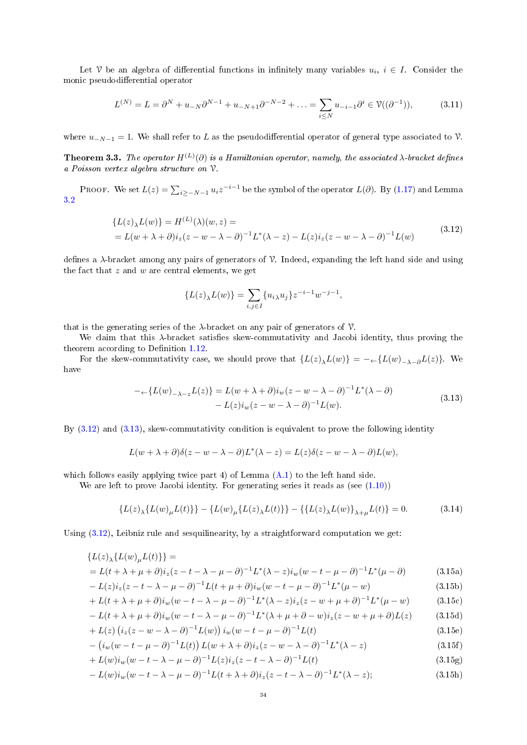Let $\mathcal{V}$ be an algebra of differential functions in infinitely many variables $u_i$, $i \in I$. Consider the monic pseudodifferential operator

$$L^{(N)} = L = \partial^N + u_{-N}\partial^{N-1} + u_{-N+1}\partial^{-N-2} + \ldots = \sum_{i\leq N} u_{-i-1}\partial^i \in \mathcal{V}((\partial^{-1})), \tag{3.11}$$

where $u_{-N-1} = 1$. We shall refer to $L$ as the pseudodifferential operator of general type associated to $\mathcal{V}$.

**Theorem 3.3.** *The operator $H^{(L)}(\partial)$ is a Hamiltonian operator, namely, the associated $\lambda$-bracket defines a Poisson vertex algebra structure on $\mathcal{V}$.*

Proof. We set $L(z) = \sum_{i\geq -N-1} u_i z^{-i-1}$ be the symbol of the operator $L(\partial)$. By (1.17) and Lemma 3.2

$$\begin{aligned}&\{L(z)_\lambda L(w)\} = H^{(L)}(\lambda)(w,z) = \\ &= L(w+\lambda+\partial)i_z(z-w-\lambda-\partial)^{-1}L^*(\lambda-z) - L(z)i_z(z-w-\lambda-\partial)^{-1}L(w)\end{aligned} \tag{3.12}$$

defines a $\lambda$-bracket among any pairs of generators of $\mathcal{V}$. Indeed, expanding the left hand side and using the fact that $z$ and $w$ are central elements, we get

$$\{L(z)_\lambda L(w)\} = \sum_{i,j\in I}\{u_{i\,\lambda}u_j\}z^{-i-1}w^{-j-1},$$

that is the generating series of the $\lambda$-bracket on any pair of generators of $\mathcal{V}$.

We claim that this $\lambda$-bracket satisfies skew-commutativity and Jacobi identity, thus proving the theorem according to Definition 1.12.

For the skew-commutativity case, we should prove that $\{L(z)_\lambda L(w)\} = -_\leftarrow\{L(w)_{-\lambda-\partial}L(z)\}$. We have

$$\begin{aligned}-_\leftarrow\{L(w)_{-\lambda-z}L(z)\} = &L(w+\lambda+\partial)i_w(z-w-\lambda-\partial)^{-1}L^*(\lambda-\partial) \\ &- L(z)i_w(z-w-\lambda-\partial)^{-1}L(w).\end{aligned} \tag{3.13}$$

By (3.12) and (3.13), skew-commutativity condition is equivalent to prove the following identity

$$L(w+\lambda+\partial)\delta(z-w-\lambda-\partial)L^*(\lambda-z) = L(z)\delta(z-w-\lambda-\partial)L(w),$$

which follows easily applying twice part 4) of Lemma (A.1) to the left hand side.

We are left to prove Jacobi identity. For generating series it reads as (see (1.10))

$$\{L(z)_\lambda\{L(w)_\mu L(t)\}\} - \{L(w)_\mu\{L(z)_\lambda L(t)\}\} - \{\{L(z)_\lambda L(w)\}_{\lambda+\mu}L(t)\} = 0. \tag{3.14}$$

Using (3.12), Leibniz rule and sesquilinearity, by a straightforward computation we get:

$$\{L(z)_\lambda\{L(w)_\mu L(t)\}\} =$$

$$= L(t+\lambda+\mu+\partial)i_z(z-t-\lambda-\mu-\partial)^{-1}L^*(\lambda-z)i_w(w-t-\mu-\partial)^{-1}L^*(\mu-\partial) \tag{3.15a}$$

$$- L(z)i_z(z-t-\lambda-\mu-\partial)^{-1}L(t+\mu+\partial)i_w(w-t-\mu-\partial)^{-1}L^*(\mu-w) \tag{3.15b}$$

$$+ L(t+\lambda+\mu+\partial)i_w(w-t-\lambda-\mu-\partial)^{-1}L^*(\lambda-z)i_z(z-w+\mu+\partial)^{-1}L^*(\mu-w) \tag{3.15c}$$

$$- L(t+\lambda+\mu+\partial)i_w(w-t-\lambda-\mu-\partial)^{-1}L^*(\lambda+\mu+\partial-w)i_z(z-w+\mu+\partial)L(z) \tag{3.15d}$$

$$+ L(z)\left(i_z(z-w-\lambda-\partial)^{-1}L(w)\right)i_w(w-t-\mu-\partial)^{-1}L(t) \tag{3.15e}$$

$$- \left(i_w(w-t-\mu-\partial)^{-1}L(t)\right)L(w+\lambda+\partial)i_z(z-w-\lambda-\partial)^{-1}L^*(\lambda-z) \tag{3.15f}$$

$$+ L(w)i_w(w-t-\lambda-\mu-\partial)^{-1}L(z)i_z(z-t-\lambda-\partial)^{-1}L(t) \tag{3.15g}$$

$$- L(w)i_w(w-t-\lambda-\mu-\partial)^{-1}L(t+\lambda+\partial)i_z(z-t-\lambda-\partial)^{-1}L^*(\lambda-z); \tag{3.15h}$$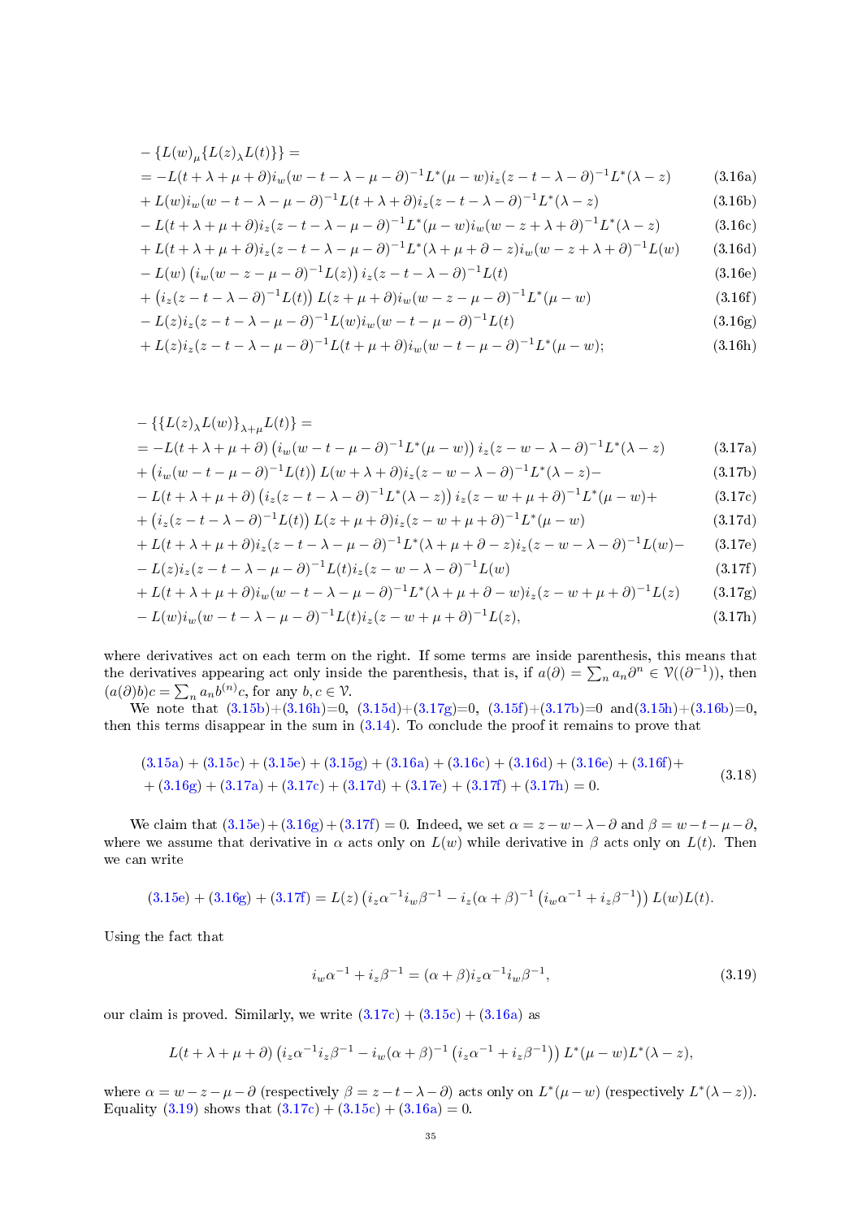$$
\begin{aligned}
&-\{L(w)_\mu\{L(z)_\lambda L(t)\}\} = \\
&= -L(t+\lambda+\mu+\partial)i_w(w-t-\lambda-\mu-\partial)^{-1}L^*(\mu-w)i_z(z-t-\lambda-\partial)^{-1}L^*(\lambda-z) && \text{(3.16a)}\\
&+ L(w)i_w(w-t-\lambda-\mu-\partial)^{-1}L(t+\lambda+\partial)i_z(z-t-\lambda-\partial)^{-1}L^*(\lambda-z) && \text{(3.16b)}\\
&- L(t+\lambda+\mu+\partial)i_z(z-t-\lambda-\mu-\partial)^{-1}L^*(\mu-w)i_w(w-z+\lambda+\partial)^{-1}L^*(\lambda-z) && \text{(3.16c)}\\
&+ L(t+\lambda+\mu+\partial)i_z(z-t-\lambda-\mu-\partial)^{-1}L^*(\lambda+\mu+\partial-z)i_w(w-z+\lambda+\partial)^{-1}L(w) && \text{(3.16d)}\\
&- L(w)\left(i_w(w-z-\mu-\partial)^{-1}L(z)\right)i_z(z-t-\lambda-\partial)^{-1}L(t) && \text{(3.16e)}\\
&+ \left(i_z(z-t-\lambda-\partial)^{-1}L(t)\right)L(z+\mu+\partial)i_w(w-z-\mu-\partial)^{-1}L^*(\mu-w) && \text{(3.16f)}\\
&- L(z)i_z(z-t-\lambda-\mu-\partial)^{-1}L(w)i_w(w-t-\mu-\partial)^{-1}L(t) && \text{(3.16g)}\\
&+ L(z)i_z(z-t-\lambda-\mu-\partial)^{-1}L(t+\mu+\partial)i_w(w-t-\mu-\partial)^{-1}L^*(\mu-w); && \text{(3.16h)}
\end{aligned}
$$

$$
\begin{aligned}
&-\{\{L(z)_\lambda L(w)\}_{\lambda+\mu}L(t)\} = \\
&= -L(t+\lambda+\mu+\partial)\left(i_w(w-t-\mu-\partial)^{-1}L^*(\mu-w)\right)i_z(z-w-\lambda-\partial)^{-1}L^*(\lambda-z) && \text{(3.17a)}\\
&+ \left(i_w(w-t-\mu-\partial)^{-1}L(t)\right)L(w+\lambda+\partial)i_z(z-w-\lambda-\partial)^{-1}L^*(\lambda-z)- && \text{(3.17b)}\\
&- L(t+\lambda+\mu+\partial)\left(i_z(z-t-\lambda-\partial)^{-1}L^*(\lambda-z)\right)i_z(z-w+\mu+\partial)^{-1}L^*(\mu-w)+ && \text{(3.17c)}\\
&+ \left(i_z(z-t-\lambda-\partial)^{-1}L(t)\right)L(z+\mu+\partial)i_z(z-w+\mu+\partial)^{-1}L^*(\mu-w) && \text{(3.17d)}\\
&+ L(t+\lambda+\mu+\partial)i_z(z-t-\lambda-\mu-\partial)^{-1}L^*(\lambda+\mu+\partial-z)i_z(z-w-\lambda-\partial)^{-1}L(w)- && \text{(3.17e)}\\
&- L(z)i_z(z-t-\lambda-\mu-\partial)^{-1}L(t)i_z(z-w-\lambda-\partial)^{-1}L(w) && \text{(3.17f)}\\
&+ L(t+\lambda+\mu+\partial)i_w(w-t-\lambda-\mu-\partial)^{-1}L^*(\lambda+\mu+\partial-w)i_z(z-w+\mu+\partial)^{-1}L(z) && \text{(3.17g)}\\
&- L(w)i_w(w-t-\lambda-\mu-\partial)^{-1}L(t)i_z(z-w+\mu+\partial)^{-1}L(z), && \text{(3.17h)}
\end{aligned}
$$

where derivatives act on each term on the right. If some terms are inside parenthesis, this means that the derivatives appearing act only inside the parenthesis, that is, if $a(\partial)=\sum_n a_n\partial^n \in \mathcal{V}((\partial^{-1}))$, then $(a(\partial)b)c=\sum_n a_n b^{(n)}c$, for any $b,c\in\mathcal{V}$.

We note that (3.15b)+(3.16h)=0, (3.15d)+(3.17g)=0, (3.15f)+(3.17b)=0 and(3.15h)+(3.16b)=0, then this terms disappear in the sum in (3.14). To conclude the proof it remains to prove that

$$
\begin{aligned}
&(3.15a)+(3.15c)+(3.15e)+(3.15g)+(3.16a)+(3.16c)+(3.16d)+(3.16e)+(3.16f)+\\
&+(3.16g)+(3.17a)+(3.17c)+(3.17d)+(3.17e)+(3.17f)+(3.17h)=0.
\end{aligned}
\tag{3.18}
$$

We claim that (3.15e) + (3.16g) + (3.17f) = 0. Indeed, we set $\alpha=z-w-\lambda-\partial$ and $\beta=w-t-\mu-\partial$, where we assume that derivative in $\alpha$ acts only on $L(w)$ while derivative in $\beta$ acts only on $L(t)$. Then we can write

$$
(3.15e)+(3.16g)+(3.17f)=L(z)\left(i_z\alpha^{-1}i_w\beta^{-1}-i_z(\alpha+\beta)^{-1}\left(i_w\alpha^{-1}+i_z\beta^{-1}\right)\right)L(w)L(t).
$$

Using the fact that

$$
i_w\alpha^{-1}+i_z\beta^{-1}=(\alpha+\beta)i_z\alpha^{-1}i_w\beta^{-1},
\tag{3.19}
$$

our claim is proved. Similarly, we write (3.17c) + (3.15c) + (3.16a) as

$$
L(t+\lambda+\mu+\partial)\left(i_z\alpha^{-1}i_z\beta^{-1}-i_w(\alpha+\beta)^{-1}\left(i_z\alpha^{-1}+i_z\beta^{-1}\right)\right)L^*(\mu-w)L^*(\lambda-z),
$$

where $\alpha=w-z-\mu-\partial$ (respectively $\beta=z-t-\lambda-\partial$) acts only on $L^*(\mu-w)$ (respectively $L^*(\lambda-z)$). Equality (3.19) shows that (3.17c) + (3.15c) + (3.16a) = 0.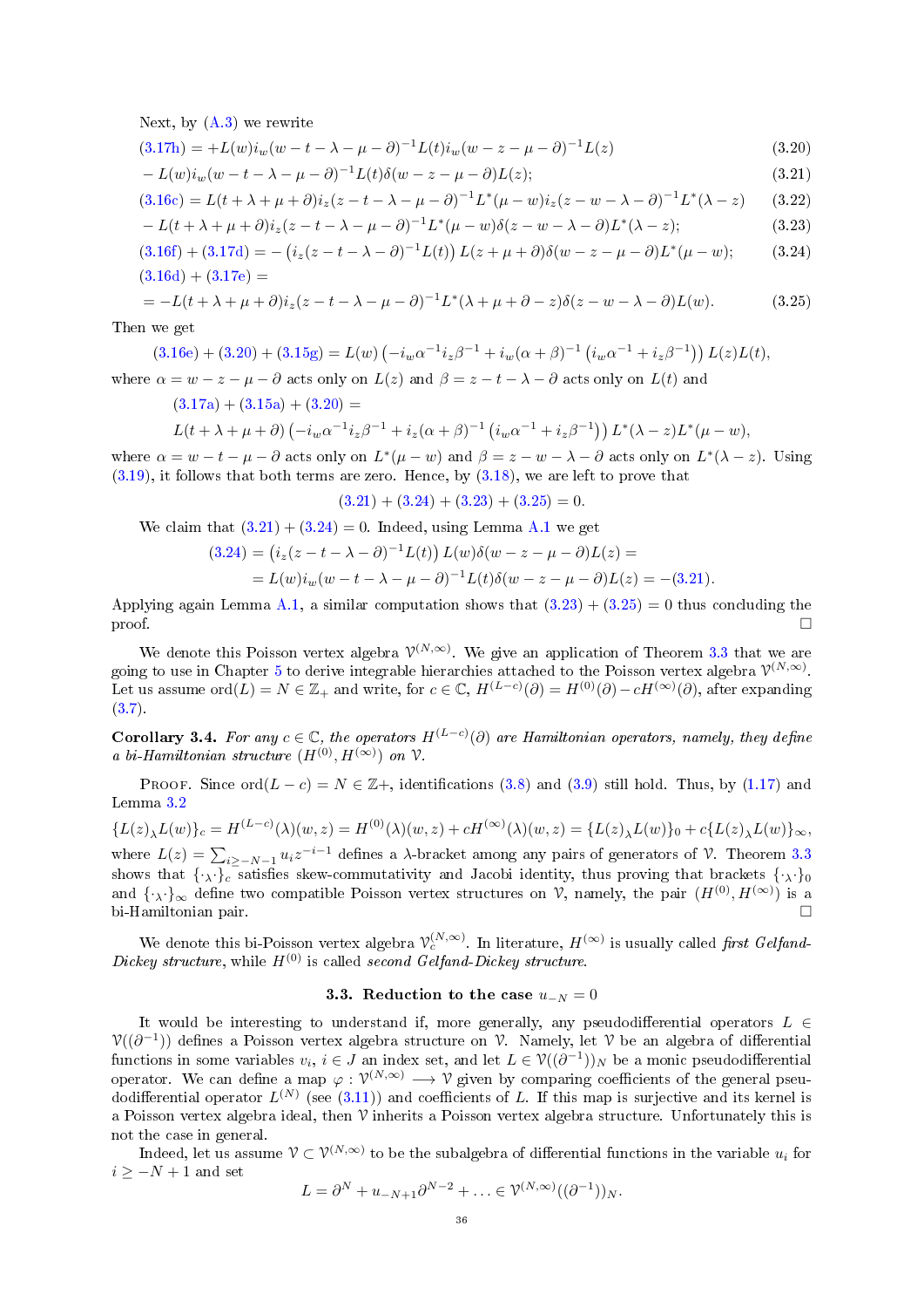Next, by (A.3) we rewrite

$$(3.17h) = +L(w)i_w(w-t-\lambda-\mu-\partial)^{-1}L(t)i_w(w-z-\mu-\partial)^{-1}L(z) \tag{3.20}$$

$$-L(w)i_w(w-t-\lambda-\mu-\partial)^{-1}L(t)\delta(w-z-\mu-\partial)L(z); \tag{3.21}$$

$$(3.16c) = L(t+\lambda+\mu+\partial)i_z(z-t-\lambda-\mu-\partial)^{-1}L^*(\mu-w)i_z(z-w-\lambda-\partial)^{-1}L^*(\lambda-z) \tag{3.22}$$

$$-L(t+\lambda+\mu+\partial)i_z(z-t-\lambda-\mu-\partial)^{-1}L^*(\mu-w)\delta(z-w-\lambda-\partial)L^*(\lambda-z); \tag{3.23}$$

$$(3.16f)+(3.17d) = -\left(i_z(z-t-\lambda-\partial)^{-1}L(t)\right)L(z+\mu+\partial)\delta(w-z-\mu-\partial)L^*(\mu-w); \tag{3.24}$$

$$(3.16d)+(3.17e) =$$

$$= -L(t+\lambda+\mu+\partial)i_z(z-t-\lambda-\mu-\partial)^{-1}L^*(\lambda+\mu+\partial-z)\delta(z-w-\lambda-\partial)L(w). \tag{3.25}$$

Then we get

$$(3.16e)+(3.20)+(3.15g) = L(w)\left(-i_w\alpha^{-1}i_z\beta^{-1}+i_w(\alpha+\beta)^{-1}\left(i_w\alpha^{-1}+i_z\beta^{-1}\right)\right)L(z)L(t),$$

where $\alpha = w-z-\mu-\partial$ acts only on $L(z)$ and $\beta = z-t-\lambda-\partial$ acts only on $L(t)$ and

$$(3.17a)+(3.15a)+(3.20) =$$
$$L(t+\lambda+\mu+\partial)\left(-i_w\alpha^{-1}i_z\beta^{-1}+i_z(\alpha+\beta)^{-1}\left(i_w\alpha^{-1}+i_z\beta^{-1}\right)\right)L^*(\lambda-z)L^*(\mu-w),$$

where $\alpha = w-t-\mu-\partial$ acts only on $L^*(\mu-w)$ and $\beta = z-w-\lambda-\partial$ acts only on $L^*(\lambda-z)$. Using (3.19), it follows that both terms are zero. Hence, by (3.18), we are left to prove that

$$(3.21)+(3.24)+(3.23)+(3.25)=0.$$

We claim that $(3.21)+(3.24)=0$. Indeed, using Lemma A.1 we get

$$(3.24) = \left(i_z(z-t-\lambda-\partial)^{-1}L(t)\right)L(w)\delta(w-z-\mu-\partial)L(z) =$$
$$= L(w)i_w(w-t-\lambda-\mu-\partial)^{-1}L(t)\delta(w-z-\mu-\partial)L(z) = -(3.21).$$

Applying again Lemma A.1, a similar computation shows that $(3.23)+(3.25)=0$ thus concluding the proof. □

We denote this Poisson vertex algebra $\mathcal{V}^{(N,\infty)}$. We give an application of Theorem 3.3 that we are going to use in Chapter 5 to derive integrable hierarchies attached to the Poisson vertex algebra $\mathcal{V}^{(N,\infty)}$. Let us assume $\mathrm{ord}(L)=N\in\mathbb{Z}_+$ and write, for $c\in\mathbb{C}$, $H^{(L-c)}(\partial)=H^{(0)}(\partial)-cH^{(\infty)}(\partial)$, after expanding (3.7).

**Corollary 3.4.** *For any $c\in\mathbb{C}$, the operators $H^{(L-c)}(\partial)$ are Hamiltonian operators, namely, they define a bi-Hamiltonian structure $(H^{(0)},H^{(\infty)})$ on $\mathcal{V}$.*

Proof. Since $\mathrm{ord}(L-c)=N\in\mathbb{Z}+$, identifications (3.8) and (3.9) still hold. Thus, by (1.17) and Lemma 3.2

$$\{L(z)_\lambda L(w)\}_c = H^{(L-c)}(\lambda)(w,z) = H^{(0)}(\lambda)(w,z)+cH^{(\infty)}(\lambda)(w,z) = \{L(z)_\lambda L(w)\}_0 + c\{L(z)_\lambda L(w)\}_\infty,$$

where $L(z)=\sum_{i\geq -N-1}u_iz^{-i-1}$ defines a $\lambda$-bracket among any pairs of generators of $\mathcal{V}$. Theorem 3.3 shows that $\{\cdot_\lambda\cdot\}_c$ satisfies skew-commutativity and Jacobi identity, thus proving that brackets $\{\cdot_\lambda\cdot\}_0$ and $\{\cdot_\lambda\cdot\}_\infty$ define two compatible Poisson vertex structures on $\mathcal{V}$, namely, the pair $(H^{(0)},H^{(\infty)})$ is a bi-Hamiltonian pair. □

We denote this bi-Poisson vertex algebra $\mathcal{V}_c^{(N,\infty)}$. In literature, $H^{(\infty)}$ is usually called *first Gelfand-Dickey structure*, while $H^{(0)}$ is called *second Gelfand-Dickey structure*.

### 3.3. Reduction to the case $u_{-N}=0$

It would be interesting to understand if, more generally, any pseudodifferential operators $L\in\mathcal{V}((\partial^{-1}))$ defines a Poisson vertex algebra structure on $\mathcal{V}$. Namely, let $\mathcal{V}$ be an algebra of differential functions in some variables $v_i$, $i\in J$ an index set, and let $L\in\mathcal{V}((\partial^{-1}))_N$ be a monic pseudodifferential operator. We can define a map $\varphi:\mathcal{V}^{(N,\infty)}\longrightarrow\mathcal{V}$ given by comparing coefficients of the general pseudodifferential operator $L^{(N)}$ (see (3.11)) and coefficients of $L$. If this map is surjective and its kernel is a Poisson vertex algebra ideal, then $\mathcal{V}$ inherits a Poisson vertex algebra structure. Unfortunately this is not the case in general.

Indeed, let us assume $\mathcal{V}\subset\mathcal{V}^{(N,\infty)}$ to be the subalgebra of differential functions in the variable $u_i$ for $i\geq -N+1$ and set

$$L=\partial^N+u_{-N+1}\partial^{N-2}+\ldots\in\mathcal{V}^{(N,\infty)}((\partial^{-1}))_N.$$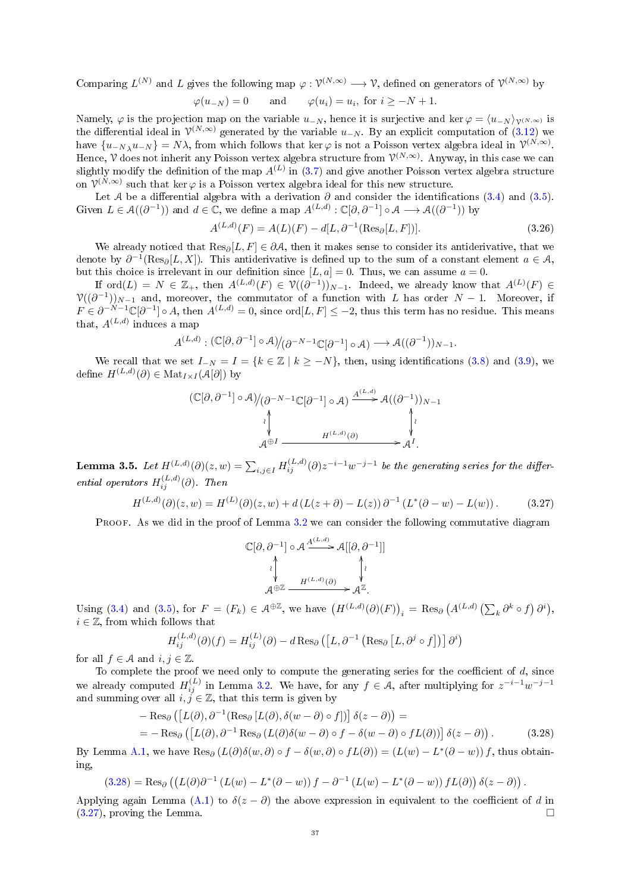Comparing $L^{(N)}$ and $L$ gives the following map $\varphi : \mathcal{V}^{(N,\infty)} \longrightarrow \mathcal{V}$, defined on generators of $\mathcal{V}^{(N,\infty)}$ by

$$\varphi(u_{-N}) = 0 \qquad \text{and} \qquad \varphi(u_i) = u_i, \text{ for } i \geq -N+1.$$

Namely, $\varphi$ is the projection map on the variable $u_{-N}$, hence it is surjective and $\ker \varphi = \langle u_{-N} \rangle_{\mathcal{V}^{(N,\infty)}}$ is the differential ideal in $\mathcal{V}^{(N,\infty)}$ generated by the variable $u_{-N}$. By an explicit computation of (3.12) we have $\{u_{-N}{}_\lambda u_{-N}\} = N\lambda$, from which follows that $\ker\varphi$ is not a Poisson vertex algebra ideal in $\mathcal{V}^{(N,\infty)}$. Hence, $\mathcal{V}$ does not inherit any Poisson vertex algebra structure from $\mathcal{V}^{(N,\infty)}$. Anyway, in this case we can slightly modify the definition of the map $A^{(L)}$ in (3.7) and give another Poisson vertex algebra structure on $\mathcal{V}^{(N,\infty)}$ such that $\ker\varphi$ is a Poisson vertex algebra ideal for this new structure.

Let $\mathcal{A}$ be a differential algebra with a derivation $\partial$ and consider the identifications (3.4) and (3.5). Given $L \in \mathcal{A}((\partial^{-1}))$ and $d \in \mathbb{C}$, we define a map $A^{(L,d)} : \mathbb{C}[\partial, \partial^{-1}] \circ \mathcal{A} \longrightarrow \mathcal{A}((\partial^{-1}))$ by

$$A^{(L,d)}(F) = A(L)(F) - d[L, \partial^{-1}(\mathrm{Res}_\partial[L, F])]. \tag{3.26}$$

We already noticed that $\mathrm{Res}_\partial[L,F] \in \partial\mathcal{A}$, then it makes sense to consider its antiderivative, that we denote by $\partial^{-1}(\mathrm{Res}_\partial[L,X])$. This antiderivative is defined up to the sum of a constant element $a \in \mathcal{A}$, but this choice is irrelevant in our definition since $[L,a] = 0$. Thus, we can assume $a = 0$.

If $\mathrm{ord}(L) = N \in \mathbb{Z}_+$, then $A^{(L,d)}(F) \in \mathcal{V}((\partial^{-1}))_{N-1}$. Indeed, we already know that $A^{(L)}(F) \in \mathcal{V}((\partial^{-1}))_{N-1}$ and, moreover, the commutator of a function with $L$ has order $N-1$. Moreover, if $F \in \partial^{-N-1}\mathbb{C}[\partial^{-1}] \circ A$, then $A^{(L,d)} = 0$, since $\mathrm{ord}[L,F] \leq -2$, thus this term has no residue. This means that, $A^{(L,d)}$ induces a map

$$A^{(L,d)} : (\mathbb{C}[\partial, \partial^{-1}] \circ \mathcal{A}) / (\partial^{-N-1}\mathbb{C}[\partial^{-1}] \circ \mathcal{A}) \longrightarrow \mathcal{A}((\partial^{-1}))_{N-1}.$$

We recall that we set $I_{-N} = I = \{k \in \mathbb{Z} \mid k \geq -N\}$, then, using identifications (3.8) and (3.9), we define $H^{(L,d)}(\partial) \in \mathrm{Mat}_{I\times I}(\mathcal{A}[\partial])$ by

$$\begin{array}{ccc}
(\mathbb{C}[\partial, \partial^{-1}] \circ \mathcal{A}) / (\partial^{-N-1}\mathbb{C}[\partial^{-1}] \circ \mathcal{A}) & \xrightarrow{A^{(L,d)}} & \mathcal{A}((\partial^{-1}))_{N-1} \\
\updownarrow\wr & & \updownarrow\wr \\
\mathcal{A}^{\oplus I} & \xrightarrow{\quad H^{(L,d)}(\partial) \quad} & \mathcal{A}^{I}.
\end{array}$$

**Lemma 3.5.** *Let $H^{(L,d)}(\partial)(z,w) = \sum_{i,j\in I} H^{(L,d)}_{ij}(\partial) z^{-i-1}w^{-j-1}$ be the generating series for the differential operators $H^{(L,d)}_{ij}(\partial)$. Then*

$$H^{(L,d)}(\partial)(z,w) = H^{(L)}(\partial)(z,w) + d\left(L(z+\partial) - L(z)\right)\partial^{-1}\left(L^*(\partial - w) - L(w)\right). \tag{3.27}$$

Proof. As we did in the proof of Lemma 3.2 we can consider the following commutative diagram

$$\begin{array}{ccc}
\mathbb{C}[\partial, \partial^{-1}] \circ \mathcal{A} & \xrightarrow{A^{(L,d)}} & \mathcal{A}[[\partial, \partial^{-1}]] \\
\updownarrow\wr & & \updownarrow\wr \\
\mathcal{A}^{\oplus \mathbb{Z}} & \xrightarrow{\quad H^{(L,d)}(\partial) \quad} & \mathcal{A}^{\mathbb{Z}}.
\end{array}$$

Using (3.4) and (3.5), for $F = (F_k) \in \mathcal{A}^{\oplus\mathbb{Z}}$, we have $\left(H^{(L,d)}(\partial)(F)\right)_i = \mathrm{Res}_\partial\left(A^{(L,d)}\left(\sum_k \partial^k \circ f\right)\partial^i\right)$, $i \in \mathbb{Z}$, from which follows that

$$H^{(L,d)}_{ij}(\partial)(f) = H^{(L)}_{ij}(\partial) - d\,\mathrm{Res}_\partial\left(\left[L, \partial^{-1}\left(\mathrm{Res}_\partial\left[L, \partial^j \circ f\right]\right)\right]\partial^i\right)$$

for all $f \in \mathcal{A}$ and $i,j \in \mathbb{Z}$.

To complete the proof we need only to compute the generating series for the coefficient of $d$, since we already computed $H^{(L)}_{ij}$ in Lemma 3.2. We have, for any $f \in \mathcal{A}$, after multiplying for $z^{-i-1}w^{-j-1}$ and summing over all $i,j \in \mathbb{Z}$, that this term is given by

$$\begin{aligned}
&-\mathrm{Res}_\partial\left(\left[L(\partial), \partial^{-1}(\mathrm{Res}_\partial\left[L(\partial), \delta(w-\partial)\circ f\right])\right]\delta(z-\partial)\right) = \\
&= -\mathrm{Res}_\partial\left(\left[L(\partial), \partial^{-1}\,\mathrm{Res}_\partial\left(L(\partial)\delta(w-\partial)\circ f - \delta(w-\partial)\circ fL(\partial)\right)\right]\delta(z-\partial)\right).
\end{aligned} \tag{3.28}$$

By Lemma A.1, we have $\mathrm{Res}_\partial\left(L(\partial)\delta(w,\partial)\circ f - \delta(w,\partial)\circ fL(\partial)\right) = \left(L(w) - L^*(\partial - w)\right)f$, thus obtaining,

$$(3.28) = \mathrm{Res}_\partial\left(\left(L(\partial)\partial^{-1}\left(L(w) - L^*(\partial - w)\right)f - \partial^{-1}\left(L(w) - L^*(\partial-w)\right)fL(\partial)\right)\delta(z-\partial)\right).$$

Applying again Lemma (A.1) to $\delta(z-\partial)$ the above expression in equivalent to the coefficient of $d$ in (3.27), proving the Lemma. $\square$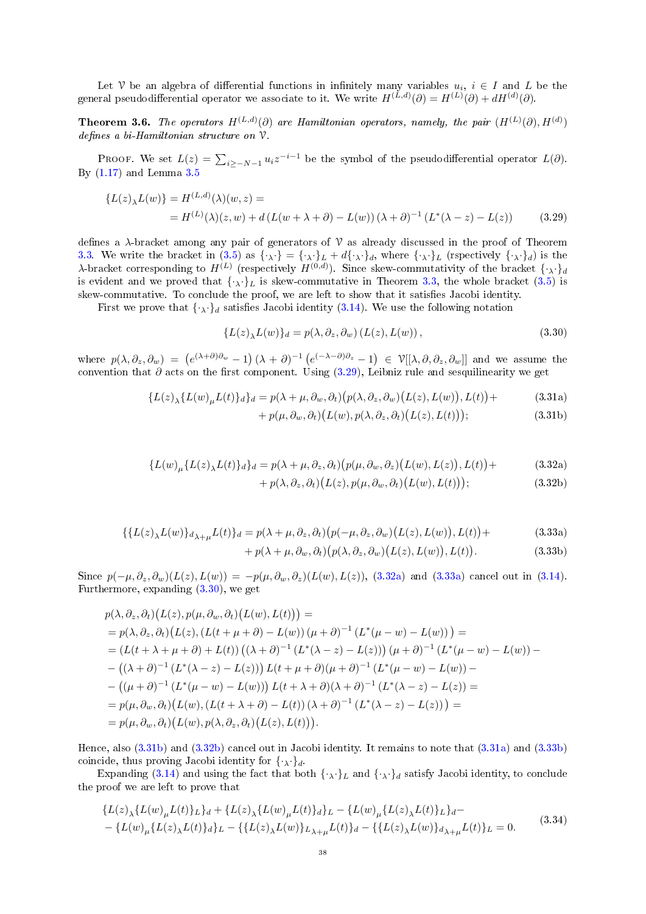Let $\mathcal{V}$ be an algebra of differential functions in infinitely many variables $u_i$, $i \in I$ and $L$ be the general pseudodifferential operator we associate to it. We write $H^{(L,d)}(\partial) = H^{(L)}(\partial) + dH^{(d)}(\partial)$.

**Theorem 3.6.** *The operators $H^{(L,d)}(\partial)$ are Hamiltonian operators, namely, the pair $(H^{(L)}(\partial), H^{(d)})$ defines a bi-Hamiltonian structure on $\mathcal{V}$.*

Proof. We set $L(z) = \sum_{i \geq -N-1} u_i z^{-i-1}$ be the symbol of the pseudodifferential operator $L(\partial)$. By (1.17) and Lemma 3.5

$$
\begin{aligned}
\{L(z)_\lambda L(w)\} = H^{(L,d)}(\lambda)(w,z) = \\
= H^{(L)}(\lambda)(z,w) + d\left(L(w+\lambda+\partial) - L(w)\right)(\lambda+\partial)^{-1}\left(L^*(\lambda - z) - L(z)\right)
\end{aligned}
\tag{3.29}
$$

defines a $\lambda$-bracket among any pair of generators of $\mathcal{V}$ as already discussed in the proof of Theorem 3.3. We write the bracket in (3.5) as $\{\cdot_\lambda\cdot\} = \{\cdot_\lambda\cdot\}_L + d\{\cdot_\lambda\cdot\}_d$, where $\{\cdot_\lambda\cdot\}_L$ (rspectively $\{\cdot_\lambda\cdot\}_d$) is the $\lambda$-bracket corresponding to $H^{(L)}$ (respectively $H^{(0,d)}$). Since skew-commutativity of the bracket $\{\cdot_\lambda\cdot\}_d$ is evident and we proved that $\{\cdot_\lambda\cdot\}_L$ is skew-commutative in Theorem 3.3, the whole bracket (3.5) is skew-commutative. To conclude the proof, we are left to show that it satisfies Jacobi identity.

First we prove that $\{\cdot_\lambda\cdot\}_d$ satisfies Jacobi identity (3.14). We use the following notation

$$
\{L(z)_\lambda L(w)\}_d = p(\lambda, \partial_z, \partial_w)\left(L(z), L(w)\right), \tag{3.30}
$$

where $p(\lambda, \partial_z, \partial_w) = \left(e^{(\lambda+\partial)\partial_w} - 1\right)(\lambda+\partial)^{-1}\left(e^{(-\lambda-\partial)\partial_z} - 1\right) \in \mathcal{V}[[\lambda, \partial, \partial_z, \partial_w]]$ and we assume the convention that $\partial$ acts on the first component. Using (3.29), Leibniz rule and sesquilinearity we get

$$
\begin{aligned}
\{L(z)_\lambda\{L(w)_\mu L(t)\}_d\}_d = p(\lambda+\mu, \partial_w, \partial_t)\big(p(\lambda, \partial_z, \partial_w)\big(L(z), L(w)\big), L(t)\big) + && \text{(3.31a)}\\
+ p(\mu, \partial_w, \partial_t)\big(L(w), p(\lambda, \partial_z, \partial_t)\big(L(z), L(t)\big)\big); && \text{(3.31b)}
\end{aligned}
$$

$$
\begin{aligned}
\{L(w)_\mu\{L(z)_\lambda L(t)\}_d\}_d = p(\lambda+\mu, \partial_z, \partial_t)\big(p(\mu, \partial_w, \partial_z)\big(L(w), L(z)\big), L(t)\big) + && \text{(3.32a)}\\
+ p(\lambda, \partial_z, \partial_t)\big(L(z), p(\mu, \partial_w, \partial_t)\big(L(w), L(t)\big)\big); && \text{(3.32b)}
\end{aligned}
$$

$$
\begin{aligned}
\{\{L(z)_\lambda L(w)\}_{d\,\lambda+\mu} L(t)\}_d = p(\lambda+\mu, \partial_z, \partial_t)\big(p(-\mu, \partial_z, \partial_w)\big(L(z), L(w)\big), L(t)\big) + && \text{(3.33a)}\\
+ p(\lambda+\mu, \partial_w, \partial_t)\big(p(\lambda, \partial_z, \partial_w)\big(L(z), L(w)\big), L(t)\big). && \text{(3.33b)}
\end{aligned}
$$

Since $p(-\mu, \partial_z, \partial_w)(L(z), L(w)) = -p(\mu, \partial_w, \partial_z)(L(w), L(z))$, (3.32a) and (3.33a) cancel out in (3.14). Furthermore, expanding (3.30), we get

$$
\begin{aligned}
&p(\lambda, \partial_z, \partial_t)\big(L(z), p(\mu, \partial_w, \partial_t)\big(L(w), L(t)\big)\big) = \\
&= p(\lambda, \partial_z, \partial_t)\big(L(z), \left(L(t+\mu+\partial) - L(w)\right)(\mu+\partial)^{-1}\left(L^*(\mu - w) - L(w)\right)\big) = \\
&= \left(L(t+\lambda+\mu+\partial) + L(t)\right)\left((\lambda+\partial)^{-1}\left(L^*(\lambda - z) - L(z)\right)\right)(\mu+\partial)^{-1}\left(L^*(\mu - w) - L(w)\right) - \\
&- \left((\lambda+\partial)^{-1}\left(L^*(\lambda - z) - L(z)\right)\right)L(t+\mu+\partial)(\mu+\partial)^{-1}\left(L^*(\mu - w) - L(w)\right) - \\
&- \left((\mu+\partial)^{-1}\left(L^*(\mu - w) - L(w)\right)\right)L(t+\lambda+\partial)(\lambda+\partial)^{-1}\left(L^*(\lambda - z) - L(z)\right) = \\
&= p(\mu, \partial_w, \partial_t)\big(L(w), \left(L(t+\lambda+\partial) - L(t)\right)(\lambda+\partial)^{-1}\left(L^*(\lambda - z) - L(z)\right)\big) = \\
&= p(\mu, \partial_w, \partial_t)\big(L(w), p(\lambda, \partial_z, \partial_t)\big(L(z), L(t)\big)\big).
\end{aligned}
$$

Hence, also (3.31b) and (3.32b) cancel out in Jacobi identity. It remains to note that (3.31a) and (3.33b) coincide, thus proving Jacobi identity for $\{\cdot_\lambda\cdot\}_d$.

Expanding (3.14) and using the fact that both $\{\cdot_\lambda\cdot\}_L$ and $\{\cdot_\lambda\cdot\}_d$ satisfy Jacobi identity, to conclude the proof we are left to prove that

$$
\begin{aligned}
&\{L(z)_\lambda\{L(w)_\mu L(t)\}_L\}_d + \{L(z)_\lambda\{L(w)_\mu L(t)\}_d\}_L - \{L(w)_\mu\{L(z)_\lambda L(t)\}_L\}_d - \\
&- \{L(w)_\mu\{L(z)_\lambda L(t)\}_d\}_L - \{\{L(z)_\lambda L(w)\}_{L\,\lambda+\mu} L(t)\}_d - \{\{L(z)_\lambda L(w)\}_{d\,\lambda+\mu} L(t)\}_L = 0.
\end{aligned}
\tag{3.34}
$$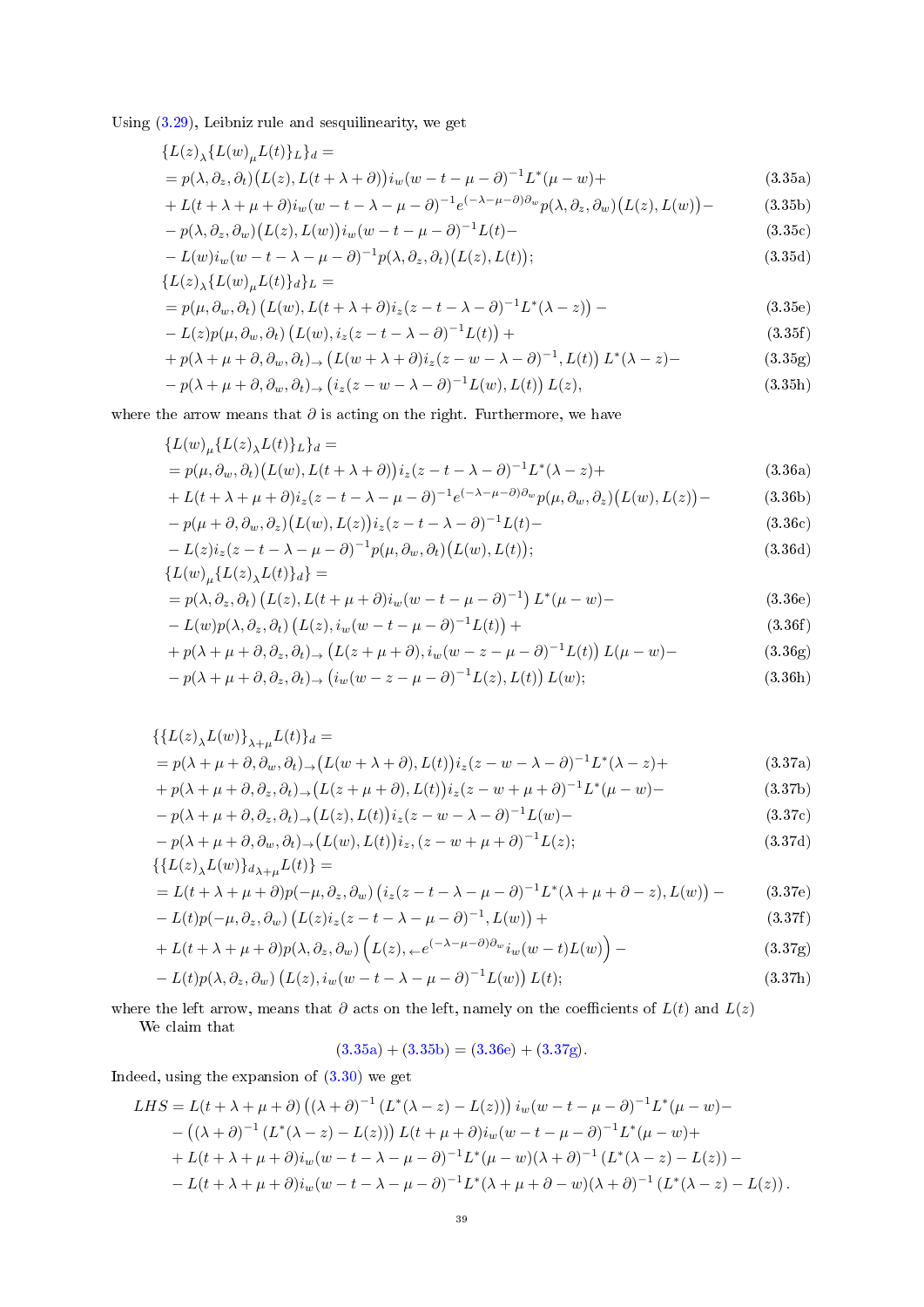Using (3.29), Leibniz rule and sesquilinearity, we get

$$
\begin{aligned}
&\{L(z)_\lambda\{L(w)_\mu L(t)\}_L\}_d = \\
&= p(\lambda,\partial_z,\partial_t)\big(L(z),L(t+\lambda+\partial)\big)i_w(w-t-\mu-\partial)^{-1}L^*(\mu-w)+ && (3.35a)\\
&+L(t+\lambda+\mu+\partial)i_w(w-t-\lambda-\mu-\partial)^{-1}e^{(-\lambda-\mu-\partial)\partial_w}p(\lambda,\partial_z,\partial_w)\big(L(z),L(w)\big)- && (3.35b)\\
&-p(\lambda,\partial_z,\partial_w)\big(L(z),L(w)\big)i_w(w-t-\mu-\partial)^{-1}L(t)- && (3.35c)\\
&-L(w)i_w(w-t-\lambda-\mu-\partial)^{-1}p(\lambda,\partial_z,\partial_t)\big(L(z),L(t)\big); && (3.35d)\\
&\{L(z)_\lambda\{L(w)_\mu L(t)\}_d\}_L = \\
&= p(\mu,\partial_w,\partial_t)\left(L(w),L(t+\lambda+\partial)i_z(z-t-\lambda-\partial)^{-1}L^*(\lambda-z)\right)- && (3.35e)\\
&-L(z)p(\mu,\partial_w,\partial_t)\left(L(w),i_z(z-t-\lambda-\partial)^{-1}L(t)\right)+ && (3.35f)\\
&+p(\lambda+\mu+\partial,\partial_w,\partial_t)_\to\left(L(w+\lambda+\partial)i_z(z-w-\lambda-\partial)^{-1},L(t)\right)L^*(\lambda-z)- && (3.35g)\\
&-p(\lambda+\mu+\partial,\partial_w,\partial_t)_\to\left(i_z(z-w-\lambda-\partial)^{-1}L(w),L(t)\right)L(z), && (3.35h)
\end{aligned}
$$

where the arrow means that $\partial$ is acting on the right. Furthermore, we have

$$
\begin{aligned}
&\{L(w)_\mu\{L(z)_\lambda L(t)\}_L\}_d = \\
&= p(\mu,\partial_w,\partial_t)\big(L(w),L(t+\lambda+\partial)\big)i_z(z-t-\lambda-\partial)^{-1}L^*(\lambda-z)+ && (3.36a)\\
&+L(t+\lambda+\mu+\partial)i_z(z-t-\lambda-\mu-\partial)^{-1}e^{(-\lambda-\mu-\partial)\partial_w}p(\mu,\partial_w,\partial_z)\big(L(w),L(z)\big)- && (3.36b)\\
&-p(\mu+\partial,\partial_w,\partial_z)\big(L(w),L(z)\big)i_z(z-t-\lambda-\partial)^{-1}L(t)- && (3.36c)\\
&-L(z)i_z(z-t-\lambda-\mu-\partial)^{-1}p(\mu,\partial_w,\partial_t)\big(L(w),L(t)\big); && (3.36d)\\
&\{L(w)_\mu\{L(z)_\lambda L(t)\}_d\} = \\
&= p(\lambda,\partial_z,\partial_t)\left(L(z),L(t+\mu+\partial)i_w(w-t-\mu-\partial)^{-1}\right)L^*(\mu-w)- && (3.36e)\\
&-L(w)p(\lambda,\partial_z,\partial_t)\left(L(z),i_w(w-t-\mu-\partial)^{-1}L(t)\right)+ && (3.36f)\\
&+p(\lambda+\mu+\partial,\partial_z,\partial_t)_\to\left(L(z+\mu+\partial),i_w(w-z-\mu-\partial)^{-1}L(t)\right)L(\mu-w)- && (3.36g)\\
&-p(\lambda+\mu+\partial,\partial_z,\partial_t)_\to\left(i_w(w-z-\mu-\partial)^{-1}L(z),L(t)\right)L(w); && (3.36h)
\end{aligned}
$$

$$
\begin{aligned}
&\{\{L(z)_\lambda L(w)\}_{\lambda+\mu}L(t)\}_d = \\
&= p(\lambda+\mu+\partial,\partial_w,\partial_t)_\to\big(L(w+\lambda+\partial),L(t)\big)i_z(z-w-\lambda-\partial)^{-1}L^*(\lambda-z)+ && (3.37a)\\
&+p(\lambda+\mu+\partial,\partial_z,\partial_t)_\to\big(L(z+\mu+\partial),L(t)\big)i_z(z-w+\mu+\partial)^{-1}L^*(\mu-w)- && (3.37b)\\
&-p(\lambda+\mu+\partial,\partial_z,\partial_t)_\to\big(L(z),L(t)\big)i_z(z-w-\lambda-\partial)^{-1}L(w)- && (3.37c)\\
&-p(\lambda+\mu+\partial,\partial_w,\partial_t)_\to\big(L(w),L(t)\big)i_z,(z-w+\mu+\partial)^{-1}L(z); && (3.37d)\\
&\{\{L(z)_\lambda L(w)\}_{d\,\lambda+\mu}L(t)\} = \\
&= L(t+\lambda+\mu+\partial)p(-\mu,\partial_z,\partial_w)\left(i_z(z-t-\lambda-\mu-\partial)^{-1}L^*(\lambda+\mu+\partial-z),L(w)\right)- && (3.37e)\\
&-L(t)p(-\mu,\partial_z,\partial_w)\left(L(z)i_z(z-t-\lambda-\mu-\partial)^{-1},L(w)\right)+ && (3.37f)\\
&+L(t+\lambda+\mu+\partial)p(\lambda,\partial_z,\partial_w)\left(L(z),{}_\leftarrow e^{(-\lambda-\mu-\partial)\partial_w}i_w(w-t)L(w)\right)- && (3.37g)\\
&-L(t)p(\lambda,\partial_z,\partial_w)\left(L(z),i_w(w-t-\lambda-\mu-\partial)^{-1}L(w)\right)L(t); && (3.37h)
\end{aligned}
$$

where the left arrow, means that $\partial$ acts on the left, namely on the coefficients of $L(t)$ and $L(z)$

We claim that

$$(3.35a) + (3.35b) = (3.36e) + (3.37g).$$

Indeed, using the expansion of (3.30) we get

$$
\begin{aligned}
LHS = {}& L(t+\lambda+\mu+\partial)\left((\lambda+\partial)^{-1}\left(L^*(\lambda-z)-L(z)\right)\right)i_w(w-t-\mu-\partial)^{-1}L^*(\mu-w)-\\
&-\left((\lambda+\partial)^{-1}\left(L^*(\lambda-z)-L(z)\right)\right)L(t+\mu+\partial)i_w(w-t-\mu-\partial)^{-1}L^*(\mu-w)+\\
&+L(t+\lambda+\mu+\partial)i_w(w-t-\lambda-\mu-\partial)^{-1}L^*(\mu-w)(\lambda+\partial)^{-1}\left(L^*(\lambda-z)-L(z)\right)-\\
&-L(t+\lambda+\mu+\partial)i_w(w-t-\lambda-\mu-\partial)^{-1}L^*(\lambda+\mu+\partial-w)(\lambda+\partial)^{-1}\left(L^*(\lambda-z)-L(z)\right).
\end{aligned}
$$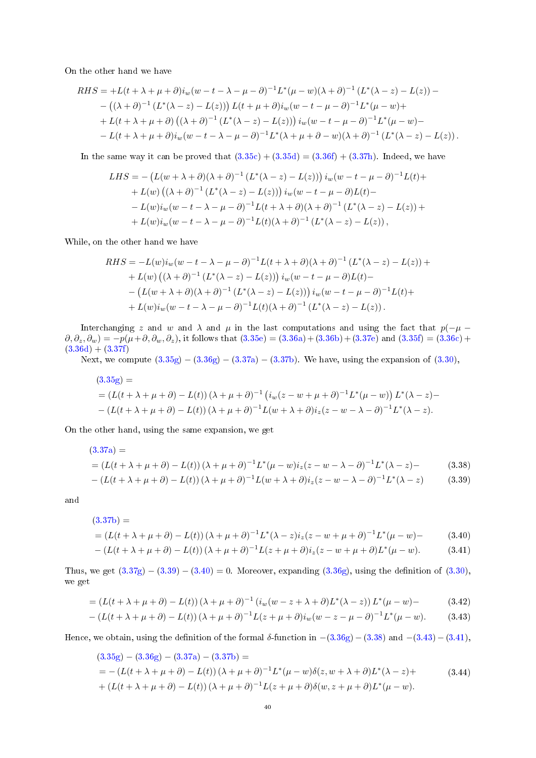On the other hand we have

$$
\begin{aligned}
RHS = &+L(t+\lambda+\mu+\partial)i_w(w-t-\lambda-\mu-\partial)^{-1}L^*(\mu-w)(\lambda+\partial)^{-1}\left(L^*(\lambda-z)-L(z)\right)-\\
&-\left((\lambda+\partial)^{-1}\left(L^*(\lambda-z)-L(z)\right)\right)L(t+\mu+\partial)i_w(w-t-\mu-\partial)^{-1}L^*(\mu-w)+\\
&+L(t+\lambda+\mu+\partial)\left((\lambda+\partial)^{-1}\left(L^*(\lambda-z)-L(z)\right)\right)i_w(w-t-\mu-\partial)^{-1}L^*(\mu-w)-\\
&-L(t+\lambda+\mu+\partial)i_w(w-t-\lambda-\mu-\partial)^{-1}L^*(\lambda+\mu+\partial-w)(\lambda+\partial)^{-1}\left(L^*(\lambda-z)-L(z)\right).
\end{aligned}
$$

In the same way it can be proved that (3.35c) + (3.35d) = (3.36f) + (3.37h). Indeed, we have

$$
\begin{aligned}
LHS = &-\left(L(w+\lambda+\partial)(\lambda+\partial)^{-1}\left(L^*(\lambda-z)-L(z)\right)\right)i_w(w-t-\mu-\partial)^{-1}L(t)+\\
&+L(w)\left((\lambda+\partial)^{-1}\left(L^*(\lambda-z)-L(z)\right)\right)i_w(w-t-\mu-\partial)L(t)-\\
&-L(w)i_w(w-t-\lambda-\mu-\partial)^{-1}L(t+\lambda+\partial)(\lambda+\partial)^{-1}\left(L^*(\lambda-z)-L(z)\right)+\\
&+L(w)i_w(w-t-\lambda-\mu-\partial)^{-1}L(t)(\lambda+\partial)^{-1}\left(L^*(\lambda-z)-L(z)\right),
\end{aligned}
$$

While, on the other hand we have

$$
\begin{aligned}
RHS = &-L(w)i_w(w-t-\lambda-\mu-\partial)^{-1}L(t+\lambda+\partial)(\lambda+\partial)^{-1}\left(L^*(\lambda-z)-L(z)\right)+\\
&+L(w)\left((\lambda+\partial)^{-1}\left(L^*(\lambda-z)-L(z)\right)\right)i_w(w-t-\mu-\partial)L(t)-\\
&-\left(L(w+\lambda+\partial)(\lambda+\partial)^{-1}\left(L^*(\lambda-z)-L(z)\right)\right)i_w(w-t-\mu-\partial)^{-1}L(t)+\\
&+L(w)i_w(w-t-\lambda-\mu-\partial)^{-1}L(t)(\lambda+\partial)^{-1}\left(L^*(\lambda-z)-L(z)\right).
\end{aligned}
$$

Interchanging $z$ and $w$ and $\lambda$ and $\mu$ in the last computations and using the fact that $p(-\mu-\partial,\partial_z,\partial_w)=-p(\mu+\partial,\partial_w,\partial_z)$, it follows that (3.35e) = (3.36a) + (3.36b) + (3.37e) and (3.35f) = (3.36c) + (3.36d) + (3.37f)

Next, we compute (3.35g) − (3.36g) − (3.37a) − (3.37b). We have, using the expansion of (3.30),

$$
\begin{aligned}
&(3.35g) =\\
&=\left(L(t+\lambda+\mu+\partial)-L(t)\right)(\lambda+\mu+\partial)^{-1}\left(i_w(z-w+\mu+\partial)^{-1}L^*(\mu-w)\right)L^*(\lambda-z)-\\
&-\left(L(t+\lambda+\mu+\partial)-L(t)\right)(\lambda+\mu+\partial)^{-1}L(w+\lambda+\partial)i_z(z-w-\lambda-\partial)^{-1}L^*(\lambda-z).
\end{aligned}
$$

On the other hand, using the same expansion, we get

$$
\begin{aligned}
&(3.37a) =\\
&=\left(L(t+\lambda+\mu+\partial)-L(t)\right)(\lambda+\mu+\partial)^{-1}L^*(\mu-w)i_z(z-w-\lambda-\partial)^{-1}L^*(\lambda-z)- \qquad (3.38)\\
&-\left(L(t+\lambda+\mu+\partial)-L(t)\right)(\lambda+\mu+\partial)^{-1}L(w+\lambda+\partial)i_z(z-w-\lambda-\partial)^{-1}L^*(\lambda-z) \qquad (3.39)
\end{aligned}
$$

and

$$
\begin{aligned}
&(3.37b) =\\
&=\left(L(t+\lambda+\mu+\partial)-L(t)\right)(\lambda+\mu+\partial)^{-1}L^*(\lambda-z)i_z(z-w+\mu+\partial)^{-1}L^*(\mu-w)- \qquad (3.40)\\
&-\left(L(t+\lambda+\mu+\partial)-L(t)\right)(\lambda+\mu+\partial)^{-1}L(z+\mu+\partial)i_z(z-w+\mu+\partial)L^*(\mu-w). \qquad (3.41)
\end{aligned}
$$

Thus, we get (3.37g) − (3.39) − (3.40) = 0. Moreover, expanding (3.36g), using the definition of (3.30), we get

$$
\begin{aligned}
&=\left(L(t+\lambda+\mu+\partial)-L(t)\right)(\lambda+\mu+\partial)^{-1}\left(i_w(w-z+\lambda+\partial)L^*(\lambda-z)\right)L^*(\mu-w)- \qquad (3.42)\\
&-\left(L(t+\lambda+\mu+\partial)-L(t)\right)(\lambda+\mu+\partial)^{-1}L(z+\mu+\partial)i_w(w-z-\mu-\partial)^{-1}L^*(\mu-w). \qquad (3.43)
\end{aligned}
$$

Hence, we obtain, using the definition of the formal $\delta$-function in −(3.36g) − (3.38) and −(3.43) − (3.41),

$$
\begin{aligned}
&(3.35g)-(3.36g)-(3.37a)-(3.37b) =\\
&=-\left(L(t+\lambda+\mu+\partial)-L(t)\right)(\lambda+\mu+\partial)^{-1}L^*(\mu-w)\delta(z,w+\lambda+\partial)L^*(\lambda-z)+ \qquad (3.44)\\
&+\left(L(t+\lambda+\mu+\partial)-L(t)\right)(\lambda+\mu+\partial)^{-1}L(z+\mu+\partial)\delta(w,z+\mu+\partial)L^*(\mu-w).
\end{aligned}
$$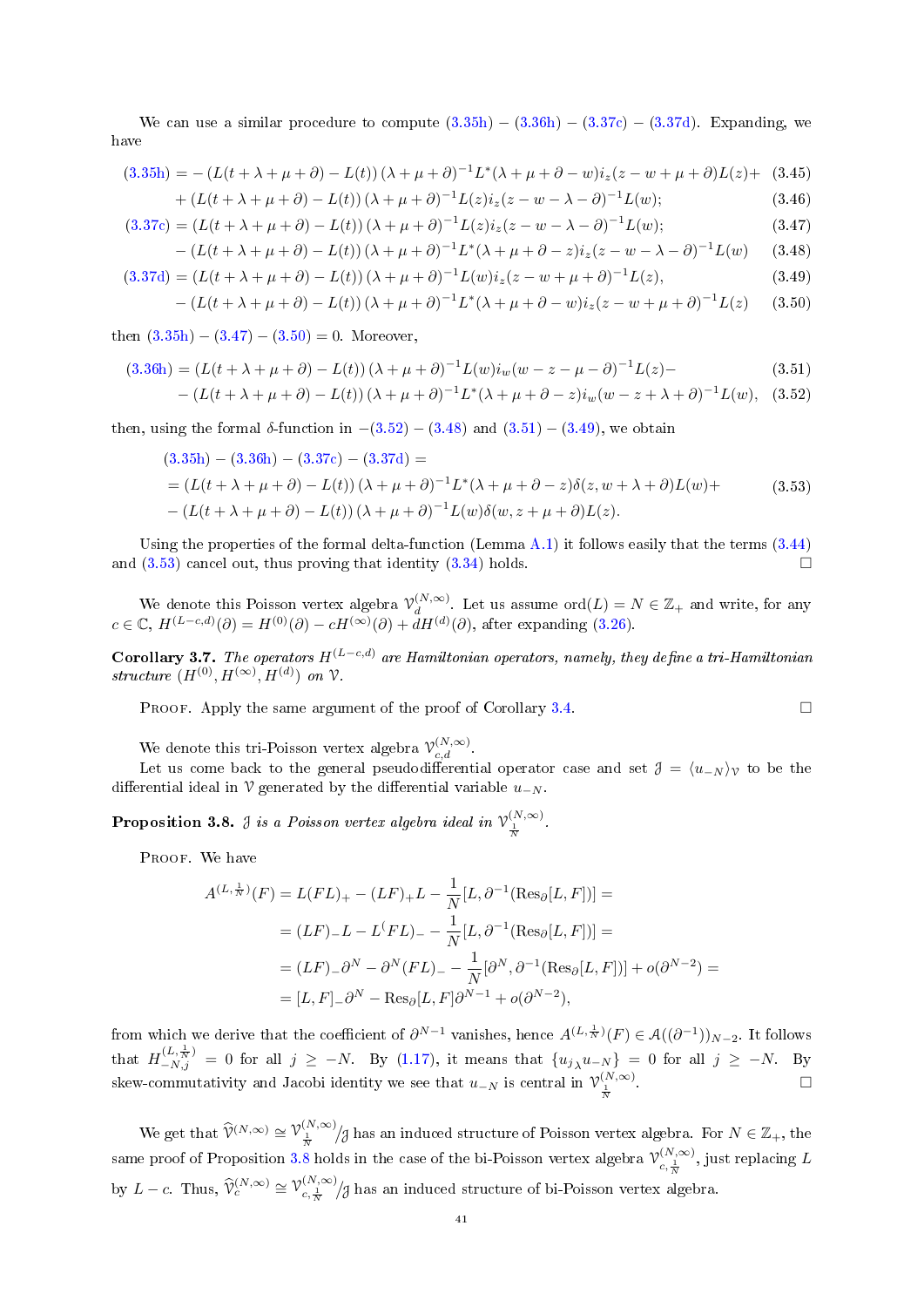We can use a similar procedure to compute (3.35h) − (3.36h) − (3.37c) − (3.37d). Expanding, we have

$$
\begin{aligned}
(3.35\text{h}) &= -\left(L(t+\lambda+\mu+\partial)-L(t)\right)(\lambda+\mu+\partial)^{-1}L^*(\lambda+\mu+\partial-w)i_z(z-w+\mu+\partial)L(z)+ && (3.45)\\
&\quad+\left(L(t+\lambda+\mu+\partial)-L(t)\right)(\lambda+\mu+\partial)^{-1}L(z)i_z(z-w-\lambda-\partial)^{-1}L(w); && (3.46)\\
(3.37\text{c}) &= \left(L(t+\lambda+\mu+\partial)-L(t)\right)(\lambda+\mu+\partial)^{-1}L(z)i_z(z-w-\lambda-\partial)^{-1}L(w); && (3.47)\\
&\quad-\left(L(t+\lambda+\mu+\partial)-L(t)\right)(\lambda+\mu+\partial)^{-1}L^*(\lambda+\mu+\partial-z)i_z(z-w-\lambda-\partial)^{-1}L(w) && (3.48)\\
(3.37\text{d}) &= \left(L(t+\lambda+\mu+\partial)-L(t)\right)(\lambda+\mu+\partial)^{-1}L(w)i_z(z-w+\mu+\partial)^{-1}L(z), && (3.49)\\
&\quad-\left(L(t+\lambda+\mu+\partial)-L(t)\right)(\lambda+\mu+\partial)^{-1}L^*(\lambda+\mu+\partial-w)i_z(z-w+\mu+\partial)^{-1}L(z) && (3.50)
\end{aligned}
$$

then (3.35h) − (3.47) − (3.50) = 0. Moreover,

$$
\begin{aligned}
(3.36\text{h}) &= \left(L(t+\lambda+\mu+\partial)-L(t)\right)(\lambda+\mu+\partial)^{-1}L(w)i_w(w-z-\mu-\partial)^{-1}L(z)- && (3.51)\\
&\quad-\left(L(t+\lambda+\mu+\partial)-L(t)\right)(\lambda+\mu+\partial)^{-1}L^*(\lambda+\mu+\partial-z)i_w(w-z+\lambda+\partial)^{-1}L(w), && (3.52)
\end{aligned}
$$

then, using the formal $\delta$-function in −(3.52) − (3.48) and (3.51) − (3.49), we obtain

$$
\begin{aligned}
&(3.35\text{h}) - (3.36\text{h}) - (3.37\text{c}) - (3.37\text{d}) =\\
&= \left(L(t+\lambda+\mu+\partial)-L(t)\right)(\lambda+\mu+\partial)^{-1}L^*(\lambda+\mu+\partial-z)\delta(z,w+\lambda+\partial)L(w)+ \qquad (3.53)\\
&-\left(L(t+\lambda+\mu+\partial)-L(t)\right)(\lambda+\mu+\partial)^{-1}L(w)\delta(w,z+\mu+\partial)L(z).
\end{aligned}
$$

Using the properties of the formal delta-function (Lemma A.1) it follows easily that the terms (3.44) and (3.53) cancel out, thus proving that identity (3.34) holds. □

We denote this Poisson vertex algebra $\mathcal{V}_d^{(N,\infty)}$. Let us assume $\mathrm{ord}(L) = N \in \mathbb{Z}_+$ and write, for any $c \in \mathbb{C}$, $H^{(L-c,d)}(\partial) = H^{(0)}(\partial) - cH^{(\infty)}(\partial) + dH^{(d)}(\partial)$, after expanding (3.26).

**Corollary 3.7.** *The operators $H^{(L-c,d)}$ are Hamiltonian operators, namely, they define a tri-Hamiltonian structure $(H^{(0)}, H^{(\infty)}, H^{(d)})$ on $\mathcal{V}$.*

Proof. Apply the same argument of the proof of Corollary 3.4. □

We denote this tri-Poisson vertex algebra $\mathcal{V}_{c,d}^{(N,\infty)}$.

Let us come back to the general pseudodifferential operator case and set $\mathcal{J} = \langle u_{-N}\rangle_{\mathcal{V}}$ to be the differential ideal in $\mathcal{V}$ generated by the differential variable $u_{-N}$.

**Proposition 3.8.** *$\mathcal{J}$ is a Poisson vertex algebra ideal in $\mathcal{V}_{\frac{1}{N}}^{(N,\infty)}$.*

Proof. We have

$$
\begin{aligned}
A^{(L,\frac{1}{N})}(F) &= L(FL)_+ - (LF)_+L - \frac{1}{N}[L, \partial^{-1}(\mathrm{Res}_\partial[L,F])] =\\
&= (LF)_-L - L(FL)_- - \frac{1}{N}[L, \partial^{-1}(\mathrm{Res}_\partial[L,F])] =\\
&= (LF)_-\partial^N - \partial^N(FL)_- - \frac{1}{N}[\partial^N, \partial^{-1}(\mathrm{Res}_\partial[L,F])] + o(\partial^{N-2}) =\\
&= [L,F]_-\partial^N - \mathrm{Res}_\partial[L,F]\partial^{N-1} + o(\partial^{N-2}),
\end{aligned}
$$

from which we derive that the coefficient of $\partial^{N-1}$ vanishes, hence $A^{(L,\frac{1}{N})}(F) \in \mathcal{A}((\partial^{-1}))_{N-2}$. It follows that $H_{-N,j}^{(L,\frac{1}{N})} = 0$ for all $j \geq -N$. By (1.17), it means that $\{u_{j\,\lambda} u_{-N}\} = 0$ for all $j \geq -N$. By skew-commutativity and Jacobi identity we see that $u_{-N}$ is central in $\mathcal{V}_{\frac{1}{N}}^{(N,\infty)}$. □

We get that $\widehat{\mathcal{V}}^{(N,\infty)} \cong \mathcal{V}_{\frac{1}{N}}^{(N,\infty)}/\mathcal{J}$ has an induced structure of Poisson vertex algebra. For $N \in \mathbb{Z}_+$, the same proof of Proposition 3.8 holds in the case of the bi-Poisson vertex algebra $\mathcal{V}_{c,\frac{1}{N}}^{(N,\infty)}$, just replacing $L$ by $L-c$. Thus, $\widehat{\mathcal{V}}_c^{(N,\infty)} \cong \mathcal{V}_{c,\frac{1}{N}}^{(N,\infty)}/\mathcal{J}$ has an induced structure of bi-Poisson vertex algebra.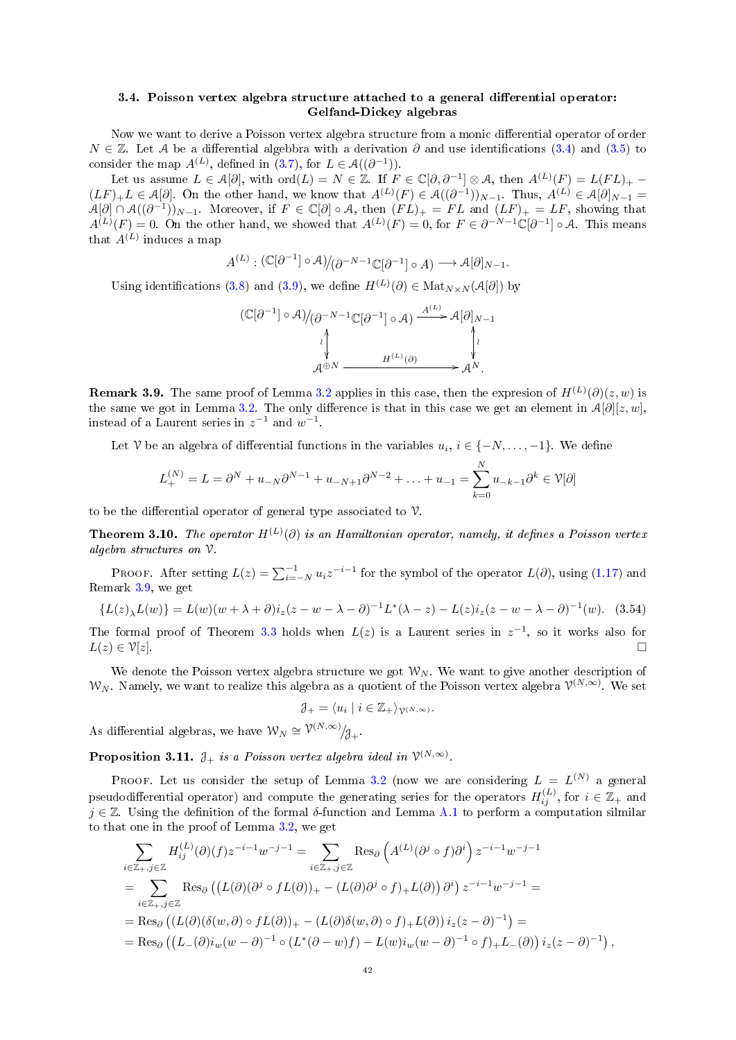### 3.4. Poisson vertex algebra structure attached to a general differential operator: Gelfand-Dickey algebras

Now we want to derive a Poisson vertex algebra structure from a monic differential operator of order $N \in \mathbb{Z}$. Let $\mathcal{A}$ be a differential algebbra with a derivation $\partial$ and use identifications (3.4) and (3.5) to consider the map $A^{(L)}$, defined in (3.7), for $L \in \mathcal{A}((\partial^{-1}))$.

Let us assume $L \in \mathcal{A}[\partial]$, with $\mathrm{ord}(L) = N \in \mathbb{Z}$. If $F \in \mathbb{C}[\partial, \partial^{-1}] \otimes \mathcal{A}$, then $A^{(L)}(F) = L(FL)_+ - (LF)_+L \in \mathcal{A}[\partial]$. On the other hand, we know that $A^{(L)}(F) \in \mathcal{A}((\partial^{-1}))_{N-1}$. Thus, $A^{(L)} \in \mathcal{A}[\partial]_{N-1} = \mathcal{A}[\partial] \cap \mathcal{A}((\partial^{-1}))_{N-1}$. Moreover, if $F \in \mathbb{C}[\partial] \circ \mathcal{A}$, then $(FL)_+ = FL$ and $(LF)_+ = LF$, showing that $A^{(L)}(F) = 0$. On the other hand, we showed that $A^{(L)}(F) = 0$, for $F \in \partial^{-N-1}\mathbb{C}[\partial^{-1}] \circ \mathcal{A}$. This means that $A^{(L)}$ induces a map

$$A^{(L)} : (\mathbb{C}[\partial^{-1}] \circ \mathcal{A})/(\partial^{-N-1}\mathbb{C}[\partial^{-1}] \circ A) \longrightarrow \mathcal{A}[\partial]_{N-1}.$$

Using identifications (3.8) and (3.9), we define $H^{(L)}(\partial) \in \mathrm{Mat}_{N\times N}(\mathcal{A}[\partial])$ by

$$\begin{array}{ccc}
(\mathbb{C}[\partial^{-1}] \circ \mathcal{A})/(\partial^{-N-1}\mathbb{C}[\partial^{-1}] \circ A) & \xrightarrow{A^{(L)}} & \mathcal{A}[\partial]_{N-1} \\
\wr\updownarrow & & \updownarrow\wr \\
\mathcal{A}^{\oplus N} & \xrightarrow{\quad H^{(L)}(\partial) \quad} & \mathcal{A}^N.
\end{array}$$

**Remark 3.9.** The same proof of Lemma 3.2 applies in this case, then the expresion of $H^{(L)}(\partial)(z, w)$ is the same we got in Lemma 3.2. The only difference is that in this case we get an element in $\mathcal{A}[\partial][z, w]$, instead of a Laurent series in $z^{-1}$ and $w^{-1}$.

Let $\mathcal{V}$ be an algebra of differential functions in the variables $u_i$, $i \in \{-N, \dots, -1\}$. We define

$$L_+^{(N)} = L = \partial^N + u_{-N}\partial^{N-1} + u_{-N+1}\partial^{N-2} + \ldots + u_{-1} = \sum_{k=0}^{N} u_{-k-1}\partial^k \in \mathcal{V}[\partial]$$

to be the differential operator of general type associated to $\mathcal{V}$.

**Theorem 3.10.** *The operator $H^{(L)}(\partial)$ is an Hamiltonian operator, namely, it defines a Poisson vertex algebra structures on $\mathcal{V}$.*

Proof. After setting $L(z) = \sum_{i=-N}^{-1} u_i z^{-i-1}$ for the symbol of the operator $L(\partial)$, using (1.17) and Remark 3.9, we get

$$\{L(z)_\lambda L(w)\} = L(w)(w + \lambda + \partial)i_z(z - w - \lambda - \partial)^{-1}L^*(\lambda - z) - L(z)i_z(z - w - \lambda - \partial)^{-1}(w). \quad (3.54)$$

The formal proof of Theorem 3.3 holds when $L(z)$ is a Laurent series in $z^{-1}$, so it works also for $L(z) \in \mathcal{V}[z]$. $\square$

We denote the Poisson vertex algebra structure we got $\mathcal{W}_N$. We want to give another description of $\mathcal{W}_N$. Namely, we want to realize this algebra as a quotient of the Poisson vertex algebra $\mathcal{V}^{(N,\infty)}$. We set

$$\mathcal{J}_+ = \langle u_i \mid i \in \mathbb{Z}_+ \rangle_{\mathcal{V}^{(N,\infty)}}.$$

As differential algebras, we have $\mathcal{W}_N \cong \mathcal{V}^{(N,\infty)}/\mathcal{J}_+$.

**Proposition 3.11.** *$\mathcal{J}_+$ is a Poisson vertex algebra ideal in $\mathcal{V}^{(N,\infty)}$.*

Proof. Let us consider the setup of Lemma 3.2 (now we are considering $L = L^{(N)}$ a general pseudodifferential operator) and compute the generating series for the operators $H_{ij}^{(L)}$, for $i \in \mathbb{Z}_+$ and $j \in \mathbb{Z}$. Using the definition of the formal $\delta$-function and Lemma A.1 to perform a computation silmilar to that one in the proof of Lemma 3.2, we get

$$\begin{aligned}
&\sum_{i\in\mathbb{Z}_+, j\in\mathbb{Z}} H_{ij}^{(L)}(\partial)(f)z^{-i-1}w^{-j-1} = \sum_{i\in\mathbb{Z}_+, j\in\mathbb{Z}} \mathrm{Res}_\partial\left(A^{(L)}(\partial^j \circ f)\partial^i\right) z^{-i-1}w^{-j-1} \\
&= \sum_{i\in\mathbb{Z}_+, j\in\mathbb{Z}} \mathrm{Res}_\partial\left(\left(L(\partial)(\partial^j \circ fL(\partial))_+ - (L(\partial)\partial^j \circ f)_+L(\partial)\right)\partial^i\right) z^{-i-1}w^{-j-1} = \\
&= \mathrm{Res}_\partial\left(\left(L(\partial)(\delta(w, \partial) \circ fL(\partial))_+ - (L(\partial)\delta(w, \partial) \circ f)_+L(\partial)\right) i_z(z - \partial)^{-1}\right) = \\
&= \mathrm{Res}_\partial\left(\left(L_-(\partial)i_w(w - \partial)^{-1} \circ (L^*(\partial - w)f) - L(w)i_w(w - \partial)^{-1} \circ f)_+L_-(\partial)\right) i_z(z - \partial)^{-1}\right),
\end{aligned}$$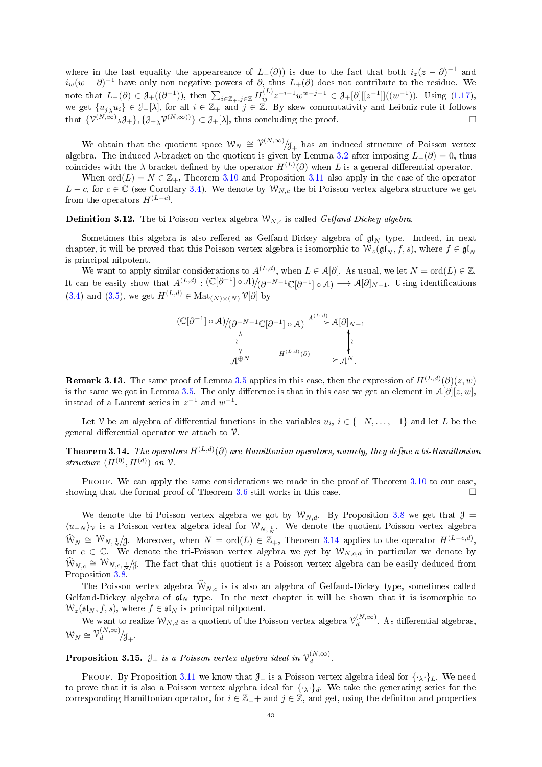where in the last equality the appeareance of $L_-(\partial))$ is due to the fact that both $i_z(z-\partial)^{-1}$ and $i_w(w-\partial)^{-1}$ have only non negative powers of $\partial$, thus $L_+(\partial)$ does not contribute to the residue. We note that $L_-(\partial) \in \mathcal{J}_+((\partial^{-1}))$, then $\sum_{i\in\mathbb{Z}_+, j\in\mathbb{Z}} H_{ij}^{(L)} z^{-i-1} w^{w-j-1} \in \mathcal{J}_+[\partial][[z^{-1}]]((w^{-1}))$. Using (1.17), we get $\{u_{j\,\lambda} u_i\} \in \mathcal{J}_+[\lambda]$, for all $i \in \mathbb{Z}_+$ and $j \in \mathbb{Z}$. By skew-commutativity and Leibniz rule it follows that $\{\mathcal{V}^{(N,\infty)}{}_\lambda \mathcal{J}_+\}, \{\mathcal{J}_+{}_\lambda \mathcal{V}^{(N,\infty)}\} \subset \mathcal{J}_+[\lambda]$, thus concluding the proof. □

We obtain that the quotient space $\mathcal{W}_N \cong \mathcal{V}^{(N,\infty)}/\mathcal{J}_+$ has an induced structure of Poisson vertex algebra. The induced $\lambda$-bracket on the quotient is given by Lemma 3.2 after imposing $L_-(\partial) = 0$, thus coincides with the $\lambda$-bracket defined by the operator $H^{(L)}(\partial)$ when $L$ is a general differential operator.

When $\mathrm{ord}(L) = N \in \mathbb{Z}_+$, Theorem 3.10 and Proposition 3.11 also apply in the case of the operator $L - c$, for $c \in \mathbb{C}$ (see Corollary 3.4). We denote by $\mathcal{W}_{N,c}$ the bi-Poisson vertex algebra structure we get from the operators $H^{(L-c)}$.

**Definition 3.12.** The bi-Poisson vertex algebra $\mathcal{W}_{N,c}$ is called *Gelfand-Dickey algebra*.

Sometimes this algebra is also reffered as Gelfand-Dickey algebra of $\mathfrak{gl}_N$ type. Indeed, in next chapter, it will be proved that this Poisson vertex algebra is isomorphic to $\mathcal{W}_z(\mathfrak{gl}_N, f, s)$, where $f \in \mathfrak{gl}_N$ is principal nilpotent.

We want to apply similar considerations to $A^{(L,d)}$, when $L \in \mathcal{A}[\partial]$. As usual, we let $N = \mathrm{ord}(L) \in \mathbb{Z}$. It can be easily show that $A^{(L,d)} : (\mathbb{C}[\partial^{-1}] \circ \mathcal{A})/(\partial^{-N-1}\mathbb{C}[\partial^{-1}] \circ \mathcal{A}) \longrightarrow \mathcal{A}[\partial]_{N-1}$. Using identifications (3.4) and (3.5), we get $H^{(L,d)} \in \mathrm{Mat}_{(N)\times(N)}\,\mathcal{V}[\partial]$ by

$$
\begin{array}{ccc}
(\mathbb{C}[\partial^{-1}] \circ \mathcal{A})/(\partial^{-N-1}\mathbb{C}[\partial^{-1}] \circ \mathcal{A}) & \xrightarrow{A^{(L,d)}} & \mathcal{A}[\partial]_{N-1} \\
\wr\updownarrow & & \updownarrow\wr \\
\mathcal{A}^{\oplus N} & \xrightarrow{\quad H^{(L,d)}(\partial) \quad} & \mathcal{A}^N.
\end{array}
$$

**Remark 3.13.** The same proof of Lemma 3.5 applies in this case, then the expression of $H^{(L,d)}(\partial)(z,w)$ is the same we got in Lemma 3.5. The only difference is that in this case we get an element in $\mathcal{A}[\partial][z,w]$, instead of a Laurent series in $z^{-1}$ and $w^{-1}$.

Let $\mathcal{V}$ be an algebra of differential functions in the variables $u_i$, $i \in \{-N, \dots, -1\}$ and let $L$ be the general differential operator we attach to $\mathcal{V}$.

**Theorem 3.14.** *The operators $H^{(L,d)}(\partial)$ are Hamiltonian operators, namely, they define a bi-Hamiltonian structure $(H^{(0)}, H^{(d)})$ on $\mathcal{V}$.*

Proof. We can apply the same considerations we made in the proof of Theorem 3.10 to our case, showing that the formal proof of Theorem 3.6 still works in this case. □

We denote the bi-Poisson vertex algebra we got by $\mathcal{W}_{N,d}$. By Proposition 3.8 we get that $\mathcal{J} = \langle u_{-N} \rangle_{\mathcal{V}}$ is a Poisson vertex algebra ideal for $\mathcal{W}_{N,\frac{1}{N}}$. We denote the quotient Poisson vertex algebra $\widehat{\mathcal{W}}_N \cong \mathcal{W}_{N,\frac{1}{N}}/\mathcal{J}$. Moreover, when $N = \mathrm{ord}(L) \in \mathbb{Z}_+$, Theorem 3.14 applies to the operator $H^{(L-c,d)}$, for $c \in \mathbb{C}$. We denote the tri-Poisson vertex algebra we get by $\mathcal{W}_{N,c,d}$ in particular we denote by $\widehat{\mathcal{W}}_{N,c} \cong \mathcal{W}_{N,c,\frac{1}{N}}/\mathcal{J}$. The fact that this quotient is a Poisson vertex algebra can be easily deduced from Proposition 3.8.

The Poisson vertex algebra $\widehat{\mathcal{W}}_{N,c}$ is is also an algebra of Gelfand-Dickey type, sometimes called Gelfand-Dickey algebra of $\mathfrak{sl}_N$ type. In the next chapter it will be shown that it is isomorphic to $\mathcal{W}_z(\mathfrak{sl}_N, f, s)$, where $f \in \mathfrak{sl}_N$ is principal nilpotent.

We want to realize $\mathcal{W}_{N,d}$ as a quotient of the Poisson vertex algebra $\mathcal{V}_d^{(N,\infty)}$. As differential algebras, $\mathcal{W}_N \cong \mathcal{V}_d^{(N,\infty)}/\mathcal{J}_+$.

**Proposition 3.15.** *$\mathcal{J}_+$ is a Poisson vertex algebra ideal in $\mathcal{V}_d^{(N,\infty)}$.*

Proof. By Proposition 3.11 we know that $\mathcal{J}_+$ is a Poisson vertex algebra ideal for $\{\cdot{}_\lambda\cdot\}_L$. We need to prove that it is also a Poisson vertex algebra ideal for $\{\cdot{}_\lambda\cdot\}_d$. We take the generating series for the corresponding Hamiltonian operator, for $i \in \mathbb{Z}_-+$ and $j \in \mathbb{Z}$, and get, using the definiton and properties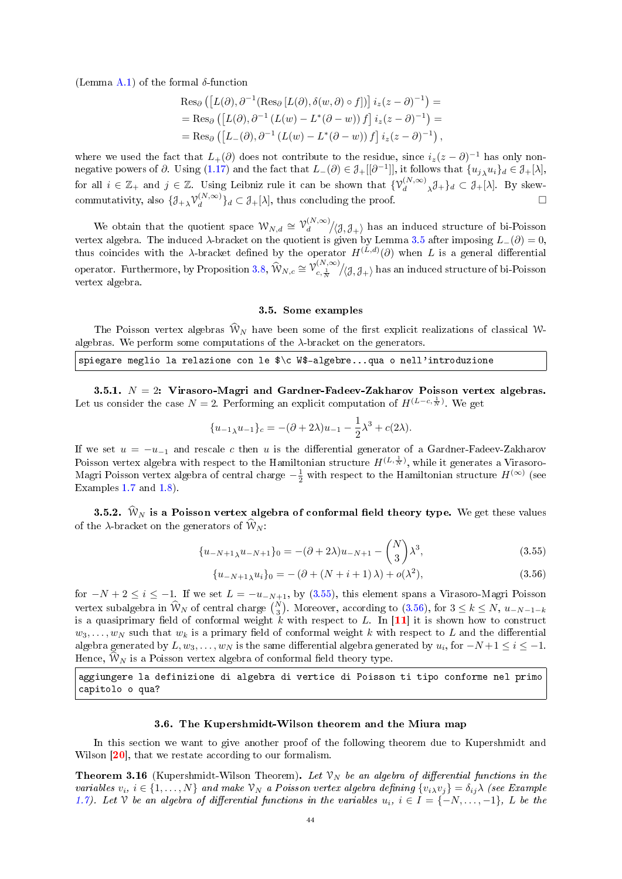(Lemma A.1) of the formal $\delta$-function

$$\begin{aligned}
&\mathrm{Res}_\partial\left(\left[L(\partial),\partial^{-1}(\mathrm{Res}_\partial\left[L(\partial),\delta(w,\partial)\circ f\right])\right]i_z(z-\partial)^{-1}\right)= \\
&=\mathrm{Res}_\partial\left(\left[L(\partial),\partial^{-1}\left(L(w)-L^*(\partial-w)\right)f\right]i_z(z-\partial)^{-1}\right)= \\
&=\mathrm{Res}_\partial\left(\left[L_-(\partial),\partial^{-1}\left(L(w)-L^*(\partial-w)\right)f\right]i_z(z-\partial)^{-1}\right),
\end{aligned}$$

where we used the fact that $L_+(\partial)$ does not contribute to the residue, since $i_z(z-\partial)^{-1}$ has only non-negative powers of $\partial$. Using (1.17) and the fact that $L_-(\partial)\in\mathcal{J}_+[[\partial^{-1}]]$, it follows that $\{u_j{}_\lambda u_i\}_d\in\mathcal{J}_+[\lambda]$, for all $i\in\mathbb{Z}_+$ and $j\in\mathbb{Z}$. Using Leibniz rule it can be shown that $\{\mathcal{V}_d^{(N,\infty)}{}_\lambda\mathcal{J}_+\}_d\subset\mathcal{J}_+[\lambda]$. By skew-commutativity, also $\{\mathcal{J}_+{}_\lambda\mathcal{V}_d^{(N,\infty)}\}_d\subset\mathcal{J}_+[\lambda]$, thus concluding the proof. □

We obtain that the quotient space $\mathcal{W}_{N,d}\cong\mathcal{V}_d^{(N,\infty)}/\langle\mathcal{J},\mathcal{J}_+\rangle$ has an induced structure of bi-Poisson vertex algebra. The induced $\lambda$-bracket on the quotient is given by Lemma 3.5 after imposing $L_-(\partial)=0$, thus coincides with the $\lambda$-bracket defined by the operator $H^{(L,d)}(\partial)$ when $L$ is a general differential operator. Furthermore, by Proposition 3.8, $\widehat{\mathcal{W}}_{N,c}\cong\mathcal{V}_{c,\frac{1}{N}}^{(N,\infty)}/\langle\mathcal{J},\mathcal{J}_+\rangle$ has an induced structure of bi-Poisson vertex algebra.

### 3.5. Some examples

The Poisson vertex algebras $\widehat{\mathcal{W}}_N$ have been some of the first explicit realizations of classical $\mathcal{W}$-algebras. We perform some computations of the $\lambda$-bracket on the generators.

```
spiegare meglio la relazione con le $\c W$-algebre...qua o nell'introduzione
```

**3.5.1. $N=2$: Virasoro-Magri and Gardner-Fadeev-Zakharov Poisson vertex algebras.** Let us consider the case $N=2$. Performing an explicit computation of $H^{(L-c,\frac{1}{N})}$. We get

$$\{u_{-1}{}_\lambda u_{-1}\}_c=-(\partial+2\lambda)u_{-1}-\frac{1}{2}\lambda^3+c(2\lambda).$$

If we set $u=-u_{-1}$ and rescale $c$ then $u$ is the differential generator of a Gardner-Fadeev-Zakharov Poisson vertex algebra with respect to the Hamiltonian structure $H^{(L,\frac{1}{N})}$, while it generates a Virasoro-Magri Poisson vertex algebra of central charge $-\frac{1}{2}$ with respect to the Hamiltonian structure $H^{(\infty)}$ (see Examples 1.7 and 1.8).

**3.5.2. $\widehat{\mathcal{W}}_N$ is a Poisson vertex algebra of conformal field theory type.** We get these values of the $\lambda$-bracket on the generators of $\widehat{\mathcal{W}}_N$:

$$\{u_{-N+1}{}_\lambda u_{-N+1}\}_0=-(\partial+2\lambda)u_{-N+1}-\binom{N}{3}\lambda^3, \tag{3.55}$$

$$\{u_{-N+1}{}_\lambda u_i\}_0=-\left(\partial+(N+i+1)\lambda\right)+o(\lambda^2), \tag{3.56}$$

for $-N+2\leq i\leq -1$. If we set $L=-u_{-N+1}$, by (3.55), this element spans a Virasoro-Magri Poisson vertex subalgebra in $\widehat{\mathcal{W}}_N$ of central charge $\binom{N}{3}$. Moreover, according to (3.56), for $3\leq k\leq N$, $u_{-N-1-k}$ is a quasiprimary field of conformal weight $k$ with respect to $L$. In [11] it is shown how to construct $w_3,\dots,w_N$ such that $w_k$ is a primary field of conformal weight $k$ with respect to $L$ and the differential algebra generated by $L,w_3,\dots,w_N$ is the same differential algebra generated by $u_i$, for $-N+1\leq i\leq -1$. Hence, $\widehat{\mathcal{W}}_N$ is a Poisson vertex algebra of conformal field theory type.

```
aggiungere la definizione di algebra di vertice di Poisson ti tipo conforme nel primo
capitolo o qua?
```

### 3.6. The Kupershmidt-Wilson theorem and the Miura map

In this section we want to give another proof of the following theorem due to Kupershmidt and Wilson [20], that we restate according to our formalism.

**Theorem 3.16** (Kupershmidt-Wilson Theorem)**.** *Let $\mathcal{V}_N$ be an algebra of differential functions in the variables $v_i$, $i\in\{1,\dots,N\}$ and make $\mathcal{V}_N$ a Poisson vertex algebra defining $\{v_i{}_\lambda v_j\}=\delta_{ij}\lambda$ (see Example 1.7). Let $\mathcal{V}$ be an algebra of differential functions in the variables $u_i$, $i\in I=\{-N,\dots,-1\}$, $L$ be the*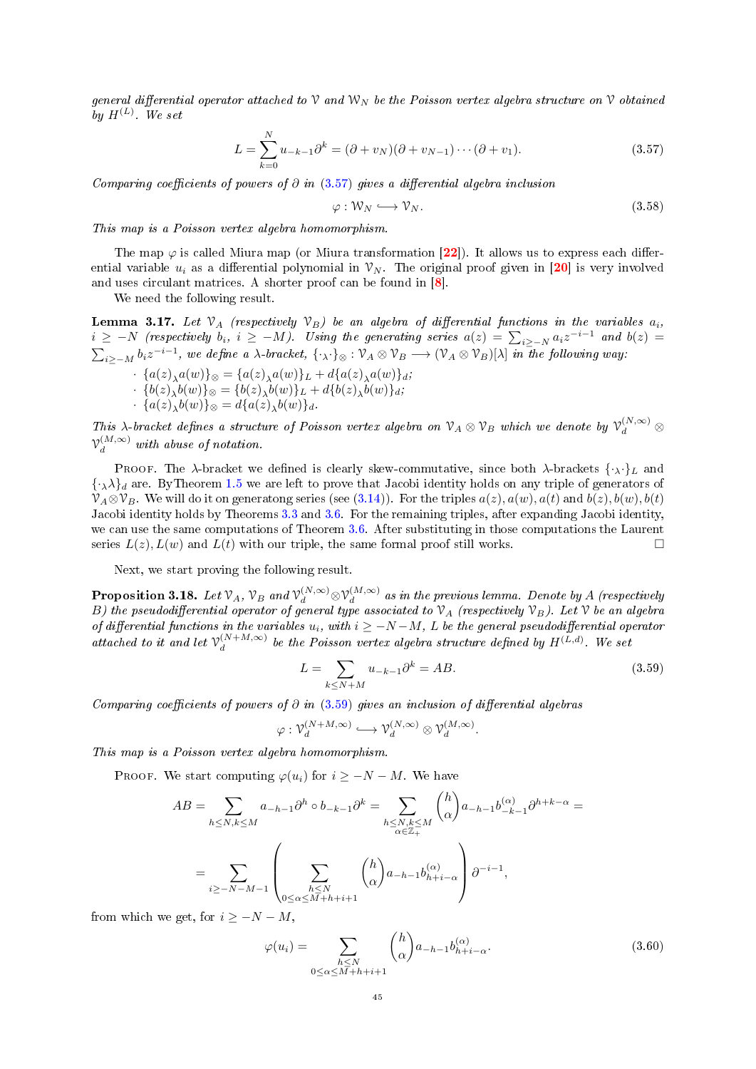*general differential operator attached to* $\mathcal{V}$ *and* $\mathcal{W}_N$ *be the Poisson vertex algebra structure on* $\mathcal{V}$ *obtained by* $H^{(L)}$*. We set*

$$L = \sum_{k=0}^{N} u_{-k-1}\partial^k = (\partial + v_N)(\partial + v_{N-1})\cdots(\partial + v_1). \tag{3.57}$$

*Comparing coefficients of powers of* $\partial$ *in* (3.57) *gives a differential algebra inclusion*

$$\varphi : \mathcal{W}_N \longrightarrow \mathcal{V}_N. \tag{3.58}$$

*This map is a Poisson vertex algebra homomorphism.*

The map $\varphi$ is called Miura map (or Miura transformation [22]). It allows us to express each differential variable $u_i$ as a differential polynomial in $\mathcal{V}_N$. The original proof given in [20] is very involved and uses circulant matrices. A shorter proof can be found in [8].

We need the following result.

**Lemma 3.17.** *Let* $\mathcal{V}_A$ *(respectively* $\mathcal{V}_B$*) be an algebra of differential functions in the variables* $a_i$*,* $i \geq -N$ *(respectively* $b_i$*,* $i \geq -M$*). Using the generating series* $a(z) = \sum_{i\geq -N} a_i z^{-i-1}$ *and* $b(z) = \sum_{i\geq -M} b_i z^{-i-1}$*, we define a* $\lambda$*-bracket,* $\{\cdot_\lambda\cdot\}_\otimes : \mathcal{V}_A \otimes \mathcal{V}_B \longrightarrow (\mathcal{V}_A \otimes \mathcal{V}_B)[\lambda]$ *in the following way:*

- $\{a(z)_\lambda a(w)\}_\otimes = \{a(z)_\lambda a(w)\}_L + d\{a(z)_\lambda a(w)\}_d$*;*
- $\{b(z)_\lambda b(w)\}_\otimes = \{b(z)_\lambda b(w)\}_L + d\{b(z)_\lambda b(w)\}_d$*;*
- $\{a(z)_\lambda b(w)\}_\otimes = d\{a(z)_\lambda b(w)\}_d$*.*

*This* $\lambda$*-bracket defines a structure of Poisson vertex algebra on* $\mathcal{V}_A \otimes \mathcal{V}_B$ *which we denote by* $\mathcal{V}_d^{(N,\infty)} \otimes \mathcal{V}_d^{(M,\infty)}$ *with abuse of notation.*

Proof. The $\lambda$-bracket we defined is clearly skew-commutative, since both $\lambda$-brackets $\{\cdot_\lambda\cdot\}_L$ and $\{\cdot_\lambda\lambda\}_d$ are. ByTheorem 1.5 we are left to prove that Jacobi identity holds on any triple of generators of $\mathcal{V}_A\otimes\mathcal{V}_B$. We will do it on generatong series (see (3.14)). For the triples $a(z), a(w), a(t)$ and $b(z), b(w), b(t)$ Jacobi identity holds by Theorems 3.3 and 3.6. For the remaining triples, after expanding Jacobi identity, we can use the same computations of Theorem 3.6. After substituting in those computations the Laurent series $L(z), L(w)$ and $L(t)$ with our triple, the same formal proof still works. □

Next, we start proving the following result.

**Proposition 3.18.** *Let* $\mathcal{V}_A$*,* $\mathcal{V}_B$ *and* $\mathcal{V}_d^{(N,\infty)}\otimes\mathcal{V}_d^{(M,\infty)}$ *as in the previous lemma. Denote by* $A$ *(respectively* $B$*) the pseudodifferential operator of general type associated to* $\mathcal{V}_A$ *(respectively* $\mathcal{V}_B$*). Let* $\mathcal{V}$ *be an algebra of differential functions in the variables* $u_i$*, with* $i \geq -N-M$*,* $L$ *be the general pseudodifferential operator attached to it and let* $\mathcal{V}_d^{(N+M,\infty)}$ *be the Poisson vertex algebra structure defined by* $H^{(L,d)}$*. We set*

$$L = \sum_{k\leq N+M} u_{-k-1}\partial^k = AB. \tag{3.59}$$

*Comparing coefficients of powers of* $\partial$ *in* (3.59) *gives an inclusion of differential algebras*

$$\varphi : \mathcal{V}_d^{(N+M,\infty)} \longrightarrow \mathcal{V}_d^{(N,\infty)} \otimes \mathcal{V}_d^{(M,\infty)}.$$

*This map is a Poisson vertex algebra homomorphism.*

Proof. We start computing $\varphi(u_i)$ for $i \geq -N-M$. We have

$$AB = \sum_{h\leq N, k\leq M} a_{-h-1}\partial^h \circ b_{-k-1}\partial^k = \sum_{\substack{h\leq N, k\leq M\\ \alpha\in\mathbb{Z}_+}} \binom{h}{\alpha} a_{-h-1} b_{-k-1}^{(\alpha)} \partial^{h+k-\alpha} =$$

$$= \sum_{i\geq -N-M-1} \left( \sum_{\substack{h\leq N\\ 0\leq\alpha\leq M+h+i+1}} \binom{h}{\alpha} a_{-h-1} b_{h+i-\alpha}^{(\alpha)} \right) \partial^{-i-1},$$

from which we get, for $i \geq -N-M$,

$$\varphi(u_i) = \sum_{\substack{h\leq N\\ 0\leq\alpha\leq M+h+i+1}} \binom{h}{\alpha} a_{-h-1} b_{h+i-\alpha}^{(\alpha)}. \tag{3.60}$$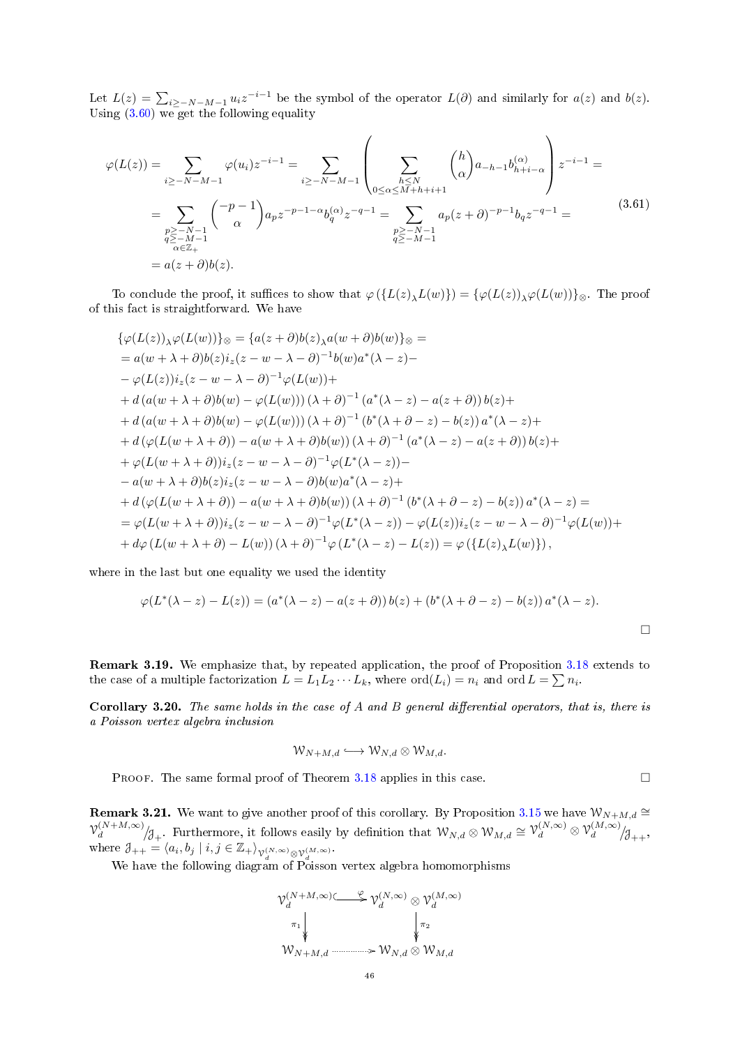Let $L(z) = \sum_{i \geq -N-M-1} u_i z^{-i-1}$ be the symbol of the operator $L(\partial)$ and similarly for $a(z)$ and $b(z)$. Using (3.60) we get the following equality

$$
\begin{aligned}
\varphi(L(z)) &= \sum_{i \geq -N-M-1} \varphi(u_i) z^{-i-1} = \sum_{i \geq -N-M-1} \left( \sum_{\substack{h \leq N \\ 0 \leq \alpha \leq M+h+i+1}} \binom{h}{\alpha} a_{-h-1} b^{(\alpha)}_{h+i-\alpha} \right) z^{-i-1} = \\
&= \sum_{\substack{p \geq -N-1 \\ q \geq -M-1 \\ \alpha \in \mathbb{Z}_+}} \binom{-p-1}{\alpha} a_p z^{-p-1-\alpha} b^{(\alpha)}_q z^{-q-1} = \sum_{\substack{p \geq -N-1 \\ q \geq -M-1}} a_p (z+\partial)^{-p-1} b_q z^{-q-1} = \\
&= a(z+\partial) b(z).
\end{aligned}
\tag{3.61}
$$

To conclude the proof, it suffices to show that $\varphi\left(\{L(z)_\lambda L(w)\}\right) = \{\varphi(L(z))_\lambda \varphi(L(w))\}_\otimes$. The proof of this fact is straightforward. We have

$$
\begin{aligned}
&\{\varphi(L(z))_\lambda \varphi(L(w))\}_\otimes = \{a(z+\partial)b(z)_\lambda a(w+\partial)b(w)\}_\otimes = \\
&= a(w+\lambda+\partial)b(z) i_z (z-w-\lambda-\partial)^{-1} b(w) a^*(\lambda - z) - \\
&- \varphi(L(z)) i_z (z-w-\lambda-\partial)^{-1} \varphi(L(w)) + \\
&+ d\left(a(w+\lambda+\partial)b(w) - \varphi(L(w))\right)(\lambda+\partial)^{-1}\left(a^*(\lambda-z) - a(z+\partial)\right) b(z) + \\
&+ d\left(a(w+\lambda+\partial)b(w) - \varphi(L(w))\right)(\lambda+\partial)^{-1}\left(b^*(\lambda+\partial-z) - b(z)\right) a^*(\lambda-z) + \\
&+ d\left(\varphi(L(w+\lambda+\partial)) - a(w+\lambda+\partial)b(w)\right)(\lambda+\partial)^{-1}\left(a^*(\lambda-z) - a(z+\partial)\right) b(z) + \\
&+ \varphi(L(w+\lambda+\partial)) i_z (z-w-\lambda-\partial)^{-1} \varphi(L^*(\lambda-z)) - \\
&- a(w+\lambda+\partial) b(z) i_z (z-w-\lambda-\partial) b(w) a^*(\lambda-z) + \\
&+ d\left(\varphi(L(w+\lambda+\partial)) - a(w+\lambda+\partial)b(w)\right)(\lambda+\partial)^{-1}\left(b^*(\lambda+\partial-z) - b(z)\right) a^*(\lambda-z) = \\
&= \varphi(L(w+\lambda+\partial)) i_z (z-w-\lambda-\partial)^{-1} \varphi(L^*(\lambda-z)) - \varphi(L(z)) i_z (z-w-\lambda-\partial)^{-1} \varphi(L(w)) + \\
&+ d\varphi\left(L(w+\lambda+\partial) - L(w)\right)(\lambda+\partial)^{-1} \varphi\left(L^*(\lambda-z) - L(z)\right) = \varphi\left(\{L(z)_\lambda L(w)\}\right),
\end{aligned}
$$

where in the last but one equality we used the identity

$$
\varphi(L^*(\lambda-z) - L(z)) = \left(a^*(\lambda-z) - a(z+\partial)\right) b(z) + \left(b^*(\lambda+\partial-z) - b(z)\right) a^*(\lambda-z).
$$

□

**Remark 3.19.** We emphasize that, by repeated application, the proof of Proposition 3.18 extends to the case of a multiple factorization $L = L_1 L_2 \cdots L_k$, where $\operatorname{ord}(L_i) = n_i$ and $\operatorname{ord} L = \sum n_i$.

**Corollary 3.20.** *The same holds in the case of $A$ and $B$ general differential operators, that is, there is a Poisson vertex algebra inclusion*

$$
\mathcal{W}_{N+M,d} \hookrightarrow \mathcal{W}_{N,d} \otimes \mathcal{W}_{M,d}.
$$

Proof. The same formal proof of Theorem 3.18 applies in this case. □

**Remark 3.21.** We want to give another proof of this corollary. By Proposition 3.15 we have $\mathcal{W}_{N+M,d} \cong \mathcal{V}_d^{(N+M,\infty)}/\mathcal{J}_+$. Furthermore, it follows easily by definition that $\mathcal{W}_{N,d} \otimes \mathcal{W}_{M,d} \cong \mathcal{V}_d^{(N,\infty)} \otimes \mathcal{V}_d^{(M,\infty)}/\mathcal{J}_{++}$, where $\mathcal{J}_{++} = \langle a_i, b_j \mid i, j \in \mathbb{Z}_+ \rangle_{\mathcal{V}_d^{(N,\infty)} \otimes \mathcal{V}_d^{(M,\infty)}}$.

We have the following diagram of Poisson vertex algebra homomorphisms

$$
\begin{array}{ccc}
\mathcal{V}_d^{(N+M,\infty)} & \overset{\varphi}{\hookrightarrow} & \mathcal{V}_d^{(N,\infty)} \otimes \mathcal{V}_d^{(M,\infty)} \\
\Big\downarrow{\scriptstyle \pi_1} & & \Big\downarrow{\scriptstyle \pi_2} \\
\mathcal{W}_{N+M,d} & \dashrightarrow & \mathcal{W}_{N,d} \otimes \mathcal{W}_{M,d}
\end{array}
$$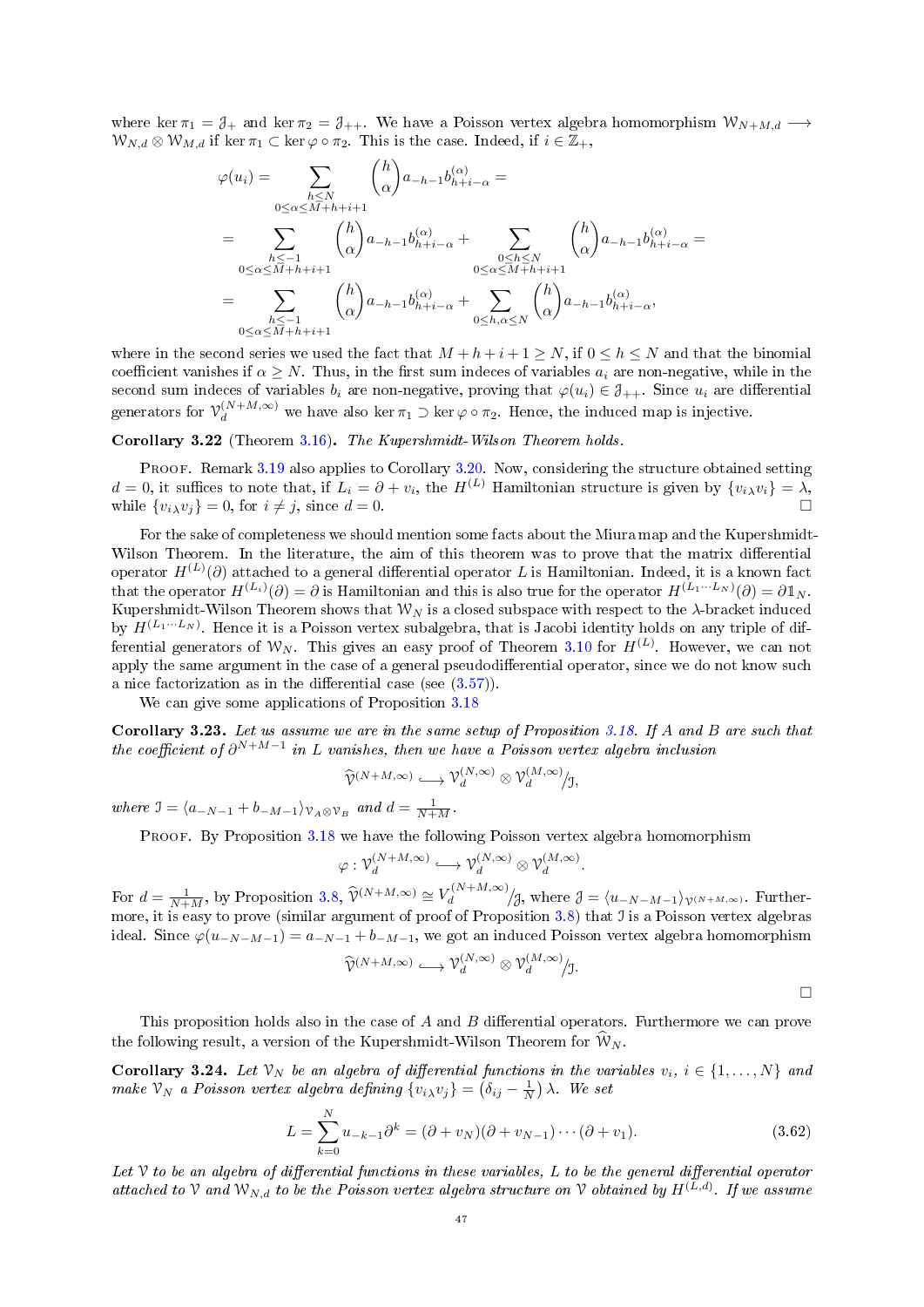where $\ker \pi_1 = \mathcal{J}_+$ and $\ker \pi_2 = \mathcal{J}_{++}$. We have a Poisson vertex algebra homomorphism $\mathcal{W}_{N+M,d} \longrightarrow \mathcal{W}_{N,d} \otimes \mathcal{W}_{M,d}$ if $\ker \pi_1 \subset \ker \varphi \circ \pi_2$. This is the case. Indeed, if $i \in \mathbb{Z}_+$,

$$
\begin{aligned}
\varphi(u_i) &= \sum_{\substack{h \leq N \\ 0 \leq \alpha \leq M+h+i+1}} \binom{h}{\alpha} a_{-h-1} b^{(\alpha)}_{h+i-\alpha} = \\
&= \sum_{\substack{h \leq -1 \\ 0 \leq \alpha \leq M+h+i+1}} \binom{h}{\alpha} a_{-h-1} b^{(\alpha)}_{h+i-\alpha} + \sum_{\substack{0 \leq h \leq N \\ 0 \leq \alpha \leq M+h+i+1}} \binom{h}{\alpha} a_{-h-1} b^{(\alpha)}_{h+i-\alpha} = \\
&= \sum_{\substack{h \leq -1 \\ 0 \leq \alpha \leq M+h+i+1}} \binom{h}{\alpha} a_{-h-1} b^{(\alpha)}_{h+i-\alpha} + \sum_{0 \leq h, \alpha \leq N} \binom{h}{\alpha} a_{-h-1} b^{(\alpha)}_{h+i-\alpha},
\end{aligned}
$$

where in the second series we used the fact that $M + h + i + 1 \geq N$, if $0 \leq h \leq N$ and that the binomial coefficient vanishes if $\alpha \geq N$. Thus, in the first sum indeces of variables $a_i$ are non-negative, while in the second sum indeces of variables $b_i$ are non-negative, proving that $\varphi(u_i) \in \mathcal{J}_{++}$. Since $u_i$ are differential generators for $\mathcal{V}_d^{(N+M,\infty)}$ we have also $\ker \pi_1 \supset \ker \varphi \circ \pi_2$. Hence, the induced map is injective.

**Corollary 3.22** (Theorem 3.16)**.** *The Kupershmidt-Wilson Theorem holds.*

Proof. Remark 3.19 also applies to Corollary 3.20. Now, considering the structure obtained setting $d = 0$, it suffices to note that, if $L_i = \partial + v_i$, the $H^{(L)}$ Hamiltonian structure is given by $\{v_i{}_\lambda v_i\} = \lambda$, while $\{v_i{}_\lambda v_j\} = 0$, for $i \neq j$, since $d = 0$. $\square$

For the sake of completeness we should mention some facts about the Miura map and the Kupershmidt-Wilson Theorem. In the literature, the aim of this theorem was to prove that the matrix differential operator $H^{(L)}(\partial)$ attached to a general differential operator $L$ is Hamiltonian. Indeed, it is a known fact that the operator $H^{(L_i)}(\partial) = \partial$ is Hamiltonian and this is also true for the operator $H^{(L_1 \cdots L_N)}(\partial) = \partial \mathbb{1}_N$. Kupershmidt-Wilson Theorem shows that $\mathcal{W}_N$ is a closed subspace with respect to the $\lambda$-bracket induced by $H^{(L_1 \cdots L_N)}$. Hence it is a Poisson vertex subalgebra, that is Jacobi identity holds on any triple of differential generators of $\mathcal{W}_N$. This gives an easy proof of Theorem 3.10 for $H^{(L)}$. However, we can not apply the same argument in the case of a general pseudodifferential operator, since we do not know such a nice factorization as in the differential case (see (3.57)).

We can give some applications of Proposition 3.18

**Corollary 3.23.** *Let us assume we are in the same setup of Proposition 3.18. If $A$ and $B$ are such that the coefficient of $\partial^{N+M-1}$ in $L$ vanishes, then we have a Poisson vertex algebra inclusion*

$$
\widehat{\mathcal{V}}^{(N+M,\infty)} \longrightarrow \mathcal{V}_d^{(N,\infty)} \otimes \mathcal{V}_d^{(M,\infty)} / \mathcal{I},
$$

*where $\mathcal{I} = \langle a_{-N-1} + b_{-M-1} \rangle_{\mathcal{V}_A \otimes \mathcal{V}_B}$ and $d = \frac{1}{N+M}$.*

Proof. By Proposition 3.18 we have the following Poisson vertex algebra homomorphism

$$
\varphi : \mathcal{V}_d^{(N+M,\infty)} \longrightarrow \mathcal{V}_d^{(N,\infty)} \otimes \mathcal{V}_d^{(M,\infty)}.
$$

For $d = \frac{1}{N+M}$, by Proposition 3.8, $\widehat{\mathcal{V}}^{(N+M,\infty)} \cong V_d^{(N+M,\infty)} / \mathcal{J}$, where $\mathcal{J} = \langle u_{-N-M-1} \rangle_{\mathcal{V}^{(N+M,\infty)}}$. Furthermore, it is easy to prove (similar argument of proof of Proposition 3.8) that $\mathcal{I}$ is a Poisson vertex algebras ideal. Since $\varphi(u_{-N-M-1}) = a_{-N-1} + b_{-M-1}$, we got an induced Poisson vertex algebra homomorphism

$$
\widehat{\mathcal{V}}^{(N+M,\infty)} \longrightarrow \mathcal{V}_d^{(N,\infty)} \otimes \mathcal{V}_d^{(M,\infty)} / \mathcal{I}.
$$

$\square$

This proposition holds also in the case of $A$ and $B$ differential operators. Furthermore we can prove the following result, a version of the Kupershmidt-Wilson Theorem for $\widehat{\mathcal{W}}_N$.

**Corollary 3.24.** *Let $\mathcal{V}_N$ be an algebra of differential functions in the variables $v_i$, $i \in \{1, \ldots, N\}$ and make $\mathcal{V}_N$ a Poisson vertex algebra defining $\{v_i{}_\lambda v_j\} = \left(\delta_{ij} - \frac{1}{N}\right)\lambda$. We set*

$$
L = \sum_{k=0}^{N} u_{-k-1} \partial^k = (\partial + v_N)(\partial + v_{N-1}) \cdots (\partial + v_1). \tag{3.62}
$$

*Let $\mathcal{V}$ to be an algebra of differential functions in these variables, $L$ to be the general differential operator attached to $\mathcal{V}$ and $\mathcal{W}_{N,d}$ to be the Poisson vertex algebra structure on $\mathcal{V}$ obtained by $H^{(L,d)}$. If we assume*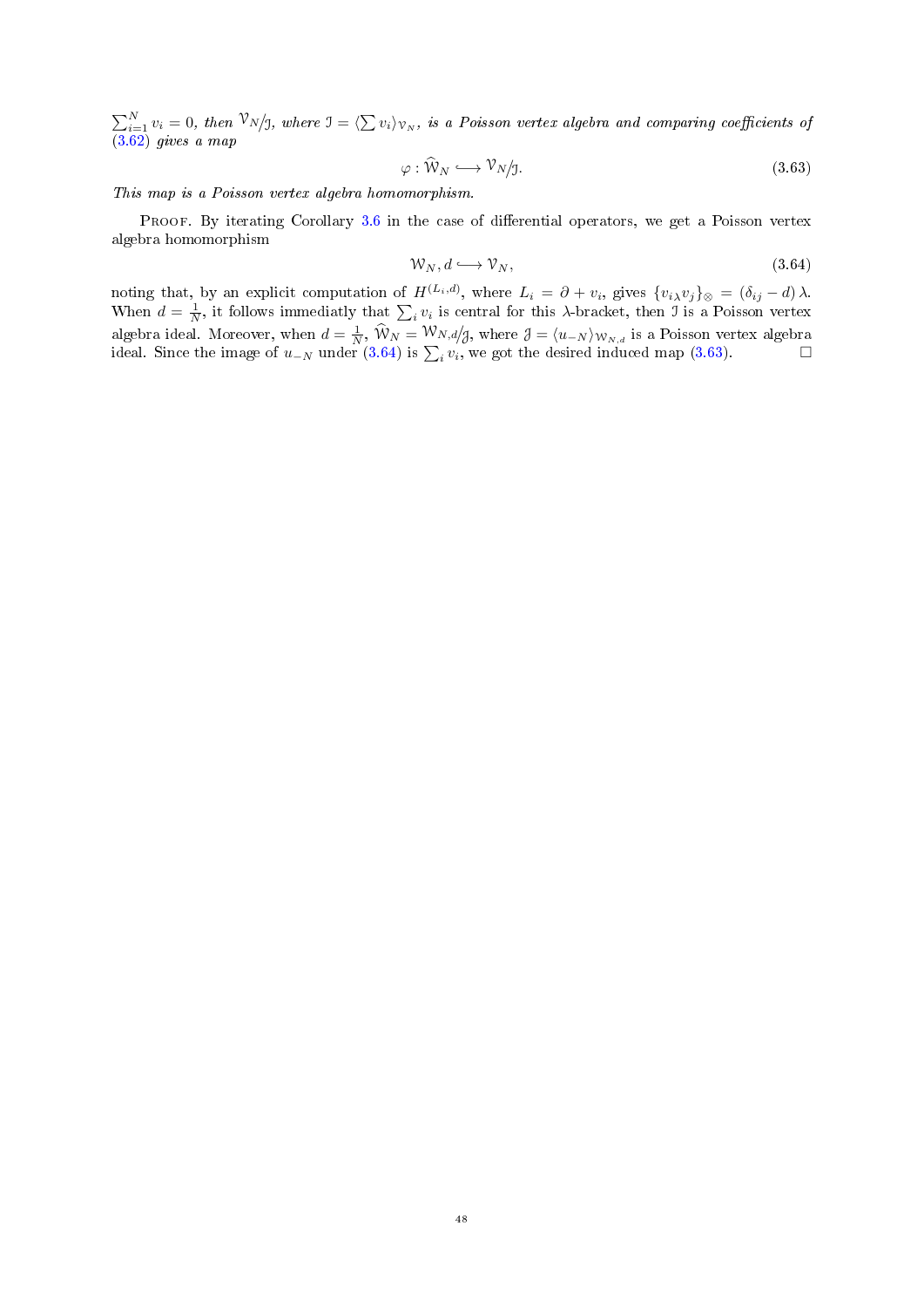$\sum_{i=1}^{N} v_i = 0$*, then* $\mathcal{V}_N/\mathcal{I}$*, where* $\mathcal{I} = \langle \sum v_i \rangle_{\mathcal{V}_N}$*, is a Poisson vertex algebra and comparing coefficients of* (3.62) *gives a map*

$$\varphi : \widehat{\mathcal{W}}_N \longrightarrow \mathcal{V}_N/\mathcal{I}. \tag{3.63}$$

*This map is a Poisson vertex algebra homomorphism.*

Proof. By iterating Corollary 3.6 in the case of differential operators, we get a Poisson vertex algebra homomorphism

$$\mathcal{W}_N, d \longrightarrow \mathcal{V}_N, \tag{3.64}$$

noting that, by an explicit computation of $H^{(L_i,d)}$, where $L_i = \partial + v_i$, gives $\{v_{i\lambda} v_j\}_{\otimes} = (\delta_{ij} - d)\,\lambda$. When $d = \frac{1}{N}$, it follows immediatly that $\sum_i v_i$ is central for this $\lambda$-bracket, then $\mathcal{I}$ is a Poisson vertex algebra ideal. Moreover, when $d = \frac{1}{N}$, $\widehat{\mathcal{W}}_N = \mathcal{W}_{N,d}/\mathcal{J}$, where $\mathcal{J} = \langle u_{-N} \rangle_{\mathcal{W}_{N,d}}$ is a Poisson vertex algebra ideal. Since the image of $u_{-N}$ under (3.64) is $\sum_i v_i$, we got the desired induced map (3.63). $\square$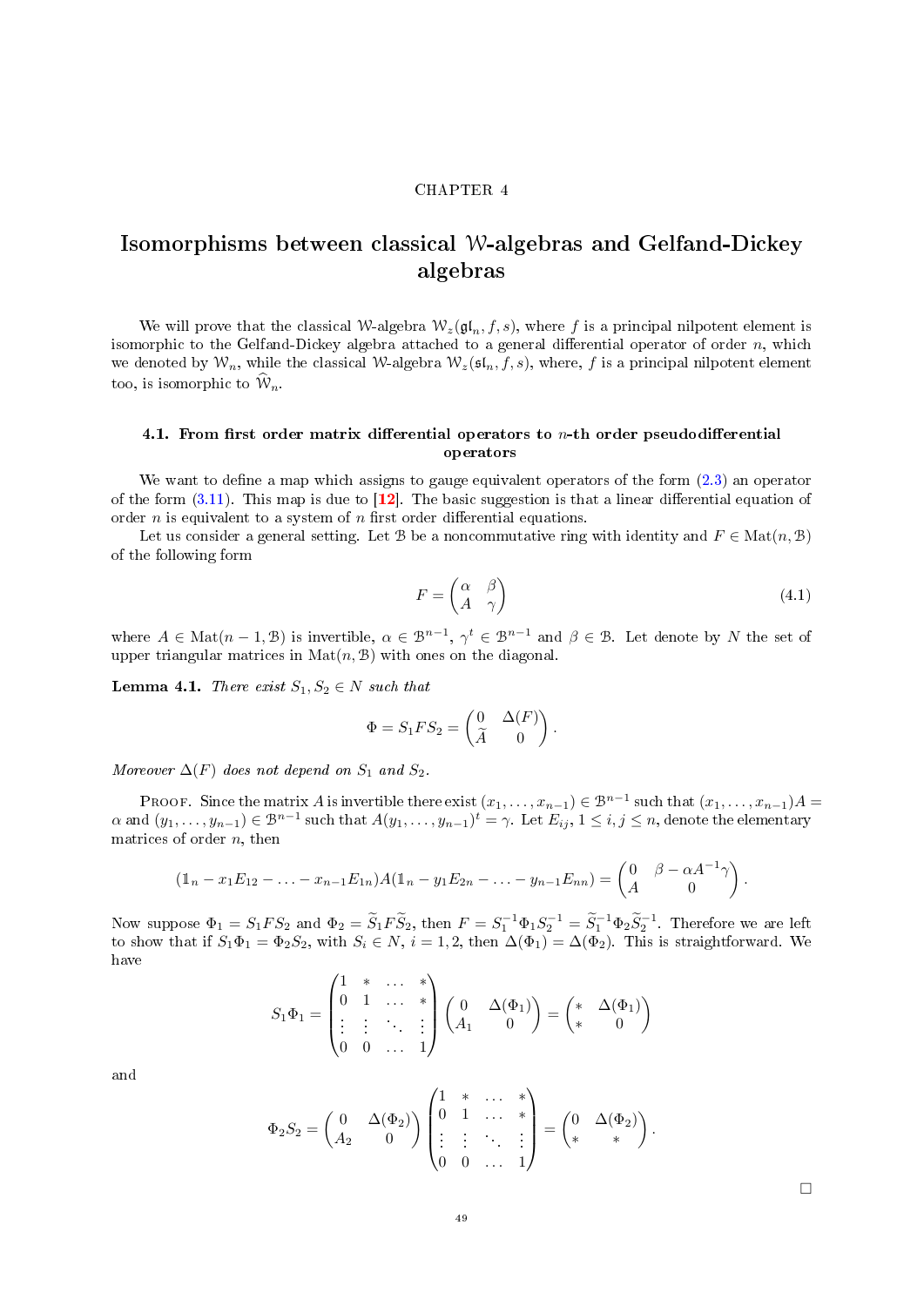# Chapter 4

# Isomorphisms between classical $\mathcal{W}$-algebras and Gelfand-Dickey algebras

We will prove that the classical $\mathcal{W}$-algebra $\mathcal{W}_z(\mathfrak{gl}_n, f, s)$, where $f$ is a principal nilpotent element is isomorphic to the Gelfand-Dickey algebra attached to a general differential operator of order $n$, which we denoted by $\mathcal{W}_n$, while the classical $\mathcal{W}$-algebra $\mathcal{W}_z(\mathfrak{sl}_n, f, s)$, where, $f$ is a principal nilpotent element too, is isomorphic to $\widehat{\mathcal{W}}_n$.

## 4.1. From first order matrix differential operators to $n$-th order pseudodifferential operators

We want to define a map which assigns to gauge equivalent operators of the form (2.3) an operator of the form (3.11). This map is due to [12]. The basic suggestion is that a linear differential equation of order $n$ is equivalent to a system of $n$ first order differential equations.

Let us consider a general setting. Let $\mathcal{B}$ be a noncommutative ring with identity and $F \in \mathrm{Mat}(n, \mathcal{B})$ of the following form

$$F = \begin{pmatrix} \alpha & \beta \\ A & \gamma \end{pmatrix} \tag{4.1}$$

where $A \in \mathrm{Mat}(n-1, \mathcal{B})$ is invertible, $\alpha \in \mathcal{B}^{n-1}$, $\gamma^t \in \mathcal{B}^{n-1}$ and $\beta \in \mathcal{B}$. Let denote by $N$ the set of upper triangular matrices in $\mathrm{Mat}(n, \mathcal{B})$ with ones on the diagonal.

**Lemma 4.1.** *There exist $S_1, S_2 \in N$ such that*

$$\Phi = S_1 F S_2 = \begin{pmatrix} 0 & \Delta(F) \\ \widetilde{A} & 0 \end{pmatrix}.$$

*Moreover $\Delta(F)$ does not depend on $S_1$ and $S_2$.*

Proof. Since the matrix $A$ is invertible there exist $(x_1, \ldots, x_{n-1}) \in \mathcal{B}^{n-1}$ such that $(x_1, \ldots, x_{n-1})A = \alpha$ and $(y_1, \ldots, y_{n-1}) \in \mathcal{B}^{n-1}$ such that $A(y_1, \ldots, y_{n-1})^t = \gamma$. Let $E_{ij}$, $1 \le i, j \le n$, denote the elementary matrices of order $n$, then

$$(\mathbb{1}_n - x_1 E_{12} - \ldots - x_{n-1} E_{1n}) A (\mathbb{1}_n - y_1 E_{2n} - \ldots - y_{n-1} E_{nn}) = \begin{pmatrix} 0 & \beta - \alpha A^{-1} \gamma \\ A & 0 \end{pmatrix}.$$

Now suppose $\Phi_1 = S_1 F S_2$ and $\Phi_2 = \widetilde{S}_1 F \widetilde{S}_2$, then $F = S_1^{-1} \Phi_1 S_2^{-1} = \widetilde{S}_1^{-1} \Phi_2 \widetilde{S}_2^{-1}$. Therefore we are left to show that if $S_1 \Phi_1 = \Phi_2 S_2$, with $S_i \in N$, $i = 1, 2$, then $\Delta(\Phi_1) = \Delta(\Phi_2)$. This is straightforward. We have

$$S_1 \Phi_1 = \begin{pmatrix} 1 & * & \ldots & * \\ 0 & 1 & \ldots & * \\ \vdots & \vdots & \ddots & \vdots \\ 0 & 0 & \ldots & 1 \end{pmatrix} \begin{pmatrix} 0 & \Delta(\Phi_1) \\ A_1 & 0 \end{pmatrix} = \begin{pmatrix} * & \Delta(\Phi_1) \\ * & 0 \end{pmatrix}$$

and

$$\Phi_2 S_2 = \begin{pmatrix} 0 & \Delta(\Phi_2) \\ A_2 & 0 \end{pmatrix} \begin{pmatrix} 1 & * & \ldots & * \\ 0 & 1 & \ldots & * \\ \vdots & \vdots & \ddots & \vdots \\ 0 & 0 & \ldots & 1 \end{pmatrix} = \begin{pmatrix} 0 & \Delta(\Phi_2) \\ * & * \end{pmatrix}.$$

□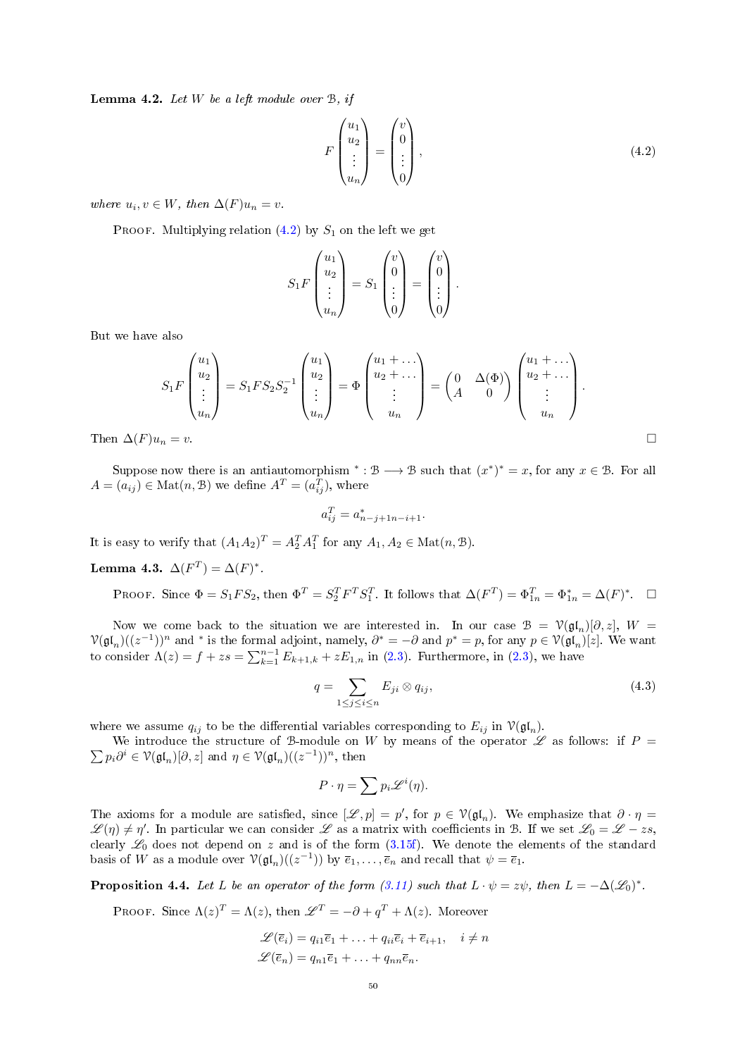**Lemma 4.2.** *Let $W$ be a left module over $\mathcal{B}$, if*

$$F\begin{pmatrix}u_1\\u_2\\\vdots\\u_n\end{pmatrix}=\begin{pmatrix}v\\0\\\vdots\\0\end{pmatrix}, \tag{4.2}$$

*where $u_i, v\in W$, then $\Delta(F)u_n=v$.*

Proof. Multiplying relation (4.2) by $S_1$ on the left we get

$$S_1F\begin{pmatrix}u_1\\u_2\\\vdots\\u_n\end{pmatrix}=S_1\begin{pmatrix}v\\0\\\vdots\\0\end{pmatrix}=\begin{pmatrix}v\\0\\\vdots\\0\end{pmatrix}.$$

But we have also

$$S_1F\begin{pmatrix}u_1\\u_2\\\vdots\\u_n\end{pmatrix}=S_1FS_2S_2^{-1}\begin{pmatrix}u_1\\u_2\\\vdots\\u_n\end{pmatrix}=\Phi\begin{pmatrix}u_1+\dots\\u_2+\dots\\\vdots\\u_n\end{pmatrix}=\begin{pmatrix}0&\Delta(\Phi)\\A&0\end{pmatrix}\begin{pmatrix}u_1+\dots\\u_2+\dots\\\vdots\\u_n\end{pmatrix}.$$

Then $\Delta(F)u_n=v$. □

Suppose now there is an antiautomorphism $^*:\mathcal{B}\longrightarrow\mathcal{B}$ such that $(x^*)^*=x$, for any $x\in\mathcal{B}$. For all $A=(a_{ij})\in\mathrm{Mat}(n,\mathcal{B})$ we define $A^T=(a_{ij}^T)$, where

$$a_{ij}^T=a^*_{n-j+1n-i+1}.$$

It is easy to verify that $(A_1A_2)^T=A_2^TA_1^T$ for any $A_1,A_2\in\mathrm{Mat}(n,\mathcal{B})$.

**Lemma 4.3.** $\Delta(F^T)=\Delta(F)^*$.

Proof. Since $\Phi=S_1FS_2$, then $\Phi^T=S_2^TF^TS_1^T$. It follows that $\Delta(F^T)=\Phi^T_{1n}=\Phi^*_{1n}=\Delta(F)^*$. □

Now we come back to the situation we are interested in. In our case $\mathcal{B}=\mathcal{V}(\mathfrak{gl}_n)[\partial,z]$, $W=\mathcal{V}(\mathfrak{gl}_n)((z^{-1}))^n$ and $^*$ is the formal adjoint, namely, $\partial^*=-\partial$ and $p^*=p$, for any $p\in\mathcal{V}(\mathfrak{gl}_n)[z]$. We want to consider $\Lambda(z)=f+zs=\sum_{k=1}^{n-1}E_{k+1,k}+zE_{1,n}$ in (2.3). Furthermore, in (2.3), we have

$$q=\sum_{1\le j\le i\le n}E_{ji}\otimes q_{ij}, \tag{4.3}$$

where we assume $q_{ij}$ to be the differential variables corresponding to $E_{ij}$ in $\mathcal{V}(\mathfrak{gl}_n)$.

We introduce the structure of $\mathcal{B}$-module on $W$ by means of the operator $\mathscr{L}$ as follows: if $P=\sum p_i\partial^i\in\mathcal{V}(\mathfrak{gl}_n)[\partial,z]$ and $\eta\in\mathcal{V}(\mathfrak{gl}_n)((z^{-1}))^n$, then

$$P\cdot\eta=\sum p_i\mathscr{L}^i(\eta).$$

The axioms for a module are satisfied, since $[\mathscr{L},p]=p'$, for $p\in\mathcal{V}(\mathfrak{gl}_n)$. We emphasize that $\partial\cdot\eta=\mathscr{L}(\eta)\neq\eta'$. In particular we can consider $\mathscr{L}$ as a matrix with coefficients in $\mathcal{B}$. If we set $\mathscr{L}_0=\mathscr{L}-zs$, clearly $\mathscr{L}_0$ does not depend on $z$ and is of the form (3.15f). We denote the elements of the standard basis of $W$ as a module over $\mathcal{V}(\mathfrak{gl}_n)((z^{-1}))$ by $\bar{e}_1,\dots,\bar{e}_n$ and recall that $\psi=\bar{e}_1$.

**Proposition 4.4.** *Let $L$ be an operator of the form (3.11) such that $L\cdot\psi=z\psi$, then $L=-\Delta(\mathscr{L}_0)^*$.*

Proof. Since $\Lambda(z)^T=\Lambda(z)$, then $\mathscr{L}^T=-\partial+q^T+\Lambda(z)$. Moreover

$$\begin{aligned}\mathscr{L}(\bar{e}_i)&=q_{i1}\bar{e}_1+\dots+q_{ii}\bar{e}_i+\bar{e}_{i+1},\quad i\neq n\\ \mathscr{L}(\bar{e}_n)&=q_{n1}\bar{e}_1+\dots+q_{nn}\bar{e}_n.\end{aligned}$$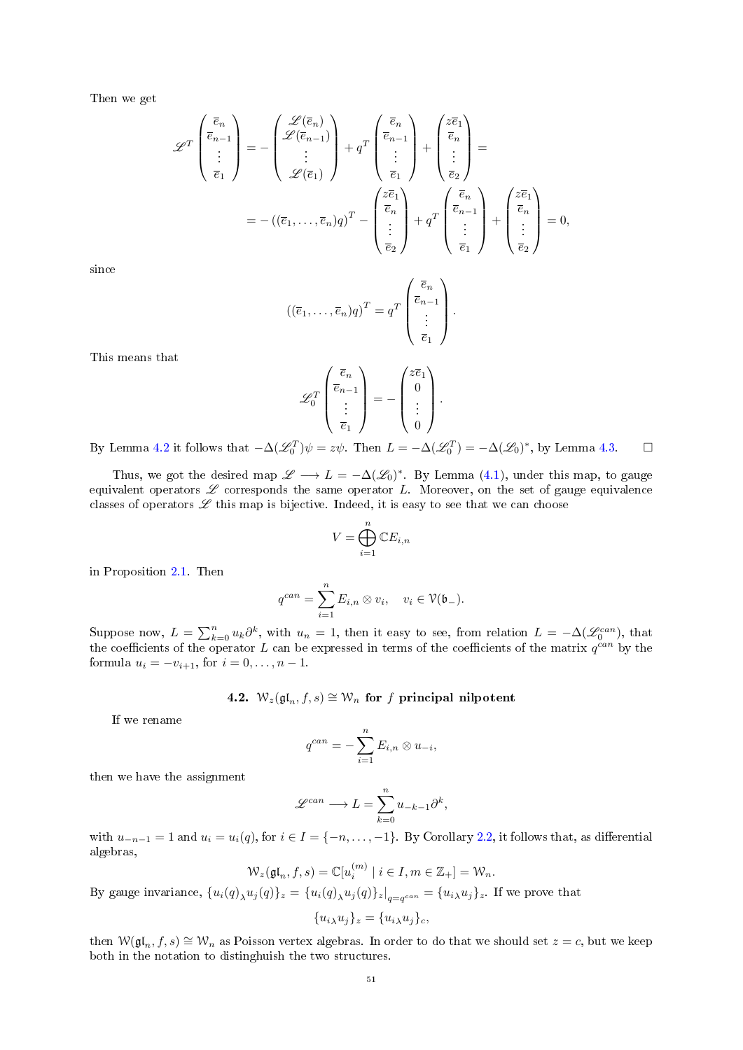Then we get

$$\mathscr{L}^T \begin{pmatrix} \overline{e}_n \\ \overline{e}_{n-1} \\ \vdots \\ \overline{e}_1 \end{pmatrix} = - \begin{pmatrix} \mathscr{L}(\overline{e}_n) \\ \mathscr{L}(\overline{e}_{n-1}) \\ \vdots \\ \mathscr{L}(\overline{e}_1) \end{pmatrix} + q^T \begin{pmatrix} \overline{e}_n \\ \overline{e}_{n-1} \\ \vdots \\ \overline{e}_1 \end{pmatrix} + \begin{pmatrix} z\overline{e}_1 \\ \overline{e}_n \\ \vdots \\ \overline{e}_2 \end{pmatrix} =$$

$$= -\left((\overline{e}_1, \dots, \overline{e}_n) q\right)^T - \begin{pmatrix} z\overline{e}_1 \\ \overline{e}_n \\ \vdots \\ \overline{e}_2 \end{pmatrix} + q^T \begin{pmatrix} \overline{e}_n \\ \overline{e}_{n-1} \\ \vdots \\ \overline{e}_1 \end{pmatrix} + \begin{pmatrix} z\overline{e}_1 \\ \overline{e}_n \\ \vdots \\ \overline{e}_2 \end{pmatrix} = 0,$$

since

$$\left((\overline{e}_1, \dots, \overline{e}_n) q\right)^T = q^T \begin{pmatrix} \overline{e}_n \\ \overline{e}_{n-1} \\ \vdots \\ \overline{e}_1 \end{pmatrix}.$$

This means that

$$\mathscr{L}_0^T \begin{pmatrix} \overline{e}_n \\ \overline{e}_{n-1} \\ \vdots \\ \overline{e}_1 \end{pmatrix} = - \begin{pmatrix} z\overline{e}_1 \\ 0 \\ \vdots \\ 0 \end{pmatrix}.$$

By Lemma 4.2 it follows that $-\Delta(\mathscr{L}_0^T)\psi = z\psi$. Then $L = -\Delta(\mathscr{L}_0^T) = -\Delta(\mathscr{L}_0)^*$, by Lemma 4.3. $\square$

Thus, we got the desired map $\mathscr{L} \longrightarrow L = -\Delta(\mathscr{L}_0)^*$. By Lemma (4.1), under this map, to gauge equivalent operators $\mathscr{L}$ corresponds the same operator $L$. Moreover, on the set of gauge equivalence classes of operators $\mathscr{L}$ this map is bijective. Indeed, it is easy to see that we can choose

$$V = \bigoplus_{i=1}^{n} \mathbb{C}E_{i,n}$$

in Proposition 2.1. Then

$$q^{can} = \sum_{i=1}^{n} E_{i,n} \otimes v_i, \quad v_i \in \mathcal{V}(\mathfrak{b}_-).$$

Suppose now, $L = \sum_{k=0}^{n} u_k \partial^k$, with $u_n = 1$, then it easy to see, from relation $L = -\Delta(\mathscr{L}_0^{can})$, that the coefficients of the operator $L$ can be expressed in terms of the coefficients of the matrix $q^{can}$ by the formula $u_i = -v_{i+1}$, for $i = 0, \dots, n-1$.

### 4.2. $\mathcal{W}_z(\mathfrak{gl}_n, f, s) \cong \mathcal{W}_n$ for $f$ principal nilpotent

If we rename

$$q^{can} = -\sum_{i=1}^{n} E_{i,n} \otimes u_{-i},$$

then we have the assignment

$$\mathscr{L}^{can} \longrightarrow L = \sum_{k=0}^{n} u_{-k-1}\partial^k,$$

with $u_{-n-1} = 1$ and $u_i = u_i(q)$, for $i \in I = \{-n, \dots, -1\}$. By Corollary 2.2, it follows that, as differential algebras,

$$\mathcal{W}_z(\mathfrak{gl}_n, f, s) = \mathbb{C}[u_i^{(m)} \mid i \in I, m \in \mathbb{Z}_+] = \mathcal{W}_n.$$

By gauge invariance, $\{u_i(q)_\lambda u_j(q)\}_z = \{u_i(q)_\lambda u_j(q)\}_z\big|_{q=q^{can}} = \{u_{i\lambda} u_j\}_z$. If we prove that

$$\{u_{i\lambda} u_j\}_z = \{u_{i\lambda} u_j\}_c,$$

then $\mathcal{W}(\mathfrak{gl}_n, f, s) \cong \mathcal{W}_n$ as Poisson vertex algebras. In order to do that we should set $z = c$, but we keep both in the notation to distinghuish the two structures.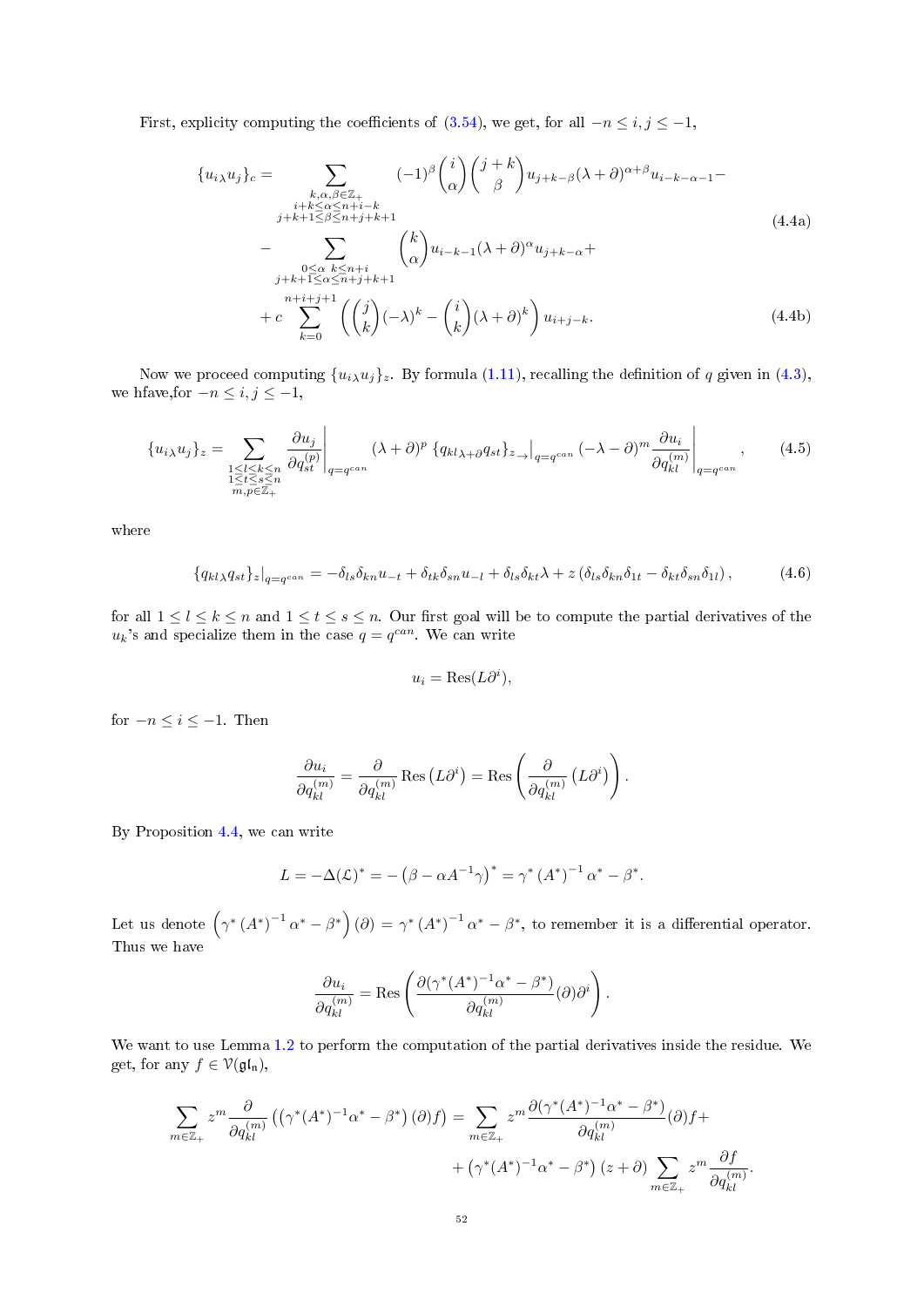First, explicity computing the coefficients of (3.54), we get, for all $-n \leq i, j \leq -1$,

$$
\begin{aligned}
\{u_{i\lambda} u_j\}_c = & \sum_{\substack{k,\alpha,\beta \in \mathbb{Z}_+ \\ i+k \leq \alpha \leq n+i-k \\ j+k+1 \leq \beta \leq n+j+k+1}} (-1)^\beta \binom{i}{\alpha} \binom{j+k}{\beta} u_{j+k-\beta} (\lambda+\partial)^{\alpha+\beta} u_{i-k-\alpha-1} - \\
& - \sum_{\substack{0 \leq \alpha \;\; k \leq n+i \\ j+k+1 \leq \alpha \leq n+j+k+1}} \binom{k}{\alpha} u_{i-k-1} (\lambda+\partial)^\alpha u_{j+k-\alpha} +
\end{aligned}
\tag{4.4a}
$$

$$
+ c \sum_{k=0}^{n+i+j+1} \left( \binom{j}{k} (-\lambda)^k - \binom{i}{k} (\lambda+\partial)^k \right) u_{i+j-k}. \tag{4.4b}
$$

Now we proceed computing $\{u_{i\lambda} u_j\}_z$. By formula (1.11), recalling the definition of $q$ given in (4.3), we hfave,for $-n \leq i, j \leq -1$,

$$
\{u_{i\lambda} u_j\}_z = \sum_{\substack{1 \leq l \leq k \leq n \\ 1 \leq t \leq s \leq n \\ m,p \in \mathbb{Z}_+}} \left. \frac{\partial u_j}{\partial q_{st}^{(p)}} \right|_{q=q^{can}} (\lambda+\partial)^p \left. \{q_{kl\,\lambda+\partial} q_{st}\}_{z \to} \right|_{q=q^{can}} (-\lambda-\partial)^m \left. \frac{\partial u_i}{\partial q_{kl}^{(m)}} \right|_{q=q^{can}}, \tag{4.5}
$$

where

$$
\{q_{kl\,\lambda} q_{st}\}_z |_{q=q^{can}} = -\delta_{ls}\delta_{kn} u_{-t} + \delta_{tk}\delta_{sn} u_{-l} + \delta_{ls}\delta_{kt}\lambda + z\left(\delta_{ls}\delta_{kn}\delta_{1t} - \delta_{kt}\delta_{sn}\delta_{1l}\right), \tag{4.6}
$$

for all $1 \leq l \leq k \leq n$ and $1 \leq t \leq s \leq n$. Our first goal will be to compute the partial derivatives of the $u_k$'s and specialize them in the case $q = q^{can}$. We can write

$$
u_i = \operatorname{Res}(L\partial^i),
$$

for $-n \leq i \leq -1$. Then

$$
\frac{\partial u_i}{\partial q_{kl}^{(m)}} = \frac{\partial}{\partial q_{kl}^{(m)}} \operatorname{Res}\left(L\partial^i\right) = \operatorname{Res}\left( \frac{\partial}{\partial q_{kl}^{(m)}} \left(L\partial^i\right) \right).
$$

By Proposition 4.4, we can write

$$
L = -\Delta(\mathcal{L})^* = -\left(\beta - \alpha A^{-1}\gamma\right)^* = \gamma^* \left(A^*\right)^{-1} \alpha^* - \beta^*.
$$

Let us denote $\left(\gamma^* \left(A^*\right)^{-1} \alpha^* - \beta^*\right)(\partial) = \gamma^* \left(A^*\right)^{-1} \alpha^* - \beta^*$, to remember it is a differential operator. Thus we have

$$
\frac{\partial u_i}{\partial q_{kl}^{(m)}} = \operatorname{Res}\left( \frac{\partial(\gamma^*(A^*)^{-1}\alpha^* - \beta^*)}{\partial q_{kl}^{(m)}}(\partial)\partial^i \right).
$$

We want to use Lemma 1.2 to perform the computation of the partial derivatives inside the residue. We get, for any $f \in \mathcal{V}(\mathfrak{gl}_\mathfrak{n})$,

$$
\begin{aligned}
\sum_{m \in \mathbb{Z}_+} z^m \frac{\partial}{\partial q_{kl}^{(m)}} \left( \left(\gamma^*(A^*)^{-1}\alpha^* - \beta^*\right)(\partial) f \right) = & \sum_{m \in \mathbb{Z}_+} z^m \frac{\partial(\gamma^*(A^*)^{-1}\alpha^* - \beta^*)}{\partial q_{kl}^{(m)}}(\partial) f + \\
& + \left(\gamma^*(A^*)^{-1}\alpha^* - \beta^*\right)(z+\partial) \sum_{m \in \mathbb{Z}_+} z^m \frac{\partial f}{\partial q_{kl}^{(m)}}.
\end{aligned}
$$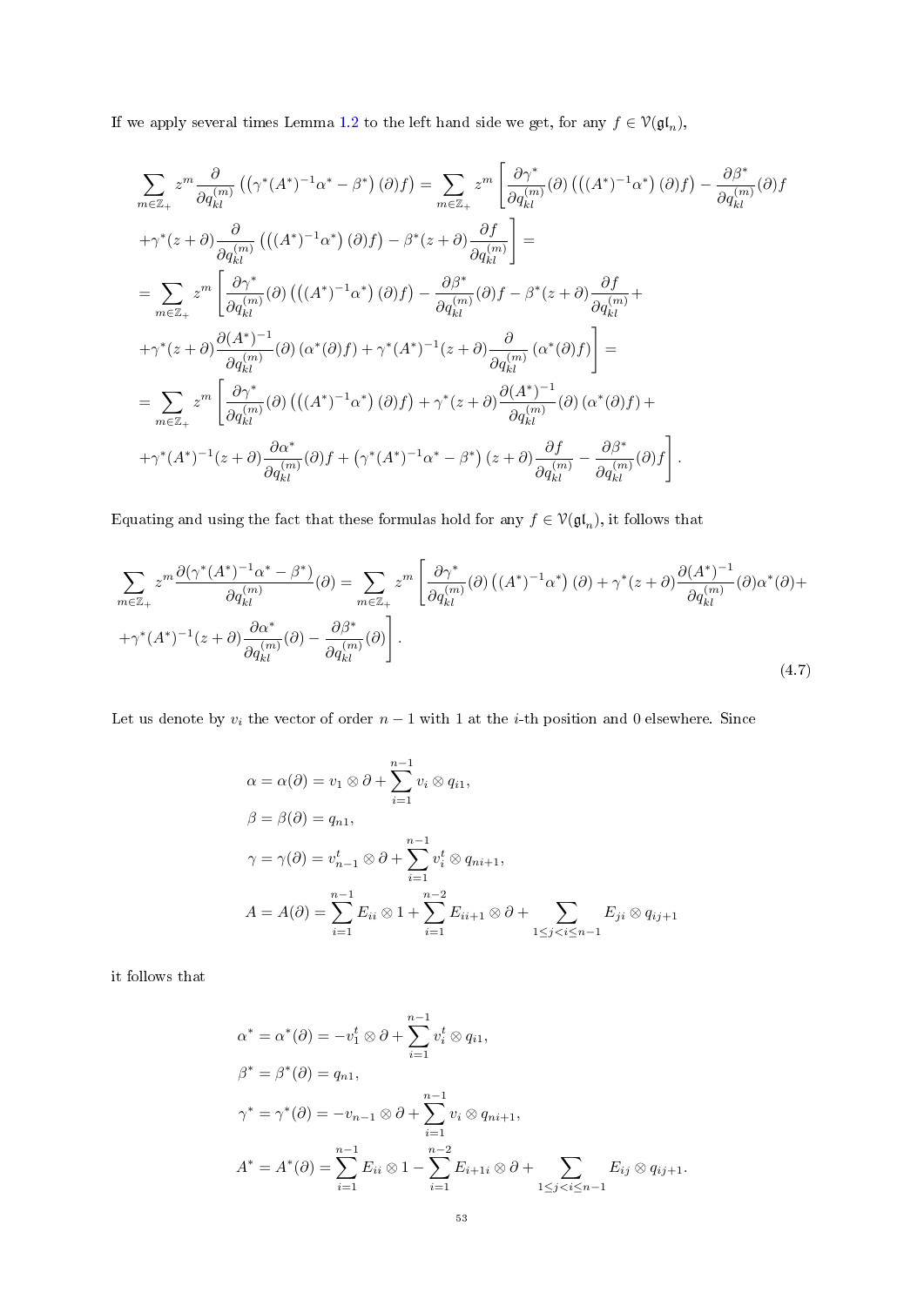If we apply several times Lemma 1.2 to the left hand side we get, for any $f \in \mathcal{V}(\mathfrak{gl}_n)$,

$$\sum_{m\in\mathbb{Z}_+} z^m \frac{\partial}{\partial q_{kl}^{(m)}} \left( \left(\gamma^*(A^*)^{-1}\alpha^* - \beta^*\right)(\partial) f \right) = \sum_{m\in\mathbb{Z}_+} z^m \left[ \frac{\partial \gamma^*}{\partial q_{kl}^{(m)}}(\partial) \left( \left((A^*)^{-1}\alpha^*\right)(\partial) f \right) - \frac{\partial \beta^*}{\partial q_{kl}^{(m)}}(\partial) f \right.$$
$$\left. + \gamma^*(z+\partial) \frac{\partial}{\partial q_{kl}^{(m)}} \left( \left((A^*)^{-1}\alpha^*\right)(\partial) f \right) - \beta^*(z+\partial) \frac{\partial f}{\partial q_{kl}^{(m)}} \right] =$$
$$= \sum_{m\in\mathbb{Z}_+} z^m \left[ \frac{\partial \gamma^*}{\partial q_{kl}^{(m)}}(\partial) \left( \left((A^*)^{-1}\alpha^*\right)(\partial) f \right) - \frac{\partial \beta^*}{\partial q_{kl}^{(m)}}(\partial) f - \beta^*(z+\partial) \frac{\partial f}{\partial q_{kl}^{(m)}} + \right.$$
$$\left. + \gamma^*(z+\partial) \frac{\partial (A^*)^{-1}}{\partial q_{kl}^{(m)}}(\partial) \left(\alpha^*(\partial) f\right) + \gamma^*(A^*)^{-1}(z+\partial) \frac{\partial}{\partial q_{kl}^{(m)}} \left(\alpha^*(\partial) f\right) \right] =$$
$$= \sum_{m\in\mathbb{Z}_+} z^m \left[ \frac{\partial \gamma^*}{\partial q_{kl}^{(m)}}(\partial) \left( \left((A^*)^{-1}\alpha^*\right)(\partial) f \right) + \gamma^*(z+\partial) \frac{\partial (A^*)^{-1}}{\partial q_{kl}^{(m)}}(\partial) \left(\alpha^*(\partial) f\right) + \right.$$
$$\left. + \gamma^*(A^*)^{-1}(z+\partial) \frac{\partial \alpha^*}{\partial q_{kl}^{(m)}}(\partial) f + \left(\gamma^*(A^*)^{-1}\alpha^* - \beta^*\right)(z+\partial) \frac{\partial f}{\partial q_{kl}^{(m)}} - \frac{\partial \beta^*}{\partial q_{kl}^{(m)}}(\partial) f \right].$$

Equating and using the fact that these formulas hold for any $f \in \mathcal{V}(\mathfrak{gl}_n)$, it follows that

$$\sum_{m\in\mathbb{Z}_+} z^m \frac{\partial (\gamma^*(A^*)^{-1}\alpha^* - \beta^*)}{\partial q_{kl}^{(m)}}(\partial) = \sum_{m\in\mathbb{Z}_+} z^m \left[ \frac{\partial \gamma^*}{\partial q_{kl}^{(m)}}(\partial) \left((A^*)^{-1}\alpha^*\right)(\partial) + \gamma^*(z+\partial) \frac{\partial (A^*)^{-1}}{\partial q_{kl}^{(m)}}(\partial) \alpha^*(\partial) + \right.$$
$$\left. + \gamma^*(A^*)^{-1}(z+\partial) \frac{\partial \alpha^*}{\partial q_{kl}^{(m)}}(\partial) - \frac{\partial \beta^*}{\partial q_{kl}^{(m)}}(\partial) \right]. \tag{4.7}$$

Let us denote by $v_i$ the vector of order $n-1$ with 1 at the $i$-th position and 0 elsewhere. Since

$$\begin{aligned}
\alpha &= \alpha(\partial) = v_1 \otimes \partial + \sum_{i=1}^{n-1} v_i \otimes q_{i1}, \\
\beta &= \beta(\partial) = q_{n1}, \\
\gamma &= \gamma(\partial) = v_{n-1}^t \otimes \partial + \sum_{i=1}^{n-1} v_i^t \otimes q_{ni+1}, \\
A &= A(\partial) = \sum_{i=1}^{n-1} E_{ii} \otimes 1 + \sum_{i=1}^{n-2} E_{ii+1} \otimes \partial + \sum_{1\le j<i\le n-1} E_{ji} \otimes q_{ij+1}
\end{aligned}$$

it follows that

$$\begin{aligned}
\alpha^* &= \alpha^*(\partial) = -v_1^t \otimes \partial + \sum_{i=1}^{n-1} v_i^t \otimes q_{i1}, \\
\beta^* &= \beta^*(\partial) = q_{n1}, \\
\gamma^* &= \gamma^*(\partial) = -v_{n-1} \otimes \partial + \sum_{i=1}^{n-1} v_i \otimes q_{ni+1}, \\
A^* &= A^*(\partial) = \sum_{i=1}^{n-1} E_{ii} \otimes 1 - \sum_{i=1}^{n-2} E_{i+1i} \otimes \partial + \sum_{1\le j<i\le n-1} E_{ij} \otimes q_{ij+1}.
\end{aligned}$$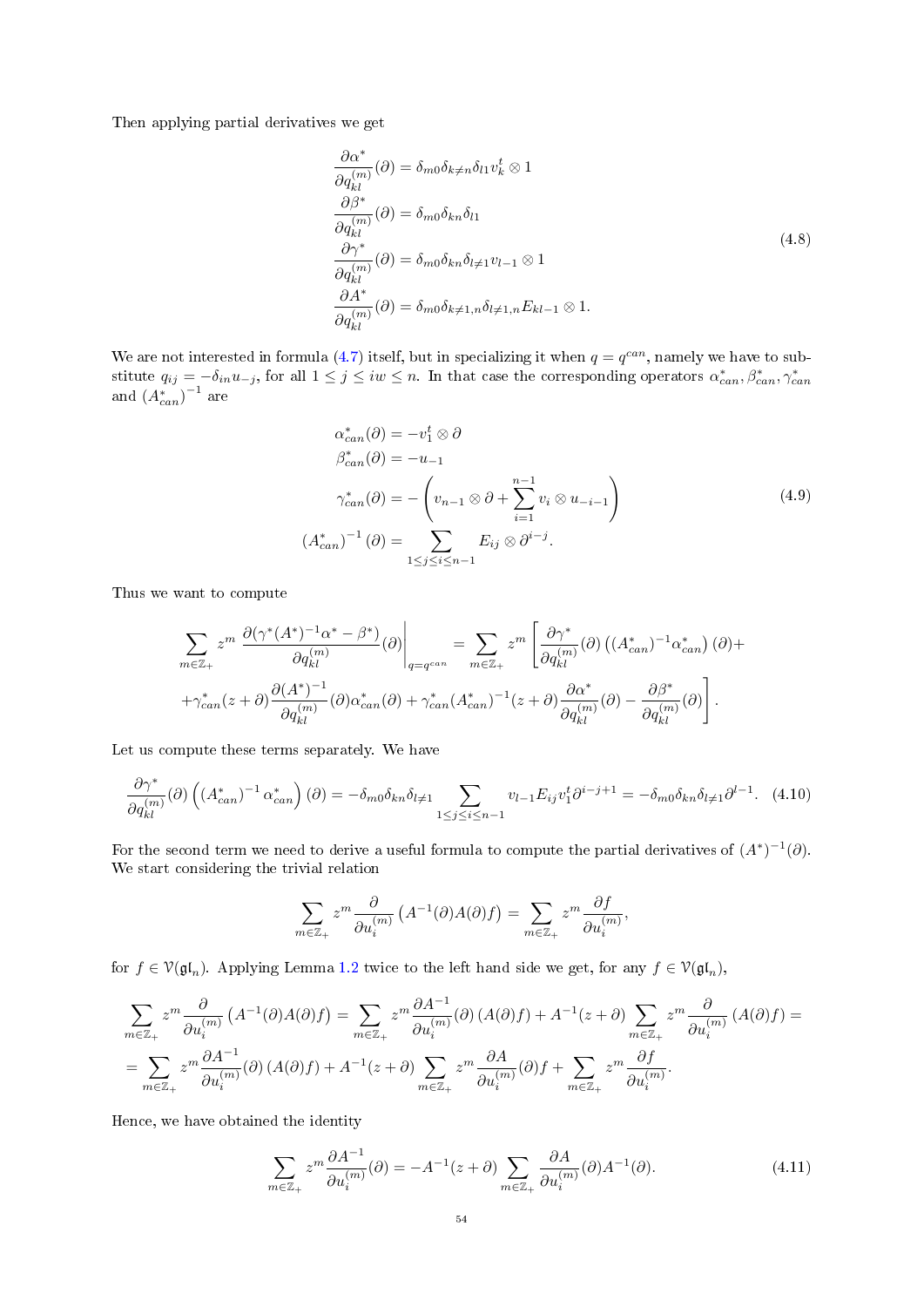Then applying partial derivatives we get

$$
\begin{aligned}
\frac{\partial \alpha^*}{\partial q_{kl}^{(m)}}(\partial) &= \delta_{m0}\delta_{k\neq n}\delta_{l1} v_k^t \otimes 1 \\
\frac{\partial \beta^*}{\partial q_{kl}^{(m)}}(\partial) &= \delta_{m0}\delta_{kn}\delta_{l1} \\
\frac{\partial \gamma^*}{\partial q_{kl}^{(m)}}(\partial) &= \delta_{m0}\delta_{kn}\delta_{l\neq 1} v_{l-1} \otimes 1 \\
\frac{\partial A^*}{\partial q_{kl}^{(m)}}(\partial) &= \delta_{m0}\delta_{k\neq 1,n}\delta_{l\neq 1,n} E_{kl-1} \otimes 1.
\end{aligned}
\tag{4.8}
$$

We are not interested in formula (4.7) itself, but in specializing it when $q = q^{can}$, namely we have to substitute $q_{ij} = -\delta_{in} u_{-j}$, for all $1 \leq j \leq iw \leq n$. In that case the corresponding operators $\alpha^*_{can}, \beta^*_{can}, \gamma^*_{can}$ and $(A^*_{can})^{-1}$ are

$$
\begin{aligned}
\alpha^*_{can}(\partial) &= -v_1^t \otimes \partial \\
\beta^*_{can}(\partial) &= -u_{-1} \\
\gamma^*_{can}(\partial) &= -\left( v_{n-1} \otimes \partial + \sum_{i=1}^{n-1} v_i \otimes u_{-i-1} \right) \\
\left(A^*_{can}\right)^{-1}(\partial) &= \sum_{1 \leq j \leq i \leq n-1} E_{ij} \otimes \partial^{i-j}.
\end{aligned}
\tag{4.9}
$$

Thus we want to compute

$$
\sum_{m\in\mathbb{Z}_+} z^m \left.\frac{\partial(\gamma^*(A^*)^{-1}\alpha^* - \beta^*)}{\partial q_{kl}^{(m)}}(\partial)\right|_{q=q^{can}} = \sum_{m\in\mathbb{Z}_+} z^m \left[ \frac{\partial \gamma^*}{\partial q_{kl}^{(m)}}(\partial)\left((A^*_{can})^{-1}\alpha^*_{can}\right)(\partial) + \right.
$$
$$
\left. + \gamma^*_{can}(z+\partial)\frac{\partial (A^*)^{-1}}{\partial q_{kl}^{(m)}}(\partial)\alpha^*_{can}(\partial) + \gamma^*_{can}(A^*_{can})^{-1}(z+\partial)\frac{\partial \alpha^*}{\partial q_{kl}^{(m)}}(\partial) - \frac{\partial \beta^*}{\partial q_{kl}^{(m)}}(\partial) \right].
$$

Let us compute these terms separately. We have

$$
\frac{\partial \gamma^*}{\partial q_{kl}^{(m)}}(\partial)\left(\left(A^*_{can}\right)^{-1}\alpha^*_{can}\right)(\partial) = -\delta_{m0}\delta_{kn}\delta_{l\neq 1} \sum_{1\leq j\leq i\leq n-1} v_{l-1}E_{ij}v_1^t \partial^{i-j+1} = -\delta_{m0}\delta_{kn}\delta_{l\neq 1}\partial^{l-1}. \tag{4.10}
$$

For the second term we need to derive a useful formula to compute the partial derivatives of $(A^*)^{-1}(\partial)$. We start considering the trivial relation

$$
\sum_{m\in\mathbb{Z}_+} z^m \frac{\partial}{\partial u_i^{(m)}}\left(A^{-1}(\partial)A(\partial)f\right) = \sum_{m\in\mathbb{Z}_+} z^m \frac{\partial f}{\partial u_i^{(m)}},
$$

for $f \in \mathcal{V}(\mathfrak{gl}_n)$. Applying Lemma 1.2 twice to the left hand side we get, for any $f \in \mathcal{V}(\mathfrak{gl}_n)$,

$$
\sum_{m\in\mathbb{Z}_+} z^m \frac{\partial}{\partial u_i^{(m)}}\left(A^{-1}(\partial)A(\partial)f\right) = \sum_{m\in\mathbb{Z}_+} z^m \frac{\partial A^{-1}}{\partial u_i^{(m)}}(\partial)\left(A(\partial)f\right) + A^{-1}(z+\partial)\sum_{m\in\mathbb{Z}_+} z^m \frac{\partial}{\partial u_i^{(m)}}\left(A(\partial)f\right) =
$$
$$
= \sum_{m\in\mathbb{Z}_+} z^m \frac{\partial A^{-1}}{\partial u_i^{(m)}}(\partial)\left(A(\partial)f\right) + A^{-1}(z+\partial)\sum_{m\in\mathbb{Z}_+} z^m \frac{\partial A}{\partial u_i^{(m)}}(\partial) f + \sum_{m\in\mathbb{Z}_+} z^m \frac{\partial f}{\partial u_i^{(m)}}.
$$

Hence, we have obtained the identity

$$
\sum_{m\in\mathbb{Z}_+} z^m \frac{\partial A^{-1}}{\partial u_i^{(m)}}(\partial) = -A^{-1}(z+\partial)\sum_{m\in\mathbb{Z}_+} \frac{\partial A}{\partial u_i^{(m)}}(\partial)A^{-1}(\partial). \tag{4.11}
$$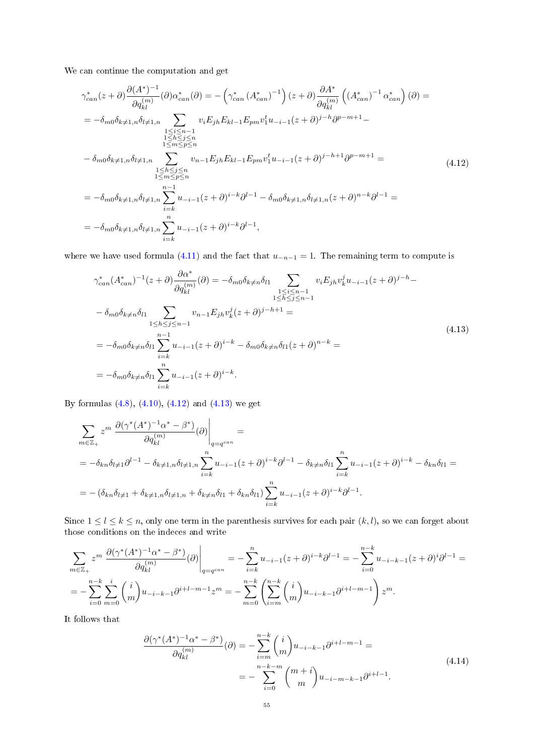We can continue the computation and get

$$
\begin{aligned}
&\gamma^*_{can}(z+\partial)\frac{\partial (A^*)^{-1}}{\partial q^{(m)}_{kl}}(\partial)\alpha^*_{can}(\partial) = -\left(\gamma^*_{can}\left(A^*_{can}\right)^{-1}\right)(z+\partial)\frac{\partial A^*}{\partial q^{(m)}_{kl}}\left(\left(A^*_{can}\right)^{-1}\alpha^*_{can}\right)(\partial) = \\
&= -\delta_{m0}\delta_{k\neq 1,n}\delta_{l\neq 1,n}\sum_{\substack{1\leq i\leq n-1\\ 1\leq h\leq j\leq n\\ 1\leq m\leq p\leq n}} v_i E_{jh}E_{kl-1}E_{pm}v_1^t u_{-i-1}(z+\partial)^{j-h}\partial^{p-m+1} - \\
&- \delta_{m0}\delta_{k\neq 1,n}\delta_{l\neq 1,n}\sum_{\substack{1\leq h\leq j\leq n\\ 1\leq m\leq p\leq n}} v_{n-1}E_{jh}E_{kl-1}E_{pm}v_1^t u_{-i-1}(z+\partial)^{j-h+1}\partial^{p-m+1} = \\
&= -\delta_{m0}\delta_{k\neq 1,n}\delta_{l\neq 1,n}\sum_{i=k}^{n-1} u_{-i-1}(z+\partial)^{i-k}\partial^{l-1} - \delta_{m0}\delta_{k\neq 1,n}\delta_{l\neq 1,n}(z+\partial)^{n-k}\partial^{l-1} = \\
&= -\delta_{m0}\delta_{k\neq 1,n}\delta_{l\neq 1,n}\sum_{i=k}^{n} u_{-i-1}(z+\partial)^{i-k}\partial^{l-1},
\end{aligned}
\tag{4.12}
$$

where we have used formula (4.11) and the fact that $u_{-n-1}=1$. The remaining term to compute is

$$
\begin{aligned}
&\gamma^*_{can}(A^*_{can})^{-1}(z+\partial)\frac{\partial \alpha^*}{\partial q^{(m)}_{kl}}(\partial) = -\delta_{m0}\delta_{k\neq n}\delta_{l1}\sum_{\substack{1\leq i\leq n-1\\ 1\leq h\leq j\leq n-1}} v_i E_{jh} v_k^j u_{-i-1}(z+\partial)^{j-h} - \\
&- \delta_{m0}\delta_{k\neq n}\delta_{l1}\sum_{1\leq h\leq j\leq n-1} v_{n-1}E_{jh}v_k^j(z+\partial)^{j-h+1} = \\
&= -\delta_{m0}\delta_{k\neq n}\delta_{l1}\sum_{i=k}^{n-1} u_{-i-1}(z+\partial)^{i-k} - \delta_{m0}\delta_{k\neq n}\delta_{l1}(z+\partial)^{n-k} = \\
&= -\delta_{m0}\delta_{k\neq n}\delta_{l1}\sum_{i=k}^{n} u_{-i-1}(z+\partial)^{i-k}.
\end{aligned}
\tag{4.13}
$$

By formulas (4.8), (4.10), (4.12) and (4.13) we get

$$
\begin{aligned}
&\sum_{m\in\mathbb{Z}_+} z^m\ \frac{\partial(\gamma^*(A^*)^{-1}\alpha^*-\beta^*)}{\partial q^{(m)}_{kl}}(\partial)\Bigg|_{q=q^{can}} = \\
&= -\delta_{kn}\delta_{l\neq 1}\partial^{l-1} - \delta_{k\neq 1,n}\delta_{l\neq 1,n}\sum_{i=k}^{n} u_{-i-1}(z+\partial)^{i-k}\partial^{l-1} - \delta_{k\neq n}\delta_{l1}\sum_{i=k}^{n} u_{-i-1}(z+\partial)^{i-k} - \delta_{kn}\delta_{l1} = \\
&= -\left(\delta_{kn}\delta_{l\neq 1} + \delta_{k\neq 1,n}\delta_{l\neq 1,n} + \delta_{k\neq n}\delta_{l1} + \delta_{kn}\delta_{l1}\right)\sum_{i=k}^{n} u_{-i-1}(z+\partial)^{i-k}\partial^{l-1}.
\end{aligned}
$$

Since $1\leq l\leq k\leq n$, only one term in the parenthesis survives for each pair $(k,l)$, so we can forget about those conditions on the indeces and write

$$
\begin{aligned}
&\sum_{m\in\mathbb{Z}_+} z^m\ \frac{\partial(\gamma^*(A^*)^{-1}\alpha^*-\beta^*)}{\partial q^{(m)}_{kl}}(\partial)\Bigg|_{q=q^{can}} = -\sum_{i=k}^{n} u_{-i-1}(z+\partial)^{i-k}\partial^{l-1} = -\sum_{i=0}^{n-k} u_{-i-k-1}(z+\partial)^{i}\partial^{l-1} = \\
&= -\sum_{i=0}^{n-k}\sum_{m=0}^{i}\binom{i}{m}u_{-i-k-1}\partial^{i+l-m-1}z^m = -\sum_{m=0}^{n-k}\left(\sum_{i=m}^{n-k}\binom{i}{m}u_{-i-k-1}\partial^{i+l-m-1}\right)z^m.
\end{aligned}
$$

It follows that

$$
\begin{aligned}
\frac{\partial(\gamma^*(A^*)^{-1}\alpha^*-\beta^*)}{\partial q^{(m)}_{kl}}(\partial) &= -\sum_{i=m}^{n-k}\binom{i}{m}u_{-i-k-1}\partial^{i+l-m-1} = \\
&= -\sum_{i=0}^{n-k-m}\binom{m+i}{m}u_{-i-m-k-1}\partial^{i+l-1}.
\end{aligned}
\tag{4.14}
$$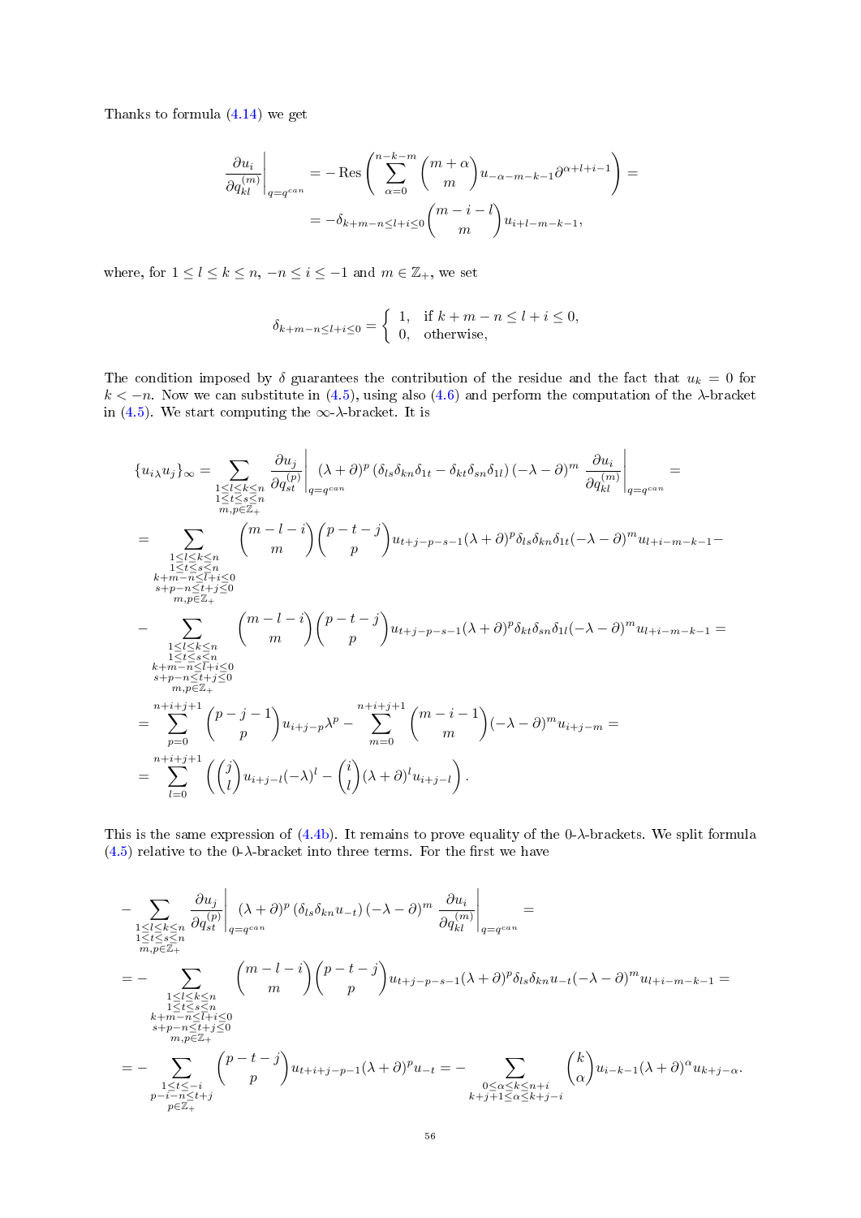Thanks to formula (4.14) we get

$$\left.\frac{\partial u_i}{\partial q_{kl}^{(m)}}\right|_{q=q^{can}} = -\operatorname{Res}\left(\sum_{\alpha=0}^{n-k-m}\binom{m+\alpha}{m}u_{-\alpha-m-k-1}\partial^{\alpha+l+i-1}\right) = $$
$$= -\delta_{k+m-n\le l+i\le 0}\binom{m-i-l}{m}u_{i+l-m-k-1},$$

where, for $1\le l\le k\le n$, $-n\le i\le -1$ and $m\in\mathbb{Z}_+$, we set

$$\delta_{k+m-n\le l+i\le 0} = \begin{cases} 1, & \text{if } k+m-n\le l+i\le 0,\\ 0, & \text{otherwise,}\end{cases}$$

The condition imposed by $\delta$ guarantees the contribution of the residue and the fact that $u_k=0$ for $k<-n$. Now we can substitute in (4.5), using also (4.6) and perform the computation of the $\lambda$-bracket in (4.5). We start computing the $\infty$-$\lambda$-bracket. It is

$$\{u_i{}_\lambda u_j\}_\infty = \sum_{\substack{1\le l\le k\le n\\ 1\le t\le s\le n\\ m,p\in\mathbb{Z}_+}}\left.\frac{\partial u_j}{\partial q_{st}^{(p)}}\right|_{q=q^{can}}(\lambda+\partial)^p\left(\delta_{ls}\delta_{kn}\delta_{1t}-\delta_{kt}\delta_{sn}\delta_{1l}\right)(-\lambda-\partial)^m\left.\frac{\partial u_i}{\partial q_{kl}^{(m)}}\right|_{q=q^{can}} =$$
$$= \sum_{\substack{1\le l\le k\le n\\ 1\le t\le s\le n\\ k+m-n\le l+i\le 0\\ s+p-n\le t+j\le 0\\ m,p\in\mathbb{Z}_+}}\binom{m-l-i}{m}\binom{p-t-j}{p}u_{t+j-p-s-1}(\lambda+\partial)^p\delta_{ls}\delta_{kn}\delta_{1t}(-\lambda-\partial)^m u_{l+i-m-k-1} -$$
$$- \sum_{\substack{1\le l\le k\le n\\ 1\le t\le s\le n\\ k+m-n\le l+i\le 0\\ s+p-n\le t+j\le 0\\ m,p\in\mathbb{Z}_+}}\binom{m-l-i}{m}\binom{p-t-j}{p}u_{t+j-p-s-1}(\lambda+\partial)^p\delta_{kt}\delta_{sn}\delta_{1l}(-\lambda-\partial)^m u_{l+i-m-k-1} =$$
$$= \sum_{p=0}^{n+i+j+1}\binom{p-j-1}{p}u_{i+j-p}\lambda^p - \sum_{m=0}^{n+i+j+1}\binom{m-i-1}{m}(-\lambda-\partial)^m u_{i+j-m} =$$
$$= \sum_{l=0}^{n+i+j+1}\left(\binom{j}{l}u_{i+j-l}(-\lambda)^l - \binom{i}{l}(\lambda+\partial)^l u_{i+j-l}\right).$$

This is the same expression of (4.4b). It remains to prove equality of the 0-$\lambda$-brackets. We split formula (4.5) relative to the 0-$\lambda$-bracket into three terms. For the first we have

$$-\sum_{\substack{1\le l\le k\le n\\ 1\le t\le s\le n\\ m,p\in\mathbb{Z}_+}}\left.\frac{\partial u_j}{\partial q_{st}^{(p)}}\right|_{q=q^{can}}(\lambda+\partial)^p\left(\delta_{ls}\delta_{kn}u_{-t}\right)(-\lambda-\partial)^m\left.\frac{\partial u_i}{\partial q_{kl}^{(m)}}\right|_{q=q^{can}} =$$
$$= -\sum_{\substack{1\le l\le k\le n\\ 1\le t\le s\le n\\ k+m-n\le l+i\le 0\\ s+p-n\le t+j\le 0\\ m,p\in\mathbb{Z}_+}}\binom{m-l-i}{m}\binom{p-t-j}{p}u_{t+j-p-s-1}(\lambda+\partial)^p\delta_{ls}\delta_{kn}u_{-t}(-\lambda-\partial)^m u_{l+i-m-k-1} =$$
$$= -\sum_{\substack{1\le t\le -i\\ p-i-n\le t+j\\ p\in\mathbb{Z}_+}}\binom{p-t-j}{p}u_{t+i+j-p-1}(\lambda+\partial)^p u_{-t} = -\sum_{\substack{0\le\alpha\le k\le n+i\\ k+j+1\le\alpha\le k+j-i}}\binom{k}{\alpha}u_{i-k-1}(\lambda+\partial)^\alpha u_{k+j-\alpha}.$$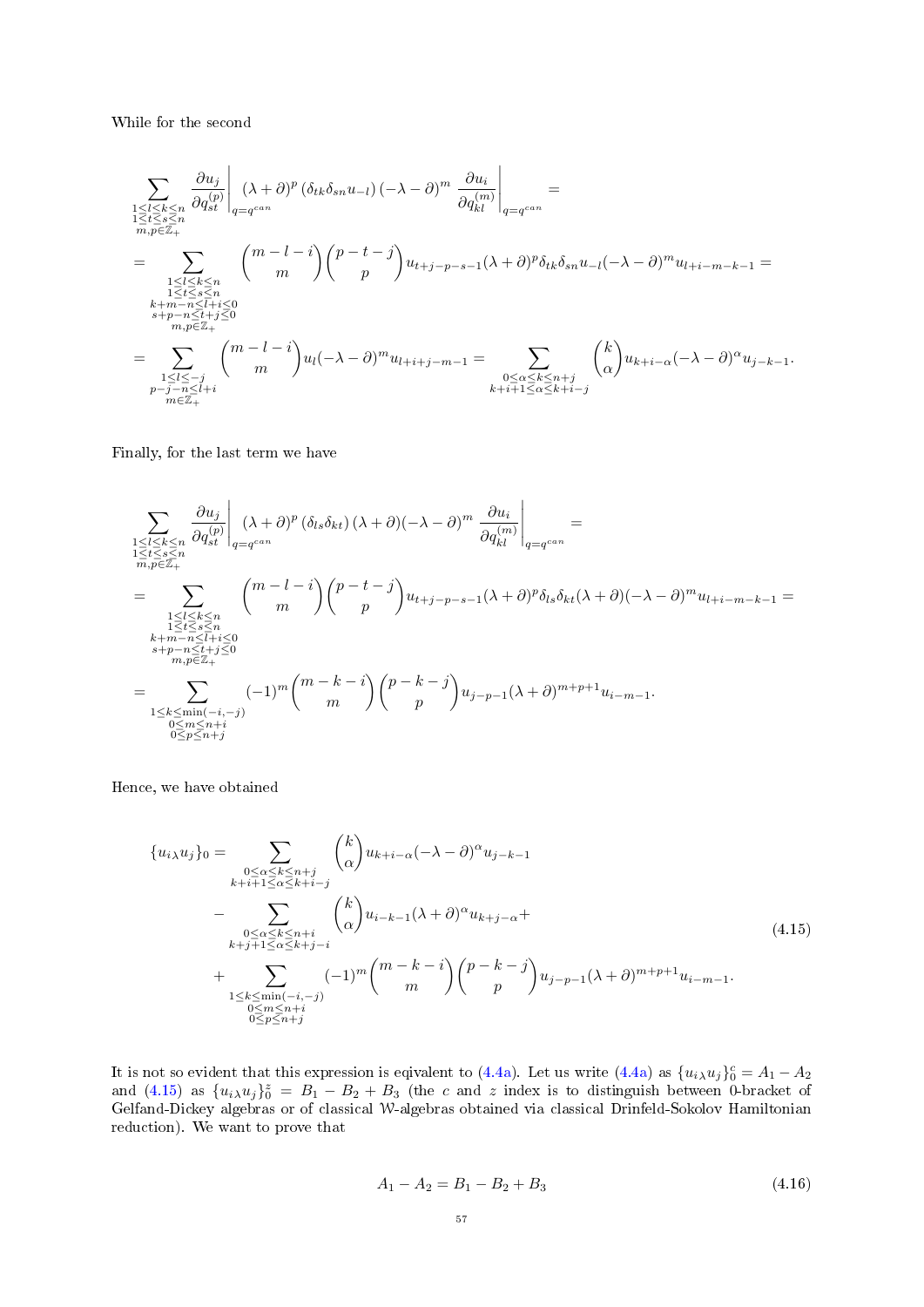While for the second

$$
\begin{aligned}
&\sum_{\substack{1\le l\le k\le n\\ 1\le t\le s\le n\\ m,p\in\mathbb{Z}_+}} \left.\frac{\partial u_j}{\partial q_{st}^{(p)}}\right|_{q=q^{can}} (\lambda+\partial)^p \left(\delta_{tk}\delta_{sn}u_{-l}\right)(-\lambda-\partial)^m \left.\frac{\partial u_i}{\partial q_{kl}^{(m)}}\right|_{q=q^{can}} = \\
&= \sum_{\substack{1\le l\le k\le n\\ 1\le t\le s\le n\\ k+m-n\le l+i\le 0\\ s+p-n\le t+j\le 0\\ m,p\in\mathbb{Z}_+}} \binom{m-l-i}{m}\binom{p-t-j}{p} u_{t+j-p-s-1}(\lambda+\partial)^p\delta_{tk}\delta_{sn}u_{-l}(-\lambda-\partial)^m u_{l+i-m-k-1} = \\
&= \sum_{\substack{1\le l\le -j\\ p-j-n\le l+i\\ m\in\mathbb{Z}_+}} \binom{m-l-i}{m} u_l(-\lambda-\partial)^m u_{l+i+j-m-1} = \sum_{\substack{0\le\alpha\le k\le n+j\\ k+i+1\le\alpha\le k+i-j}} \binom{k}{\alpha} u_{k+i-\alpha}(-\lambda-\partial)^\alpha u_{j-k-1}.
\end{aligned}
$$

Finally, for the last term we have

$$
\begin{aligned}
&\sum_{\substack{1\le l\le k\le n\\ 1\le t\le s\le n\\ m,p\in\mathbb{Z}_+}} \left.\frac{\partial u_j}{\partial q_{st}^{(p)}}\right|_{q=q^{can}} (\lambda+\partial)^p \left(\delta_{ls}\delta_{kt}\right)(\lambda+\partial)(-\lambda-\partial)^m \left.\frac{\partial u_i}{\partial q_{kl}^{(m)}}\right|_{q=q^{can}} = \\
&= \sum_{\substack{1\le l\le k\le n\\ 1\le t\le s\le n\\ k+m-n\le l+i\le 0\\ s+p-n\le t+j\le 0\\ m,p\in\mathbb{Z}_+}} \binom{m-l-i}{m}\binom{p-t-j}{p} u_{t+j-p-s-1}(\lambda+\partial)^p\delta_{ls}\delta_{kt}(\lambda+\partial)(-\lambda-\partial)^m u_{l+i-m-k-1} = \\
&= \sum_{\substack{1\le k\le \min(-i,-j)\\ 0\le m\le n+i\\ 0\le p\le n+j}} (-1)^m \binom{m-k-i}{m}\binom{p-k-j}{p} u_{j-p-1}(\lambda+\partial)^{m+p+1}u_{i-m-1}.
\end{aligned}
$$

Hence, we have obtained

$$
\begin{aligned}
\{u_{i\,\lambda}u_j\}_0 = &\sum_{\substack{0\le\alpha\le k\le n+j\\ k+i+1\le\alpha\le k+i-j}} \binom{k}{\alpha} u_{k+i-\alpha}(-\lambda-\partial)^\alpha u_{j-k-1} \\
&- \sum_{\substack{0\le\alpha\le k\le n+i\\ k+j+1\le\alpha\le k+j-i}} \binom{k}{\alpha} u_{i-k-1}(\lambda+\partial)^\alpha u_{k+j-\alpha} + \\
&+ \sum_{\substack{1\le k\le \min(-i,-j)\\ 0\le m\le n+i\\ 0\le p\le n+j}} (-1)^m \binom{m-k-i}{m}\binom{p-k-j}{p} u_{j-p-1}(\lambda+\partial)^{m+p+1}u_{i-m-1}.
\end{aligned}
\tag{4.15}
$$

It is not so evident that this expression is eqivalent to (4.4a). Let us write (4.4a) as $\{u_{i\,\lambda}u_j\}_0^c = A_1 - A_2$ and (4.15) as $\{u_{i\,\lambda}u_j\}_0^z = B_1 - B_2 + B_3$ (the $c$ and $z$ index is to distinguish between 0-bracket of Gelfand-Dickey algebras or of classical $\mathcal{W}$-algebras obtained via classical Drinfeld-Sokolov Hamiltonian reduction). We want to prove that

$$
A_1 - A_2 = B_1 - B_2 + B_3 \tag{4.16}
$$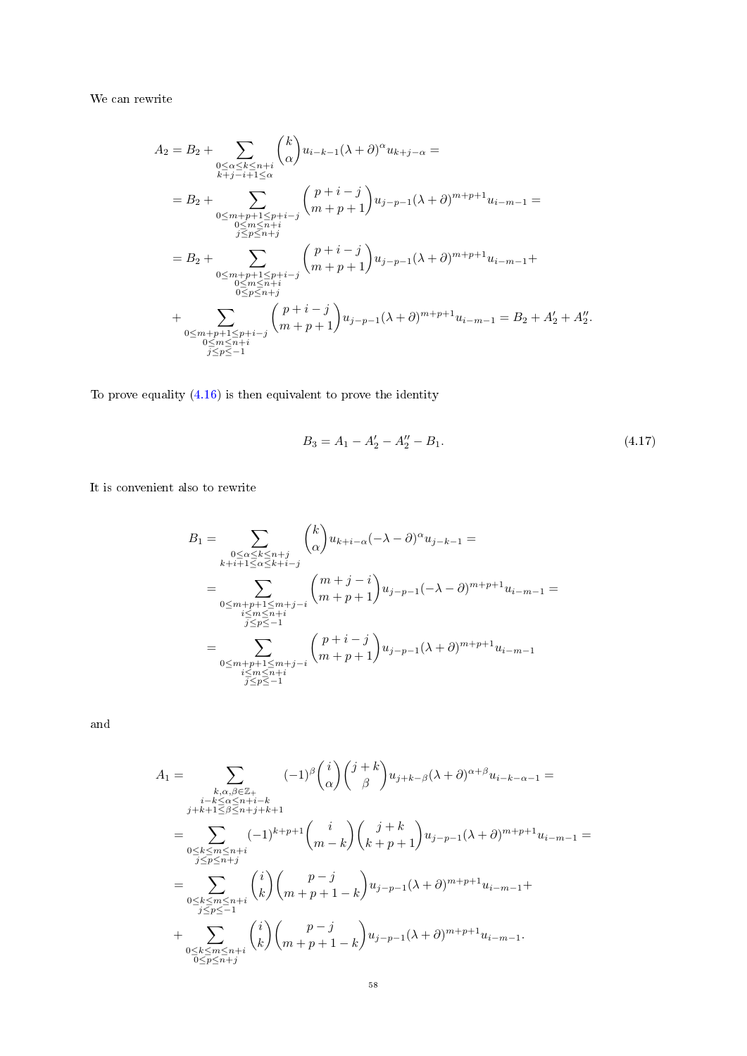We can rewrite

$$
\begin{aligned}
A_2 &= B_2 + \sum_{\substack{0\leq \alpha \leq k \leq n+i \\ k+j-i+1 \leq \alpha}} \binom{k}{\alpha} u_{i-k-1} (\lambda+\partial)^{\alpha} u_{k+j-\alpha} = \\
&= B_2 + \sum_{\substack{0\leq m+p+1 \leq p+i-j \\ 0\leq m \leq n+i \\ j \leq p \leq n+j}} \binom{p+i-j}{m+p+1} u_{j-p-1} (\lambda+\partial)^{m+p+1} u_{i-m-1} = \\
&= B_2 + \sum_{\substack{0\leq m+p+1 \leq p+i-j \\ 0\leq m \leq n+i \\ 0 \leq p \leq n+j}} \binom{p+i-j}{m+p+1} u_{j-p-1} (\lambda+\partial)^{m+p+1} u_{i-m-1} + \\
&+ \sum_{\substack{0\leq m+p+1 \leq p+i-j \\ 0\leq m \leq n+i \\ j \leq p \leq -1}} \binom{p+i-j}{m+p+1} u_{j-p-1} (\lambda+\partial)^{m+p+1} u_{i-m-1} = B_2 + A_2' + A_2''.
\end{aligned}
$$

To prove equality (4.16) is then equivalent to prove the identity

$$
B_3 = A_1 - A_2' - A_2'' - B_1. \tag{4.17}
$$

It is convenient also to rewrite

$$
\begin{aligned}
B_1 &= \sum_{\substack{0\leq \alpha \leq k \leq n+j \\ k+i+1 \leq \alpha \leq k+i-j}} \binom{k}{\alpha} u_{k+i-\alpha} (-\lambda-\partial)^{\alpha} u_{j-k-1} = \\
&= \sum_{\substack{0\leq m+p+1 \leq m+j-i \\ i \leq m \leq n+i \\ j \leq p \leq -1}} \binom{m+j-i}{m+p+1} u_{j-p-1} (-\lambda-\partial)^{m+p+1} u_{i-m-1} = \\
&= \sum_{\substack{0\leq m+p+1 \leq m+j-i \\ i \leq m \leq n+i \\ j \leq p \leq -1}} \binom{p+i-j}{m+p+1} u_{j-p-1} (\lambda+\partial)^{m+p+1} u_{i-m-1}
\end{aligned}
$$

and

$$
\begin{aligned}
A_1 &= \sum_{\substack{k,\alpha,\beta \in \mathbb{Z}_+ \\ i-k \leq \alpha \leq n+i-k \\ j+k+1 \leq \beta \leq n+j+k+1}} (-1)^{\beta} \binom{i}{\alpha} \binom{j+k}{\beta} u_{j+k-\beta} (\lambda+\partial)^{\alpha+\beta} u_{i-k-\alpha-1} = \\
&= \sum_{\substack{0\leq k \leq m \leq n+i \\ j \leq p \leq n+j}} (-1)^{k+p+1} \binom{i}{m-k} \binom{j+k}{k+p+1} u_{j-p-1} (\lambda+\partial)^{m+p+1} u_{i-m-1} = \\
&= \sum_{\substack{0\leq k \leq m \leq n+i \\ j \leq p \leq -1}} \binom{i}{k} \binom{p-j}{m+p+1-k} u_{j-p-1} (\lambda+\partial)^{m+p+1} u_{i-m-1} + \\
&+ \sum_{\substack{0\leq k \leq m \leq n+i \\ 0 \leq p \leq n+j}} \binom{i}{k} \binom{p-j}{m+p+1-k} u_{j-p-1} (\lambda+\partial)^{m+p+1} u_{i-m-1}.
\end{aligned}
$$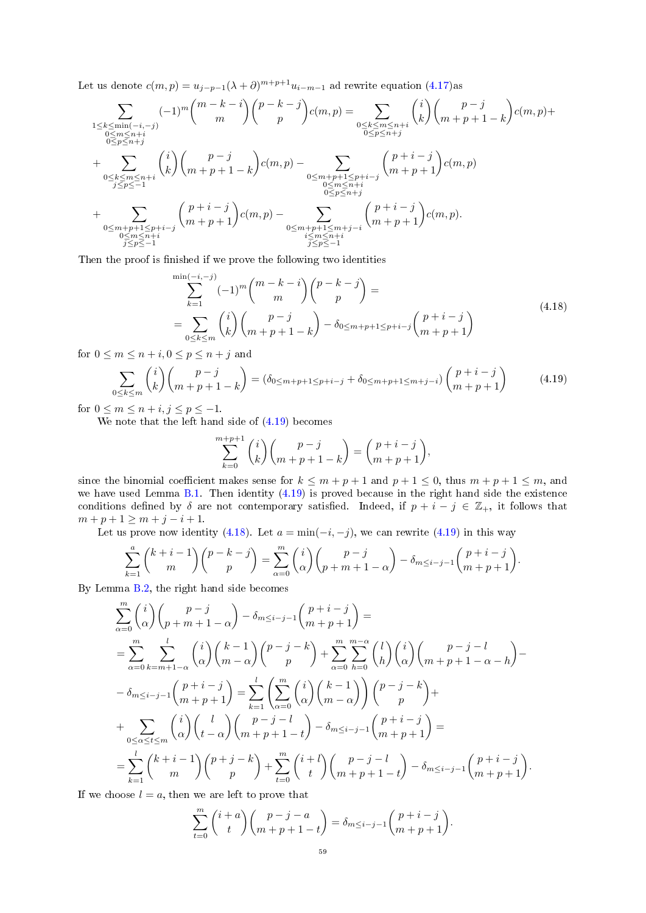Let us denote $c(m,p) = u_{j-p-1}(\lambda+\partial)^{m+p+1}u_{i-m-1}$ ad rewrite equation (4.17)as

$$
\begin{aligned}
&\sum_{\substack{1\le k\le \min(-i,-j)\\ 0\le m\le n+i\\ 0\le p\le n+j}} (-1)^m \binom{m-k-i}{m}\binom{p-k-j}{p} c(m,p) = \sum_{\substack{0\le k\le m\le n+i\\ 0\le p\le n+j}} \binom{i}{k}\binom{p-j}{m+p+1-k} c(m,p)+\\
&+\sum_{\substack{0\le k\le m\le n+i\\ j\le p\le -1}} \binom{i}{k}\binom{p-j}{m+p+1-k} c(m,p) - \sum_{\substack{0\le m+p+1\le p+i-j\\ 0\le m\le n+i\\ 0\le p\le n+j}} \binom{p+i-j}{m+p+1} c(m,p)\\
&+\sum_{\substack{0\le m+p+1\le p+i-j\\ 0\le m\le n+i\\ j\le p\le -1}} \binom{p+i-j}{m+p+1} c(m,p) - \sum_{\substack{0\le m+p+1\le m+j-i\\ i\le m\le n+i\\ j\le p\le -1}} \binom{p+i-j}{m+p+1} c(m,p).
\end{aligned}
$$

Then the proof is finished if we prove the following two identities

$$
\begin{aligned}
&\sum_{k=1}^{\min(-i,-j)} (-1)^m \binom{m-k-i}{m}\binom{p-k-j}{p} = \\
&= \sum_{0\le k\le m} \binom{i}{k}\binom{p-j}{m+p+1-k} - \delta_{0\le m+p+1\le p+i-j}\binom{p+i-j}{m+p+1}
\end{aligned} \tag{4.18}
$$

for $0\le m\le n+i, 0\le p\le n+j$ and

$$
\sum_{0\le k\le m} \binom{i}{k}\binom{p-j}{m+p+1-k} = \left(\delta_{0\le m+p+1\le p+i-j} + \delta_{0\le m+p+1\le m+j-i}\right)\binom{p+i-j}{m+p+1} \tag{4.19}
$$

for $0\le m\le n+i, j\le p\le -1$.

We note that the left hand side of (4.19) becomes

$$
\sum_{k=0}^{m+p+1} \binom{i}{k}\binom{p-j}{m+p+1-k} = \binom{p+i-j}{m+p+1},
$$

since the binomial coefficient makes sense for $k\le m+p+1$ and $p+1\le 0$, thus $m+p+1\le m$, and we have used Lemma B.1. Then identity (4.19) is proved because in the right hand side the existence conditions defined by $\delta$ are not contemporary satisfied. Indeed, if $p+i-j\in\mathbb{Z}_+$, it follows that $m+p+1\ge m+j-i+1$.

Let us prove now identity (4.18). Let $a=\min(-i,-j)$, we can rewrite (4.19) in this way

$$
\sum_{k=1}^{a}\binom{k+i-1}{m}\binom{p-k-j}{p} = \sum_{\alpha=0}^{m}\binom{i}{\alpha}\binom{p-j}{p+m+1-\alpha} - \delta_{m\le i-j-1}\binom{p+i-j}{m+p+1}.
$$

By Lemma B.2, the right hand side becomes

$$
\begin{aligned}
&\sum_{\alpha=0}^{m}\binom{i}{\alpha}\binom{p-j}{p+m+1-\alpha} - \delta_{m\le i-j-1}\binom{p+i-j}{m+p+1} = \\
&= \sum_{\alpha=0}^{m}\sum_{k=m+1-\alpha}^{l}\binom{i}{\alpha}\binom{k-1}{m-\alpha}\binom{p-j-k}{p} + \sum_{\alpha=0}^{m}\sum_{h=0}^{m-\alpha}\binom{l}{h}\binom{i}{\alpha}\binom{p-j-l}{m+p+1-\alpha-h} - \\
&- \delta_{m\le i-j-1}\binom{p+i-j}{m+p+1} = \sum_{k=1}^{l}\left(\sum_{\alpha=0}^{m}\binom{i}{\alpha}\binom{k-1}{m-\alpha}\right)\binom{p-j-k}{p} + \\
&+ \sum_{0\le\alpha\le t\le m}\binom{i}{\alpha}\binom{l}{t-\alpha}\binom{p-j-l}{m+p+1-t} - \delta_{m\le i-j-1}\binom{p+i-j}{m+p+1} = \\
&= \sum_{k=1}^{l}\binom{k+i-1}{m}\binom{p+j-k}{p} + \sum_{t=0}^{m}\binom{i+l}{t}\binom{p-j-l}{m+p+1-t} - \delta_{m\le i-j-1}\binom{p+i-j}{m+p+1}.
\end{aligned}
$$

If we choose $l=a$, then we are left to prove that

$$
\sum_{t=0}^{m}\binom{i+a}{t}\binom{p-j-a}{m+p+1-t} = \delta_{m\le i-j-1}\binom{p+i-j}{m+p+1}.
$$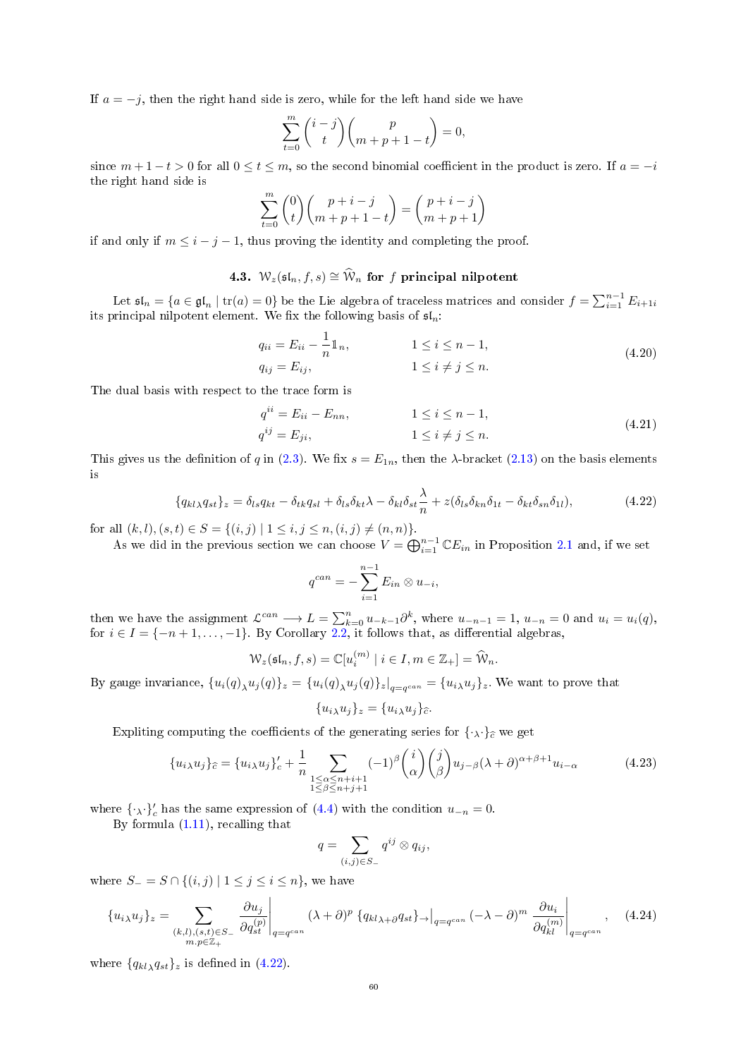If $a=-j$, then the right hand side is zero, while for the left hand side we have

$$\sum_{t=0}^{m}\binom{i-j}{t}\binom{p}{m+p+1-t}=0,$$

since $m+1-t>0$ for all $0\leq t\leq m$, so the second binomial coefficient in the product is zero. If $a=-i$ the right hand side is

$$\sum_{t=0}^{m}\binom{0}{t}\binom{p+i-j}{m+p+1-t}=\binom{p+i-j}{m+p+1}$$

if and only if $m\leq i-j-1$, thus proving the identity and completing the proof.

### 4.3. $\mathcal{W}_z(\mathfrak{sl}_n,f,s)\cong\widehat{\mathcal{W}}_n$ for $f$ principal nilpotent

Let $\mathfrak{sl}_n=\{a\in\mathfrak{gl}_n \mid \operatorname{tr}(a)=0\}$ be the Lie algebra of traceless matrices and consider $f=\sum_{i=1}^{n-1}E_{i+1i}$ its principal nilpotent element. We fix the following basis of $\mathfrak{sl}_n$:

$$\begin{aligned} q_{ii}&=E_{ii}-\frac{1}{n}\mathbb{1}_n, && 1\leq i\leq n-1,\\ q_{ij}&=E_{ij}, && 1\leq i\neq j\leq n. \end{aligned}\tag{4.20}$$

The dual basis with respect to the trace form is

$$\begin{aligned} q^{ii}&=E_{ii}-E_{nn}, && 1\leq i\leq n-1,\\ q^{ij}&=E_{ji}, && 1\leq i\neq j\leq n. \end{aligned}\tag{4.21}$$

This gives us the definition of $q$ in (2.3). We fix $s=E_{1n}$, then the $\lambda$-bracket (2.13) on the basis elements is

$$\{q_{kl}{}_\lambda q_{st}\}_z=\delta_{ls}q_{kt}-\delta_{tk}q_{sl}+\delta_{ls}\delta_{kt}\lambda-\delta_{kl}\delta_{st}\frac{\lambda}{n}+z(\delta_{ls}\delta_{kn}\delta_{1t}-\delta_{kt}\delta_{sn}\delta_{1l}),\tag{4.22}$$

for all $(k,l),(s,t)\in S=\{(i,j)\mid 1\leq i,j\leq n,(i,j)\neq(n,n)\}$.

As we did in the previous section we can choose $V=\bigoplus_{i=1}^{n-1}\mathbb{C}E_{in}$ in Proposition 2.1 and, if we set

$$q^{can}=-\sum_{i=1}^{n-1}E_{in}\otimes u_{-i},$$

then we have the assignment $\mathcal{L}^{can}\longrightarrow L=\sum_{k=0}^{n}u_{-k-1}\partial^k$, where $u_{-n-1}=1$, $u_{-n}=0$ and $u_i=u_i(q)$, for $i\in I=\{-n+1,\dots,-1\}$. By Corollary 2.2, it follows that, as differential algebras,

$$\mathcal{W}_z(\mathfrak{sl}_n,f,s)=\mathbb{C}[u_i^{(m)}\mid i\in I,m\in\mathbb{Z}_+]=\widehat{\mathcal{W}}_n.$$

By gauge invariance, $\{u_i(q){}_\lambda u_j(q)\}_z=\{u_i(q){}_\lambda u_j(q)\}_z|_{q=q^{can}}=\{u_i{}_\lambda u_j\}_z$. We want to prove that

$$\{u_i{}_\lambda u_j\}_z=\{u_i{}_\lambda u_j\}_{\widehat{c}}.$$

Expliting computing the coefficients of the generating series for $\{\cdot{}_\lambda\cdot\}_{\widehat{c}}$ we get

$$\{u_i{}_\lambda u_j\}_{\widehat{c}}=\{u_i{}_\lambda u_j\}_c'+\frac{1}{n}\sum_{\substack{1\leq\alpha\leq n+i+1\\1\leq\beta\leq n+j+1}}(-1)^\beta\binom{i}{\alpha}\binom{j}{\beta}u_{j-\beta}(\lambda+\partial)^{\alpha+\beta+1}u_{i-\alpha}\tag{4.23}$$

where $\{\cdot{}_\lambda\cdot\}_c'$ has the same expression of (4.4) with the condition $u_{-n}=0$.

By formula (1.11), recalling that

$$q=\sum_{(i,j)\in S_-}q^{ij}\otimes q_{ij},$$

where $S_-=S\cap\{(i,j)\mid 1\leq j\leq i\leq n\}$, we have

$$\{u_i{}_\lambda u_j\}_z=\sum_{\substack{(k,l),(s,t)\in S_-\\m,p\in\mathbb{Z}_+}}\left.\frac{\partial u_j}{\partial q_{st}^{(p)}}\right|_{q=q^{can}}(\lambda+\partial)^p\,\{q_{kl}{}_{\lambda+\partial}q_{st}\}_\rightarrow\big|_{q=q^{can}}\,(-\lambda-\partial)^m\left.\frac{\partial u_i}{\partial q_{kl}^{(m)}}\right|_{q=q^{can}},\tag{4.24}$$

where $\{q_{kl}{}_\lambda q_{st}\}_z$ is defined in (4.22).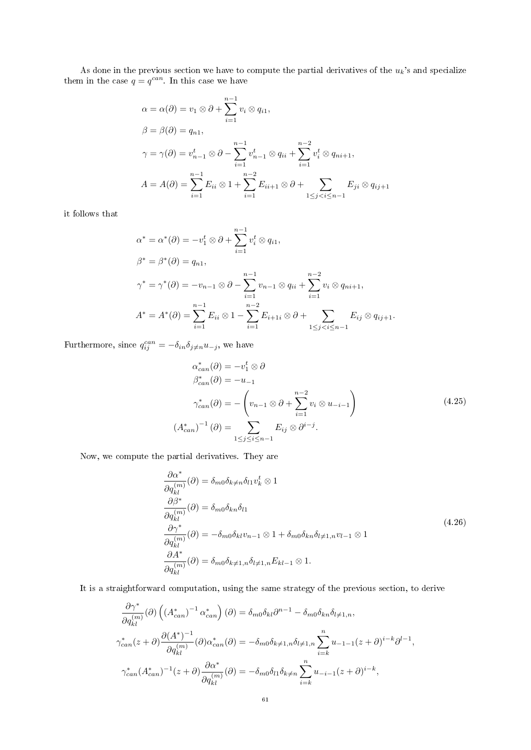As done in the previous section we have to compute the partial derivatives of the $u_k$'s and specialize them in the case $q = q^{can}$. In this case we have

$$
\begin{aligned}
\alpha = \alpha(\partial) &= v_1 \otimes \partial + \sum_{i=1}^{n-1} v_i \otimes q_{i1}, \\
\beta = \beta(\partial) &= q_{n1}, \\
\gamma = \gamma(\partial) &= v_{n-1}^t \otimes \partial - \sum_{i=1}^{n-1} v_{n-1}^t \otimes q_{ii} + \sum_{i=1}^{n-2} v_i^t \otimes q_{ni+1}, \\
A = A(\partial) &= \sum_{i=1}^{n-1} E_{ii} \otimes 1 + \sum_{i=1}^{n-2} E_{ii+1} \otimes \partial + \sum_{1 \leq j < i \leq n-1} E_{ji} \otimes q_{ij+1}
\end{aligned}
$$

it follows that

$$
\begin{aligned}
\alpha^* = \alpha^*(\partial) &= -v_1^t \otimes \partial + \sum_{i=1}^{n-1} v_i^t \otimes q_{i1}, \\
\beta^* = \beta^*(\partial) &= q_{n1}, \\
\gamma^* = \gamma^*(\partial) &= -v_{n-1} \otimes \partial - \sum_{i=1}^{n-1} v_{n-1} \otimes q_{ii} + \sum_{i=1}^{n-2} v_i \otimes q_{ni+1}, \\
A^* = A^*(\partial) &= \sum_{i=1}^{n-1} E_{ii} \otimes 1 - \sum_{i=1}^{n-2} E_{i+1i} \otimes \partial + \sum_{1 \leq j < i \leq n-1} E_{ij} \otimes q_{ij+1}.
\end{aligned}
$$

Furthermore, since $q_{ij}^{can} = -\delta_{in}\delta_{j \neq n} u_{-j}$, we have

$$
\begin{aligned}
\alpha_{can}^*(\partial) &= -v_1^t \otimes \partial \\
\beta_{can}^*(\partial) &= -u_{-1} \\
\gamma_{can}^*(\partial) &= -\left( v_{n-1} \otimes \partial + \sum_{i=1}^{n-2} v_i \otimes u_{-i-1} \right) \\
\left(A_{can}^*\right)^{-1}(\partial) &= \sum_{1 \leq j \leq i \leq n-1} E_{ij} \otimes \partial^{i-j}.
\end{aligned}
\tag{4.25}
$$

Now, we compute the partial derivatives. They are

$$
\begin{aligned}
\frac{\partial \alpha^*}{\partial q_{kl}^{(m)}}(\partial) &= \delta_{m0}\delta_{k \neq n}\delta_{l1} v_k^t \otimes 1 \\
\frac{\partial \beta^*}{\partial q_{kl}^{(m)}}(\partial) &= \delta_{m0}\delta_{kn}\delta_{l1} \\
\frac{\partial \gamma^*}{\partial q_{kl}^{(m)}}(\partial) &= -\delta_{m0}\delta_{kl} v_{n-1} \otimes 1 + \delta_{m0}\delta_{kn}\delta_{l \neq 1,n} v_{l-1} \otimes 1 \\
\frac{\partial A^*}{\partial q_{kl}^{(m)}}(\partial) &= \delta_{m0}\delta_{k \neq 1,n}\delta_{l \neq 1,n} E_{kl-1} \otimes 1.
\end{aligned}
\tag{4.26}
$$

It is a straightforward computation, using the same strategy of the previous section, to derive

$$
\begin{aligned}
\frac{\partial \gamma^*}{\partial q_{kl}^{(m)}}(\partial)\left( \left(A_{can}^*\right)^{-1} \alpha_{can}^* \right)(\partial) &= \delta_{m0}\delta_{kl}\partial^{n-1} - \delta_{m0}\delta_{kn}\delta_{l \neq 1,n}, \\
\gamma_{can}^*(z+\partial)\frac{\partial (A^*)^{-1}}{\partial q_{kl}^{(m)}}(\partial)\alpha_{can}^*(\partial) &= -\delta_{m0}\delta_{k \neq 1,n}\delta_{l \neq 1,n} \sum_{i=k}^{n} u_{-1-1}(z+\partial)^{i-k}\partial^{l-1}, \\
\gamma_{can}^*(A_{can}^*)^{-1}(z+\partial)\frac{\partial \alpha^*}{\partial q_{kl}^{(m)}}(\partial) &= -\delta_{m0}\delta_{l1}\delta_{k \neq n} \sum_{i=k}^{n} u_{-i-1}(z+\partial)^{i-k},
\end{aligned}
$$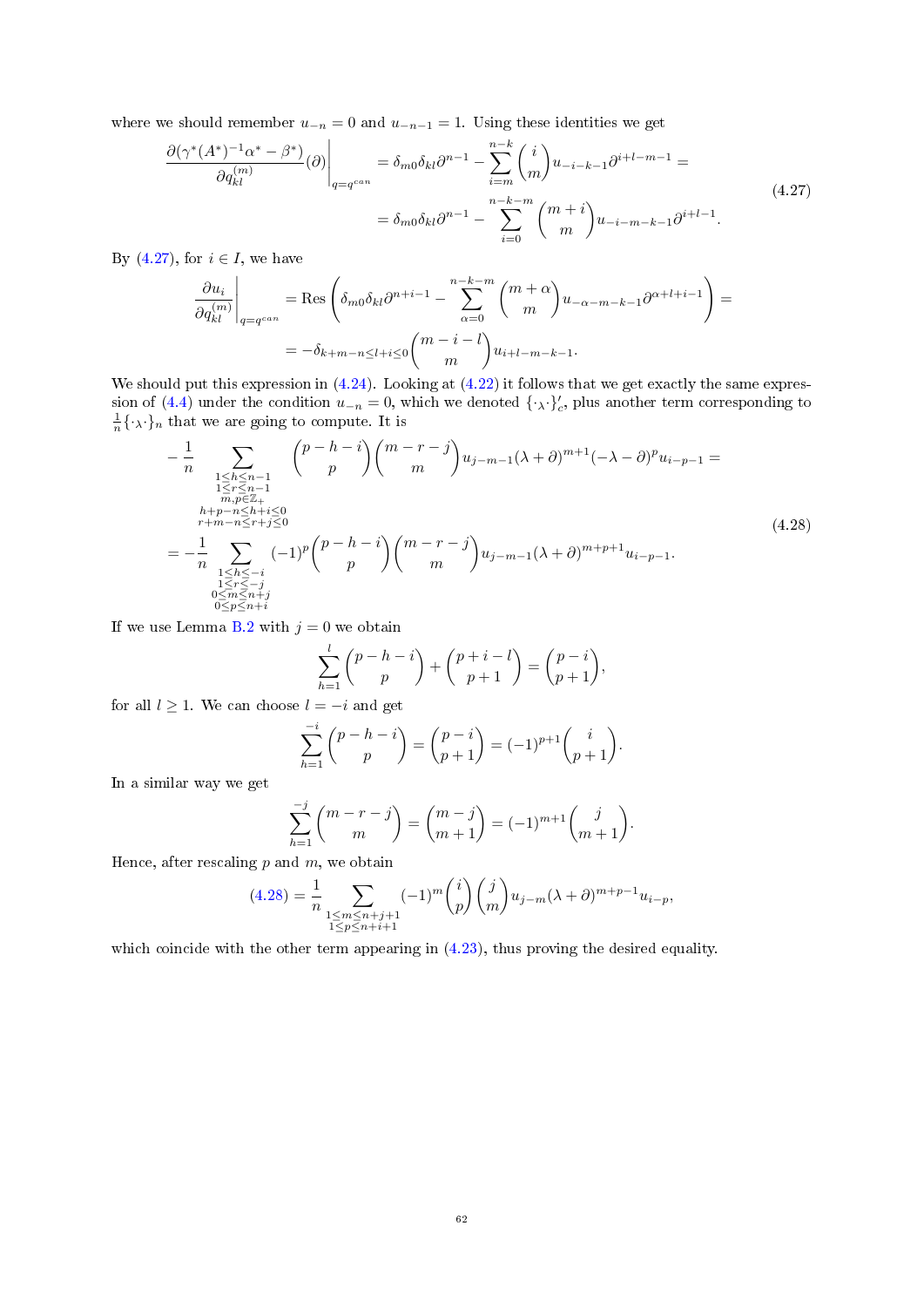where we should remember $u_{-n} = 0$ and $u_{-n-1} = 1$. Using these identities we get

$$
\begin{aligned}
\left.\frac{\partial(\gamma^*(A^*)^{-1}\alpha^* - \beta^*)}{\partial q_{kl}^{(m)}}(\partial)\right|_{q=q^{can}} &= \delta_{m0}\delta_{kl}\partial^{n-1} - \sum_{i=m}^{n-k}\binom{i}{m}u_{-i-k-1}\partial^{i+l-m-1} = \\
&= \delta_{m0}\delta_{kl}\partial^{n-1} - \sum_{i=0}^{n-k-m}\binom{m+i}{m}u_{-i-m-k-1}\partial^{i+l-1}.
\end{aligned}
\tag{4.27}
$$

By (4.27), for $i \in I$, we have

$$
\begin{aligned}
\left.\frac{\partial u_i}{\partial q_{kl}^{(m)}}\right|_{q=q^{can}} &= \operatorname{Res}\left(\delta_{m0}\delta_{kl}\partial^{n+i-1} - \sum_{\alpha=0}^{n-k-m}\binom{m+\alpha}{m}u_{-\alpha-m-k-1}\partial^{\alpha+l+i-1}\right) = \\
&= -\delta_{k+m-n\le l+i\le 0}\binom{m-i-l}{m}u_{i+l-m-k-1}.
\end{aligned}
$$

We should put this expression in (4.24). Looking at (4.22) it follows that we get exactly the same expression of (4.4) under the condition $u_{-n} = 0$, which we denoted $\{\cdot{}_\lambda\cdot\}_c'$, plus another term corresponding to $\frac{1}{n}\{\cdot{}_\lambda\cdot\}_n$ that we are going to compute. It is

$$
\begin{aligned}
&-\frac{1}{n}\sum_{\substack{1\le h\le n-1\\ 1\le r\le n-1\\ m,p\in\mathbb{Z}_+\\ h+p-n\le h+i\le 0\\ r+m-n\le r+j\le 0}}\binom{p-h-i}{p}\binom{m-r-j}{m}u_{j-m-1}(\lambda+\partial)^{m+1}(-\lambda-\partial)^p u_{i-p-1} = \\
&= -\frac{1}{n}\sum_{\substack{1\le h\le -i\\ 1\le r\le -j\\ 0\le m\le n+j\\ 0\le p\le n+i}}(-1)^p\binom{p-h-i}{p}\binom{m-r-j}{m}u_{j-m-1}(\lambda+\partial)^{m+p+1}u_{i-p-1}.
\end{aligned}
\tag{4.28}
$$

If we use Lemma B.2 with $j = 0$ we obtain

$$
\sum_{h=1}^{l}\binom{p-h-i}{p} + \binom{p+i-l}{p+1} = \binom{p-i}{p+1},
$$

for all $l \ge 1$. We can choose $l = -i$ and get

$$
\sum_{h=1}^{-i}\binom{p-h-i}{p} = \binom{p-i}{p+1} = (-1)^{p+1}\binom{i}{p+1}.
$$

In a similar way we get

$$
\sum_{h=1}^{-j}\binom{m-r-j}{m} = \binom{m-j}{m+1} = (-1)^{m+1}\binom{j}{m+1}.
$$

Hence, after rescaling $p$ and $m$, we obtain

$$
(4.28) = \frac{1}{n}\sum_{\substack{1\le m\le n+j+1\\ 1\le p\le n+i+1}}(-1)^m\binom{i}{p}\binom{j}{m}u_{j-m}(\lambda+\partial)^{m+p-1}u_{i-p},
$$

which coincide with the other term appearing in (4.23), thus proving the desired equality.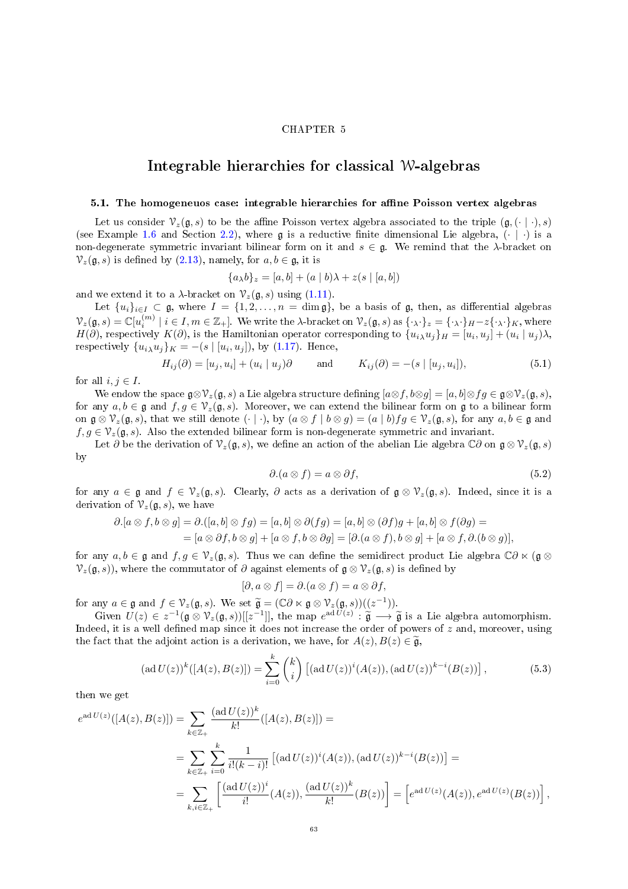CHAPTER 5

# Integrable hierarchies for classical $\mathcal{W}$-algebras

## 5.1. The homogeneuos case: integrable hierarchies for affine Poisson vertex algebras

Let us consider $\mathcal{V}_z(\mathfrak{g}, s)$ to be the affine Poisson vertex algebra associated to the triple $(\mathfrak{g}, (\cdot \mid \cdot), s)$ (see Example 1.6 and Section 2.2), where $\mathfrak{g}$ is a reductive finite dimensional Lie algebra, $(\cdot \mid \cdot)$ is a non-degenerate symmetric invariant bilinear form on it and $s \in \mathfrak{g}$. We remind that the $\lambda$-bracket on $\mathcal{V}_z(\mathfrak{g}, s)$ is defined by (2.13), namely, for $a, b \in \mathfrak{g}$, it is

$$\{a_\lambda b\}_z = [a, b] + (a \mid b)\lambda + z(s \mid [a, b])$$

and we extend it to a $\lambda$-bracket on $\mathcal{V}_z(\mathfrak{g}, s)$ using (1.11).

Let $\{u_i\}_{i \in I} \subset \mathfrak{g}$, where $I = \{1, 2, \ldots, n = \dim \mathfrak{g}\}$, be a basis of $\mathfrak{g}$, then, as differential algebras $\mathcal{V}_z(\mathfrak{g}, s) = \mathbb{C}[u_i^{(m)} \mid i \in I, m \in \mathbb{Z}_+]$. We write the $\lambda$-bracket on $\mathcal{V}_z(\mathfrak{g}, s)$ as $\{\cdot_\lambda \cdot\}_z = \{\cdot_\lambda \cdot\}_H - z\{\cdot_\lambda \cdot\}_K$, where $H(\partial)$, respectively $K(\partial)$, is the Hamiltonian operator corresponding to $\{u_{i\lambda} u_j\}_H = [u_i, u_j] + (u_i \mid u_j)\lambda$, respectively $\{u_{i\lambda} u_j\}_K = -(s \mid [u_i, u_j])$, by (1.17). Hence,

$$H_{ij}(\partial) = [u_j, u_i] + (u_i \mid u_j)\partial \qquad \text{and} \qquad K_{ij}(\partial) = -(s \mid [u_j, u_i]), \tag{5.1}$$

for all $i, j \in I$.

We endow the space $\mathfrak{g} \otimes \mathcal{V}_z(\mathfrak{g}, s)$ a Lie algebra structure defining $[a \otimes f, b \otimes g] = [a, b] \otimes fg \in \mathfrak{g} \otimes \mathcal{V}_z(\mathfrak{g}, s)$, for any $a, b \in \mathfrak{g}$ and $f, g \in \mathcal{V}_z(\mathfrak{g}, s)$. Moreover, we can extend the bilinear form on $\mathfrak{g}$ to a bilinear form on $\mathfrak{g} \otimes \mathcal{V}_z(\mathfrak{g}, s)$, that we still denote $(\cdot \mid \cdot)$, by $(a \otimes f \mid b \otimes g) = (a \mid b) fg \in \mathcal{V}_z(\mathfrak{g}, s)$, for any $a, b \in \mathfrak{g}$ and $f, g \in \mathcal{V}_z(\mathfrak{g}, s)$. Also the extended bilinear form is non-degenerate symmetric and invariant.

Let $\partial$ be the derivation of $\mathcal{V}_z(\mathfrak{g}, s)$, we define an action of the abelian Lie algebra $\mathbb{C}\partial$ on $\mathfrak{g} \otimes \mathcal{V}_z(\mathfrak{g}, s)$ by

$$\partial.(a \otimes f) = a \otimes \partial f, \tag{5.2}$$

for any $a \in \mathfrak{g}$ and $f \in \mathcal{V}_z(\mathfrak{g}, s)$. Clearly, $\partial$ acts as a derivation of $\mathfrak{g} \otimes \mathcal{V}_z(\mathfrak{g}, s)$. Indeed, since it is a derivation of $\mathcal{V}_z(\mathfrak{g}, s)$, we have

$$\begin{aligned}
\partial.[a \otimes f, b \otimes g] &= \partial.([a, b] \otimes fg) = [a, b] \otimes \partial(fg) = [a, b] \otimes (\partial f)g + [a, b] \otimes f(\partial g) = \\
&= [a \otimes \partial f, b \otimes g] + [a \otimes f, b \otimes \partial g] = [\partial.(a \otimes f), b \otimes g] + [a \otimes f, \partial.(b \otimes g)],
\end{aligned}$$

for any $a, b \in \mathfrak{g}$ and $f, g \in \mathcal{V}_z(\mathfrak{g}, s)$. Thus we can define the semidirect product Lie algebra $\mathbb{C}\partial \ltimes (\mathfrak{g} \otimes \mathcal{V}_z(\mathfrak{g}, s))$, where the commutator of $\partial$ against elements of $\mathfrak{g} \otimes \mathcal{V}_z(\mathfrak{g}, s)$ is defined by

$$[\partial, a \otimes f] = \partial.(a \otimes f) = a \otimes \partial f,$$

for any $a \in \mathfrak{g}$ and $f \in \mathcal{V}_z(\mathfrak{g}, s)$. We set $\widetilde{\mathfrak{g}} = (\mathbb{C}\partial \ltimes \mathfrak{g} \otimes \mathcal{V}_z(\mathfrak{g}, s))((z^{-1}))$.

Given $U(z) \in z^{-1}(\mathfrak{g} \otimes \mathcal{V}_z(\mathfrak{g}, s))[[z^{-1}]]$, the map $e^{\operatorname{ad} U(z)} : \widetilde{\mathfrak{g}} \longrightarrow \widetilde{\mathfrak{g}}$ is a Lie algebra automorphism. Indeed, it is a well defined map since it does not increase the order of powers of $z$ and, moreover, using the fact that the adjoint action is a derivation, we have, for $A(z), B(z) \in \widetilde{\mathfrak{g}}$,

$$(\operatorname{ad} U(z))^k([A(z), B(z)]) = \sum_{i=0}^{k} \binom{k}{i} \left[(\operatorname{ad} U(z))^i(A(z)), (\operatorname{ad} U(z))^{k-i}(B(z))\right], \tag{5.3}$$

then we get

$$\begin{aligned}
e^{\operatorname{ad} U(z)}([A(z), B(z)]) &= \sum_{k \in \mathbb{Z}_+} \frac{(\operatorname{ad} U(z))^k}{k!}([A(z), B(z)]) = \\
&= \sum_{k \in \mathbb{Z}_+} \sum_{i=0}^{k} \frac{1}{i!(k-i)!} \left[(\operatorname{ad} U(z))^i(A(z)), (\operatorname{ad} U(z))^{k-i}(B(z))\right] = \\
&= \sum_{k, i \in \mathbb{Z}_+} \left[\frac{(\operatorname{ad} U(z))^i}{i!}(A(z)), \frac{(\operatorname{ad} U(z))^k}{k!}(B(z))\right] = \left[e^{\operatorname{ad} U(z)}(A(z)), e^{\operatorname{ad} U(z)}(B(z))\right],
\end{aligned}$$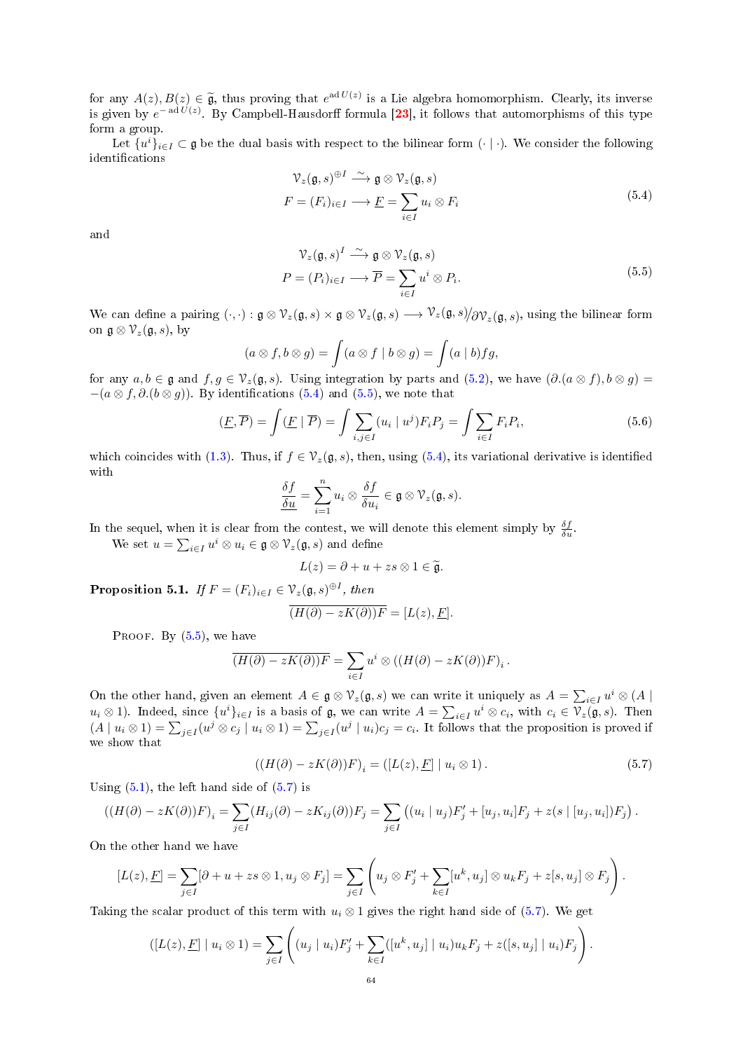for any $A(z), B(z) \in \widetilde{\mathfrak{g}}$, thus proving that $e^{\operatorname{ad} U(z)}$ is a Lie algebra homomorphism. Clearly, its inverse is given by $e^{-\operatorname{ad} U(z)}$. By Campbell-Hausdorff formula [23], it follows that automorphisms of this type form a group.

Let $\{u^i\}_{i\in I} \subset \mathfrak{g}$ be the dual basis with respect to the bilinear form $(\cdot \mid \cdot)$. We consider the following identifications

$$
\begin{aligned}
\mathcal{V}_z(\mathfrak{g}, s)^{\oplus I} &\xrightarrow{\ \sim\ } \mathfrak{g} \otimes \mathcal{V}_z(\mathfrak{g}, s) \\
F = (F_i)_{i\in I} &\longrightarrow \underline{F} = \sum_{i\in I} u_i \otimes F_i
\end{aligned}
\tag{5.4}
$$

and

$$
\begin{aligned}
\mathcal{V}_z(\mathfrak{g}, s)^{I} &\xrightarrow{\ \sim\ } \mathfrak{g} \otimes \mathcal{V}_z(\mathfrak{g}, s) \\
P = (P_i)_{i\in I} &\longrightarrow \overline{P} = \sum_{i\in I} u^i \otimes P_i.
\end{aligned}
\tag{5.5}
$$

We can define a pairing $(\cdot,\cdot) : \mathfrak{g} \otimes \mathcal{V}_z(\mathfrak{g}, s) \times \mathfrak{g} \otimes \mathcal{V}_z(\mathfrak{g}, s) \longrightarrow \mathcal{V}_z(\mathfrak{g}, s)/\partial \mathcal{V}_z(\mathfrak{g}, s)$, using the bilinear form on $\mathfrak{g} \otimes \mathcal{V}_z(\mathfrak{g}, s)$, by

$$
(a \otimes f, b \otimes g) = \int (a \otimes f \mid b \otimes g) = \int (a \mid b) fg,
$$

for any $a, b \in \mathfrak{g}$ and $f, g \in \mathcal{V}_z(\mathfrak{g}, s)$. Using integration by parts and (5.2), we have $(\partial.(a \otimes f), b \otimes g) = -(a \otimes f, \partial.(b \otimes g))$. By identifications (5.4) and (5.5), we note that

$$
(\underline{F}, \overline{P}) = \int (\underline{F} \mid \overline{P}) = \int \sum_{i,j\in I} (u_i \mid u^j) F_i P_j = \int \sum_{i\in I} F_i P_i,
\tag{5.6}
$$

which coincides with (1.3). Thus, if $f \in \mathcal{V}_z(\mathfrak{g}, s)$, then, using (5.4), its variational derivative is identified with

$$
\frac{\delta f}{\underline{\delta u}} = \sum_{i=1}^{n} u_i \otimes \frac{\delta f}{\delta u_i} \in \mathfrak{g} \otimes \mathcal{V}_z(\mathfrak{g}, s).
$$

In the sequel, when it is clear from the contest, we will denote this element simply by $\frac{\delta f}{\delta u}$.

We set $u = \sum_{i\in I} u^i \otimes u_i \in \mathfrak{g} \otimes \mathcal{V}_z(\mathfrak{g}, s)$ and define

$$
L(z) = \partial + u + zs \otimes 1 \in \widetilde{\mathfrak{g}}.
$$

**Proposition 5.1.** *If $F = (F_i)_{i\in I} \in \mathcal{V}_z(\mathfrak{g}, s)^{\oplus I}$, then*

$$
\overline{(H(\partial) - zK(\partial))F} = [L(z), \underline{F}].
$$

Proof. By (5.5), we have

$$
\overline{(H(\partial) - zK(\partial))F} = \sum_{i\in I} u^i \otimes \left((H(\partial) - zK(\partial))F\right)_i.
$$

On the other hand, given an element $A \in \mathfrak{g} \otimes \mathcal{V}_z(\mathfrak{g}, s)$ we can write it uniquely as $A = \sum_{i\in I} u^i \otimes (A \mid u_i \otimes 1)$. Indeed, since $\{u^i\}_{i\in I}$ is a basis of $\mathfrak{g}$, we can write $A = \sum_{i\in I} u^i \otimes c_i$, with $c_i \in \mathcal{V}_z(\mathfrak{g}, s)$. Then $(A \mid u_i \otimes 1) = \sum_{j\in I} (u^j \otimes c_j \mid u_i \otimes 1) = \sum_{j\in I} (u^j \mid u_i) c_j = c_i$. It follows that the proposition is proved if we show that

$$
\left((H(\partial) - zK(\partial))F\right)_i = \left([L(z), \underline{F}] \mid u_i \otimes 1\right).
\tag{5.7}
$$

Using (5.1), the left hand side of (5.7) is

$$
\left((H(\partial) - zK(\partial))F\right)_i = \sum_{j\in I} (H_{ij}(\partial) - zK_{ij}(\partial))F_j = \sum_{j\in I} \left((u_i \mid u_j)F_j' + [u_j, u_i]F_j + z(s \mid [u_j, u_i])F_j\right).
$$

On the other hand we have

$$
[L(z), \underline{F}] = \sum_{j\in I} [\partial + u + zs \otimes 1, u_j \otimes F_j] = \sum_{j\in I} \left( u_j \otimes F_j' + \sum_{k\in I} [u^k, u_j] \otimes u_k F_j + z[s, u_j] \otimes F_j \right).
$$

Taking the scalar product of this term with $u_i \otimes 1$ gives the right hand side of (5.7). We get

$$
\left([L(z), \underline{F}] \mid u_i \otimes 1\right) = \sum_{j\in I} \left( (u_j \mid u_i)F_j' + \sum_{k\in I} ([u^k, u_j] \mid u_i) u_k F_j + z([s, u_j] \mid u_i) F_j \right).
$$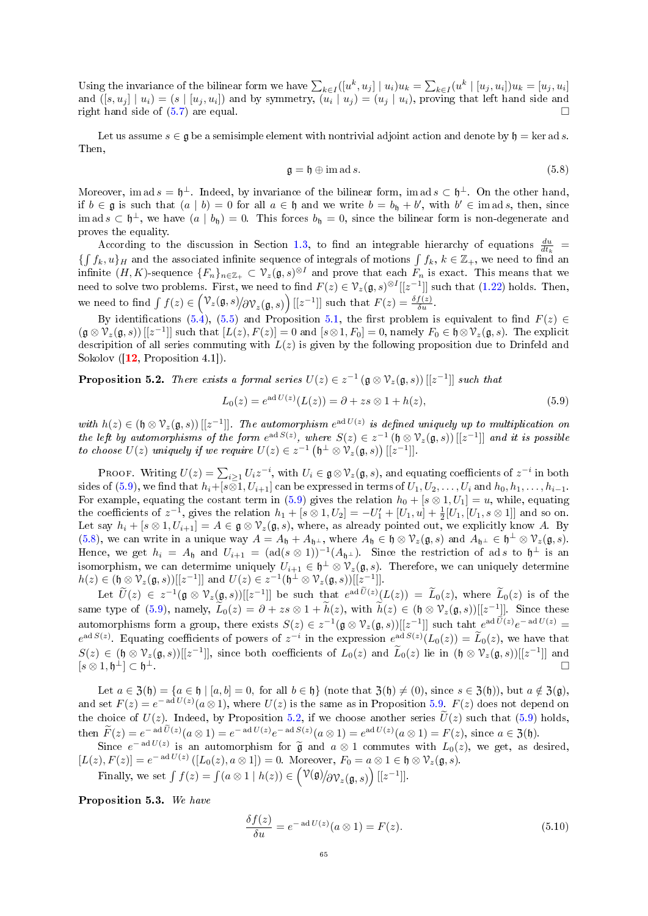Using the invariance of the bilinear form we have $\sum_{k\in I}([u^k, u_j] \mid u_i)u_k = \sum_{k\in I}(u^k \mid [u_j, u_i])u_k = [u_j, u_i]$ and $([s, u_j] \mid u_i) = (s \mid [u_j, u_i])$ and by symmetry, $(u_i \mid u_j) = (u_j \mid u_i)$, proving that left hand side and right hand side of (5.7) are equal. □

Let us assume $s \in \mathfrak{g}$ be a semisimple element with nontrivial adjoint action and denote by $\mathfrak{h} = \ker \operatorname{ad} s$. Then,

$$\mathfrak{g} = \mathfrak{h} \oplus \operatorname{im} \operatorname{ad} s. \tag{5.8}$$

Moreover, $\operatorname{im}\operatorname{ad} s = \mathfrak{h}^\perp$. Indeed, by invariance of the bilinear form, $\operatorname{im}\operatorname{ad} s \subset \mathfrak{h}^\perp$. On the other hand, if $b \in \mathfrak{g}$ is such that $(a \mid b) = 0$ for all $a \in \mathfrak{h}$ and we write $b = b_{\mathfrak{h}} + b'$, with $b' \in \operatorname{im}\operatorname{ad} s$, then, since $\operatorname{im}\operatorname{ad} s \subset \mathfrak{h}^\perp$, we have $(a \mid b_{\mathfrak{h}}) = 0$. This forces $b_{\mathfrak{h}} = 0$, since the bilinear form is non-degenerate and proves the equality.

According to the discussion in Section 1.3, to find an integrable hierarchy of equations $\frac{du}{dt_k} = \{\int f_k, u\}_H$ and the associated infinite sequence of integrals of motions $\int f_k$, $k \in \mathbb{Z}_+$, we need to find an infinite $(H, K)$-sequence $\{F_n\}_{n\in\mathbb{Z}_+} \subset \mathcal{V}_z(\mathfrak{g}, s)^{\oplus I}$ and prove that each $F_n$ is exact. This means that we need to solve two problems. First, we need to find $F(z) \in \mathcal{V}_z(\mathfrak{g}, s)^{\oplus I}[[z^{-1}]]$ such that (1.22) holds. Then, we need to find $\int f(z) \in \left(\mathcal{V}_z(\mathfrak{g}, s)/\partial\mathcal{V}_z(\mathfrak{g}, s)\right)[[z^{-1}]]$ such that $F(z) = \frac{\delta f(z)}{\delta u}$.

By identifications (5.4), (5.5) and Proposition 5.1, the first problem is equivalent to find $F(z) \in (\mathfrak{g} \otimes \mathcal{V}_z(\mathfrak{g}, s))[[z^{-1}]]$ such that $[L(z), F(z)] = 0$ and $[s \otimes 1, F_0] = 0$, namely $F_0 \in \mathfrak{h} \otimes \mathcal{V}_z(\mathfrak{g}, s)$. The explicit description of all series commuting with $L(z)$ is given by the following proposition due to Drinfeld and Sokolov ([12, Proposition 4.1]).

**Proposition 5.2.** *There exists a formal series $U(z) \in z^{-1}(\mathfrak{g} \otimes \mathcal{V}_z(\mathfrak{g}, s))[[z^{-1}]]$ such that*

$$L_0(z) = e^{\operatorname{ad} U(z)}(L(z)) = \partial + zs \otimes 1 + h(z), \tag{5.9}$$

*with $h(z) \in (\mathfrak{h} \otimes \mathcal{V}_z(\mathfrak{g}, s))[[z^{-1}]]$. The automorphism $e^{\operatorname{ad} U(z)}$ is defined uniquely up to multiplication on the left by automorphisms of the form $e^{\operatorname{ad} S(z)}$, where $S(z) \in z^{-1}(\mathfrak{h} \otimes \mathcal{V}_z(\mathfrak{g}, s))[[z^{-1}]]$ and it is possible to choose $U(z)$ uniquely if we require $U(z) \in z^{-1}(\mathfrak{h}^\perp \otimes \mathcal{V}_z(\mathfrak{g}, s))[[z^{-1}]]$.*

Proof. Writing $U(z) = \sum_{i\geq 1} U_i z^{-i}$, with $U_i \in \mathfrak{g} \otimes \mathcal{V}_z(\mathfrak{g}, s)$, and equating coefficients of $z^{-i}$ in both sides of (5.9), we find that $h_i + [s \otimes 1, U_{i+1}]$ can be expressed in terms of $U_1, U_2, \ldots, U_i$ and $h_0, h_1, \ldots, h_{i-1}$. For example, equating the costant term in (5.9) gives the relation $h_0 + [s \otimes 1, U_1] = u$, while, equating the coefficients of $z^{-1}$, gives the relation $h_1 + [s \otimes 1, U_2] = -U_1' + [U_1, u] + \frac{1}{2}[U_1, [U_1, s \otimes 1]]$ and so on. Let say $h_i + [s \otimes 1, U_{i+1}] = A \in \mathfrak{g} \otimes \mathcal{V}_z(\mathfrak{g}, s)$, where, as already pointed out, we explicitly know $A$. By (5.8), we can write in a unique way $A = A_{\mathfrak{h}} + A_{\mathfrak{h}^\perp}$, where $A_{\mathfrak{h}} \in \mathfrak{h} \otimes \mathcal{V}_z(\mathfrak{g}, s)$ and $A_{\mathfrak{h}^\perp} \in \mathfrak{h}^\perp \otimes \mathcal{V}_z(\mathfrak{g}, s)$. Hence, we get $h_i = A_{\mathfrak{h}}$ and $U_{i+1} = (\operatorname{ad}(s \otimes 1))^{-1}(A_{\mathfrak{h}^\perp})$. Since the restriction of $\operatorname{ad} s$ to $\mathfrak{h}^\perp$ is an isomorphism, we can determine uniquely $U_{i+1} \in \mathfrak{h}^\perp \otimes \mathcal{V}_z(\mathfrak{g}, s)$. Therefore, we can uniquely determine $h(z) \in (\mathfrak{h} \otimes \mathcal{V}_z(\mathfrak{g}, s))[[z^{-1}]]$ and $U(z) \in z^{-1}(\mathfrak{h}^\perp \otimes \mathcal{V}_z(\mathfrak{g}, s))[[z^{-1}]]$.

Let $\widetilde{U}(z) \in z^{-1}(\mathfrak{g} \otimes \mathcal{V}_z(\mathfrak{g}, s))[[z^{-1}]]$ be such that $e^{\operatorname{ad}\widetilde{U}(z)}(L(z)) = \widetilde{L}_0(z)$, where $\widetilde{L}_0(z)$ is of the same type of (5.9), namely, $\widetilde{L}_0(z) = \partial + zs \otimes 1 + \widetilde{h}(z)$, with $\widetilde{h}(z) \in (\mathfrak{h} \otimes \mathcal{V}_z(\mathfrak{g}, s))[[z^{-1}]]$. Since these automorphisms form a group, there exists $S(z) \in z^{-1}(\mathfrak{g} \otimes \mathcal{V}_z(\mathfrak{g}, s))[[z^{-1}]]$ such taht $e^{\operatorname{ad}\widetilde{U}(z)}e^{-\operatorname{ad} U(z)} = e^{\operatorname{ad} S(z)}$. Equating coefficients of powers of $z^{-i}$ in the expression $e^{\operatorname{ad} S(z)}(L_0(z)) = \widetilde{L}_0(z)$, we have that $S(z) \in (\mathfrak{h} \otimes \mathcal{V}_z(\mathfrak{g}, s))[[z^{-1}]]$, since both coefficients of $L_0(z)$ and $\widetilde{L}_0(z)$ lie in $(\mathfrak{h} \otimes \mathcal{V}_z(\mathfrak{g}, s))[[z^{-1}]]$ and $[s \otimes 1, \mathfrak{h}^\perp] \subset \mathfrak{h}^\perp$. □

Let $a \in \mathfrak{Z}(\mathfrak{h}) = \{a \in \mathfrak{h} \mid [a, b] = 0, \text{ for all } b \in \mathfrak{h}\}$ (note that $\mathfrak{Z}(\mathfrak{h}) \neq (0)$, since $s \in \mathfrak{Z}(\mathfrak{h})$), but $a \notin \mathfrak{Z}(\mathfrak{g})$, and set $F(z) = e^{-\operatorname{ad} U(z)}(a \otimes 1)$, where $U(z)$ is the same as in Proposition 5.9. $F(z)$ does not depend on the choice of $U(z)$. Indeed, by Proposition 5.2, if we choose another series $\widetilde{U}(z)$ such that (5.9) holds, then $\widetilde{F}(z) = e^{-\operatorname{ad}\widetilde{U}(z)}(a \otimes 1) = e^{-\operatorname{ad} U(z)}e^{-\operatorname{ad} S(z)}(a \otimes 1) = e^{\operatorname{ad} U(z)}(a \otimes 1) = F(z)$, since $a \in \mathfrak{Z}(\mathfrak{h})$.

Since $e^{-\operatorname{ad} U(z)}$ is an automorphism for $\widetilde{\mathfrak{g}}$ and $a \otimes 1$ commutes with $L_0(z)$, we get, as desired, $[L(z), F(z)] = e^{-\operatorname{ad} U(z)}([L_0(z), a \otimes 1]) = 0$. Moreover, $F_0 = a \otimes 1 \in \mathfrak{h} \otimes \mathcal{V}_z(\mathfrak{g}, s)$.

Finally, we set $\int f(z) = \int (a \otimes 1 \mid h(z)) \in \left(\mathcal{V}(\mathfrak{g})/\partial\mathcal{V}_z(\mathfrak{g}, s)\right)[[z^{-1}]]$.

**Proposition 5.3.** *We have*

$$\frac{\delta f(z)}{\delta u} = e^{-\operatorname{ad} U(z)}(a \otimes 1) = F(z). \tag{5.10}$$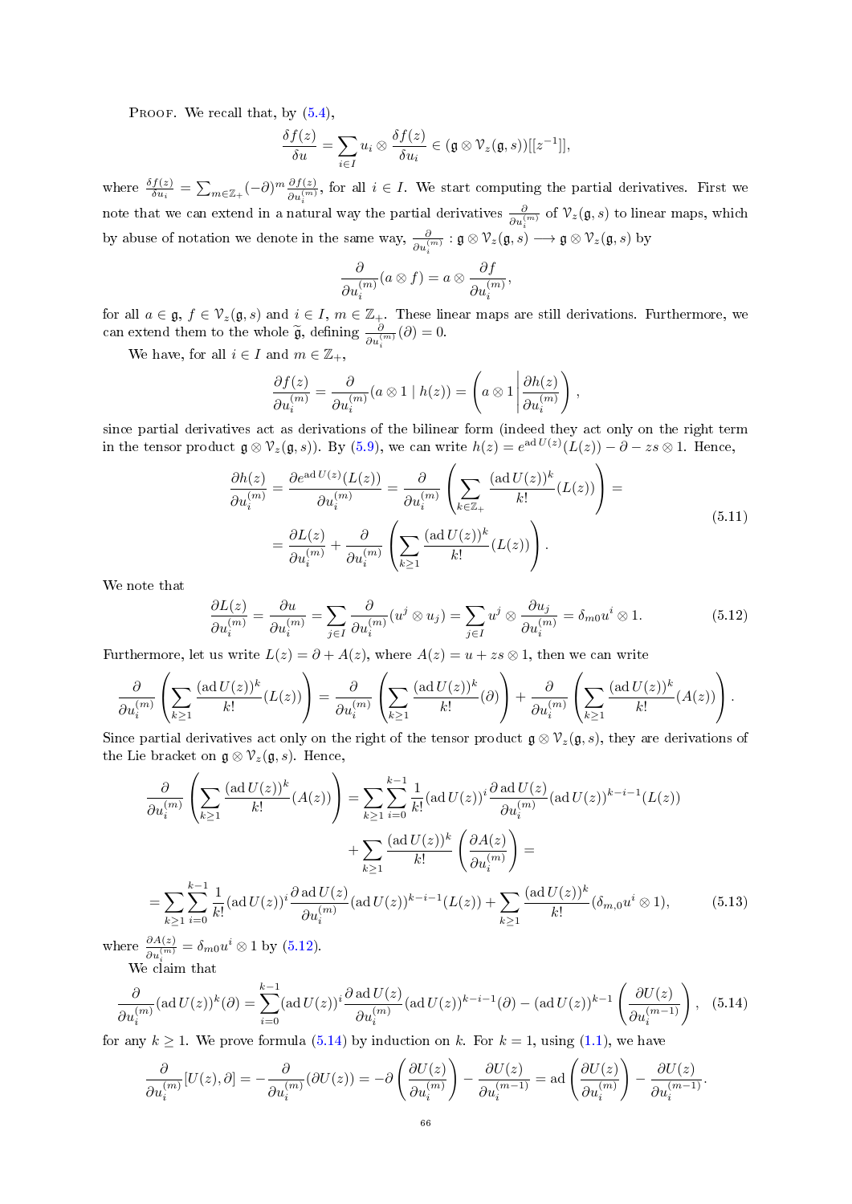Proof. We recall that, by (5.4),

$$\frac{\delta f(z)}{\delta u} = \sum_{i\in I} u_i \otimes \frac{\delta f(z)}{\delta u_i} \in (\mathfrak{g}\otimes \mathcal{V}_z(\mathfrak{g},s))[[z^{-1}]],$$

where $\frac{\delta f(z)}{\delta u_i} = \sum_{m\in\mathbb{Z}_+}(-\partial)^m \frac{\partial f(z)}{\partial u_i^{(m)}}$, for all $i\in I$. We start computing the partial derivatives. First we note that we can extend in a natural way the partial derivatives $\frac{\partial}{\partial u_i^{(m)}}$ of $\mathcal{V}_z(\mathfrak{g},s)$ to linear maps, which by abuse of notation we denote in the same way, $\frac{\partial}{\partial u_i^{(m)}}: \mathfrak{g}\otimes\mathcal{V}_z(\mathfrak{g},s) \longrightarrow \mathfrak{g}\otimes\mathcal{V}_z(\mathfrak{g},s)$ by

$$\frac{\partial}{\partial u_i^{(m)}}(a\otimes f) = a\otimes \frac{\partial f}{\partial u_i^{(m)}},$$

for all $a\in\mathfrak{g}$, $f\in\mathcal{V}_z(\mathfrak{g},s)$ and $i\in I$, $m\in\mathbb{Z}_+$. These linear maps are still derivations. Furthermore, we can extend them to the whole $\widetilde{\mathfrak{g}}$, defining $\frac{\partial}{\partial u_i^{(m)}}(\partial)=0$.

We have, for all $i\in I$ and $m\in\mathbb{Z}_+$,

$$\frac{\partial f(z)}{\partial u_i^{(m)}} = \frac{\partial}{\partial u_i^{(m)}}(a\otimes 1 \mid h(z)) = \left(a\otimes 1 \,\middle|\, \frac{\partial h(z)}{\partial u_i^{(m)}}\right),$$

since partial derivatives act as derivations of the bilinear form (indeed they act only on the right term in the tensor product $\mathfrak{g}\otimes\mathcal{V}_z(\mathfrak{g},s)$). By (5.9), we can write $h(z) = e^{\operatorname{ad} U(z)}(L(z)) - \partial - zs\otimes 1$. Hence,

$$\begin{aligned}\frac{\partial h(z)}{\partial u_i^{(m)}} &= \frac{\partial e^{\operatorname{ad} U(z)}(L(z))}{\partial u_i^{(m)}} = \frac{\partial}{\partial u_i^{(m)}}\left(\sum_{k\in\mathbb{Z}_+}\frac{(\operatorname{ad} U(z))^k}{k!}(L(z))\right) = \\ &= \frac{\partial L(z)}{\partial u_i^{(m)}} + \frac{\partial}{\partial u_i^{(m)}}\left(\sum_{k\geq 1}\frac{(\operatorname{ad} U(z))^k}{k!}(L(z))\right).\end{aligned} \tag{5.11}$$

We note that

$$\frac{\partial L(z)}{\partial u_i^{(m)}} = \frac{\partial u}{\partial u_i^{(m)}} = \sum_{j\in I}\frac{\partial}{\partial u_i^{(m)}}(u^j\otimes u_j) = \sum_{j\in I} u^j\otimes\frac{\partial u_j}{\partial u_i^{(m)}} = \delta_{m0}u^i\otimes 1. \tag{5.12}$$

Furthermore, let us write $L(z) = \partial + A(z)$, where $A(z) = u + zs\otimes 1$, then we can write

$$\frac{\partial}{\partial u_i^{(m)}}\left(\sum_{k\geq 1}\frac{(\operatorname{ad} U(z))^k}{k!}(L(z))\right) = \frac{\partial}{\partial u_i^{(m)}}\left(\sum_{k\geq 1}\frac{(\operatorname{ad} U(z))^k}{k!}(\partial)\right) + \frac{\partial}{\partial u_i^{(m)}}\left(\sum_{k\geq 1}\frac{(\operatorname{ad} U(z))^k}{k!}(A(z))\right).$$

Since partial derivatives act only on the right of the tensor product $\mathfrak{g}\otimes\mathcal{V}_z(\mathfrak{g},s)$, they are derivations of the Lie bracket on $\mathfrak{g}\otimes\mathcal{V}_z(\mathfrak{g},s)$. Hence,

$$\begin{aligned}\frac{\partial}{\partial u_i^{(m)}}\left(\sum_{k\geq 1}\frac{(\operatorname{ad} U(z))^k}{k!}(A(z))\right) &= \sum_{k\geq 1}\sum_{i=0}^{k-1}\frac{1}{k!}(\operatorname{ad} U(z))^i\frac{\partial \operatorname{ad} U(z)}{\partial u_i^{(m)}}(\operatorname{ad} U(z))^{k-i-1}(L(z)) \\ &\quad + \sum_{k\geq 1}\frac{(\operatorname{ad} U(z))^k}{k!}\left(\frac{\partial A(z)}{\partial u_i^{(m)}}\right) = \\ = \sum_{k\geq 1}\sum_{i=0}^{k-1}\frac{1}{k!}(\operatorname{ad} U(z))^i\frac{\partial \operatorname{ad} U(z)}{\partial u_i^{(m)}}&(\operatorname{ad} U(z))^{k-i-1}(L(z)) + \sum_{k\geq 1}\frac{(\operatorname{ad} U(z))^k}{k!}(\delta_{m,0}u^i\otimes 1),\end{aligned} \tag{5.13}$$

where $\frac{\partial A(z)}{\partial u_i^{(m)}} = \delta_{m0}u^i\otimes 1$ by (5.12).

We claim that

$$\frac{\partial}{\partial u_i^{(m)}}(\operatorname{ad} U(z))^k(\partial) = \sum_{i=0}^{k-1}(\operatorname{ad} U(z))^i\frac{\partial \operatorname{ad} U(z)}{\partial u_i^{(m)}}(\operatorname{ad} U(z))^{k-i-1}(\partial) - (\operatorname{ad} U(z))^{k-1}\left(\frac{\partial U(z)}{\partial u_i^{(m-1)}}\right), \tag{5.14}$$

for any $k\geq 1$. We prove formula (5.14) by induction on $k$. For $k=1$, using (1.1), we have

$$\frac{\partial}{\partial u_i^{(m)}}[U(z),\partial] = -\frac{\partial}{\partial u_i^{(m)}}(\partial U(z)) = -\partial\left(\frac{\partial U(z)}{\partial u_i^{(m)}}\right) - \frac{\partial U(z)}{\partial u_i^{(m-1)}} = \operatorname{ad}\left(\frac{\partial U(z)}{\partial u_i^{(m)}}\right) - \frac{\partial U(z)}{\partial u_i^{(m-1)}}.$$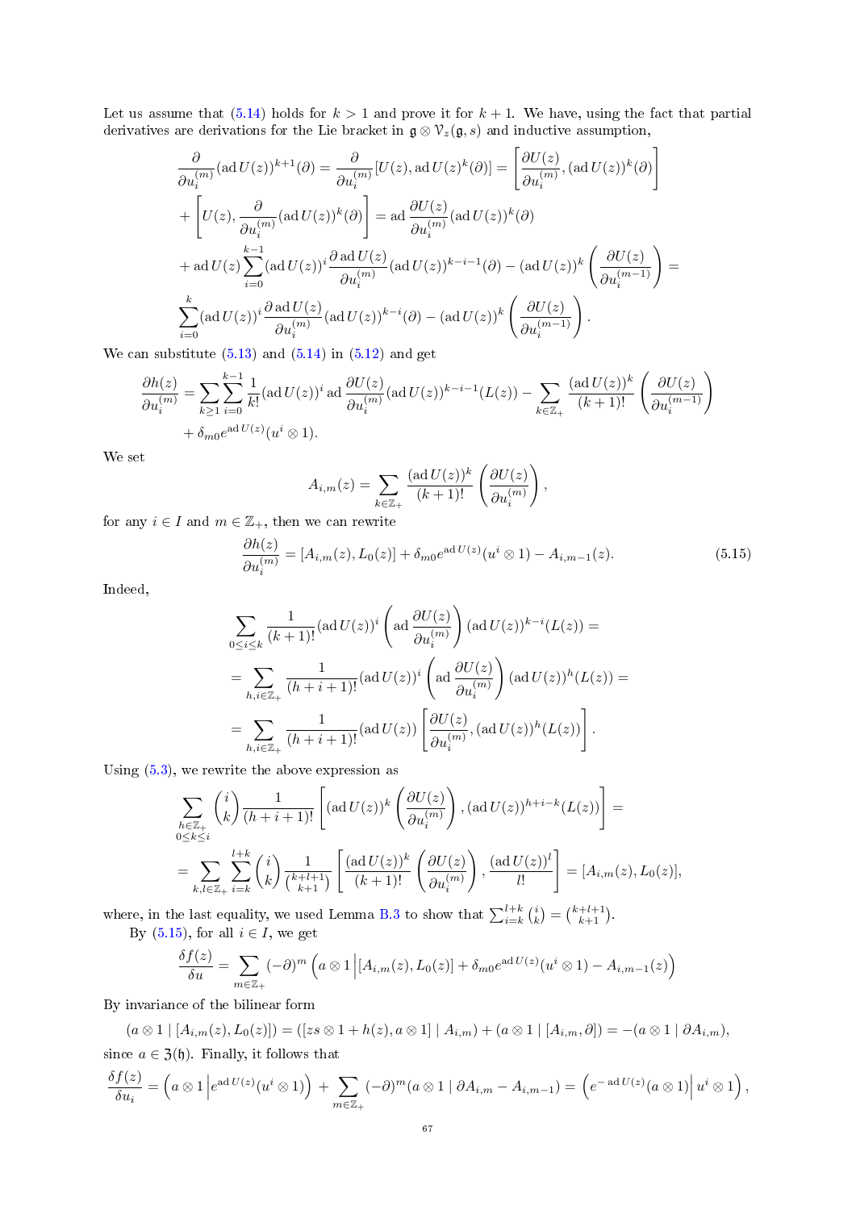Let us assume that (5.14) holds for $k>1$ and prove it for $k+1$. We have, using the fact that partial derivatives are derivations for the Lie bracket in $\mathfrak{g}\otimes\mathcal{V}_z(\mathfrak{g},s)$ and inductive assumption,

$$
\begin{aligned}
&\frac{\partial}{\partial u_i^{(m)}}(\operatorname{ad}U(z))^{k+1}(\partial)=\frac{\partial}{\partial u_i^{(m)}}[U(z),\operatorname{ad}U(z)^k(\partial)]=\left[\frac{\partial U(z)}{\partial u_i^{(m)}},(\operatorname{ad}U(z))^k(\partial)\right]\\
&+\left[U(z),\frac{\partial}{\partial u_i^{(m)}}(\operatorname{ad}U(z))^k(\partial)\right]=\operatorname{ad}\frac{\partial U(z)}{\partial u_i^{(m)}}(\operatorname{ad}U(z))^k(\partial)\\
&+\operatorname{ad}U(z)\sum_{i=0}^{k-1}(\operatorname{ad}U(z))^i\frac{\partial\operatorname{ad}U(z)}{\partial u_i^{(m)}}(\operatorname{ad}U(z))^{k-i-1}(\partial)-(\operatorname{ad}U(z))^k\left(\frac{\partial U(z)}{\partial u_i^{(m-1)}}\right)=\\
&\sum_{i=0}^{k}(\operatorname{ad}U(z))^i\frac{\partial\operatorname{ad}U(z)}{\partial u_i^{(m)}}(\operatorname{ad}U(z))^{k-i}(\partial)-(\operatorname{ad}U(z))^k\left(\frac{\partial U(z)}{\partial u_i^{(m-1)}}\right).
\end{aligned}
$$

We can substitute (5.13) and (5.14) in (5.12) and get

$$
\begin{aligned}
\frac{\partial h(z)}{\partial u_i^{(m)}}=&\sum_{k\geq1}\sum_{i=0}^{k-1}\frac{1}{k!}(\operatorname{ad}U(z))^i\operatorname{ad}\frac{\partial U(z)}{\partial u_i^{(m)}}(\operatorname{ad}U(z))^{k-i-1}(L(z))-\sum_{k\in\mathbb{Z}_+}\frac{(\operatorname{ad}U(z))^k}{(k+1)!}\left(\frac{\partial U(z)}{\partial u_i^{(m-1)}}\right)\\
&+\delta_{m0}e^{\operatorname{ad}U(z)}(u^i\otimes1).
\end{aligned}
$$

We set

$$
A_{i,m}(z)=\sum_{k\in\mathbb{Z}_+}\frac{(\operatorname{ad}U(z))^k}{(k+1)!}\left(\frac{\partial U(z)}{\partial u_i^{(m)}}\right),
$$

for any $i\in I$ and $m\in\mathbb{Z}_+$, then we can rewrite

$$
\frac{\partial h(z)}{\partial u_i^{(m)}}=[A_{i,m}(z),L_0(z)]+\delta_{m0}e^{\operatorname{ad}U(z)}(u^i\otimes1)-A_{i,m-1}(z). \tag{5.15}
$$

Indeed,

$$
\begin{aligned}
&\sum_{0\leq i\leq k}\frac{1}{(k+1)!}(\operatorname{ad}U(z))^i\left(\operatorname{ad}\frac{\partial U(z)}{\partial u_i^{(m)}}\right)(\operatorname{ad}U(z))^{k-i}(L(z))=\\
&=\sum_{h,i\in\mathbb{Z}_+}\frac{1}{(h+i+1)!}(\operatorname{ad}U(z))^i\left(\operatorname{ad}\frac{\partial U(z)}{\partial u_i^{(m)}}\right)(\operatorname{ad}U(z))^h(L(z))=\\
&=\sum_{h,i\in\mathbb{Z}_+}\frac{1}{(h+i+1)!}(\operatorname{ad}U(z))\left[\frac{\partial U(z)}{\partial u_i^{(m)}},(\operatorname{ad}U(z))^h(L(z))\right].
\end{aligned}
$$

Using (5.3), we rewrite the above expression as

$$
\begin{aligned}
&\sum_{\substack{h\in\mathbb{Z}_+\\0\leq k\leq i}}\binom{i}{k}\frac{1}{(h+i+1)!}\left[(\operatorname{ad}U(z))^k\left(\frac{\partial U(z)}{\partial u_i^{(m)}}\right),(\operatorname{ad}U(z))^{h+i-k}(L(z))\right]=\\
&=\sum_{k,l\in\mathbb{Z}_+}\sum_{i=k}^{l+k}\binom{i}{k}\frac{1}{\binom{k+l+1}{k+1}}\left[\frac{(\operatorname{ad}U(z))^k}{(k+1)!}\left(\frac{\partial U(z)}{\partial u_i^{(m)}}\right),\frac{(\operatorname{ad}U(z))^l}{l!}\right]=[A_{i,m}(z),L_0(z)],
\end{aligned}
$$

where, in the last equality, we used Lemma B.3 to show that $\sum_{i=k}^{l+k}\binom{i}{k}=\binom{k+l+1}{k+1}$.

By (5.15), for all $i\in I$, we get

$$
\frac{\delta f(z)}{\delta u}=\sum_{m\in\mathbb{Z}_+}(-\partial)^m\left(a\otimes1\,\middle|\,[A_{i,m}(z),L_0(z)]+\delta_{m0}e^{\operatorname{ad}U(z)}(u^i\otimes1)-A_{i,m-1}(z)\right)
$$

By invariance of the bilinear form

$$
(a\otimes1\mid[A_{i,m}(z),L_0(z)])=([zs\otimes1+h(z),a\otimes1]\mid A_{i,m})+(a\otimes1\mid[A_{i,m},\partial])=-(a\otimes1\mid\partial A_{i,m}),
$$

since $a\in\mathfrak{Z}(\mathfrak{h})$. Finally, it follows that

$$
\frac{\delta f(z)}{\delta u_i}=\left(a\otimes1\,\middle|\,e^{\operatorname{ad}U(z)}(u^i\otimes1)\right)+\sum_{m\in\mathbb{Z}_+}(-\partial)^m(a\otimes1\mid\partial A_{i,m}-A_{i,m-1})=\left(e^{-\operatorname{ad}U(z)}(a\otimes1)\,\middle|\,u^i\otimes1\right),
$$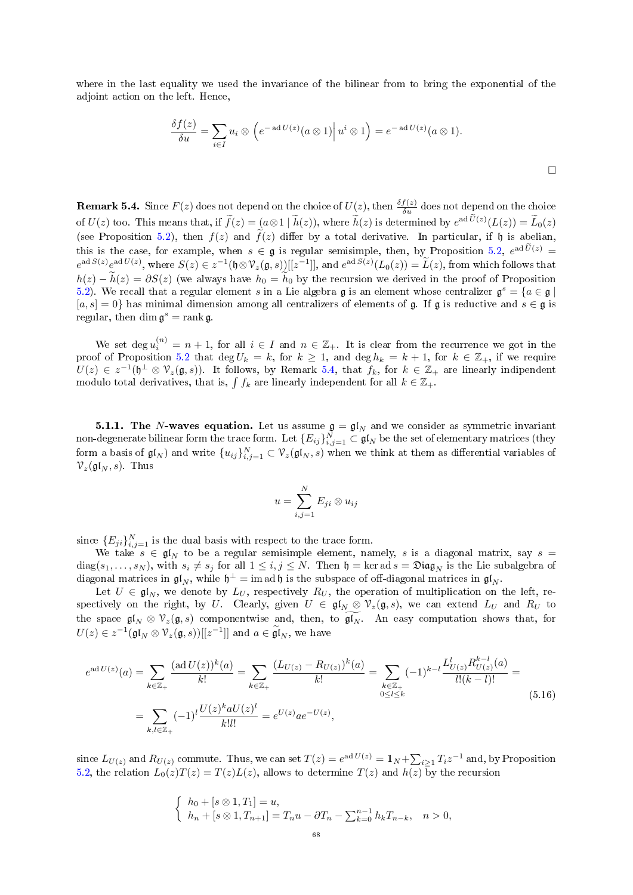where in the last equality we used the invariance of the bilinear from to bring the exponential of the adjoint action on the left. Hence,

$$\frac{\delta f(z)}{\delta u} = \sum_{i\in I} u_i \otimes \left( e^{-\operatorname{ad} U(z)}(a\otimes 1) \Big| u^i \otimes 1\right) = e^{-\operatorname{ad} U(z)}(a\otimes 1).$$

□

**Remark 5.4.** Since $F(z)$ does not depend on the choice of $U(z)$, then $\frac{\delta f(z)}{\delta u}$ does not depend on the choice of $U(z)$ too. This means that, if $\widetilde{f}(z) = (a\otimes 1 \mid \widetilde{h}(z))$, where $\widetilde{h}(z)$ is determined by $e^{\operatorname{ad}\widetilde{U}(z)}(L(z)) = \widetilde{L}_0(z)$ (see Proposition 5.2), then $f(z)$ and $\widetilde{f}(z)$ differ by a total derivative. In particular, if $\mathfrak{h}$ is abelian, this is the case, for example, when $s \in \mathfrak{g}$ is regular semisimple, then, by Proposition 5.2, $e^{\operatorname{ad}\widetilde{U}(z)} = e^{\operatorname{ad} S(z)} e^{\operatorname{ad} U(z)}$, where $S(z) \in z^{-1}(\mathfrak{h}\otimes \mathcal{V}_z(\mathfrak{g},s))[[z^{-1}]]$, and $e^{\operatorname{ad} S(z)}(L_0(z)) = \widetilde{L}(z)$, from which follows that $h(z) - \widetilde{h}(z) = \partial S(z)$ (we always have $h_0 = \widetilde{h}_0$ by the recursion we derived in the proof of Proposition 5.2). We recall that a regular element $s$ in a Lie algebra $\mathfrak{g}$ is an element whose centralizer $\mathfrak{g}^s = \{a \in \mathfrak{g} \mid [a,s] = 0\}$ has minimal dimension among all centralizers of elements of $\mathfrak{g}$. If $\mathfrak{g}$ is reductive and $s \in \mathfrak{g}$ is regular, then $\dim \mathfrak{g}^s = \operatorname{rank}\mathfrak{g}$.

We set $\deg u_i^{(n)} = n+1$, for all $i \in I$ and $n \in \mathbb{Z}_+$. It is clear from the recurrence we got in the proof of Proposition 5.2 that $\deg U_k = k$, for $k \geq 1$, and $\deg h_k = k+1$, for $k \in \mathbb{Z}_+$, if we require $U(z) \in z^{-1}(\mathfrak{h}^\perp \otimes \mathcal{V}_z(\mathfrak{g},s))$. It follows, by Remark 5.4, that $f_k$, for $k \in \mathbb{Z}_+$ are linearly indipendent modulo total derivatives, that is, $\int f_k$ are linearly independent for all $k \in \mathbb{Z}_+$.

#### 5.1.1. The $N$-waves equation.

Let us assume $\mathfrak{g} = \mathfrak{gl}_N$ and we consider as symmetric invariant non-degenerate bilinear form the trace form. Let $\{E_{ij}\}_{i,j=1}^N \subset \mathfrak{gl}_N$ be the set of elementary matrices (they form a basis of $\mathfrak{gl}_N$) and write $\{u_{ij}\}_{i,j=1}^N \subset \mathcal{V}_z(\mathfrak{gl}_N, s)$ when we think at them as differential variables of $\mathcal{V}_z(\mathfrak{gl}_N, s)$. Thus

$$u = \sum_{i,j=1}^N E_{ji} \otimes u_{ij}$$

since $\{E_{ji}\}_{i,j=1}^N$ is the dual basis with respect to the trace form.

We take $s \in \mathfrak{gl}_N$ to be a regular semisimple element, namely, $s$ is a diagonal matrix, say $s = \operatorname{diag}(s_1,\dots,s_N)$, with $s_i \neq s_j$ for all $1 \leq i,j \leq N$. Then $\mathfrak{h} = \ker \operatorname{ad} s = \mathfrak{Diag}_N$ is the Lie subalgebra of diagonal matrices in $\mathfrak{gl}_N$, while $\mathfrak{h}^\perp = \operatorname{im} \operatorname{ad}\mathfrak{h}$ is the subspace of off-diagonal matrices in $\mathfrak{gl}_N$.

Let $U \in \mathfrak{gl}_N$, we denote by $L_U$, respectively $R_U$, the operation of multiplication on the left, respectively on the right, by $U$. Clearly, given $U \in \mathfrak{gl}_N \otimes \mathcal{V}_z(\mathfrak{g},s)$, we can extend $L_U$ and $R_U$ to the space $\mathfrak{gl}_N \otimes \mathcal{V}_z(\mathfrak{g},s)$ componentwise and, then, to $\widetilde{\mathfrak{gl}_N}$. An easy computation shows that, for $U(z) \in z^{-1}(\mathfrak{gl}_N \otimes \mathcal{V}_z(\mathfrak{g},s))[[z^{-1}]]$ and $a \in \widetilde{\mathfrak{gl}}_N$, we have

$$\begin{aligned} e^{\operatorname{ad} U(z)}(a) &= \sum_{k\in\mathbb{Z}_+} \frac{(\operatorname{ad} U(z))^k(a)}{k!} = \sum_{k\in\mathbb{Z}_+} \frac{(L_{U(z)} - R_{U(z)})^k(a)}{k!} = \sum_{\substack{k\in\mathbb{Z}_+\\ 0\leq l\leq k}} (-1)^{k-l} \frac{L_{U(z)}^l R_{U(z)}^{k-l}(a)}{l!(k-l)!} = \\ &= \sum_{k,l\in\mathbb{Z}_+} (-1)^l \frac{U(z)^k a U(z)^l}{k! l!} = e^{U(z)} a e^{-U(z)}, \end{aligned} \tag{5.16}$$

since $L_{U(z)}$ and $R_{U(z)}$ commute. Thus, we can set $T(z) = e^{\operatorname{ad} U(z)} = \mathbb{1}_N + \sum_{i\geq 1} T_i z^{-1}$ and, by Proposition 5.2, the relation $L_0(z)T(z) = T(z)L(z)$, allows to determine $T(z)$ and $h(z)$ by the recursion

$$\begin{cases} h_0 + [s\otimes 1, T_1] = u, \\ h_n + [s\otimes 1, T_{n+1}] = T_n u - \partial T_n - \sum_{k=0}^{n-1} h_k T_{n-k}, \quad n > 0, \end{cases}$$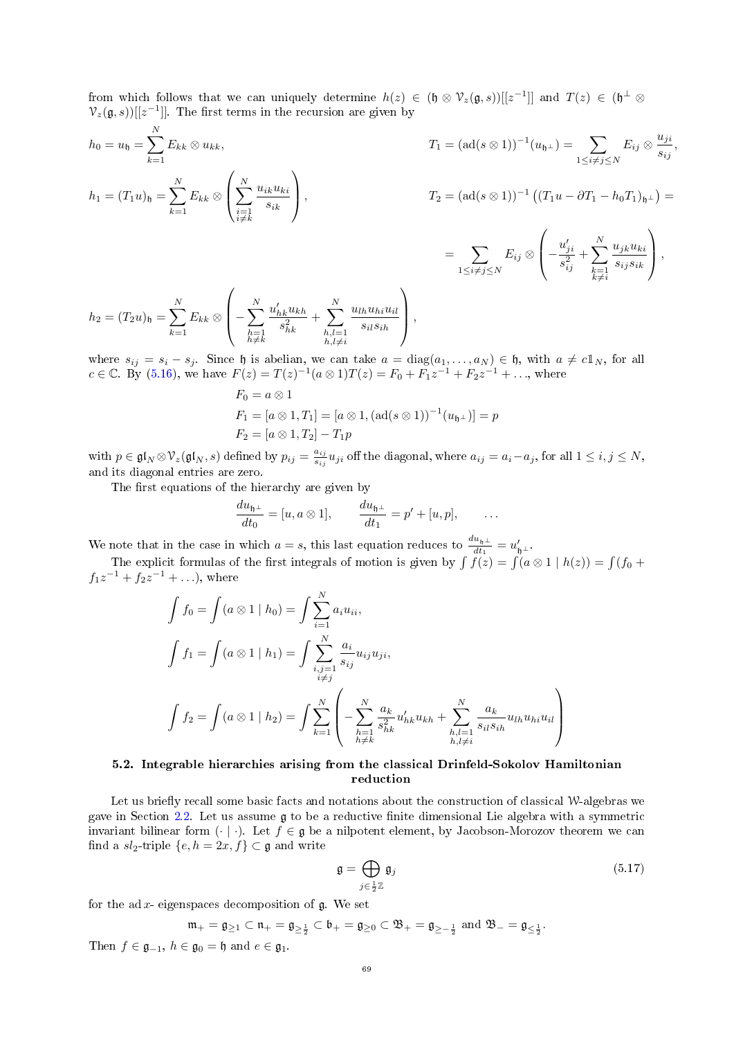from which follows that we can uniquely determine $h(z) \in (\mathfrak{h} \otimes \mathcal{V}_z(\mathfrak{g}, s))[[z^{-1}]]$ and $T(z) \in (\mathfrak{h}^\perp \otimes \mathcal{V}_z(\mathfrak{g}, s))[[z^{-1}]]$. The first terms in the recursion are given by

$$h_0 = u_{\mathfrak{h}} = \sum_{k=1}^N E_{kk} \otimes u_{kk}, \qquad T_1 = (\operatorname{ad}(s \otimes 1))^{-1}(u_{\mathfrak{h}^\perp}) = \sum_{1 \leq i \neq j \leq N} E_{ij} \otimes \frac{u_{ji}}{s_{ij}},$$

$$h_1 = (T_1 u)_{\mathfrak{h}} = \sum_{k=1}^N E_{kk} \otimes \left( \sum_{\substack{i=1 \\ i \neq k}}^N \frac{u_{ik} u_{ki}}{s_{ik}} \right), \qquad T_2 = (\operatorname{ad}(s \otimes 1))^{-1}\left( (T_1 u - \partial T_1 - h_0 T_1)_{\mathfrak{h}^\perp} \right) =$$

$$= \sum_{1 \leq i \neq j \leq N} E_{ij} \otimes \left( -\frac{u'_{ji}}{s_{ij}^2} + \sum_{\substack{k=1 \\ k \neq i}}^N \frac{u_{jk} u_{ki}}{s_{ij} s_{ik}} \right),$$

$$h_2 = (T_2 u)_{\mathfrak{h}} = \sum_{k=1}^N E_{kk} \otimes \left( -\sum_{\substack{h=1 \\ h \neq k}}^N \frac{u'_{hk} u_{kh}}{s_{hk}^2} + \sum_{\substack{h,l=1 \\ h,l \neq i}}^N \frac{u_{lh} u_{hi} u_{il}}{s_{il} s_{ih}} \right),$$

where $s_{ij} = s_i - s_j$. Since $\mathfrak{h}$ is abelian, we can take $a = \operatorname{diag}(a_1, \ldots, a_N) \in \mathfrak{h}$, with $a \neq c\mathbb{1}_N$, for all $c \in \mathbb{C}$. By (5.16), we have $F(z) = T(z)^{-1}(a \otimes 1)T(z) = F_0 + F_1 z^{-1} + F_2 z^{-1} + \ldots$, where

$$\begin{aligned}
F_0 &= a \otimes 1 \\
F_1 &= [a \otimes 1, T_1] = [a \otimes 1, (\operatorname{ad}(s \otimes 1))^{-1}(u_{\mathfrak{h}^\perp})] = p \\
F_2 &= [a \otimes 1, T_2] - T_1 p
\end{aligned}$$

with $p \in \mathfrak{gl}_N \otimes \mathcal{V}_z(\mathfrak{gl}_N, s)$ defined by $p_{ij} = \frac{a_{ij}}{s_{ij}} u_{ji}$ off the diagonal, where $a_{ij} = a_i - a_j$, for all $1 \leq i, j \leq N$, and its diagonal entries are zero.

The first equations of the hierarchy are given by

$$\frac{du_{\mathfrak{h}^\perp}}{dt_0} = [u, a \otimes 1], \qquad \frac{du_{\mathfrak{h}^\perp}}{dt_1} = p' + [u, p], \qquad \ldots$$

We note that in the case in which $a = s$, this last equation reduces to $\frac{du_{\mathfrak{h}^\perp}}{dt_1} = u'_{\mathfrak{h}^\perp}$.

The explicit formulas of the first integrals of motion is given by $\int f(z) = \int (a \otimes 1 \mid h(z)) = \int (f_0 + f_1 z^{-1} + f_2 z^{-1} + \ldots)$, where

$$\begin{aligned}
\int f_0 &= \int (a \otimes 1 \mid h_0) = \int \sum_{i=1}^N a_i u_{ii}, \\
\int f_1 &= \int (a \otimes 1 \mid h_1) = \int \sum_{\substack{i,j=1 \\ i \neq j}}^N \frac{a_i}{s_{ij}} u_{ij} u_{ji}, \\
\int f_2 &= \int (a \otimes 1 \mid h_2) = \int \sum_{k=1}^N \left( -\sum_{\substack{h=1 \\ h \neq k}}^N \frac{a_k}{s_{hk}^2} u'_{hk} u_{kh} + \sum_{\substack{h,l=1 \\ h,l \neq i}}^N \frac{a_k}{s_{il} s_{ih}} u_{lh} u_{hi} u_{il} \right)
\end{aligned}$$

### 5.2. Integrable hierarchies arising from the classical Drinfeld-Sokolov Hamiltonian reduction

Let us briefly recall some basic facts and notations about the construction of classical $\mathcal{W}$-algebras we gave in Section 2.2. Let us assume $\mathfrak{g}$ to be a reductive finite dimensional Lie algebra with a symmetric invariant bilinear form $(\cdot \mid \cdot)$. Let $f \in \mathfrak{g}$ be a nilpotent element, by Jacobson-Morozov theorem we can find a $sl_2$-triple $\{e, h = 2x, f\} \subset \mathfrak{g}$ and write

$$\mathfrak{g} = \bigoplus_{j \in \frac{1}{2}\mathbb{Z}} \mathfrak{g}_j \tag{5.17}$$

for the $\operatorname{ad} x$- eigenspaces decomposition of $\mathfrak{g}$. We set

$$\mathfrak{m}_+ = \mathfrak{g}_{\geq 1} \subset \mathfrak{n}_+ = \mathfrak{g}_{\geq \frac{1}{2}} \subset \mathfrak{b}_+ = \mathfrak{g}_{\geq 0} \subset \mathfrak{B}_+ = \mathfrak{g}_{\geq -\frac{1}{2}} \text{ and } \mathfrak{B}_- = \mathfrak{g}_{\leq \frac{1}{2}}.$$

Then $f \in \mathfrak{g}_{-1}$, $h \in \mathfrak{g}_0 = \mathfrak{h}$ and $e \in \mathfrak{g}_1$.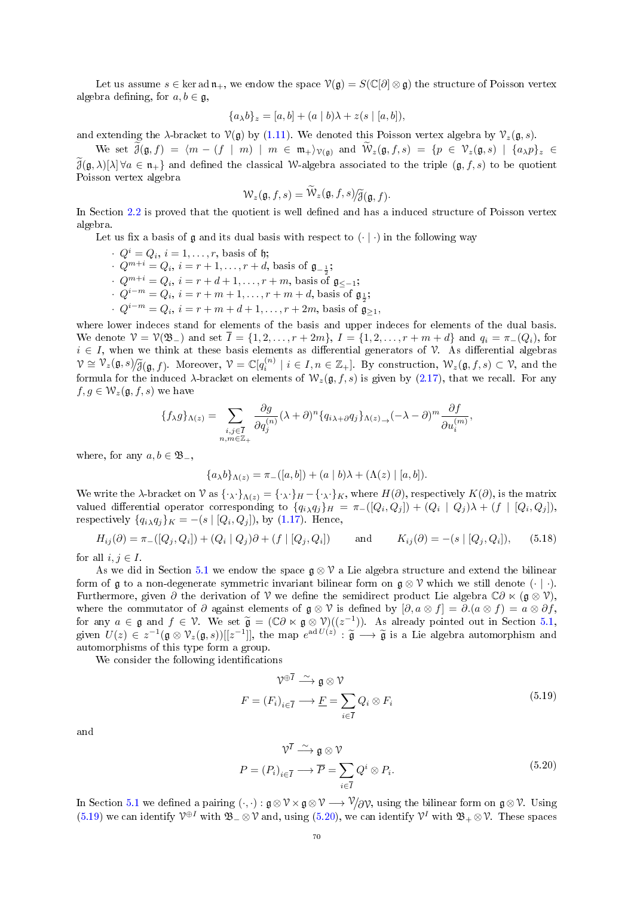Let us assume $s \in \ker \operatorname{ad} \mathfrak{n}_+$, we endow the space $\mathcal{V}(\mathfrak{g}) = S(\mathbb{C}[\partial] \otimes \mathfrak{g})$ the structure of Poisson vertex algebra defining, for $a, b \in \mathfrak{g}$,

$$\{a_\lambda b\}_z = [a,b] + (a \mid b)\lambda + z(s \mid [a,b]),$$

and extending the $\lambda$-bracket to $\mathcal{V}(\mathfrak{g})$ by (1.11). We denoted this Poisson vertex algebra by $\mathcal{V}_z(\mathfrak{g}, s)$.

We set $\widetilde{\mathcal{J}}(\mathfrak{g}, f) = \langle m - (f \mid m) \mid m \in \mathfrak{m}_+ \rangle_{\mathcal{V}(\mathfrak{g})}$ and $\widetilde{\mathcal{W}}_z(\mathfrak{g}, f, s) = \{p \in \mathcal{V}_z(\mathfrak{g}, s) \mid \{a_\lambda p\}_z \in \widetilde{\mathcal{J}}(\mathfrak{g}, \lambda)[\lambda] \, \forall a \in \mathfrak{n}_+\}$ and defined the classical $\mathcal{W}$-algebra associated to the triple $(\mathfrak{g}, f, s)$ to be quotient Poisson vertex algebra

$$\mathcal{W}_z(\mathfrak{g}, f, s) = \widetilde{\mathcal{W}}_z(\mathfrak{g}, f, s) \big/ \widetilde{\mathcal{J}}(\mathfrak{g}, f).$$

In Section 2.2 is proved that the quotient is well defined and has a induced structure of Poisson vertex algebra.

Let us fix a basis of $\mathfrak{g}$ and its dual basis with respect to $(\cdot \mid \cdot)$ in the following way

- $Q^i = Q_i$, $i = 1, \dots, r$, basis of $\mathfrak{h}$;
- $Q^{m+i} = Q_i$, $i = r+1, \dots, r+d$, basis of $\mathfrak{g}_{-\frac{1}{2}}$;
- $Q^{m+i} = Q_i$, $i = r+d+1, \dots, r+m$, basis of $\mathfrak{g}_{\leq -1}$;
- $Q^{i-m} = Q_i$, $i = r+m+1, \dots, r+m+d$, basis of $\mathfrak{g}_{\frac{1}{2}}$;
- $Q^{i-m} = Q_i$, $i = r+m+d+1, \dots, r+2m$, basis of $\mathfrak{g}_{\geq 1}$,

where lower indeces stand for elements of the basis and upper indeces for elements of the dual basis. We denote $\mathcal{V} = \mathcal{V}(\mathfrak{B}_-)$ and set $\overline{I} = \{1, 2, \dots, r+2m\}$, $I = \{1, 2, \dots, r+m+d\}$ and $q_i = \pi_-(Q_i)$, for $i \in I$, when we think at these basis elements as differential generators of $\mathcal{V}$. As differential algebras $\mathcal{V} \cong \mathcal{V}_z(\mathfrak{g}, s) \big/ \widetilde{\mathcal{J}}(\mathfrak{g}, f)$. Moreover, $\mathcal{V} = \mathbb{C}[q_i^{(n)} \mid i \in I, n \in \mathbb{Z}_+]$. By construction, $\mathcal{W}_z(\mathfrak{g}, f, s) \subset \mathcal{V}$, and the formula for the induced $\lambda$-bracket on elements of $\mathcal{W}_z(\mathfrak{g}, f, s)$ is given by (2.17), that we recall. For any $f, g \in \mathcal{W}_z(\mathfrak{g}, f, s)$ we have

$$\{f_\lambda g\}_{\Lambda(z)} = \sum_{\substack{i,j \in \overline{I} \\ n,m \in \mathbb{Z}_+}} \frac{\partial g}{\partial q_j^{(n)}} (\lambda + \partial)^n \{q_{i\,\lambda+\partial} q_j\}_{\Lambda(z)\rightarrow} (-\lambda - \partial)^m \frac{\partial f}{\partial u_i^{(m)}},$$

where, for any $a, b \in \mathfrak{B}_-$,

$$\{a_\lambda b\}_{\Lambda(z)} = \pi_-([a,b]) + (a \mid b)\lambda + (\Lambda(z) \mid [a,b]).$$

We write the $\lambda$-bracket on $\mathcal{V}$ as $\{\cdot_\lambda \cdot\}_{\Lambda(z)} = \{\cdot_\lambda \cdot\}_H - \{\cdot_\lambda \cdot\}_K$, where $H(\partial)$, respectively $K(\partial)$, is the matrix valued differential operator corresponding to $\{q_{i\lambda} q_j\}_H = \pi_-([Q_i, Q_j]) + (Q_i \mid Q_j)\lambda + (f \mid [Q_i, Q_j])$, respectively $\{q_{i\lambda} q_j\}_K = -(s \mid [Q_i, Q_j])$, by (1.17). Hence,

$$H_{ij}(\partial) = \pi_-([Q_j, Q_i]) + (Q_i \mid Q_j)\partial + (f \mid [Q_j, Q_i]) \qquad \text{and} \qquad K_{ij}(\partial) = -(s \mid [Q_j, Q_i]), \tag{5.18}$$

for all $i, j \in I$.

As we did in Section 5.1 we endow the space $\mathfrak{g} \otimes \mathcal{V}$ a Lie algebra structure and extend the bilinear form of $\mathfrak{g}$ to a non-degenerate symmetric invariant bilinear form on $\mathfrak{g} \otimes \mathcal{V}$ which we still denote $(\cdot \mid \cdot)$. Furthermore, given $\partial$ the derivation of $\mathcal{V}$ we define the semidirect product Lie algebra $\mathbb{C}\partial \ltimes (\mathfrak{g} \otimes \mathcal{V})$, where the commutator of $\partial$ against elements of $\mathfrak{g} \otimes \mathcal{V}$ is defined by $[\partial, a \otimes f] = \partial.(a \otimes f) = a \otimes \partial f$, for any $a \in \mathfrak{g}$ and $f \in \mathcal{V}$. We set $\widetilde{\mathfrak{g}} = (\mathbb{C}\partial \ltimes \mathfrak{g} \otimes \mathcal{V})((z^{-1}))$. As already pointed out in Section 5.1, given $U(z) \in z^{-1}(\mathfrak{g} \otimes \mathcal{V}_z(\mathfrak{g}, s))[[z^{-1}]]$, the map $e^{\operatorname{ad} U(z)} : \widetilde{\mathfrak{g}} \longrightarrow \widetilde{\mathfrak{g}}$ is a Lie algebra automorphism and automorphisms of this type form a group.

We consider the following identifications

$$\begin{aligned} \mathcal{V}^{\oplus \overline{I}} &\xrightarrow{\ \sim\ } \mathfrak{g} \otimes \mathcal{V} \\ F = (F_i)_{i \in \overline{I}} &\longrightarrow \underline{F} = \sum_{i \in \overline{I}} Q_i \otimes F_i \end{aligned} \tag{5.19}$$

and

$$\begin{aligned} \mathcal{V}^{\overline{I}} &\xrightarrow{\ \sim\ } \mathfrak{g} \otimes \mathcal{V} \\ P = (P_i)_{i \in \overline{I}} &\longrightarrow \overline{P} = \sum_{i \in \overline{I}} Q^i \otimes P_i. \end{aligned} \tag{5.20}$$

In Section 5.1 we defined a pairing $(\cdot, \cdot) : \mathfrak{g} \otimes \mathcal{V} \times \mathfrak{g} \otimes \mathcal{V} \longrightarrow \mathcal{V} \big/ \partial \mathcal{V}$, using the bilinear form on $\mathfrak{g} \otimes \mathcal{V}$. Using (5.19) we can identify $\mathcal{V}^{\oplus I}$ with $\mathfrak{B}_- \otimes \mathcal{V}$ and, using (5.20), we can identify $\mathcal{V}^I$ with $\mathfrak{B}_+ \otimes \mathcal{V}$. These spaces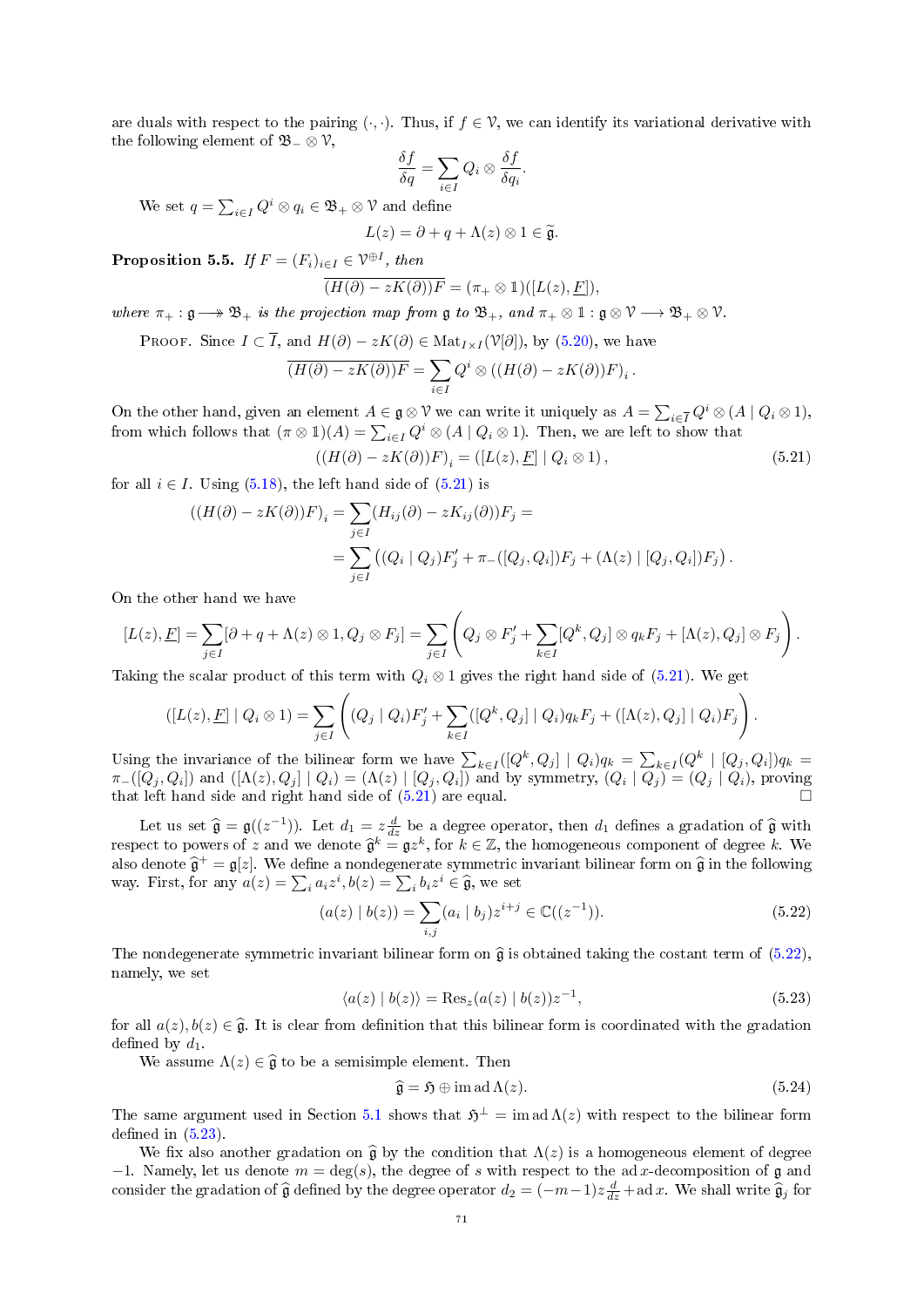are duals with respect to the pairing $(\cdot,\cdot)$. Thus, if $f \in \mathcal{V}$, we can identify its variational derivative with the following element of $\mathfrak{B}_- \otimes \mathcal{V}$,

$$\frac{\delta f}{\delta q} = \sum_{i \in I} Q_i \otimes \frac{\delta f}{\delta q_i}.$$

We set $q = \sum_{i \in I} Q^i \otimes q_i \in \mathfrak{B}_+ \otimes \mathcal{V}$ and define

$$L(z) = \partial + q + \Lambda(z) \otimes 1 \in \widetilde{\mathfrak{g}}.$$

**Proposition 5.5.** *If $F = (F_i)_{i \in I} \in \mathcal{V}^{\oplus I}$, then*

$$\overline{(H(\partial) - zK(\partial))F} = (\pi_+ \otimes \mathbb{1})([L(z), \underline{F}]),$$

*where $\pi_+ : \mathfrak{g} \longrightarrow \mathfrak{B}_+$ is the projection map from $\mathfrak{g}$ to $\mathfrak{B}_+$, and $\pi_+ \otimes \mathbb{1} : \mathfrak{g} \otimes \mathcal{V} \longrightarrow \mathfrak{B}_+ \otimes \mathcal{V}$.*

Proof. Since $I \subset \overline{I}$, and $H(\partial) - zK(\partial) \in \mathrm{Mat}_{I \times I}(\mathcal{V}[\partial])$, by (5.20), we have

$$\overline{(H(\partial) - zK(\partial))F} = \sum_{i \in I} Q^i \otimes ((H(\partial) - zK(\partial))F)_i \,.$$

On the other hand, given an element $A \in \mathfrak{g} \otimes \mathcal{V}$ we can write it uniquely as $A = \sum_{i \in \overline{I}} Q^i \otimes (A \mid Q_i \otimes 1)$, from which follows that $(\pi \otimes \mathbb{1})(A) = \sum_{i \in I} Q^i \otimes (A \mid Q_i \otimes 1)$. Then, we are left to show that

$$((H(\partial) - zK(\partial))F)_i = ([L(z), \underline{F}] \mid Q_i \otimes 1)\,, \tag{5.21}$$

for all $i \in I$. Using (5.18), the left hand side of (5.21) is

$$\begin{aligned} ((H(\partial) - zK(\partial))F)_i &= \sum_{j \in I} (H_{ij}(\partial) - zK_{ij}(\partial))F_j = \\ &= \sum_{j \in I} \left( (Q_i \mid Q_j)F_j' + \pi_-([Q_j, Q_i])F_j + (\Lambda(z) \mid [Q_j, Q_i])F_j \right). \end{aligned}$$

On the other hand we have

$$[L(z), \underline{F}] = \sum_{j \in I} [\partial + q + \Lambda(z) \otimes 1, Q_j \otimes F_j] = \sum_{j \in I} \left( Q_j \otimes F_j' + \sum_{k \in I} [Q^k, Q_j] \otimes q_k F_j + [\Lambda(z), Q_j] \otimes F_j \right).$$

Taking the scalar product of this term with $Q_i \otimes 1$ gives the right hand side of (5.21). We get

$$([L(z), \underline{F}] \mid Q_i \otimes 1) = \sum_{j \in I} \left( (Q_j \mid Q_i)F_j' + \sum_{k \in I} ([Q^k, Q_j] \mid Q_i) q_k F_j + ([\Lambda(z), Q_j] \mid Q_i)F_j \right).$$

Using the invariance of the bilinear form we have $\sum_{k \in I}([Q^k, Q_j] \mid Q_i) q_k = \sum_{k \in I}(Q^k \mid [Q_j, Q_i]) q_k = \pi_-([Q_j, Q_i])$ and $([\Lambda(z), Q_j] \mid Q_i) = (\Lambda(z) \mid [Q_j, Q_i])$ and by symmetry, $(Q_i \mid Q_j) = (Q_j \mid Q_i)$, proving that left hand side and right hand side of (5.21) are equal. □

Let us set $\widehat{\mathfrak{g}} = \mathfrak{g}((z^{-1}))$. Let $d_1 = z\frac{d}{dz}$ be a degree operator, then $d_1$ defines a gradation of $\widehat{\mathfrak{g}}$ with respect to powers of $z$ and we denote $\widehat{\mathfrak{g}}^k = \mathfrak{g}z^k$, for $k \in \mathbb{Z}$, the homogeneous component of degree $k$. We also denote $\widehat{\mathfrak{g}}^+ = \mathfrak{g}[z]$. We define a nondegenerate symmetric invariant bilinear form on $\widehat{\mathfrak{g}}$ in the following way. First, for any $a(z) = \sum_i a_i z^i, b(z) = \sum_i b_i z^i \in \widehat{\mathfrak{g}}$, we set

$$(a(z) \mid b(z)) = \sum_{i,j} (a_i \mid b_j) z^{i+j} \in \mathbb{C}((z^{-1})). \tag{5.22}$$

The nondegenerate symmetric invariant bilinear form on $\widehat{\mathfrak{g}}$ is obtained taking the costant term of (5.22), namely, we set

$$\langle a(z) \mid b(z) \rangle = \mathrm{Res}_z (a(z) \mid b(z)) z^{-1}, \tag{5.23}$$

for all $a(z), b(z) \in \widehat{\mathfrak{g}}$. It is clear from definition that this bilinear form is coordinated with the gradation defined by $d_1$.

We assume $\Lambda(z) \in \widehat{\mathfrak{g}}$ to be a semisimple element. Then

$$\widehat{\mathfrak{g}} = \mathfrak{H} \oplus \mathrm{im}\,\mathrm{ad}\,\Lambda(z). \tag{5.24}$$

The same argument used in Section 5.1 shows that $\mathfrak{H}^{\perp} = \mathrm{im}\,\mathrm{ad}\,\Lambda(z)$ with respect to the bilinear form defined in (5.23).

We fix also another gradation on $\widehat{\mathfrak{g}}$ by the condition that $\Lambda(z)$ is a homogeneous element of degree $-1$. Namely, let us denote $m = \deg(s)$, the degree of $s$ with respect to the $\mathrm{ad}\,x$-decomposition of $\mathfrak{g}$ and consider the gradation of $\widehat{\mathfrak{g}}$ defined by the degree operator $d_2 = (-m-1)z\frac{d}{dz} + \mathrm{ad}\,x$. We shall write $\widehat{\mathfrak{g}}_j$ for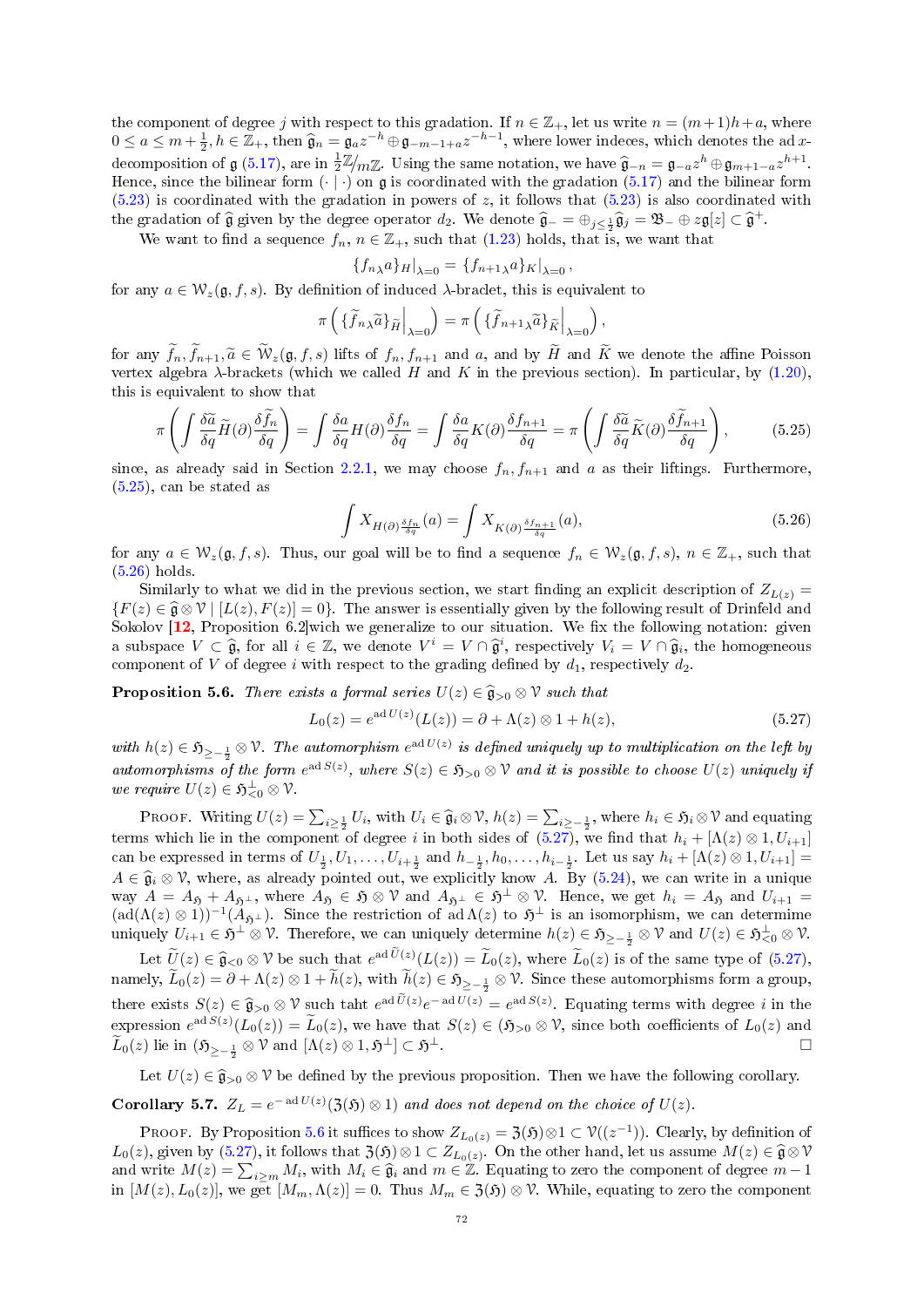the component of degree $j$ with respect to this gradation. If $n \in \mathbb{Z}_+$, let us write $n = (m+1)h + a$, where $0 \le a \le m + \frac{1}{2}$, $h \in \mathbb{Z}_+$, then $\widehat{\mathfrak{g}}_n = \mathfrak{g}_a z^{-h} \oplus \mathfrak{g}_{-m-1+a} z^{-h-1}$, where lower indeces, which denotes the ad $x$-decomposition of $\mathfrak{g}$ (5.17), are in $\frac{1}{2}\mathbb{Z}/_{m\mathbb{Z}}$. Using the same notation, we have $\widehat{\mathfrak{g}}_{-n} = \mathfrak{g}_{-a} z^h \oplus \mathfrak{g}_{m+1-a} z^{h+1}$. Hence, since the bilinear form $(\cdot \mid \cdot)$ on $\mathfrak{g}$ is coordinated with the gradation (5.17) and the bilinear form (5.23) is coordinated with the gradation in powers of $z$, it follows that (5.23) is also coordinated with the gradation of $\widehat{\mathfrak{g}}$ given by the degree operator $d_2$. We denote $\widehat{\mathfrak{g}}_- = \oplus_{j \le \frac{1}{2}} \widehat{\mathfrak{g}}_j = \mathfrak{B}_- \oplus z\mathfrak{g}[z] \subset \widehat{\mathfrak{g}}^+$.

We want to find a sequence $f_n$, $n \in \mathbb{Z}_+$, such that (1.23) holds, that is, we want that

$$\{f_n{}_\lambda a\}_H|_{\lambda=0} = \{f_{n+1}{}_\lambda a\}_K|_{\lambda=0}\,,$$

for any $a \in \mathcal{W}_z(\mathfrak{g}, f, s)$. By definition of induced $\lambda$-braclet, this is equivalent to

$$\pi\left(\{\widetilde{f}_n{}_\lambda \widetilde{a}\}_{\widetilde{H}}\Big|_{\lambda=0}\right) = \pi\left(\{\widetilde{f}_{n+1}{}_\lambda \widetilde{a}\}_{\widetilde{K}}\Big|_{\lambda=0}\right),$$

for any $\widetilde{f}_n, \widetilde{f}_{n+1}, \widetilde{a} \in \widetilde{\mathcal{W}}_z(\mathfrak{g}, f, s)$ lifts of $f_n, f_{n+1}$ and $a$, and by $\widetilde{H}$ and $\widetilde{K}$ we denote the affine Poisson vertex algebra $\lambda$-brackets (which we called $H$ and $K$ in the previous section). In particular, by (1.20), this is equivalent to show that

$$\pi\left(\int \frac{\delta \widetilde{a}}{\delta q} \widetilde{H}(\partial) \frac{\delta \widetilde{f}_n}{\delta q}\right) = \int \frac{\delta a}{\delta q} H(\partial) \frac{\delta f_n}{\delta q} = \int \frac{\delta a}{\delta q} K(\partial) \frac{\delta f_{n+1}}{\delta q} = \pi\left(\int \frac{\delta \widetilde{a}}{\delta q} \widetilde{K}(\partial) \frac{\delta \widetilde{f}_{n+1}}{\delta q}\right), \tag{5.25}$$

since, as already said in Section 2.2.1, we may choose $f_n, f_{n+1}$ and $a$ as their liftings. Furthermore, (5.25), can be stated as

$$\int X_{H(\partial)\frac{\delta f_n}{\delta q}}(a) = \int X_{K(\partial)\frac{\delta f_{n+1}}{\delta q}}(a), \tag{5.26}$$

for any $a \in \mathcal{W}_z(\mathfrak{g}, f, s)$. Thus, our goal will be to find a sequence $f_n \in \mathcal{W}_z(\mathfrak{g}, f, s)$, $n \in \mathbb{Z}_+$, such that (5.26) holds.

Similarly to what we did in the previous section, we start finding an explicit description of $Z_{L(z)} = \{F(z) \in \widehat{\mathfrak{g}} \otimes \mathcal{V} \mid [L(z), F(z)] = 0\}$. The answer is essentially given by the following result of Drinfeld and Sokolov [12, Proposition 6.2]wich we generalize to our situation. We fix the following notation: given a subspace $V \subset \widehat{\mathfrak{g}}$, for all $i \in \mathbb{Z}$, we denote $V^i = V \cap \widehat{\mathfrak{g}}^i$, respectively $V_i = V \cap \widehat{\mathfrak{g}}_i$, the homogeneous component of $V$ of degree $i$ with respect to the grading defined by $d_1$, respectively $d_2$.

**Proposition 5.6.** *There exists a formal series $U(z) \in \widehat{\mathfrak{g}}_{>0} \otimes \mathcal{V}$ such that*

$$L_0(z) = e^{\operatorname{ad} U(z)}(L(z)) = \partial + \Lambda(z) \otimes 1 + h(z), \tag{5.27}$$

*with $h(z) \in \mathfrak{H}_{\ge -\frac{1}{2}} \otimes \mathcal{V}$. The automorphism $e^{\operatorname{ad} U(z)}$ is defined uniquely up to multiplication on the left by automorphisms of the form $e^{\operatorname{ad} S(z)}$, where $S(z) \in \mathfrak{H}_{>0} \otimes \mathcal{V}$ and it is possible to choose $U(z)$ uniquely if we require $U(z) \in \mathfrak{H}^{\perp}_{<0} \otimes \mathcal{V}$.*

Proof. Writing $U(z) = \sum_{i \ge \frac{1}{2}} U_i$, with $U_i \in \widehat{\mathfrak{g}}_i \otimes \mathcal{V}$, $h(z) = \sum_{i \ge -\frac{1}{2}}$, where $h_i \in \mathfrak{H}_i \otimes \mathcal{V}$ and equating terms which lie in the component of degree $i$ in both sides of (5.27), we find that $h_i + [\Lambda(z) \otimes 1, U_{i+1}]$ can be expressed in terms of $U_{\frac{1}{2}}, U_1, \ldots, U_{i+\frac{1}{2}}$ and $h_{-\frac{1}{2}}, h_0, \ldots, h_{i-\frac{1}{2}}$. Let us say $h_i + [\Lambda(z) \otimes 1, U_{i+1}] = A \in \widehat{\mathfrak{g}}_i \otimes \mathcal{V}$, where, as already pointed out, we explicitly know $A$. By (5.24), we can write in a unique way $A = A_{\mathfrak{H}} + A_{\mathfrak{H}^\perp}$, where $A_{\mathfrak{H}} \in \mathfrak{H} \otimes \mathcal{V}$ and $A_{\mathfrak{H}^\perp} \in \mathfrak{H}^\perp \otimes \mathcal{V}$. Hence, we get $h_i = A_{\mathfrak{H}}$ and $U_{i+1} = (\operatorname{ad}(\Lambda(z) \otimes 1))^{-1}(A_{\mathfrak{H}^\perp})$. Since the restriction of $\operatorname{ad} \Lambda(z)$ to $\mathfrak{H}^\perp$ is an isomorphism, we can determime uniquely $U_{i+1} \in \mathfrak{H}^\perp \otimes \mathcal{V}$. Therefore, we can uniquely determine $h(z) \in \mathfrak{H}_{\ge -\frac{1}{2}} \otimes \mathcal{V}$ and $U(z) \in \mathfrak{H}^\perp_{<0} \otimes \mathcal{V}$.

Let $\widetilde{U}(z) \in \widehat{\mathfrak{g}}_{<0} \otimes \mathcal{V}$ be such that $e^{\operatorname{ad} \widetilde{U}(z)}(L(z)) = \widetilde{L}_0(z)$, where $\widetilde{L}_0(z)$ is of the same type of (5.27), namely, $\widetilde{L}_0(z) = \partial + \Lambda(z) \otimes 1 + \widetilde{h}(z)$, with $\widetilde{h}(z) \in \mathfrak{H}_{\ge -\frac{1}{2}} \otimes \mathcal{V}$. Since these automorphisms form a group, there exists $S(z) \in \widehat{\mathfrak{g}}_{>0} \otimes \mathcal{V}$ such taht $e^{\operatorname{ad} \widetilde{U}(z)} e^{-\operatorname{ad} U(z)} = e^{\operatorname{ad} S(z)}$. Equating terms with degree $i$ in the expression $e^{\operatorname{ad} S(z)}(L_0(z)) = \widetilde{L}_0(z)$, we have that $S(z) \in (\mathfrak{H}_{>0} \otimes \mathcal{V}$, since both coefficients of $L_0(z)$ and $\widetilde{L}_0(z)$ lie in $(\mathfrak{H}_{\ge -\frac{1}{2}} \otimes \mathcal{V}$ and $[\Lambda(z) \otimes 1, \mathfrak{H}^\perp] \subset \mathfrak{H}^\perp$. $\square$

Let $U(z) \in \widehat{\mathfrak{g}}_{>0} \otimes \mathcal{V}$ be defined by the previous proposition. Then we have the following corollary.

**Corollary 5.7.** *$Z_L = e^{-\operatorname{ad} U(z)}(\mathfrak{Z}(\mathfrak{H}) \otimes 1)$ and does not depend on the choice of $U(z)$.*

Proof. By Proposition 5.6 it suffices to show $Z_{L_0(z)} = \mathfrak{Z}(\mathfrak{H}) \otimes 1 \subset \mathcal{V}((z^{-1}))$. Clearly, by definition of $L_0(z)$, given by (5.27), it follows that $\mathfrak{Z}(\mathfrak{H}) \otimes 1 \subset Z_{L_0(z)}$. On the other hand, let us assume $M(z) \in \widehat{\mathfrak{g}} \otimes \mathcal{V}$ and write $M(z) = \sum_{i \ge m} M_i$, with $M_i \in \widehat{\mathfrak{g}}_i$ and $m \in \mathbb{Z}$. Equating to zero the component of degree $m-1$ in $[M(z), L_0(z)]$, we get $[M_m, \Lambda(z)] = 0$. Thus $M_m \in \mathfrak{Z}(\mathfrak{H}) \otimes \mathcal{V}$. While, equating to zero the component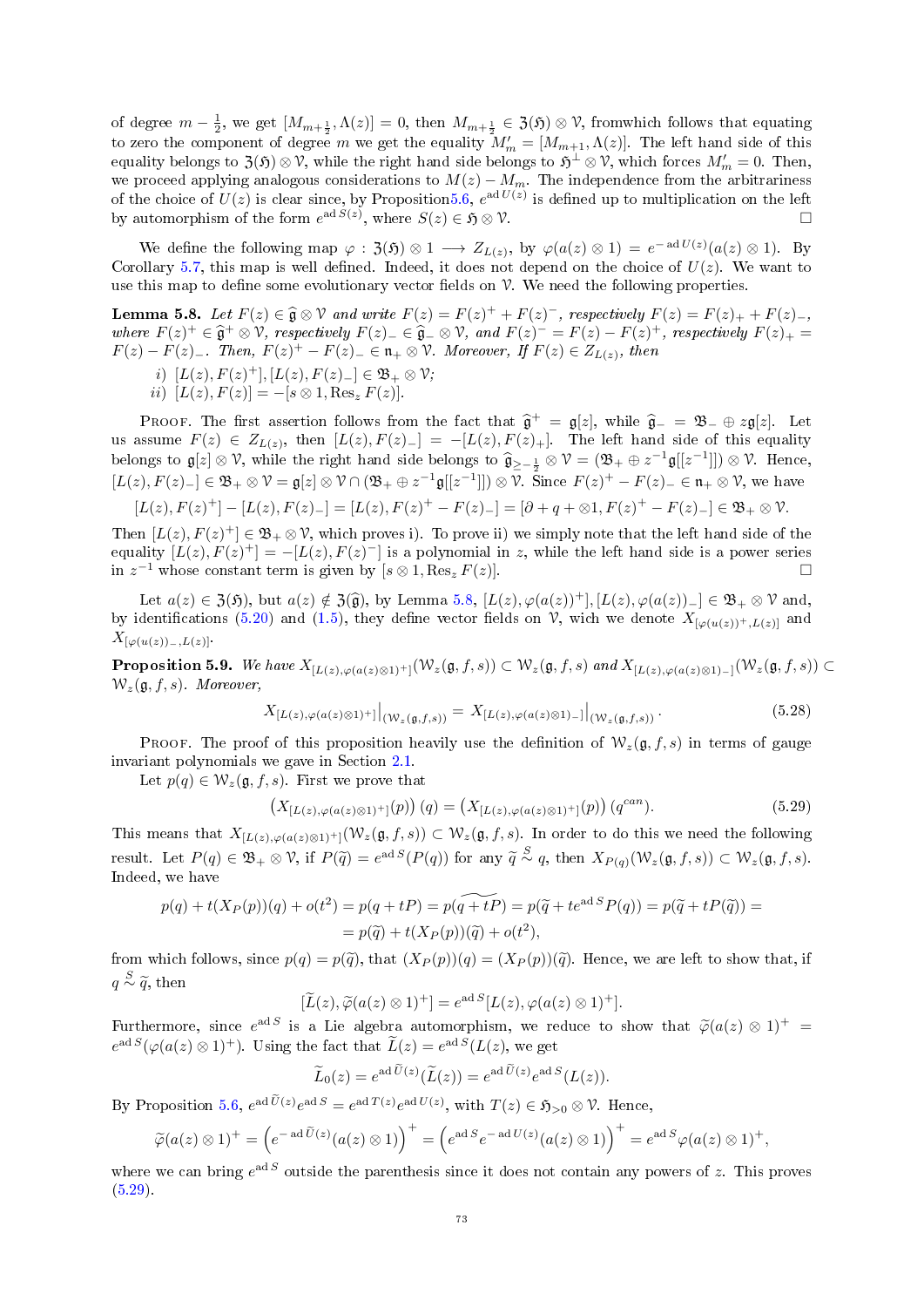of degree $m-\frac{1}{2}$, we get $[M_{m+\frac{1}{2}},\Lambda(z)]=0$, then $M_{m+\frac{1}{2}}\in\mathfrak{Z}(\mathfrak{H})\otimes\mathcal{V}$, fromwhich follows that equating to zero the component of degree $m$ we get the equality $M'_m=[M_{m+1},\Lambda(z)]$. The left hand side of this equality belongs to $\mathfrak{Z}(\mathfrak{H})\otimes\mathcal{V}$, while the right hand side belongs to $\mathfrak{H}^{\perp}\otimes\mathcal{V}$, which forces $M'_m=0$. Then, we proceed applying analogous considerations to $M(z)-M_m$. The independence from the arbitrariness of the choice of $U(z)$ is clear since, by Proposition5.6, $e^{\operatorname{ad}U(z)}$ is defined up to multiplication on the left by automorphism of the form $e^{\operatorname{ad}S(z)}$, where $S(z)\in\mathfrak{H}\otimes\mathcal{V}$. □

We define the following map $\varphi:\mathfrak{Z}(\mathfrak{H})\otimes 1\longrightarrow Z_{L(z)}$, by $\varphi(a(z)\otimes 1)=e^{-\operatorname{ad}U(z)}(a(z)\otimes 1)$. By Corollary 5.7, this map is well defined. Indeed, it does not depend on the choice of $U(z)$. We want to use this map to define some evolutionary vector fields on $\mathcal{V}$. We need the following properties.

**Lemma 5.8.** *Let $F(z)\in\widehat{\mathfrak{g}}\otimes\mathcal{V}$ and write $F(z)=F(z)^{+}+F(z)^{-}$, respectively $F(z)=F(z)_{+}+F(z)_{-}$, where $F(z)^{+}\in\widehat{\mathfrak{g}}^{+}\otimes\mathcal{V}$, respectively $F(z)_{-}\in\widehat{\mathfrak{g}}_{-}\otimes\mathcal{V}$, and $F(z)^{-}=F(z)-F(z)^{+}$, respectively $F(z)_{+}=F(z)-F(z)_{-}$. Then, $F(z)^{+}-F(z)_{-}\in\mathfrak{n}_{+}\otimes\mathcal{V}$. Moreover, If $F(z)\in Z_{L(z)}$, then*

*i) $[L(z),F(z)^{+}],[L(z),F(z)_{-}]\in\mathfrak{B}_{+}\otimes\mathcal{V}$;*

*ii) $[L(z),F(z)]=-[s\otimes 1,\operatorname{Res}_z F(z)]$.*

Proof. The first assertion follows from the fact that $\widehat{\mathfrak{g}}^{+}=\mathfrak{g}[z]$, while $\widehat{\mathfrak{g}}_{-}=\mathfrak{B}_{-}\oplus z\mathfrak{g}[z]$. Let us assume $F(z)\in Z_{L(z)}$, then $[L(z),F(z)_{-}]=-[L(z),F(z)_{+}]$. The left hand side of this equality belongs to $\mathfrak{g}[z]\otimes\mathcal{V}$, while the right hand side belongs to $\widehat{\mathfrak{g}}_{\geq-\frac{1}{2}}\otimes\mathcal{V}=(\mathfrak{B}_{+}\oplus z^{-1}\mathfrak{g}[[z^{-1}]])\otimes\mathcal{V}$. Hence, $[L(z),F(z)_{-}]\in\mathfrak{B}_{+}\otimes\mathcal{V}=\mathfrak{g}[z]\otimes\mathcal{V}\cap(\mathfrak{B}_{+}\oplus z^{-1}\mathfrak{g}[[z^{-1}]])\otimes\mathcal{V}$. Since $F(z)^{+}-F(z)_{-}\in\mathfrak{n}_{+}\otimes\mathcal{V}$, we have

$$[L(z),F(z)^{+}]-[L(z),F(z)_{-}]=[L(z),F(z)^{+}-F(z)_{-}]=[\partial+q+\otimes 1,F(z)^{+}-F(z)_{-}]\in\mathfrak{B}_{+}\otimes\mathcal{V}.$$

Then $[L(z),F(z)^{+}]\in\mathfrak{B}_{+}\otimes\mathcal{V}$, which proves i). To prove ii) we simply note that the left hand side of the equality $[L(z),F(z)^{+}]=-[L(z),F(z)^{-}]$ is a polynomial in $z$, while the left hand side is a power series in $z^{-1}$ whose constant term is given by $[s\otimes 1,\operatorname{Res}_z F(z)]$. □

Let $a(z)\in\mathfrak{Z}(\mathfrak{H})$, but $a(z)\notin\mathfrak{Z}(\widehat{\mathfrak{g}})$, by Lemma 5.8, $[L(z),\varphi(a(z))^{+}],[L(z),\varphi(a(z))_{-}]\in\mathfrak{B}_{+}\otimes\mathcal{V}$ and, by identifications (5.20) and (1.5), they define vector fields on $\mathcal{V}$, wich we denote $X_{[\varphi(u(z))^{+},L(z)]}$ and $X_{[\varphi(u(z))_{-},L(z)]}$.

**Proposition 5.9.** *We have $X_{[L(z),\varphi(a(z)\otimes 1)^{+}]}(\mathcal{W}_z(\mathfrak{g},f,s))\subset\mathcal{W}_z(\mathfrak{g},f,s)$ and $X_{[L(z),\varphi(a(z)\otimes 1)_{-}]}(\mathcal{W}_z(\mathfrak{g},f,s))\subset\mathcal{W}_z(\mathfrak{g},f,s)$. Moreover,*

$$X_{[L(z),\varphi(a(z)\otimes 1)^{+}]}\big|_{(\mathcal{W}_z(\mathfrak{g},f,s))}=X_{[L(z),\varphi(a(z)\otimes 1)_{-}]}\big|_{(\mathcal{W}_z(\mathfrak{g},f,s))}.\tag{5.28}$$

Proof. The proof of this proposition heavily use the definition of $\mathcal{W}_z(\mathfrak{g},f,s)$ in terms of gauge invariant polynomials we gave in Section 2.1.

Let $p(q)\in\mathcal{W}_z(\mathfrak{g},f,s)$. First we prove that

$$\left(X_{[L(z),\varphi(a(z)\otimes 1)^{+}]}(p)\right)(q)=\left(X_{[L(z),\varphi(a(z)\otimes 1)^{+}]}(p)\right)(q^{can}).\tag{5.29}$$

This means that $X_{[L(z),\varphi(a(z)\otimes 1)^{+}]}(\mathcal{W}_z(\mathfrak{g},f,s))\subset\mathcal{W}_z(\mathfrak{g},f,s)$. In order to do this we need the following result. Let $P(q)\in\mathfrak{B}_{+}\otimes\mathcal{V}$, if $P(\widetilde{q})=e^{\operatorname{ad}S}(P(q))$ for any $\widetilde{q}\overset{S}{\sim}q$, then $X_{P(q)}(\mathcal{W}_z(\mathfrak{g},f,s))\subset\mathcal{W}_z(\mathfrak{g},f,s)$. Indeed, we have

$$\begin{aligned}p(q)+t(X_P(p))(q)+o(t^2)&=p(q+tP)=p(\widetilde{q+tP})=p(\widetilde{q}+te^{\operatorname{ad}S}P(q))=p(\widetilde{q}+tP(\widetilde{q}))=\\&=p(\widetilde{q})+t(X_P(p))(\widetilde{q})+o(t^2),\end{aligned}$$

from which follows, since $p(q)=p(\widetilde{q})$, that $(X_P(p))(q)=(X_P(p))(\widetilde{q})$. Hence, we are left to show that, if $q\overset{S}{\sim}\widetilde{q}$, then

$$[\widetilde{L}(z),\widetilde{\varphi}(a(z)\otimes 1)^{+}]=e^{\operatorname{ad}S}[L(z),\varphi(a(z)\otimes 1)^{+}].$$

Furthermore, since $e^{\operatorname{ad}S}$ is a Lie algebra automorphism, we reduce to show that $\widetilde{\varphi}(a(z)\otimes 1)^{+}=e^{\operatorname{ad}S}(\varphi(a(z)\otimes 1)^{+})$. Using the fact that $\widetilde{L}(z)=e^{\operatorname{ad}S}(L(z))$, we get

$$\widetilde{L}_0(z)=e^{\operatorname{ad}\widetilde{U}(z)}(\widetilde{L}(z))=e^{\operatorname{ad}\widetilde{U}(z)}e^{\operatorname{ad}S}(L(z)).$$

By Proposition 5.6, $e^{\operatorname{ad}\widetilde{U}(z)}e^{\operatorname{ad}S}=e^{\operatorname{ad}T(z)}e^{\operatorname{ad}U(z)}$, with $T(z)\in\mathfrak{H}_{>0}\otimes\mathcal{V}$. Hence,

$$\widetilde{\varphi}(a(z)\otimes 1)^{+}=\left(e^{-\operatorname{ad}\widetilde{U}(z)}(a(z)\otimes 1)\right)^{+}=\left(e^{\operatorname{ad}S}e^{-\operatorname{ad}U(z)}(a(z)\otimes 1)\right)^{+}=e^{\operatorname{ad}S}\varphi(a(z)\otimes 1)^{+},$$

where we can bring $e^{\operatorname{ad}S}$ outside the parenthesis since it does not contain any powers of $z$. This proves (5.29).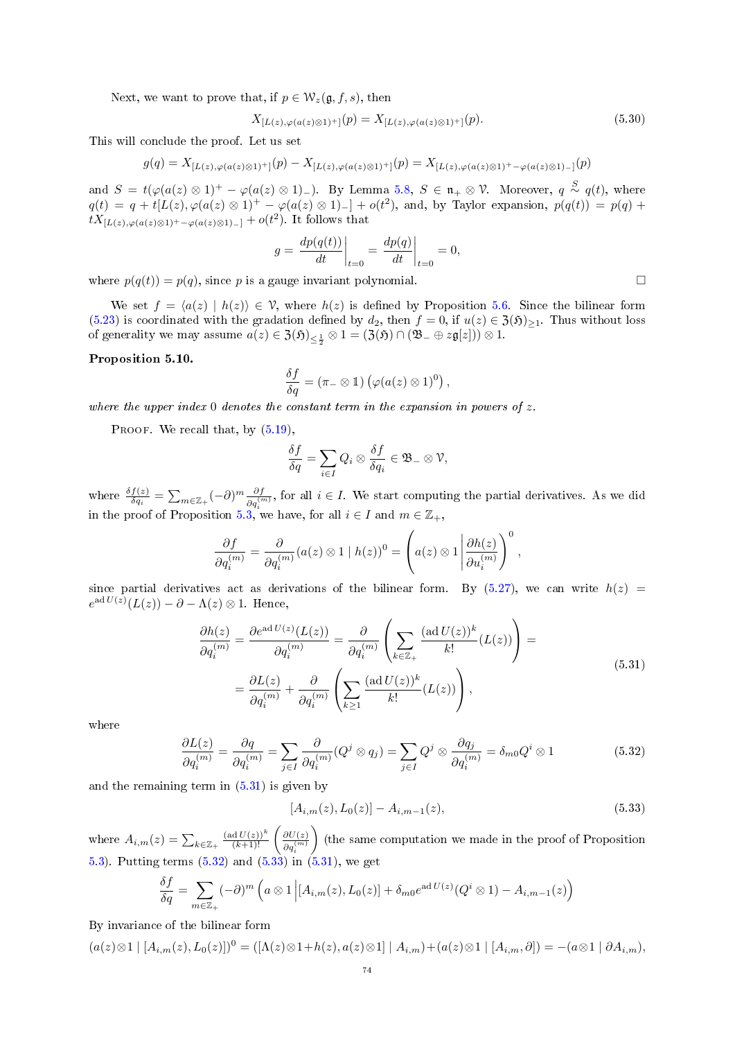Next, we want to prove that, if $p \in \mathcal{W}_z(\mathfrak{g}, f, s)$, then

$$X_{[L(z), \varphi(a(z)\otimes 1)^+]}(p) = X_{[L(z), \varphi(a(z)\otimes 1)^+]}(p). \tag{5.30}$$

This will conclude the proof. Let us set

$$g(q) = X_{[L(z), \varphi(a(z)\otimes 1)^+]}(p) - X_{[L(z), \varphi(a(z)\otimes 1)^+]}(p) = X_{[L(z), \varphi(a(z)\otimes 1)^+ - \varphi(a(z)\otimes 1)_-]}(p)$$

and $S = t(\varphi(a(z)\otimes 1)^+ - \varphi(a(z)\otimes 1)_-)$. By Lemma 5.8, $S \in \mathfrak{n}_+ \otimes \mathcal{V}$. Moreover, $q \overset{S}{\sim} q(t)$, where $q(t) = q + t[L(z), \varphi(a(z)\otimes 1)^+ - \varphi(a(z)\otimes 1)_-] + o(t^2)$, and, by Taylor expansion, $p(q(t)) = p(q) + tX_{[L(z), \varphi(a(z)\otimes 1)^+ - \varphi(a(z)\otimes 1)_-]} + o(t^2)$. It follows that

$$g = \left.\frac{dp(q(t))}{dt}\right|_{t=0} = \left.\frac{dp(q)}{dt}\right|_{t=0} = 0,$$

where $p(q(t)) = p(q)$, since $p$ is a gauge invariant polynomial. $\square$

We set $f = \langle a(z) \mid h(z)\rangle \in \mathcal{V}$, where $h(z)$ is defined by Proposition 5.6. Since the bilinear form (5.23) is coordinated with the gradation defined by $d_2$, then $f = 0$, if $u(z) \in \mathfrak{Z}(\mathfrak{H})_{\geq 1}$. Thus without loss of generality we may assume $a(z) \in \mathfrak{Z}(\mathfrak{H})_{\leq \frac{1}{2}} \otimes 1 = (\mathfrak{Z}(\mathfrak{H}) \cap (\mathfrak{B}_- \oplus z\mathfrak{g}[z])) \otimes 1$.

**Proposition 5.10.**

$$\frac{\delta f}{\delta q} = (\pi_- \otimes \mathbb{1})\left(\varphi(a(z)\otimes 1)^0\right),$$

*where the upper index 0 denotes the constant term in the expansion in powers of $z$.*

Proof. We recall that, by (5.19),

$$\frac{\delta f}{\delta q} = \sum_{i\in I} Q_i \otimes \frac{\delta f}{\delta q_i} \in \mathfrak{B}_- \otimes \mathcal{V},$$

where $\frac{\delta f(z)}{\delta q_i} = \sum_{m\in\mathbb{Z}_+} (-\partial)^m \frac{\partial f}{\partial q_i^{(m)}}$, for all $i \in I$. We start computing the partial derivatives. As we did in the proof of Proposition 5.3, we have, for all $i \in I$ and $m \in \mathbb{Z}_+$,

$$\frac{\partial f}{\partial q_i^{(m)}} = \frac{\partial}{\partial q_i^{(m)}}(a(z)\otimes 1 \mid h(z))^0 = \left(a(z)\otimes 1 \left| \frac{\partial h(z)}{\partial u_i^{(m)}}\right.\right)^0,$$

since partial derivatives act as derivations of the bilinear form. By (5.27), we can write $h(z) = e^{\operatorname{ad} U(z)}(L(z)) - \partial - \Lambda(z)\otimes 1$. Hence,

$$\begin{aligned}\frac{\partial h(z)}{\partial q_i^{(m)}} &= \frac{\partial e^{\operatorname{ad} U(z)}(L(z))}{\partial q_i^{(m)}} = \frac{\partial}{\partial q_i^{(m)}}\left(\sum_{k\in\mathbb{Z}_+} \frac{(\operatorname{ad} U(z))^k}{k!}(L(z))\right) = \\ &= \frac{\partial L(z)}{\partial q_i^{(m)}} + \frac{\partial}{\partial q_i^{(m)}}\left(\sum_{k\geq 1} \frac{(\operatorname{ad} U(z))^k}{k!}(L(z))\right),\end{aligned} \tag{5.31}$$

where

$$\frac{\partial L(z)}{\partial q_i^{(m)}} = \frac{\partial q}{\partial q_i^{(m)}} = \sum_{j\in I} \frac{\partial}{\partial q_i^{(m)}}(Q^j \otimes q_j) = \sum_{j\in I} Q^j \otimes \frac{\partial q_j}{\partial q_i^{(m)}} = \delta_{m0} Q^i \otimes 1 \tag{5.32}$$

and the remaining term in (5.31) is given by

$$[A_{i,m}(z), L_0(z)] - A_{i,m-1}(z), \tag{5.33}$$

where $A_{i,m}(z) = \sum_{k\in\mathbb{Z}_+} \frac{(\operatorname{ad} U(z))^k}{(k+1)!}\left(\frac{\partial U(z)}{\partial q_i^{(m)}}\right)$ (the same computation we made in the proof of Proposition 5.3). Putting terms (5.32) and (5.33) in (5.31), we get

$$\frac{\delta f}{\delta q} = \sum_{m\in\mathbb{Z}_+} (-\partial)^m \left(a\otimes 1 \left| [A_{i,m}(z), L_0(z)] + \delta_{m0} e^{\operatorname{ad} U(z)}(Q^i \otimes 1) - A_{i,m-1}(z)\right.\right)$$

By invariance of the bilinear form

$$(a(z)\otimes 1 \mid [A_{i,m}(z), L_0(z)])^0 = ([\Lambda(z)\otimes 1 + h(z), a(z)\otimes 1] \mid A_{i,m}) + (a(z)\otimes 1 \mid [A_{i,m}, \partial]) = -(a\otimes 1 \mid \partial A_{i,m}),$$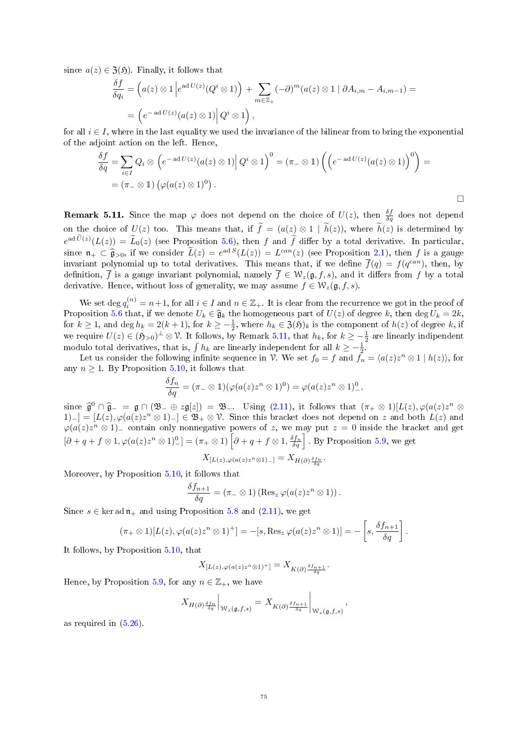since $a(z) \in \mathfrak{Z}(\mathfrak{H})$. Finally, it follows that

$$\frac{\delta f}{\delta q_i} = \left(a(z) \otimes 1 \middle| e^{\operatorname{ad} U(z)}(Q^i \otimes 1)\right) + \sum_{m \in \mathbb{Z}_+} (-\partial)^m (a(z) \otimes 1 \mid \partial A_{i,m} - A_{i,m-1}) =$$
$$= \left(e^{-\operatorname{ad} U(z)}(a(z) \otimes 1) \middle| Q^i \otimes 1\right),$$

for all $i \in I$, where in the last equality we used the invariance of the bilinear from to bring the exponential of the adjoint action on the left. Hence,

$$\frac{\delta f}{\delta q} = \sum_{i \in I} Q_i \otimes \left(e^{-\operatorname{ad} U(z)}(a(z) \otimes 1) \middle| Q^i \otimes 1\right)^0 = (\pi_- \otimes \mathbb{1}) \left(\left(e^{-\operatorname{ad} U(z)}(a(z) \otimes 1)\right)^0\right) =$$
$$= (\pi_- \otimes \mathbb{1}) \left(\varphi(a(z) \otimes 1)^0\right).$$

∎

**Remark 5.11.** Since the map $\varphi$ does not depend on the choice of $U(z)$, then $\frac{\delta f}{\delta q}$ does not depend on the choice of $U(z)$ too. This means that, if $\widetilde{f} = (a(z) \otimes 1 \mid \widetilde{h}(z))$, where $\widetilde{h}(z)$ is determined by $e^{\operatorname{ad} \widetilde{U}(z)}(L(z)) = \widetilde{L}_0(z)$ (see Proposition 5.6), then $f$ and $\widetilde{f}$ differ by a total derivative. In particular, since $\mathfrak{n}_+ \subset \widehat{\mathfrak{g}}_{>0}$, if we consider $\widetilde{L}(z) = e^{\operatorname{ad} S}(L(z)) = L^{can}(z)$ (see Proposition 2.1), then $f$ is a gauge invariant polynomial up to total derivatives. This means that, if we define $\overline{f}(q) = f(q^{can})$, then, by definition, $\overline{f}$ is a gauge invariant polynomial, namely $\overline{f} \in \mathcal{W}_z(\mathfrak{g}, f, s)$, and it differs from $f$ by a total derivative. Hence, without loss of generality, we may assume $f \in \mathcal{W}_z(\mathfrak{g}, f, s)$.

We set $\deg q_i^{(n)} = n+1$, for all $i \in I$ and $n \in \mathbb{Z}_+$. It is clear from the recurrence we got in the proof of Proposition 5.6 that, if we denote $U_k \in \widehat{\mathfrak{g}}_k$ the homogeneous part of $U(z)$ of degree $k$, then $\deg U_k = 2k$, for $k \geq 1$, and $\deg h_k = 2(k+1)$, for $k \geq -\frac{1}{2}$, where $h_k \in \mathfrak{Z}(\mathfrak{H})_k$ is the component of $h(z)$ of degree $k$, if we require $U(z) \in (\mathfrak{H}_{>0})^\perp \otimes \mathcal{V}$. It follows, by Remark 5.11, that $h_k$, for $k \geq -\frac{1}{2}$ are linearly indipendent modulo total derivatives, that is, $\int h_k$ are linearly independent for all $k \geq -\frac{1}{2}$.

Let us consider the following infinite sequence in $\mathcal{V}$. We set $f_0 = f$ and $f_n = \langle a(z)z^n \otimes 1 \mid h(z)\rangle$, for any $n \geq 1$. By Proposition 5.10, it follows that

$$\frac{\delta f_n}{\delta q} = (\pi_- \otimes \mathbb{1})(\varphi(a(z)z^n \otimes 1)^0) = \varphi(a(z)z^n \otimes 1)^0_-,$$

since $\widehat{\mathfrak{g}}^0 \cap \widehat{\mathfrak{g}}_- = \mathfrak{g} \cap (\mathfrak{B}_- \oplus z\mathfrak{g}[z]) = \mathfrak{B}_-$. Using (2.11), it follows that $(\pi_+ \otimes 1)[L(z), \varphi(a(z)z^n \otimes 1)_-] = [L(z), \varphi(a(z)z^n \otimes 1)_-] \in \mathfrak{B}_+ \otimes \mathcal{V}$. Since this bracket does not depend on $z$ and both $L(z)$ and $\varphi(a(z)z^n \otimes 1)_-$ contain only nonnegative powers of $z$, we may put $z = 0$ inside the bracket and get $[\partial + q + f \otimes 1, \varphi(a(z)z^n \otimes 1)^0_-] = (\pi_+ \otimes 1)\left[\partial + q + f \otimes 1, \frac{\delta f_n}{\delta q}\right]$. By Proposition 5.9, we get

$$X_{[L(z), \varphi(a(z)z^n \otimes 1)_-]} = X_{H(\partial)\frac{\delta f_n}{\delta q}}.$$

Moreover, by Proposition 5.10, it follows that

$$\frac{\delta f_{n+1}}{\delta q} = (\pi_- \otimes 1)\left(\operatorname{Res}_z \varphi(a(z)z^n \otimes 1)\right).$$

Since $s \in \ker \operatorname{ad} \mathfrak{n}_+$ and using Proposition 5.8 and (2.11), we get

$$(\pi_+ \otimes 1)[L(z), \varphi(a(z)z^n \otimes 1)^+] = -[s, \operatorname{Res}_z \varphi(a(z)z^n \otimes 1)] = -\left[s, \frac{\delta f_{n+1}}{\delta q}\right].$$

It follows, by Proposition 5.10, that

$$X_{[L(z), \varphi(a(z)z^n \otimes 1)^+]} = X_{K(\partial)\frac{\delta f_{n+1}}{\delta q}}.$$

Hence, by Proposition 5.9, for any $n \in \mathbb{Z}_+$, we have

$$X_{H(\partial)\frac{\delta f_n}{\delta q}}\Big|_{\mathcal{W}_z(\mathfrak{g}, f, s)} = X_{K(\partial)\frac{\delta f_{n+1}}{\delta q}}\Big|_{\mathcal{W}_z(\mathfrak{g}, f, s)},$$

as required in (5.26).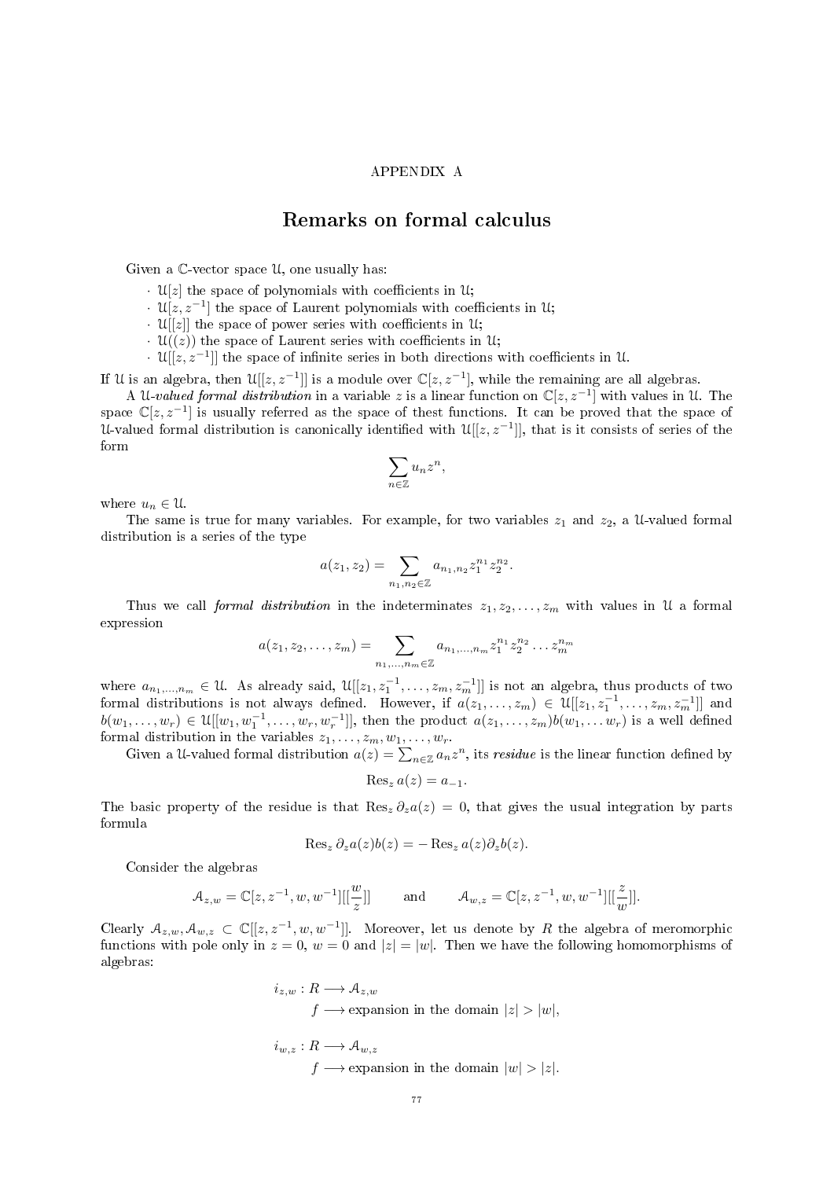APPENDIX A

# Remarks on formal calculus

Given a $\mathbb{C}$-vector space $\mathcal{U}$, one usually has:

- $\mathcal{U}[z]$ the space of polynomials with coefficients in $\mathcal{U}$;
- $\mathcal{U}[z, z^{-1}]$ the space of Laurent polynomials with coefficients in $\mathcal{U}$;
- $\mathcal{U}[[z]]$ the space of power series with coefficients in $\mathcal{U}$;
- $\mathcal{U}((z))$ the space of Laurent series with coefficients in $\mathcal{U}$;
- $\mathcal{U}[[z, z^{-1}]]$ the space of infinite series in both directions with coefficients in $\mathcal{U}$.

If $\mathcal{U}$ is an algebra, then $\mathcal{U}[[z, z^{-1}]]$ is a module over $\mathbb{C}[z, z^{-1}]$, while the remaining are all algebras.

A *$\mathcal{U}$-valued formal distribution* in a variable $z$ is a linear function on $\mathbb{C}[z, z^{-1}]$ with values in $\mathcal{U}$. The space $\mathbb{C}[z, z^{-1}]$ is usually referred as the space of thest functions. It can be proved that the space of $\mathcal{U}$-valued formal distribution is canonically identified with $\mathcal{U}[[z, z^{-1}]]$, that is it consists of series of the form

$$\sum_{n \in \mathbb{Z}} u_n z^n,$$

where $u_n \in \mathcal{U}$.

The same is true for many variables. For example, for two variables $z_1$ and $z_2$, a $\mathcal{U}$-valued formal distribution is a series of the type

$$a(z_1, z_2) = \sum_{n_1, n_2 \in \mathbb{Z}} a_{n_1, n_2} z_1^{n_1} z_2^{n_2}.$$

Thus we call *formal distribution* in the indeterminates $z_1, z_2, \ldots, z_m$ with values in $\mathcal{U}$ a formal expression

$$a(z_1, z_2, \ldots, z_m) = \sum_{n_1, \ldots, n_m \in \mathbb{Z}} a_{n_1, \ldots, n_m} z_1^{n_1} z_2^{n_2} \ldots z_m^{n_m}$$

where $a_{n_1, \ldots, n_m} \in \mathcal{U}$. As already said, $\mathcal{U}[[z_1, z_1^{-1}, \ldots, z_m, z_m^{-1}]]$ is not an algebra, thus products of two formal distributions is not always defined. However, if $a(z_1, \ldots, z_m) \in \mathcal{U}[[z_1, z_1^{-1}, \ldots, z_m, z_m^{-1}]]$ and $b(w_1, \ldots, w_r) \in \mathcal{U}[[w_1, w_1^{-1}, \ldots, w_r, w_r^{-1}]]$, then the product $a(z_1, \ldots, z_m)b(w_1, \ldots w_r)$ is a well defined formal distribution in the variables $z_1, \ldots, z_m, w_1, \ldots, w_r$.

Given a $\mathcal{U}$-valued formal distribution $a(z) = \sum_{n \in \mathbb{Z}} a_n z^n$, its *residue* is the linear function defined by

$$\operatorname{Res}_z a(z) = a_{-1}.$$

The basic property of the residue is that $\operatorname{Res}_z \partial_z a(z) = 0$, that gives the usual integration by parts formula

$$\operatorname{Res}_z \partial_z a(z) b(z) = -\operatorname{Res}_z a(z) \partial_z b(z).$$

Consider the algebras

$$\mathcal{A}_{z,w} = \mathbb{C}[z, z^{-1}, w, w^{-1}][[\frac{w}{z}]] \qquad \text{and} \qquad \mathcal{A}_{w,z} = \mathbb{C}[z, z^{-1}, w, w^{-1}][[\frac{z}{w}]].$$

Clearly $\mathcal{A}_{z,w}, \mathcal{A}_{w,z} \subset \mathbb{C}[[z, z^{-1}, w, w^{-1}]]$. Moreover, let us denote by $R$ the algebra of meromorphic functions with pole only in $z = 0$, $w = 0$ and $|z| = |w|$. Then we have the following homomorphisms of algebras:

$$\begin{aligned} i_{z,w} : R &\longrightarrow \mathcal{A}_{z,w} \\ f &\longrightarrow \text{expansion in the domain } |z| > |w|, \end{aligned}$$

$$\begin{aligned} i_{w,z} : R &\longrightarrow \mathcal{A}_{w,z} \\ f &\longrightarrow \text{expansion in the domain } |w| > |z|. \end{aligned}$$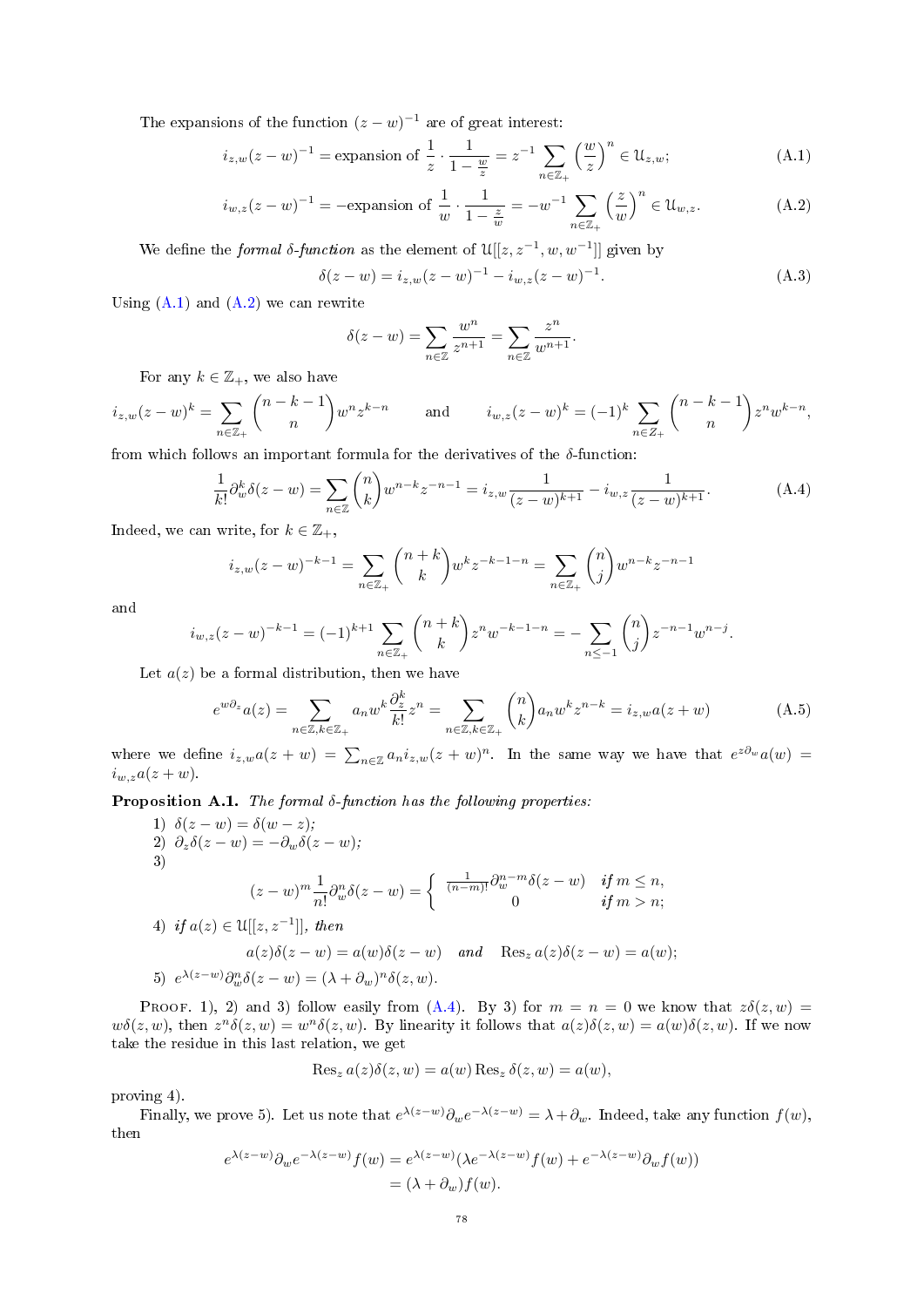The expansions of the function $(z-w)^{-1}$ are of great interest:

$$i_{z,w}(z-w)^{-1} = \text{expansion of } \frac{1}{z}\cdot\frac{1}{1-\frac{w}{z}} = z^{-1}\sum_{n\in\mathbb{Z}_+}\left(\frac{w}{z}\right)^n \in \mathcal{U}_{z,w}; \tag{A.1}$$

$$i_{w,z}(z-w)^{-1} = -\text{expansion of } \frac{1}{w}\cdot\frac{1}{1-\frac{z}{w}} = -w^{-1}\sum_{n\in\mathbb{Z}_+}\left(\frac{z}{w}\right)^n \in \mathcal{U}_{w,z}. \tag{A.2}$$

We define the *formal $\delta$-function* as the element of $\mathcal{U}[[z,z^{-1},w,w^{-1}]]$ given by

$$\delta(z-w) = i_{z,w}(z-w)^{-1} - i_{w,z}(z-w)^{-1}. \tag{A.3}$$

Using (A.1) and (A.2) we can rewrite

$$\delta(z-w) = \sum_{n\in\mathbb{Z}}\frac{w^n}{z^{n+1}} = \sum_{n\in\mathbb{Z}}\frac{z^n}{w^{n+1}}.$$

For any $k\in\mathbb{Z}_+$, we also have

$$i_{z,w}(z-w)^k = \sum_{n\in\mathbb{Z}_+}\binom{n-k-1}{n}w^n z^{k-n} \qquad\text{and}\qquad i_{w,z}(z-w)^k = (-1)^k\sum_{n\in Z_+}\binom{n-k-1}{n}z^n w^{k-n},$$

from which follows an important formula for the derivatives of the $\delta$-function:

$$\frac{1}{k!}\partial_w^k\delta(z-w) = \sum_{n\in\mathbb{Z}}\binom{n}{k}w^{n-k}z^{-n-1} = i_{z,w}\frac{1}{(z-w)^{k+1}} - i_{w,z}\frac{1}{(z-w)^{k+1}}. \tag{A.4}$$

Indeed, we can write, for $k\in\mathbb{Z}_+$,

$$i_{z,w}(z-w)^{-k-1} = \sum_{n\in\mathbb{Z}_+}\binom{n+k}{k}w^k z^{-k-1-n} = \sum_{n\in\mathbb{Z}_+}\binom{n}{j}w^{n-k}z^{-n-1}$$

and

$$i_{w,z}(z-w)^{-k-1} = (-1)^{k+1}\sum_{n\in\mathbb{Z}_+}\binom{n+k}{k}z^n w^{-k-1-n} = -\sum_{n\leq -1}\binom{n}{j}z^{-n-1}w^{n-j}.$$

Let $a(z)$ be a formal distribution, then we have

$$e^{w\partial_z}a(z) = \sum_{n\in\mathbb{Z},k\in\mathbb{Z}_+}a_n w^k\frac{\partial_z^k}{k!}z^n = \sum_{n\in\mathbb{Z},k\in\mathbb{Z}_+}\binom{n}{k}a_n w^k z^{n-k} = i_{z,w}a(z+w) \tag{A.5}$$

where we define $i_{z,w}a(z+w) = \sum_{n\in\mathbb{Z}}a_n i_{z,w}(z+w)^n$. In the same way we have that $e^{z\partial_w}a(w) = i_{w,z}a(z+w)$.

**Proposition A.1.** *The formal $\delta$-function has the following properties:*

1) $\delta(z-w) = \delta(w-z)$;
2) $\partial_z\delta(z-w) = -\partial_w\delta(z-w)$;
3)
$$(z-w)^m\frac{1}{n!}\partial_w^n\delta(z-w) = \begin{cases}\frac{1}{(n-m)!}\partial_w^{n-m}\delta(z-w) & \textit{if } m\leq n,\\ 0 & \textit{if } m>n;\end{cases}$$
4) *if* $a(z)\in\mathcal{U}[[z,z^{-1}]]$, *then*
$$a(z)\delta(z-w) = a(w)\delta(z-w) \quad\textit{and}\quad \operatorname{Res}_z a(z)\delta(z-w) = a(w);$$
5) $e^{\lambda(z-w)}\partial_w^n\delta(z-w) = (\lambda+\partial_w)^n\delta(z,w)$.

Proof. 1), 2) and 3) follow easily from (A.4). By 3) for $m=n=0$ we know that $z\delta(z,w) = w\delta(z,w)$, then $z^n\delta(z,w) = w^n\delta(z,w)$. By linearity it follows that $a(z)\delta(z,w) = a(w)\delta(z,w)$. If we now take the residue in this last relation, we get

$$\operatorname{Res}_z a(z)\delta(z,w) = a(w)\operatorname{Res}_z\delta(z,w) = a(w),$$

proving 4).

Finally, we prove 5). Let us note that $e^{\lambda(z-w)}\partial_w e^{-\lambda(z-w)} = \lambda+\partial_w$. Indeed, take any function $f(w)$, then

$$\begin{aligned}e^{\lambda(z-w)}\partial_w e^{-\lambda(z-w)}f(w) &= e^{\lambda(z-w)}(\lambda e^{-\lambda(z-w)}f(w) + e^{-\lambda(z-w)}\partial_w f(w))\\ &= (\lambda+\partial_w)f(w).\end{aligned}$$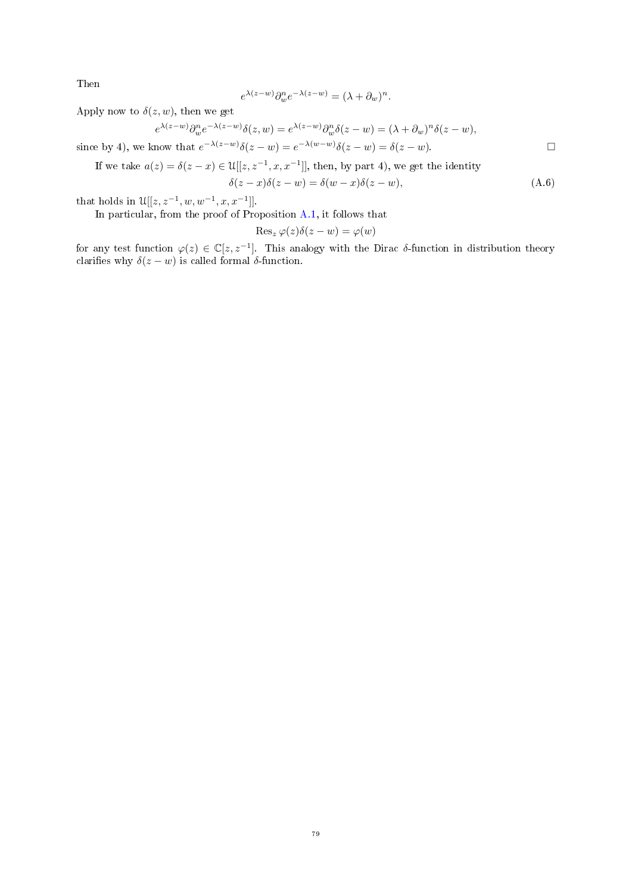Then

$$e^{\lambda(z-w)}\partial_w^n e^{-\lambda(z-w)} = (\lambda + \partial_w)^n.$$

Apply now to $\delta(z,w)$, then we get

$$e^{\lambda(z-w)}\partial_w^n e^{-\lambda(z-w)}\delta(z,w) = e^{\lambda(z-w)}\partial_w^n \delta(z-w) = (\lambda + \partial_w)^n \delta(z-w),$$

since by 4), we know that $e^{-\lambda(z-w)}\delta(z-w) = e^{-\lambda(w-w)}\delta(z-w) = \delta(z-w)$. □

If we take $a(z) = \delta(z-x) \in \mathcal{U}[[z, z^{-1}, x, x^{-1}]]$, then, by part 4), we get the identity

$$\delta(z-x)\delta(z-w) = \delta(w-x)\delta(z-w), \tag{A.6}$$

that holds in $\mathcal{U}[[z, z^{-1}, w, w^{-1}, x, x^{-1}]]$.

In particular, from the proof of Proposition A.1, it follows that

$$\operatorname{Res}_z \varphi(z)\delta(z-w) = \varphi(w)$$

for any test function $\varphi(z) \in \mathbb{C}[z, z^{-1}]$. This analogy with the Dirac $\delta$-function in distribution theory clarifies why $\delta(z-w)$ is called formal $\delta$-function.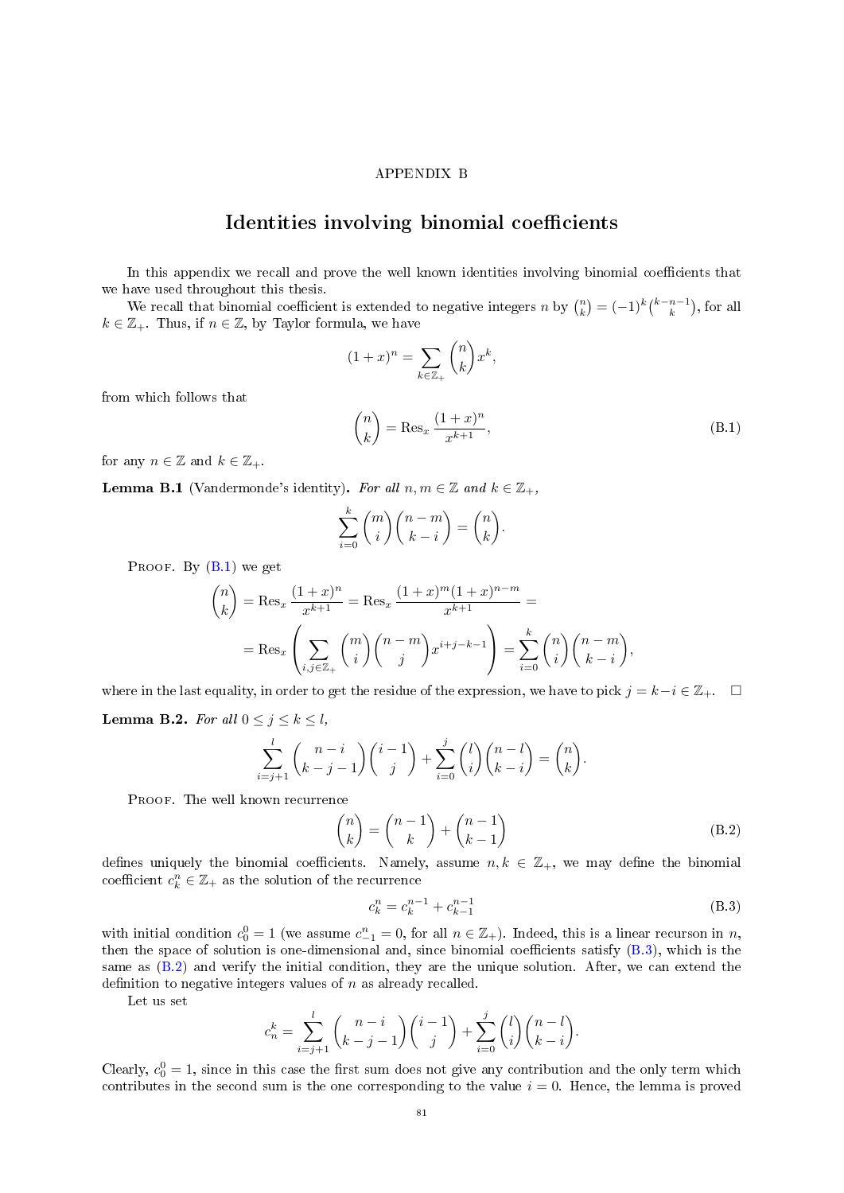APPENDIX B

# Identities involving binomial coefficients

In this appendix we recall and prove the well known identities involving binomial coefficients that we have used throughout this thesis.

We recall that binomial coefficient is extended to negative integers $n$ by $\binom{n}{k} = (-1)^k \binom{k-n-1}{k}$, for all $k \in \mathbb{Z}_+$. Thus, if $n \in \mathbb{Z}$, by Taylor formula, we have

$$(1+x)^n = \sum_{k \in \mathbb{Z}_+} \binom{n}{k} x^k,$$

from which follows that

$$\binom{n}{k} = \operatorname{Res}_x \frac{(1+x)^n}{x^{k+1}}, \tag{B.1}$$

for any $n \in \mathbb{Z}$ and $k \in \mathbb{Z}_+$.

**Lemma B.1** (Vandermonde's identity)**.** *For all $n, m \in \mathbb{Z}$ and $k \in \mathbb{Z}_+$,*

$$\sum_{i=0}^{k} \binom{m}{i} \binom{n-m}{k-i} = \binom{n}{k}.$$

Proof. By (B.1) we get

$$\begin{aligned}\binom{n}{k} &= \operatorname{Res}_x \frac{(1+x)^n}{x^{k+1}} = \operatorname{Res}_x \frac{(1+x)^m (1+x)^{n-m}}{x^{k+1}} = \\ &= \operatorname{Res}_x \left( \sum_{i,j \in \mathbb{Z}_+} \binom{m}{i} \binom{n-m}{j} x^{i+j-k-1} \right) = \sum_{i=0}^{k} \binom{n}{i} \binom{n-m}{k-i},\end{aligned}$$

where in the last equality, in order to get the residue of the expression, we have to pick $j = k - i \in \mathbb{Z}_+$. $\square$

**Lemma B.2.** *For all $0 \leq j \leq k \leq l$,*

$$\sum_{i=j+1}^{l} \binom{n-i}{k-j-1} \binom{i-1}{j} + \sum_{i=0}^{j} \binom{l}{i} \binom{n-l}{k-i} = \binom{n}{k}.$$

Proof. The well known recurrence

$$\binom{n}{k} = \binom{n-1}{k} + \binom{n-1}{k-1} \tag{B.2}$$

defines uniquely the binomial coefficients. Namely, assume $n, k \in \mathbb{Z}_+$, we may define the binomial coefficient $c_k^n \in \mathbb{Z}_+$ as the solution of the recurrence

$$c_k^n = c_k^{n-1} + c_{k-1}^{n-1} \tag{B.3}$$

with initial condition $c_0^0 = 1$ (we assume $c_{-1}^n = 0$, for all $n \in \mathbb{Z}_+$). Indeed, this is a linear recurson in $n$, then the space of solution is one-dimensional and, since binomial coefficients satisfy (B.3), which is the same as (B.2) and verify the initial condition, they are the unique solution. After, we can extend the definition to negative integers values of $n$ as already recalled.

Let us set

$$c_n^k = \sum_{i=j+1}^{l} \binom{n-i}{k-j-1} \binom{i-1}{j} + \sum_{i=0}^{j} \binom{l}{i} \binom{n-l}{k-i}.$$

Clearly, $c_0^0 = 1$, since in this case the first sum does not give any contribution and the only term which contributes in the second sum is the one corresponding to the value $i = 0$. Hence, the lemma is proved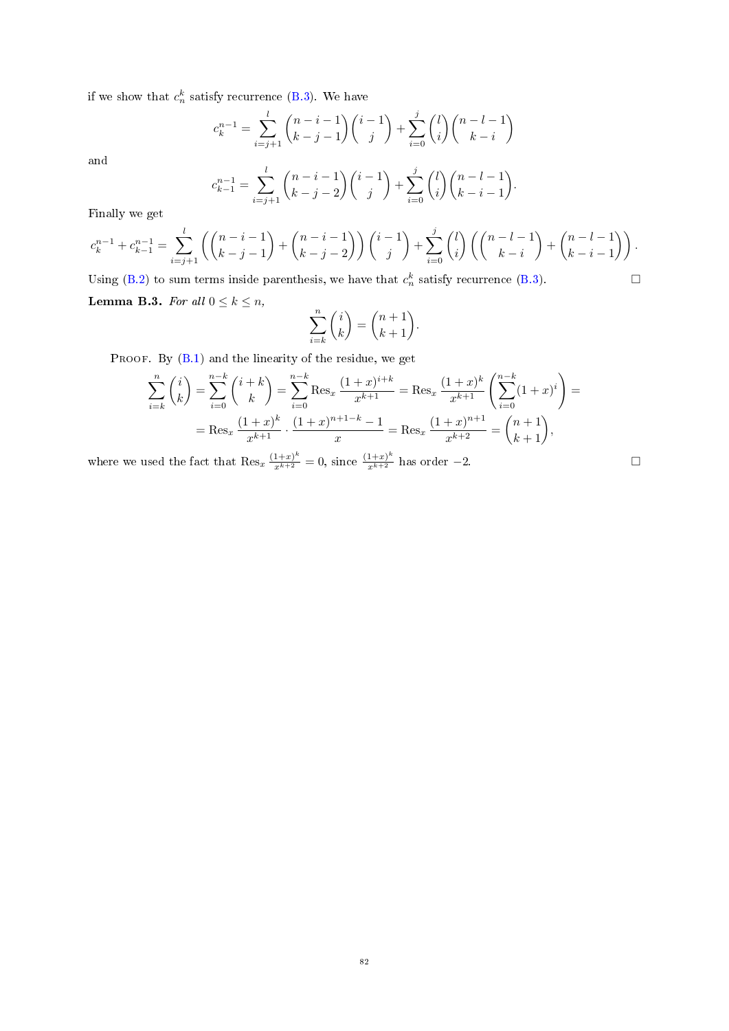if we show that $c_n^k$ satisfy recurrence (B.3). We have

$$c_k^{n-1} = \sum_{i=j+1}^{l} \binom{n-i-1}{k-j-1}\binom{i-1}{j} + \sum_{i=0}^{j}\binom{l}{i}\binom{n-l-1}{k-i}$$

and

$$c_{k-1}^{n-1} = \sum_{i=j+1}^{l} \binom{n-i-1}{k-j-2}\binom{i-1}{j} + \sum_{i=0}^{j}\binom{l}{i}\binom{n-l-1}{k-i-1}.$$

Finally we get

$$c_k^{n-1} + c_{k-1}^{n-1} = \sum_{i=j+1}^{l}\left(\binom{n-i-1}{k-j-1} + \binom{n-i-1}{k-j-2}\right)\binom{i-1}{j} + \sum_{i=0}^{j}\binom{l}{i}\left(\binom{n-l-1}{k-i} + \binom{n-l-1}{k-i-1}\right).$$

Using (B.2) to sum terms inside parenthesis, we have that $c_n^k$ satisfy recurrence (B.3). $\square$

**Lemma B.3.** *For all $0 \le k \le n$,*

$$\sum_{i=k}^{n}\binom{i}{k} = \binom{n+1}{k+1}.$$

Proof. By (B.1) and the linearity of the residue, we get

$$\sum_{i=k}^{n}\binom{i}{k} = \sum_{i=0}^{n-k}\binom{i+k}{k} = \sum_{i=0}^{n-k}\operatorname{Res}_x \frac{(1+x)^{i+k}}{x^{k+1}} = \operatorname{Res}_x \frac{(1+x)^k}{x^{k+1}}\left(\sum_{i=0}^{n-k}(1+x)^i\right) =$$

$$= \operatorname{Res}_x \frac{(1+x)^k}{x^{k+1}} \cdot \frac{(1+x)^{n+1-k}-1}{x} = \operatorname{Res}_x \frac{(1+x)^{n+1}}{x^{k+2}} = \binom{n+1}{k+1},$$

where we used the fact that $\operatorname{Res}_x \frac{(1+x)^k}{x^{k+2}} = 0$, since $\frac{(1+x)^k}{x^{k+2}}$ has order $-2$. $\square$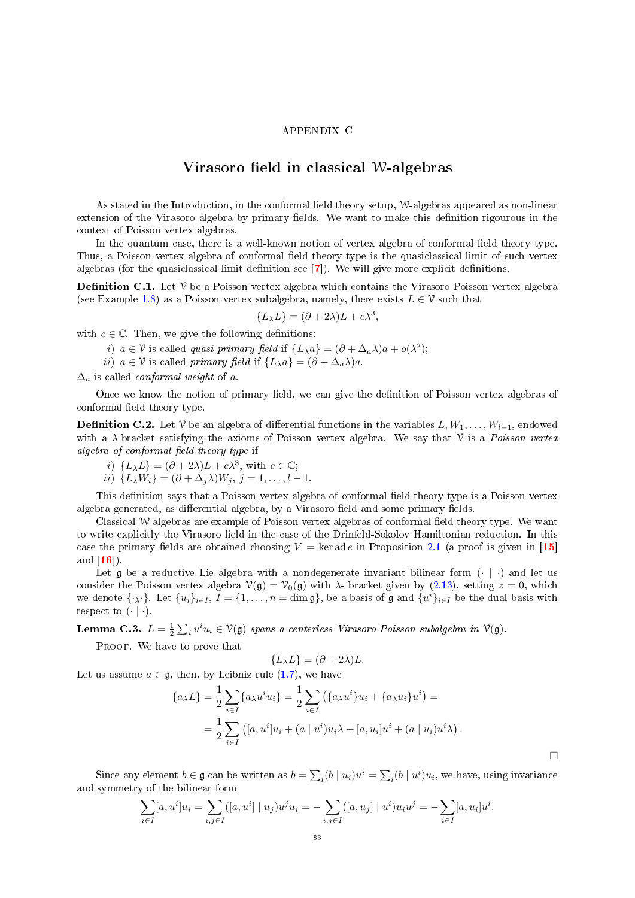APPENDIX C

# Virasoro field in classical $\mathcal{W}$-algebras

As stated in the Introduction, in the conformal field theory setup, $\mathcal{W}$-algebras appeared as non-linear extension of the Virasoro algebra by primary fields. We want to make this definition rigourous in the context of Poisson vertex algebras.

In the quantum case, there is a well-known notion of vertex algebra of conformal field theory type. Thus, a Poisson vertex algebra of conformal field theory type is the quasiclassical limit of such vertex algebras (for the quasiclassical limit definition see [7]). We will give more explicit definitions.

**Definition C.1.** Let $\mathcal{V}$ be a Poisson vertex algebra which contains the Virasoro Poisson vertex algebra (see Example 1.8) as a Poisson vertex subalgebra, namely, there exists $L \in \mathcal{V}$ such that

$$\{L_\lambda L\} = (\partial + 2\lambda)L + c\lambda^3,$$

with $c \in \mathbb{C}$. Then, we give the following definitions:

*i)* $a \in \mathcal{V}$ is called *quasi-primary field* if $\{L_\lambda a\} = (\partial + \Delta_a \lambda)a + o(\lambda^2)$;

*ii)* $a \in \mathcal{V}$ is called *primary field* if $\{L_\lambda a\} = (\partial + \Delta_a \lambda)a$.

$\Delta_a$ is called *conformal weight* of $a$.

Once we know the notion of primary field, we can give the definition of Poisson vertex algebras of conformal field theory type.

**Definition C.2.** Let $\mathcal{V}$ be an algebra of differential functions in the variables $L, W_1, \dots, W_{l-1}$, endowed with a $\lambda$-bracket satisfying the axioms of Poisson vertex algebra. We say that $\mathcal{V}$ is a *Poisson vertex algebra of conformal field theory type* if

*i)* $\{L_\lambda L\} = (\partial + 2\lambda)L + c\lambda^3$, with $c \in \mathbb{C}$;

*ii)* $\{L_\lambda W_i\} = (\partial + \Delta_j \lambda)W_j$, $j = 1, \dots, l-1$.

This definition says that a Poisson vertex algebra of conformal field theory type is a Poisson vertex algebra generated, as differential algebra, by a Virasoro field and some primary fields.

Classical $\mathcal{W}$-algebras are example of Poisson vertex algebras of conformal field theory type. We want to write explicitly the Virasoro field in the case of the Drinfeld-Sokolov Hamiltonian reduction. In this case the primary fields are obtained choosing $V = \ker \operatorname{ad} e$ in Proposition 2.1 (a proof is given in [15] and [16]).

Let $\mathfrak{g}$ be a reductive Lie algebra with a nondegenerate invariant bilinear form $(\cdot \mid \cdot)$ and let us consider the Poisson vertex algebra $\mathcal{V}(\mathfrak{g}) = \mathcal{V}_0(\mathfrak{g})$ with $\lambda$- bracket given by (2.13), setting $z = 0$, which we denote $\{\cdot_\lambda \cdot\}$. Let $\{u_i\}_{i \in I}$, $I = \{1, \dots, n = \dim \mathfrak{g}\}$, be a basis of $\mathfrak{g}$ and $\{u^i\}_{i \in I}$ be the dual basis with respect to $(\cdot \mid \cdot)$.

**Lemma C.3.** *$L = \frac{1}{2}\sum_i u^i u_i \in \mathcal{V}(\mathfrak{g})$ spans a centerless Virasoro Poisson subalgebra in $\mathcal{V}(\mathfrak{g})$.*

Proof. We have to prove that

$$\{L_\lambda L\} = (\partial + 2\lambda)L.$$

Let us assume $a \in \mathfrak{g}$, then, by Leibniz rule (1.7), we have

$$\begin{aligned}\{a_\lambda L\} &= \frac{1}{2}\sum_{i \in I}\{a_\lambda u^i u_i\} = \frac{1}{2}\sum_{i \in I}\left(\{a_\lambda u^i\}u_i + \{a_\lambda u_i\}u^i\right) = \\ &= \frac{1}{2}\sum_{i \in I}\left([a, u^i]u_i + (a \mid u^i)u_i\lambda + [a, u_i]u^i + (a \mid u_i)u^i\lambda\right).\end{aligned}$$

□

Since any element $b \in \mathfrak{g}$ can be written as $b = \sum_i (b \mid u_i)u^i = \sum_i (b \mid u^i)u_i$, we have, using invariance and symmetry of the bilinear form

$$\sum_{i \in I}[a, u^i]u_i = \sum_{i,j \in I}([a, u^i] \mid u_j)u^j u_i = -\sum_{i,j \in I}([a, u_j] \mid u^i)u_i u^j = -\sum_{i \in I}[a, u_i]u^i.$$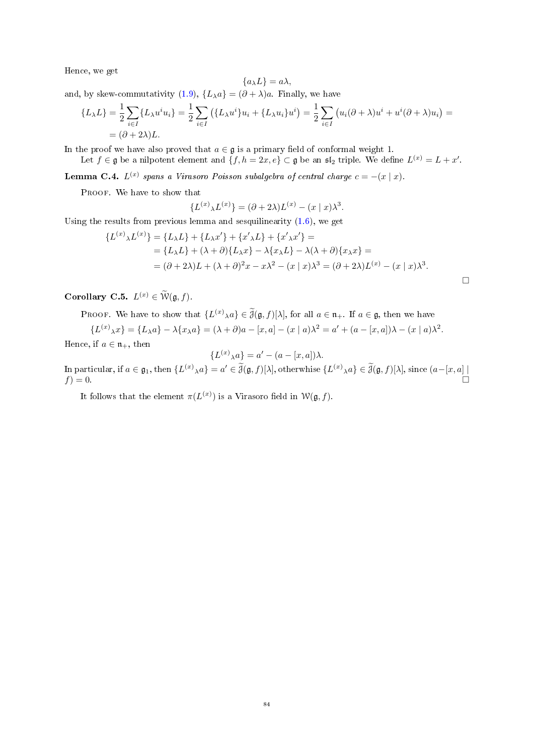Hence, we get

$$\{a_\lambda L\} = a\lambda,$$

and, by skew-commutativity (1.9), $\{L_\lambda a\} = (\partial + \lambda)a$. Finally, we have

$$\begin{aligned}\{L_\lambda L\} &= \frac{1}{2}\sum_{i\in I}\{L_\lambda u^i u_i\} = \frac{1}{2}\sum_{i\in I}\left(\{L_\lambda u^i\}u_i + \{L_\lambda u_i\}u^i\right) = \frac{1}{2}\sum_{i\in I}\left(u_i(\partial+\lambda)u^i + u^i(\partial+\lambda)u_i\right) = \\ &= (\partial + 2\lambda)L.\end{aligned}$$

In the proof we have also proved that $a \in \mathfrak{g}$ is a primary field of conformal weight 1.

Let $f \in \mathfrak{g}$ be a nilpotent element and $\{f, h = 2x, e\} \subset \mathfrak{g}$ be an $\mathfrak{sl}_2$ triple. We define $L^{(x)} = L + x'$.

**Lemma C.4.** *$L^{(x)}$ spans a Virasoro Poisson subalgebra of central charge $c = -(x \mid x)$.*

Proof. We have to show that

$$\{L^{(x)}{}_\lambda L^{(x)}\} = (\partial + 2\lambda)L^{(x)} - (x \mid x)\lambda^3.$$

Using the results from previous lemma and sesquilinearity (1.6), we get

$$\begin{aligned}\{L^{(x)}{}_\lambda L^{(x)}\} &= \{L_\lambda L\} + \{L_\lambda x'\} + \{x'{}_\lambda L\} + \{x'{}_\lambda x'\} = \\ &= \{L_\lambda L\} + (\lambda + \partial)\{L_\lambda x\} - \lambda\{x_\lambda L\} - \lambda(\lambda+\partial)\{x_\lambda x\} = \\ &= (\partial + 2\lambda)L + (\lambda+\partial)^2 x - x\lambda^2 - (x \mid x)\lambda^3 = (\partial + 2\lambda)L^{(x)} - (x \mid x)\lambda^3.\end{aligned}$$

$\square$

**Corollary C.5.** $L^{(x)} \in \widetilde{\mathcal{W}}(\mathfrak{g}, f)$.

Proof. We have to show that $\{L^{(x)}{}_\lambda a\} \in \widetilde{\mathcal{J}}(\mathfrak{g}, f)[\lambda]$, for all $a \in \mathfrak{n}_+$. If $a \in \mathfrak{g}$, then we have

$$\{L^{(x)}{}_\lambda x\} = \{L_\lambda a\} - \lambda\{x_\lambda a\} = (\lambda + \partial)a - [x, a] - (x \mid a)\lambda^2 = a' + (a - [x, a])\lambda - (x \mid a)\lambda^2.$$

Hence, if $a \in \mathfrak{n}_+$, then

$$\{L^{(x)}{}_\lambda a\} = a' - (a - [x, a])\lambda.$$

In particular, if $a \in \mathfrak{g}_1$, then $\{L^{(x)}{}_\lambda a\} = a' \in \widetilde{\mathcal{J}}(\mathfrak{g}, f)[\lambda]$, otherwise $\{L^{(x)}{}_\lambda a\} \in \widetilde{\mathcal{J}}(\mathfrak{g}, f)[\lambda]$, since $(a - [x, a] \mid f) = 0$. $\square$

It follows that the element $\pi(L^{(x)})$ is a Virasoro field in $\mathcal{W}(\mathfrak{g}, f)$.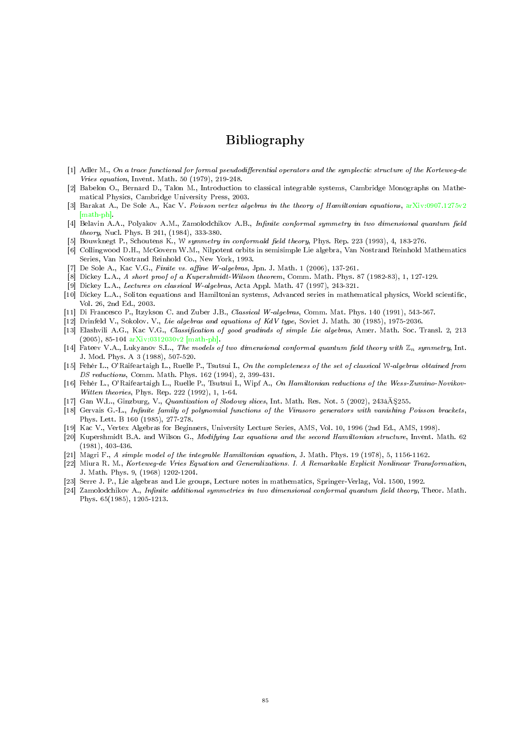# Bibliography

[1] Adler M., *On a trace functional for formal pseudodifferential operators and the symplectic structure of the Korteweg-de Vries equation*, Invent. Math. 50 (1979), 219-248.

[2] Babelon O., Bernard D., Talon M., Introduction to classical integrable systems, Cambridge Monographs on Mathematical Physics, Cambridge University Press, 2003.

[3] Barakat A., De Sole A., Kac V. *Poisson vertex algebras in the theory of Hamiltonian equations*, arXiv:0907.1275v2 [math-ph].

[4] Belavin A.A., Polyakov A.M., Zamolodchikov A.B., *Infinite conformal symmetry in two dimensional quantum field theory*, Nucl. Phys. B 241, (1984), 333-380.

[5] Bouwknegt P., Schoutens K., *W symmetry in conformald field theory*, Phys. Rep. 223 (1993), 4, 183-276.

[6] Collingwood D.H., McGovern W.M., Nilpotent orbits in semisimple Lie algebra, Van Nostrand Reinhold Mathematics Series, Van Nostrand Reinhold Co., New York, 1993.

[7] De Sole A., Kac V.G., *Finite vs. affine W-algebras*, Jpn. J. Math. 1 (2006), 137-261.

[8] Dickey L.A., *A short proof of a Kupershmidt-Wilson theorem*, Comm. Math. Phys. 87 (1982-83), 1, 127-129.

[9] Dickey L.A., *Lectures on classical W-algebras*, Acta Appl. Math. 47 (1997), 243-321.

[10] Dickey L.A., Soliton equations and Hamiltonian systems, Advanced series in mathematical physics, World scientific, Vol. 26, 2nd Ed., 2003.

[11] Di Francesco P., Itzykson C. and Zuber J.B., *Classical W-algebras*, Comm. Mat. Phys. 140 (1991), 543-567.

[12] Drinfeld V., Sokolov. V., *Lie algebras and equations of KdV type*, Soviet J. Math. 30 (1985), 1975-2036.

[13] Elashvili A.G., Kac V.G., *Classification of good gradinds of simple Lie algebras*, Amer. Math. Soc. Transl. 2, 213 (2005), 85-104 arXiv:0312030v2 [math-ph].

[14] Fateev V.A., Lukyanov S.L., *The models of two dimensional conformal quantum field theory with $\mathbb{Z}_n$ symmetry*, Int. J. Mod. Phys. A 3 (1988), 507-520.

[15] Fehér L., O'Raifeartaigh L., Ruelle P., Tsutsui I., *On the completeness of the set of classical W-algebras obtained from DS reductions*, Comm. Math. Phys. 162 (1994), 2, 399-431.

[16] Fehér L., O'Raifeartaigh L., Ruelle P., Tsutsui I., Wipf A., *On Hamiltonian reductions of the Wess-Zumino-Novikov-Witten theories*, Phys. Rep. 222 (1992), 1, 1-64.

[17] Gan W.L., Ginzburg, V., *Quantization of Slodowy slices*, Int. Math. Res. Not. 5 (2002), 243âĂŞ255.

[18] Gervais G.-L., *Infinite family of polynomial functions of the Virasoro generators with vanishing Poisson brackets*, Phys. Lett. B 160 (1985), 277-278.

[19] Kac V., Vertex Algebras for Beginners, University Lecture Series, AMS, Vol. 10, 1996 (2nd Ed., AMS, 1998).

[20] Kupershmidt B.A. and Wilson G., *Modifying Lax equations and the second Hamiltonian structure*, Invent. Math. 62 (1981), 403-436.

[21] Magri F., *A simple model of the integrable Hamiltonian equation*, J. Math. Phys. 19 (1978), 5, 1156-1162.

[22] Miura R. M., *Korteweg-de Vries Equation and Generalizations. I. A Remarkable Explicit Nonlinear Transformation*, J. Math. Phys. 9, (1968) 1202-1204.

[23] Serre J. P., Lie algebras and Lie groups, Lecture notes in mathematics, Springer-Verlag, Vol. 1500, 1992.

[24] Zamolodchikov A., *Infinite additional symmetries in two dimensional conformal quantum field theory*, Theor. Math. Phys. 65(1985), 1205-1213.